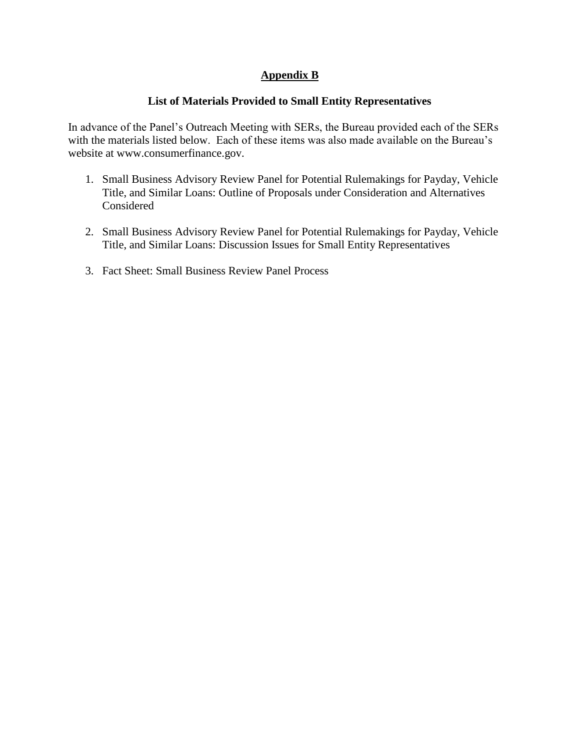# Appendix B

## List of Materials Provided to Small Entity Representatives

In advance of the Panel's Outreach Meeting with SERs, the Bureau provided each of the SERs with the materials listed below. Each of these items was also made available on the Bureau's website at www.consumerfinance.gov.

1. Small Business Advisory Review Panel for Potential Rulemakings for Payday, Vehicle Title, and Similar Loans: Outline of Proposals under Consideration and Alternatives Considered

2. Small Business Advisory Review Panel for Potential Rulemakings for Payday, Vehicle Title, and Similar Loans: Discussion Issues for Small Entity Representatives

3. Fact Sheet: Small Business Review Panel Process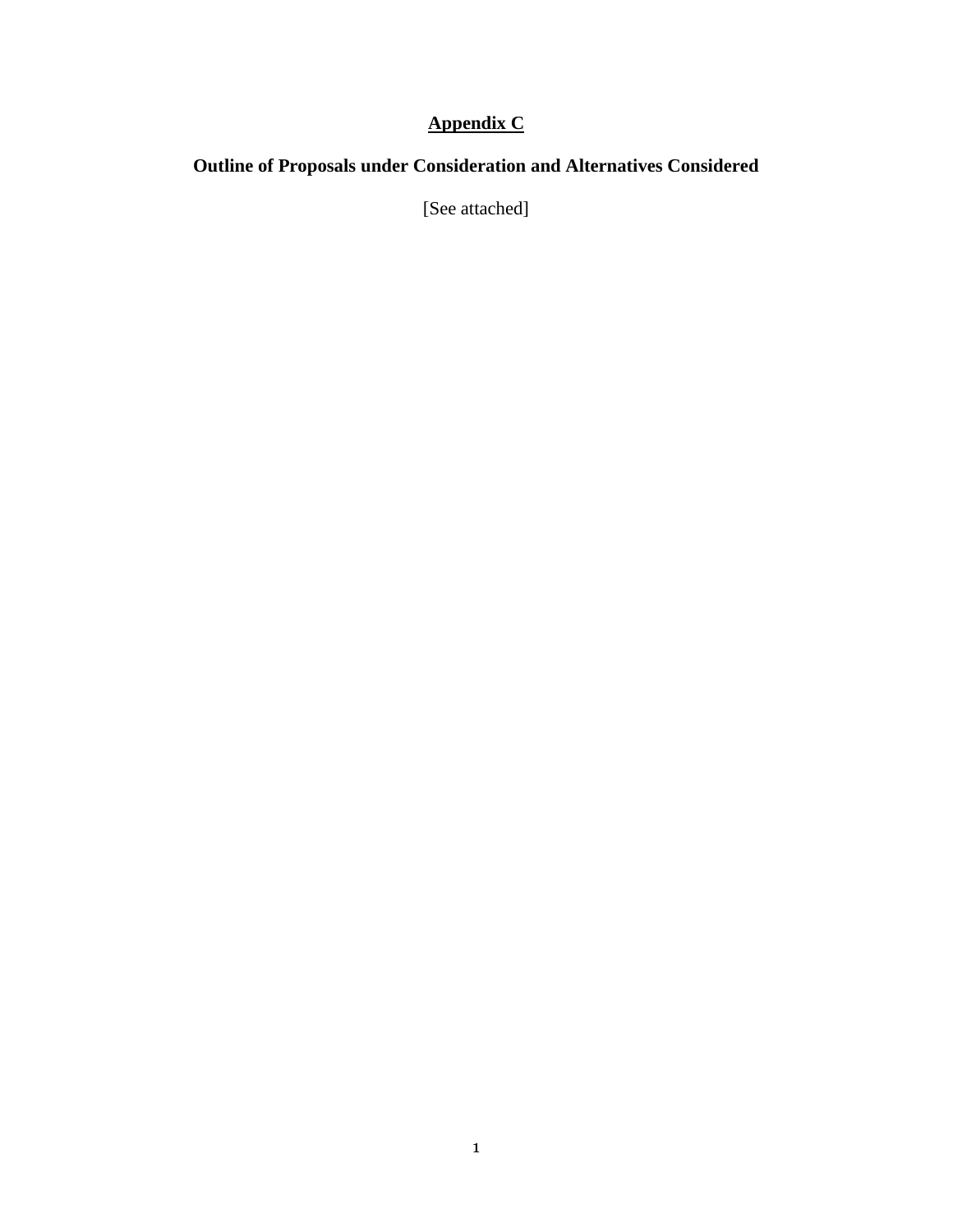# **Appendix C**

## **Outline of Proposals under Consideration and Alternatives Considered**

[See attached]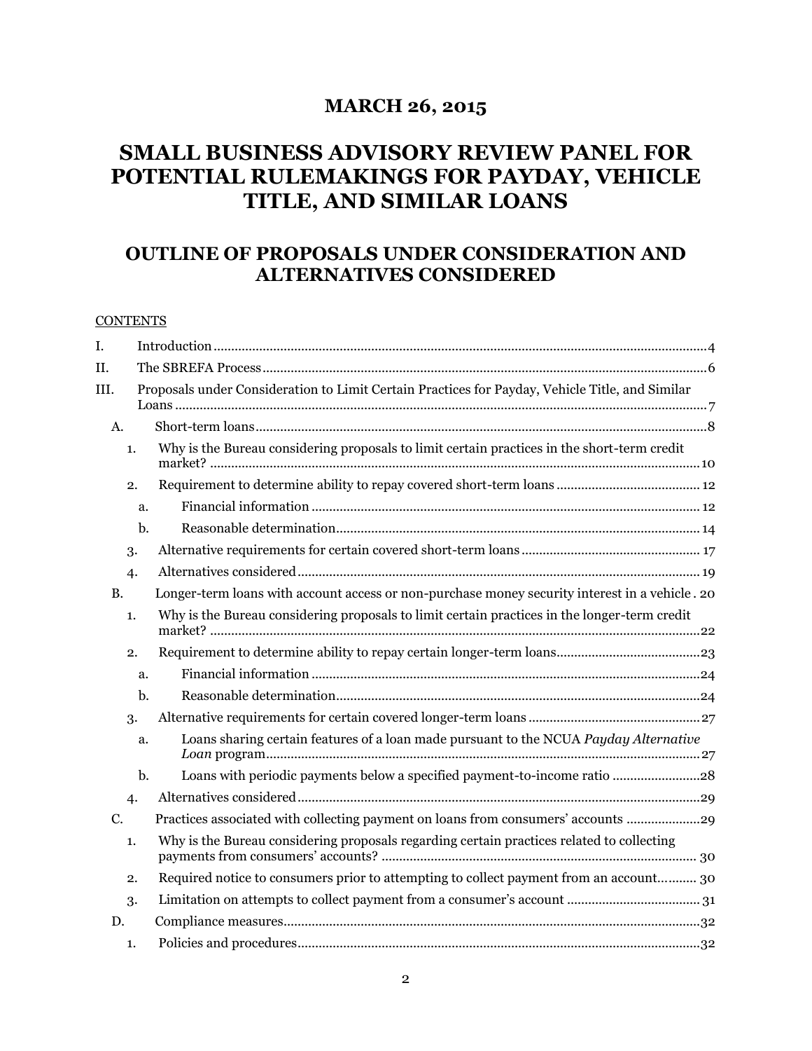**MARCH 26, 2015**

# SMALL BUSINESS ADVISORY REVIEW PANEL FOR POTENTIAL RULEMAKINGS FOR PAYDAY, VEHICLE TITLE, AND SIMILAR LOANS

## OUTLINE OF PROPOSALS UNDER CONSIDERATION AND ALTERNATIVES CONSIDERED

CONTENTS

- I. Introduction ..... 4
- II. The SBREFA Process ..... 6
- III. Proposals under Consideration to Limit Certain Practices for Payday, Vehicle Title, and Similar Loans ..... 7
  - A. Short-term loans ..... 8
    - 1. Why is the Bureau considering proposals to limit certain practices in the short-term credit market? ..... 10
    - 2. Requirement to determine ability to repay covered short-term loans ..... 12
      - a. Financial information ..... 12
      - b. Reasonable determination ..... 14
    - 3. Alternative requirements for certain covered short-term loans ..... 17
    - 4. Alternatives considered ..... 19
  - B. Longer-term loans with account access or non-purchase money security interest in a vehicle ..... 20
    - 1. Why is the Bureau considering proposals to limit certain practices in the longer-term credit market? ..... 22
    - 2. Requirement to determine ability to repay certain longer-term loans ..... 23
      - a. Financial information ..... 24
      - b. Reasonable determination ..... 24
    - 3. Alternative requirements for certain covered longer-term loans ..... 27
      - a. Loans sharing certain features of a loan made pursuant to the NCUA *Payday Alternative Loan* program ..... 27
      - b. Loans with periodic payments below a specified payment-to-income ratio ..... 28
    - 4. Alternatives considered ..... 29
  - C. Practices associated with collecting payment on loans from consumers' accounts ..... 29
    - 1. Why is the Bureau considering proposals regarding certain practices related to collecting payments from consumers' accounts? ..... 30
    - 2. Required notice to consumers prior to attempting to collect payment from an account ..... 30
    - 3. Limitation on attempts to collect payment from a consumer's account ..... 31
  - D. Compliance measures ..... 32
    - 1. Policies and procedures ..... 32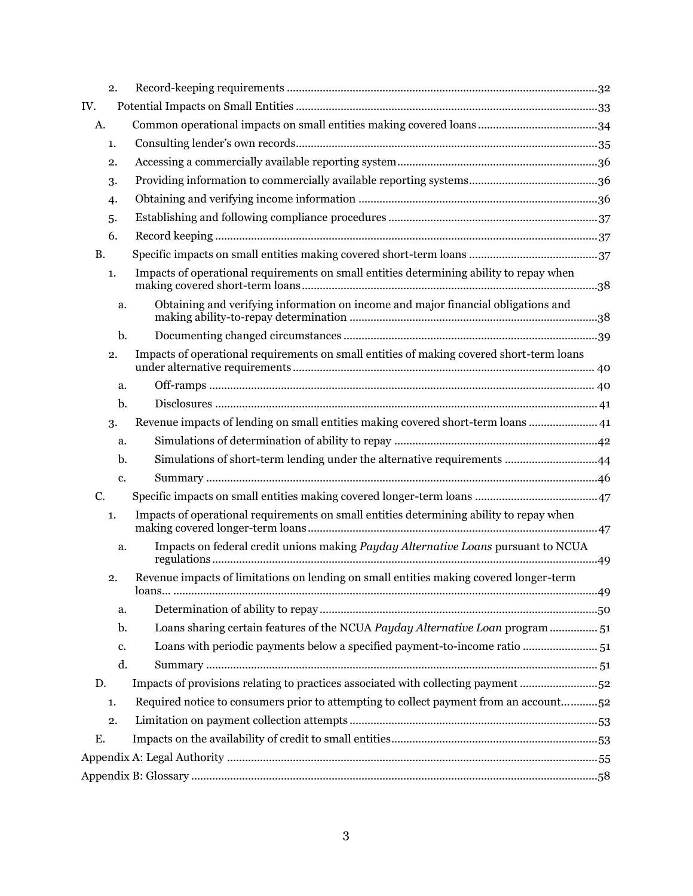2. Record-keeping requirements ........................................................................................32

IV. Potential Impacts on Small Entities ....................................................................................33

A. Common operational impacts on small entities making covered loans ........................................34

1. Consulting lender's own records....................................................................................35

2. Accessing a commercially available reporting system..................................................................36

3. Providing information to commercially available reporting systems...........................................36

4. Obtaining and verifying income information ...............................................................36

5. Establishing and following compliance procedures .....................................................37

6. Record keeping ..............................................................................................................37

B. Specific impacts on small entities making covered short-term loans ...........................................37

1. Impacts of operational requirements on small entities determining ability to repay when making covered short-term loans..................................................................................38

a. Obtaining and verifying information on income and major financial obligations and making ability-to-repay determination ..................................................................38

b. Documenting changed circumstances ....................................................................39

2. Impacts of operational requirements on small entities of making covered short-term loans under alternative requirements.................................................................................... 40

a. Off-ramps ................................................................................................................ 40

b. Disclosures ............................................................................................................... 41

3. Revenue impacts of lending on small entities making covered short-term loans ....................... 41

a. Simulations of determination of ability to repay ....................................................42

b. Simulations of short-term lending under the alternative requirements ...............................44

c. Summary .................................................................................................................46

C. Specific impacts on small entities making covered longer-term loans .........................................47

1. Impacts of operational requirements on small entities determining ability to repay when making covered longer-term loans................................................................................47

a. Impacts on federal credit unions making *Payday Alternative Loans* pursuant to NCUA regulations...............................................................................................................49

2. Revenue impacts of limitations on lending on small entities making covered longer-term loans... ............................................................................................................................49

a. Determination of ability to repay ............................................................................50

b. Loans sharing certain features of the NCUA *Payday Alternative Loan* program ................ 51

c. Loans with periodic payments below a specified payment-to-income ratio ......................... 51

d. Summary ................................................................................................................. 51

D. Impacts of provisions relating to practices associated with collecting payment ..........................52

1. Required notice to consumers prior to attempting to collect payment from an account............52

2. Limitation on payment collection attempts ..................................................................53

E. Impacts on the availability of credit to small entities.....................................................................53

Appendix A: Legal Authority ..........................................................................................................55

Appendix B: Glossary ......................................................................................................................58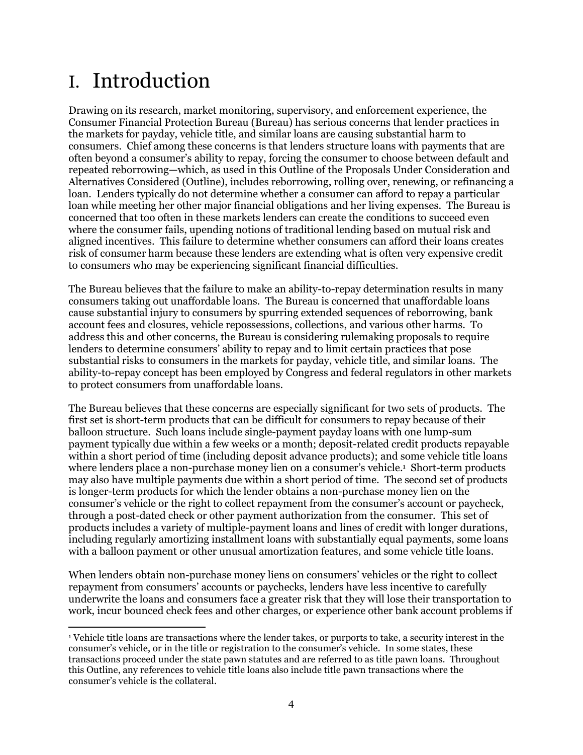# I. Introduction

Drawing on its research, market monitoring, supervisory, and enforcement experience, the Consumer Financial Protection Bureau (Bureau) has serious concerns that lender practices in the markets for payday, vehicle title, and similar loans are causing substantial harm to consumers. Chief among these concerns is that lenders structure loans with payments that are often beyond a consumer's ability to repay, forcing the consumer to choose between default and repeated reborrowing—which, as used in this Outline of the Proposals Under Consideration and Alternatives Considered (Outline), includes reborrowing, rolling over, renewing, or refinancing a loan. Lenders typically do not determine whether a consumer can afford to repay a particular loan while meeting her other major financial obligations and her living expenses. The Bureau is concerned that too often in these markets lenders can create the conditions to succeed even where the consumer fails, upending notions of traditional lending based on mutual risk and aligned incentives. This failure to determine whether consumers can afford their loans creates risk of consumer harm because these lenders are extending what is often very expensive credit to consumers who may be experiencing significant financial difficulties.

The Bureau believes that the failure to make an ability-to-repay determination results in many consumers taking out unaffordable loans. The Bureau is concerned that unaffordable loans cause substantial injury to consumers by spurring extended sequences of reborrowing, bank account fees and closures, vehicle repossessions, collections, and various other harms. To address this and other concerns, the Bureau is considering rulemaking proposals to require lenders to determine consumers' ability to repay and to limit certain practices that pose substantial risks to consumers in the markets for payday, vehicle title, and similar loans. The ability-to-repay concept has been employed by Congress and federal regulators in other markets to protect consumers from unaffordable loans.

The Bureau believes that these concerns are especially significant for two sets of products. The first set is short-term products that can be difficult for consumers to repay because of their balloon structure. Such loans include single-payment payday loans with one lump-sum payment typically due within a few weeks or a month; deposit-related credit products repayable within a short period of time (including deposit advance products); and some vehicle title loans where lenders place a non-purchase money lien on a consumer's vehicle.[1] Short-term products may also have multiple payments due within a short period of time. The second set of products is longer-term products for which the lender obtains a non-purchase money lien on the consumer's vehicle or the right to collect repayment from the consumer's account or paycheck, through a post-dated check or other payment authorization from the consumer. This set of products includes a variety of multiple-payment loans and lines of credit with longer durations, including regularly amortizing installment loans with substantially equal payments, some loans with a balloon payment or other unusual amortization features, and some vehicle title loans.

When lenders obtain non-purchase money liens on consumers' vehicles or the right to collect repayment from consumers' accounts or paychecks, lenders have less incentive to carefully underwrite the loans and consumers face a greater risk that they will lose their transportation to work, incur bounced check fees and other charges, or experience other bank account problems if

[1] Vehicle title loans are transactions where the lender takes, or purports to take, a security interest in the consumer's vehicle, or in the title or registration to the consumer's vehicle. In some states, these transactions proceed under the state pawn statutes and are referred to as title pawn loans. Throughout this Outline, any references to vehicle title loans also include title pawn transactions where the consumer's vehicle is the collateral.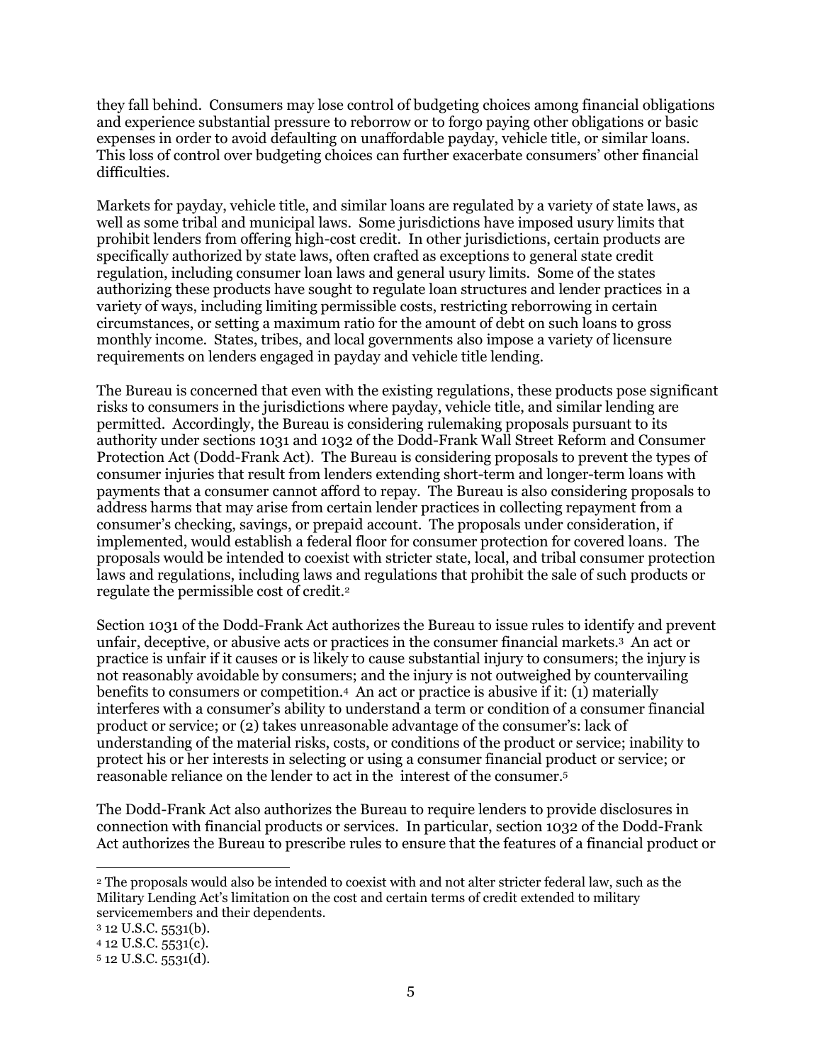they fall behind. Consumers may lose control of budgeting choices among financial obligations and experience substantial pressure to reborrow or to forgo paying other obligations or basic expenses in order to avoid defaulting on unaffordable payday, vehicle title, or similar loans. This loss of control over budgeting choices can further exacerbate consumers' other financial difficulties.

Markets for payday, vehicle title, and similar loans are regulated by a variety of state laws, as well as some tribal and municipal laws. Some jurisdictions have imposed usury limits that prohibit lenders from offering high-cost credit. In other jurisdictions, certain products are specifically authorized by state laws, often crafted as exceptions to general state credit regulation, including consumer loan laws and general usury limits. Some of the states authorizing these products have sought to regulate loan structures and lender practices in a variety of ways, including limiting permissible costs, restricting reborrowing in certain circumstances, or setting a maximum ratio for the amount of debt on such loans to gross monthly income. States, tribes, and local governments also impose a variety of licensure requirements on lenders engaged in payday and vehicle title lending.

The Bureau is concerned that even with the existing regulations, these products pose significant risks to consumers in the jurisdictions where payday, vehicle title, and similar lending are permitted. Accordingly, the Bureau is considering rulemaking proposals pursuant to its authority under sections 1031 and 1032 of the Dodd-Frank Wall Street Reform and Consumer Protection Act (Dodd-Frank Act). The Bureau is considering proposals to prevent the types of consumer injuries that result from lenders extending short-term and longer-term loans with payments that a consumer cannot afford to repay. The Bureau is also considering proposals to address harms that may arise from certain lender practices in collecting repayment from a consumer's checking, savings, or prepaid account. The proposals under consideration, if implemented, would establish a federal floor for consumer protection for covered loans. The proposals would be intended to coexist with stricter state, local, and tribal consumer protection laws and regulations, including laws and regulations that prohibit the sale of such products or regulate the permissible cost of credit.[2]

Section 1031 of the Dodd-Frank Act authorizes the Bureau to issue rules to identify and prevent unfair, deceptive, or abusive acts or practices in the consumer financial markets.[3] An act or practice is unfair if it causes or is likely to cause substantial injury to consumers; the injury is not reasonably avoidable by consumers; and the injury is not outweighed by countervailing benefits to consumers or competition.[4] An act or practice is abusive if it: (1) materially interferes with a consumer's ability to understand a term or condition of a consumer financial product or service; or (2) takes unreasonable advantage of the consumer's: lack of understanding of the material risks, costs, or conditions of the product or service; inability to protect his or her interests in selecting or using a consumer financial product or service; or reasonable reliance on the lender to act in the interest of the consumer.[5]

The Dodd-Frank Act also authorizes the Bureau to require lenders to provide disclosures in connection with financial products or services. In particular, section 1032 of the Dodd-Frank Act authorizes the Bureau to prescribe rules to ensure that the features of a financial product or

---

[2] The proposals would also be intended to coexist with and not alter stricter federal law, such as the Military Lending Act's limitation on the cost and certain terms of credit extended to military servicemembers and their dependents.

[3] 12 U.S.C. 5531(b).

[4] 12 U.S.C. 5531(c).

[5] 12 U.S.C. 5531(d).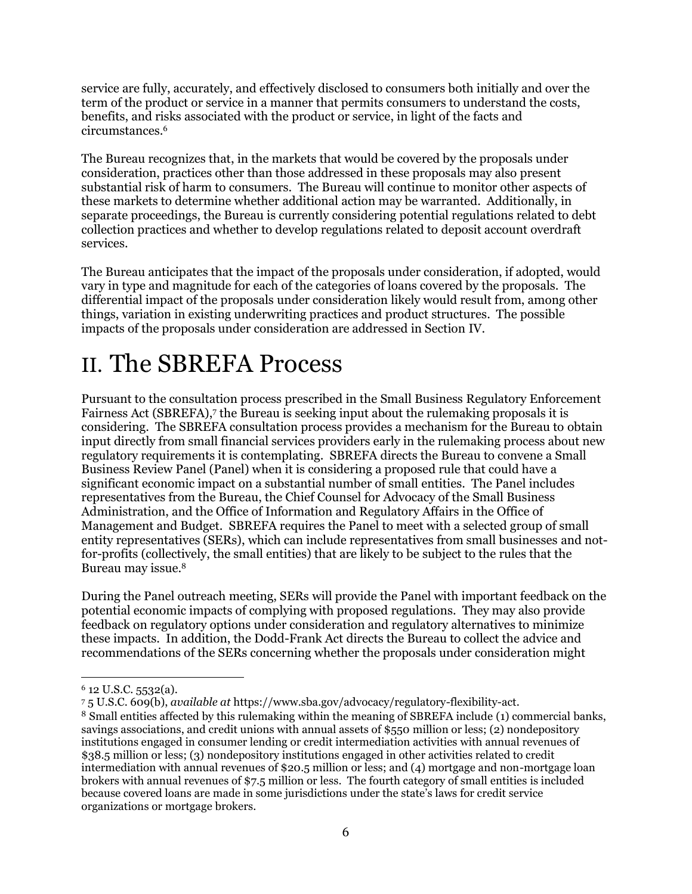service are fully, accurately, and effectively disclosed to consumers both initially and over the term of the product or service in a manner that permits consumers to understand the costs, benefits, and risks associated with the product or service, in light of the facts and circumstances.[6]

The Bureau recognizes that, in the markets that would be covered by the proposals under consideration, practices other than those addressed in these proposals may also present substantial risk of harm to consumers. The Bureau will continue to monitor other aspects of these markets to determine whether additional action may be warranted. Additionally, in separate proceedings, the Bureau is currently considering potential regulations related to debt collection practices and whether to develop regulations related to deposit account overdraft services.

The Bureau anticipates that the impact of the proposals under consideration, if adopted, would vary in type and magnitude for each of the categories of loans covered by the proposals. The differential impact of the proposals under consideration likely would result from, among other things, variation in existing underwriting practices and product structures. The possible impacts of the proposals under consideration are addressed in Section IV.

# II. The SBREFA Process

Pursuant to the consultation process prescribed in the Small Business Regulatory Enforcement Fairness Act (SBREFA),[7] the Bureau is seeking input about the rulemaking proposals it is considering. The SBREFA consultation process provides a mechanism for the Bureau to obtain input directly from small financial services providers early in the rulemaking process about new regulatory requirements it is contemplating. SBREFA directs the Bureau to convene a Small Business Review Panel (Panel) when it is considering a proposed rule that could have a significant economic impact on a substantial number of small entities. The Panel includes representatives from the Bureau, the Chief Counsel for Advocacy of the Small Business Administration, and the Office of Information and Regulatory Affairs in the Office of Management and Budget. SBREFA requires the Panel to meet with a selected group of small entity representatives (SERs), which can include representatives from small businesses and not-for-profits (collectively, the small entities) that are likely to be subject to the rules that the Bureau may issue.[8]

During the Panel outreach meeting, SERs will provide the Panel with important feedback on the potential economic impacts of complying with proposed regulations. They may also provide feedback on regulatory options under consideration and regulatory alternatives to minimize these impacts. In addition, the Dodd-Frank Act directs the Bureau to collect the advice and recommendations of the SERs concerning whether the proposals under consideration might

---

[6] 12 U.S.C. 5532(a).

[7] 5 U.S.C. 609(b), *available at* https://www.sba.gov/advocacy/regulatory-flexibility-act.

[8] Small entities affected by this rulemaking within the meaning of SBREFA include (1) commercial banks, savings associations, and credit unions with annual assets of $550 million or less; (2) nondepository institutions engaged in consumer lending or credit intermediation activities with annual revenues of $38.5 million or less; (3) nondepository institutions engaged in other activities related to credit intermediation with annual revenues of $20.5 million or less; and (4) mortgage and non-mortgage loan brokers with annual revenues of $7.5 million or less. The fourth category of small entities is included because covered loans are made in some jurisdictions under the state's laws for credit service organizations or mortgage brokers.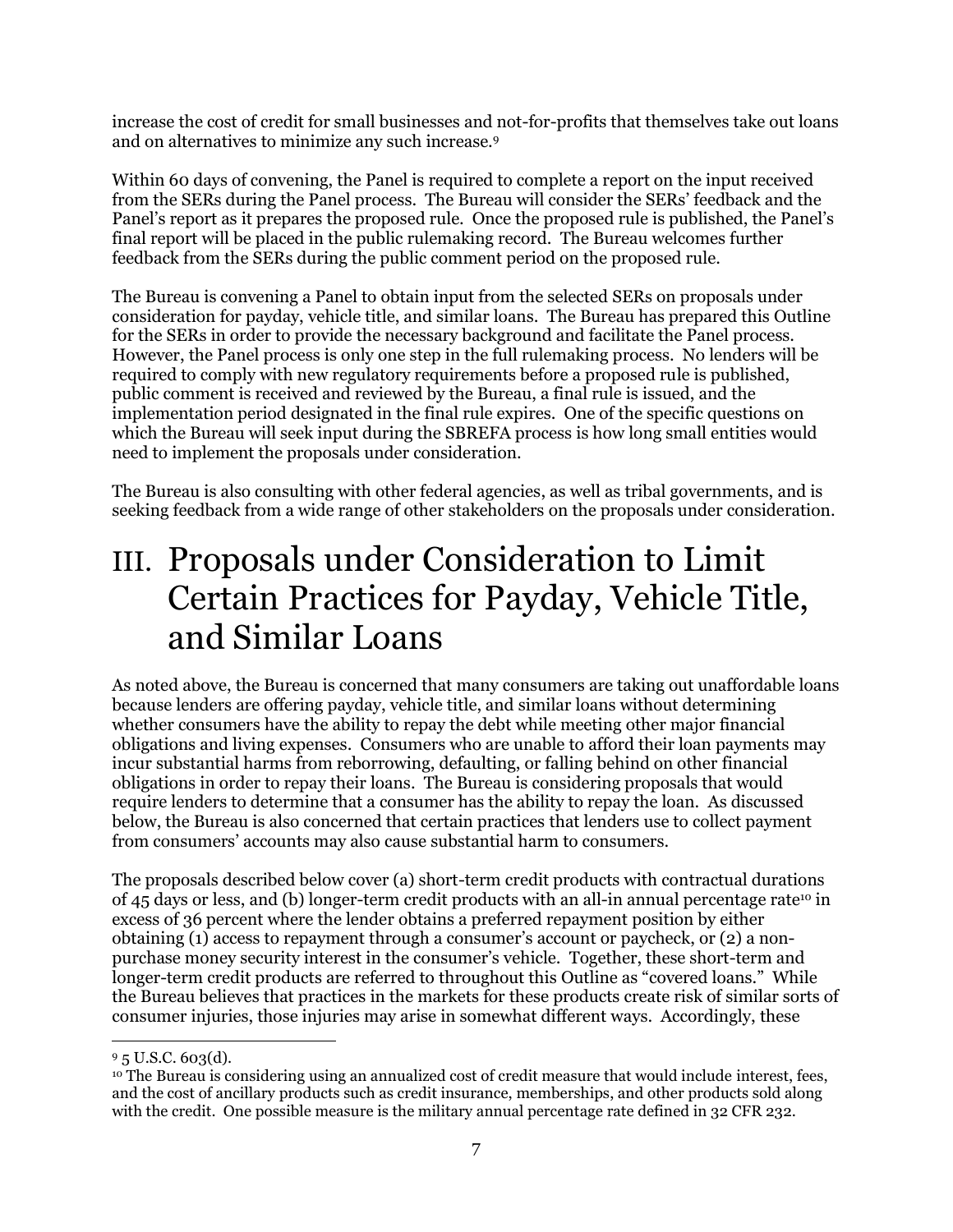increase the cost of credit for small businesses and not-for-profits that themselves take out loans and on alternatives to minimize any such increase.[9]

Within 60 days of convening, the Panel is required to complete a report on the input received from the SERs during the Panel process. The Bureau will consider the SERs' feedback and the Panel's report as it prepares the proposed rule. Once the proposed rule is published, the Panel's final report will be placed in the public rulemaking record. The Bureau welcomes further feedback from the SERs during the public comment period on the proposed rule.

The Bureau is convening a Panel to obtain input from the selected SERs on proposals under consideration for payday, vehicle title, and similar loans. The Bureau has prepared this Outline for the SERs in order to provide the necessary background and facilitate the Panel process. However, the Panel process is only one step in the full rulemaking process. No lenders will be required to comply with new regulatory requirements before a proposed rule is published, public comment is received and reviewed by the Bureau, a final rule is issued, and the implementation period designated in the final rule expires. One of the specific questions on which the Bureau will seek input during the SBREFA process is how long small entities would need to implement the proposals under consideration.

The Bureau is also consulting with other federal agencies, as well as tribal governments, and is seeking feedback from a wide range of other stakeholders on the proposals under consideration.

# III. Proposals under Consideration to Limit Certain Practices for Payday, Vehicle Title, and Similar Loans

As noted above, the Bureau is concerned that many consumers are taking out unaffordable loans because lenders are offering payday, vehicle title, and similar loans without determining whether consumers have the ability to repay the debt while meeting other major financial obligations and living expenses. Consumers who are unable to afford their loan payments may incur substantial harms from reborrowing, defaulting, or falling behind on other financial obligations in order to repay their loans. The Bureau is considering proposals that would require lenders to determine that a consumer has the ability to repay the loan. As discussed below, the Bureau is also concerned that certain practices that lenders use to collect payment from consumers' accounts may also cause substantial harm to consumers.

The proposals described below cover (a) short-term credit products with contractual durations of 45 days or less, and (b) longer-term credit products with an all-in annual percentage rate[10] in excess of 36 percent where the lender obtains a preferred repayment position by either obtaining (1) access to repayment through a consumer's account or paycheck, or (2) a non-purchase money security interest in the consumer's vehicle. Together, these short-term and longer-term credit products are referred to throughout this Outline as "covered loans." While the Bureau believes that practices in the markets for these products create risk of similar sorts of consumer injuries, those injuries may arise in somewhat different ways. Accordingly, these

---

[9] 5 U.S.C. 603(d).

[10] The Bureau is considering using an annualized cost of credit measure that would include interest, fees, and the cost of ancillary products such as credit insurance, memberships, and other products sold along with the credit. One possible measure is the military annual percentage rate defined in 32 CFR 232.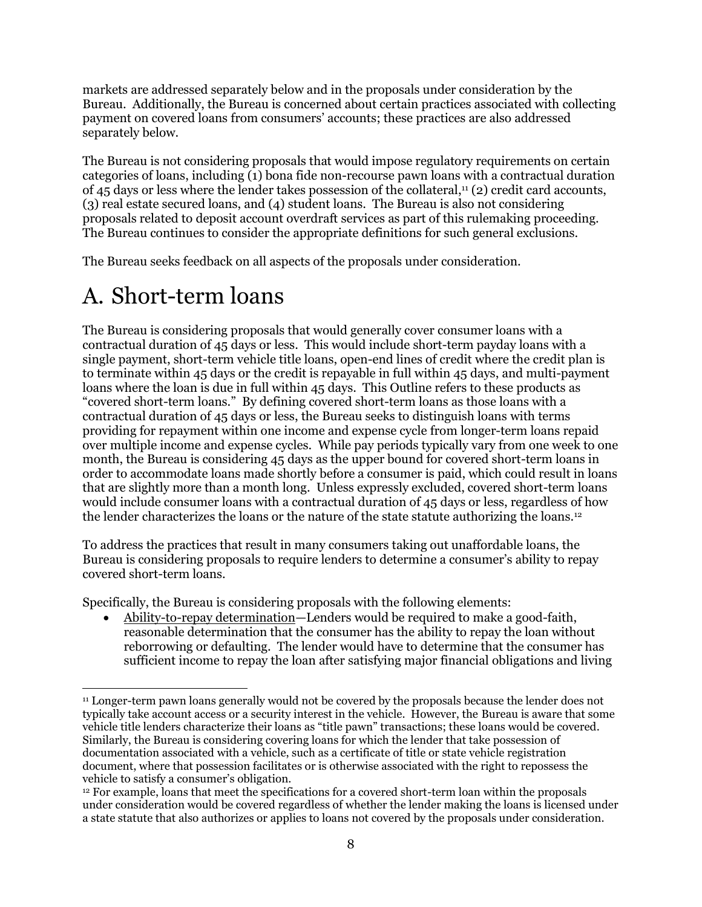markets are addressed separately below and in the proposals under consideration by the Bureau. Additionally, the Bureau is concerned about certain practices associated with collecting payment on covered loans from consumers' accounts; these practices are also addressed separately below.

The Bureau is not considering proposals that would impose regulatory requirements on certain categories of loans, including (1) bona fide non-recourse pawn loans with a contractual duration of 45 days or less where the lender takes possession of the collateral,[11] (2) credit card accounts, (3) real estate secured loans, and (4) student loans. The Bureau is also not considering proposals related to deposit account overdraft services as part of this rulemaking proceeding. The Bureau continues to consider the appropriate definitions for such general exclusions.

The Bureau seeks feedback on all aspects of the proposals under consideration.

# A. Short-term loans

The Bureau is considering proposals that would generally cover consumer loans with a contractual duration of 45 days or less. This would include short-term payday loans with a single payment, short-term vehicle title loans, open-end lines of credit where the credit plan is to terminate within 45 days or the credit is repayable in full within 45 days, and multi-payment loans where the loan is due in full within 45 days. This Outline refers to these products as "covered short-term loans." By defining covered short-term loans as those loans with a contractual duration of 45 days or less, the Bureau seeks to distinguish loans with terms providing for repayment within one income and expense cycle from longer-term loans repaid over multiple income and expense cycles. While pay periods typically vary from one week to one month, the Bureau is considering 45 days as the upper bound for covered short-term loans in order to accommodate loans made shortly before a consumer is paid, which could result in loans that are slightly more than a month long. Unless expressly excluded, covered short-term loans would include consumer loans with a contractual duration of 45 days or less, regardless of how the lender characterizes the loans or the nature of the state statute authorizing the loans.[12]

To address the practices that result in many consumers taking out unaffordable loans, the Bureau is considering proposals to require lenders to determine a consumer's ability to repay covered short-term loans.

Specifically, the Bureau is considering proposals with the following elements:

- Ability-to-repay determination—Lenders would be required to make a good-faith, reasonable determination that the consumer has the ability to repay the loan without reborrowing or defaulting. The lender would have to determine that the consumer has sufficient income to repay the loan after satisfying major financial obligations and living

---

[11] Longer-term pawn loans generally would not be covered by the proposals because the lender does not typically take account access or a security interest in the vehicle. However, the Bureau is aware that some vehicle title lenders characterize their loans as "title pawn" transactions; these loans would be covered. Similarly, the Bureau is considering covering loans for which the lender that take possession of documentation associated with a vehicle, such as a certificate of title or state vehicle registration document, where that possession facilitates or is otherwise associated with the right to repossess the vehicle to satisfy a consumer's obligation.

[12] For example, loans that meet the specifications for a covered short-term loan within the proposals under consideration would be covered regardless of whether the lender making the loans is licensed under a state statute that also authorizes or applies to loans not covered by the proposals under consideration.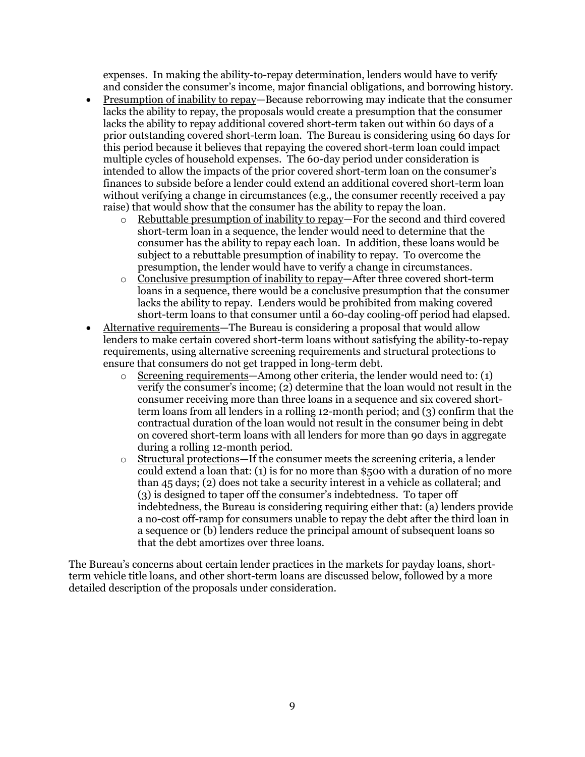expenses. In making the ability-to-repay determination, lenders would have to verify and consider the consumer's income, major financial obligations, and borrowing history.

- Presumption of inability to repay—Because reborrowing may indicate that the consumer lacks the ability to repay, the proposals would create a presumption that the consumer lacks the ability to repay additional covered short-term taken out within 60 days of a prior outstanding covered short-term loan. The Bureau is considering using 60 days for this period because it believes that repaying the covered short-term loan could impact multiple cycles of household expenses. The 60-day period under consideration is intended to allow the impacts of the prior covered short-term loan on the consumer's finances to subside before a lender could extend an additional covered short-term loan without verifying a change in circumstances (e.g., the consumer recently received a pay raise) that would show that the consumer has the ability to repay the loan.
    - Rebuttable presumption of inability to repay—For the second and third covered short-term loan in a sequence, the lender would need to determine that the consumer has the ability to repay each loan. In addition, these loans would be subject to a rebuttable presumption of inability to repay. To overcome the presumption, the lender would have to verify a change in circumstances.
    - Conclusive presumption of inability to repay—After three covered short-term loans in a sequence, there would be a conclusive presumption that the consumer lacks the ability to repay. Lenders would be prohibited from making covered short-term loans to that consumer until a 60-day cooling-off period had elapsed.
- Alternative requirements—The Bureau is considering a proposal that would allow lenders to make certain covered short-term loans without satisfying the ability-to-repay requirements, using alternative screening requirements and structural protections to ensure that consumers do not get trapped in long-term debt.
    - Screening requirements—Among other criteria, the lender would need to: (1) verify the consumer's income; (2) determine that the loan would not result in the consumer receiving more than three loans in a sequence and six covered short-term loans from all lenders in a rolling 12-month period; and (3) confirm that the contractual duration of the loan would not result in the consumer being in debt on covered short-term loans with all lenders for more than 90 days in aggregate during a rolling 12-month period.
    - Structural protections—If the consumer meets the screening criteria, a lender could extend a loan that: (1) is for no more than $500 with a duration of no more than 45 days; (2) does not take a security interest in a vehicle as collateral; and (3) is designed to taper off the consumer's indebtedness. To taper off indebtedness, the Bureau is considering requiring either that: (a) lenders provide a no-cost off-ramp for consumers unable to repay the debt after the third loan in a sequence or (b) lenders reduce the principal amount of subsequent loans so that the debt amortizes over three loans.

The Bureau's concerns about certain lender practices in the markets for payday loans, short-term vehicle title loans, and other short-term loans are discussed below, followed by a more detailed description of the proposals under consideration.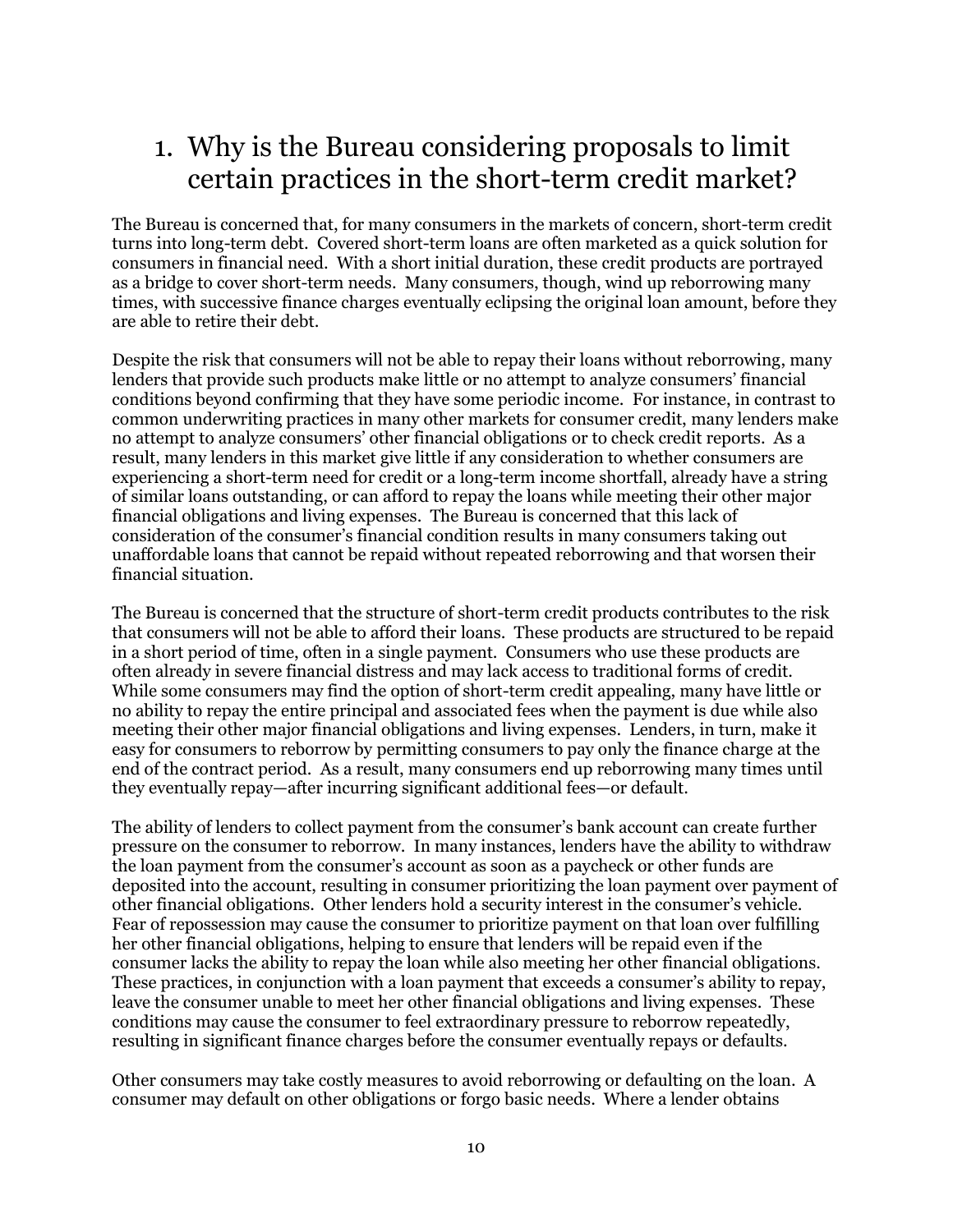# 1. Why is the Bureau considering proposals to limit certain practices in the short-term credit market?

The Bureau is concerned that, for many consumers in the markets of concern, short-term credit turns into long-term debt. Covered short-term loans are often marketed as a quick solution for consumers in financial need. With a short initial duration, these credit products are portrayed as a bridge to cover short-term needs. Many consumers, though, wind up reborrowing many times, with successive finance charges eventually eclipsing the original loan amount, before they are able to retire their debt.

Despite the risk that consumers will not be able to repay their loans without reborrowing, many lenders that provide such products make little or no attempt to analyze consumers' financial conditions beyond confirming that they have some periodic income. For instance, in contrast to common underwriting practices in many other markets for consumer credit, many lenders make no attempt to analyze consumers' other financial obligations or to check credit reports. As a result, many lenders in this market give little if any consideration to whether consumers are experiencing a short-term need for credit or a long-term income shortfall, already have a string of similar loans outstanding, or can afford to repay the loans while meeting their other major financial obligations and living expenses. The Bureau is concerned that this lack of consideration of the consumer's financial condition results in many consumers taking out unaffordable loans that cannot be repaid without repeated reborrowing and that worsen their financial situation.

The Bureau is concerned that the structure of short-term credit products contributes to the risk that consumers will not be able to afford their loans. These products are structured to be repaid in a short period of time, often in a single payment. Consumers who use these products are often already in severe financial distress and may lack access to traditional forms of credit. While some consumers may find the option of short-term credit appealing, many have little or no ability to repay the entire principal and associated fees when the payment is due while also meeting their other major financial obligations and living expenses. Lenders, in turn, make it easy for consumers to reborrow by permitting consumers to pay only the finance charge at the end of the contract period. As a result, many consumers end up reborrowing many times until they eventually repay—after incurring significant additional fees—or default.

The ability of lenders to collect payment from the consumer's bank account can create further pressure on the consumer to reborrow. In many instances, lenders have the ability to withdraw the loan payment from the consumer's account as soon as a paycheck or other funds are deposited into the account, resulting in consumer prioritizing the loan payment over payment of other financial obligations. Other lenders hold a security interest in the consumer's vehicle. Fear of repossession may cause the consumer to prioritize payment on that loan over fulfilling her other financial obligations, helping to ensure that lenders will be repaid even if the consumer lacks the ability to repay the loan while also meeting her other financial obligations. These practices, in conjunction with a loan payment that exceeds a consumer's ability to repay, leave the consumer unable to meet her other financial obligations and living expenses. These conditions may cause the consumer to feel extraordinary pressure to reborrow repeatedly, resulting in significant finance charges before the consumer eventually repays or defaults.

Other consumers may take costly measures to avoid reborrowing or defaulting on the loan. A consumer may default on other obligations or forgo basic needs. Where a lender obtains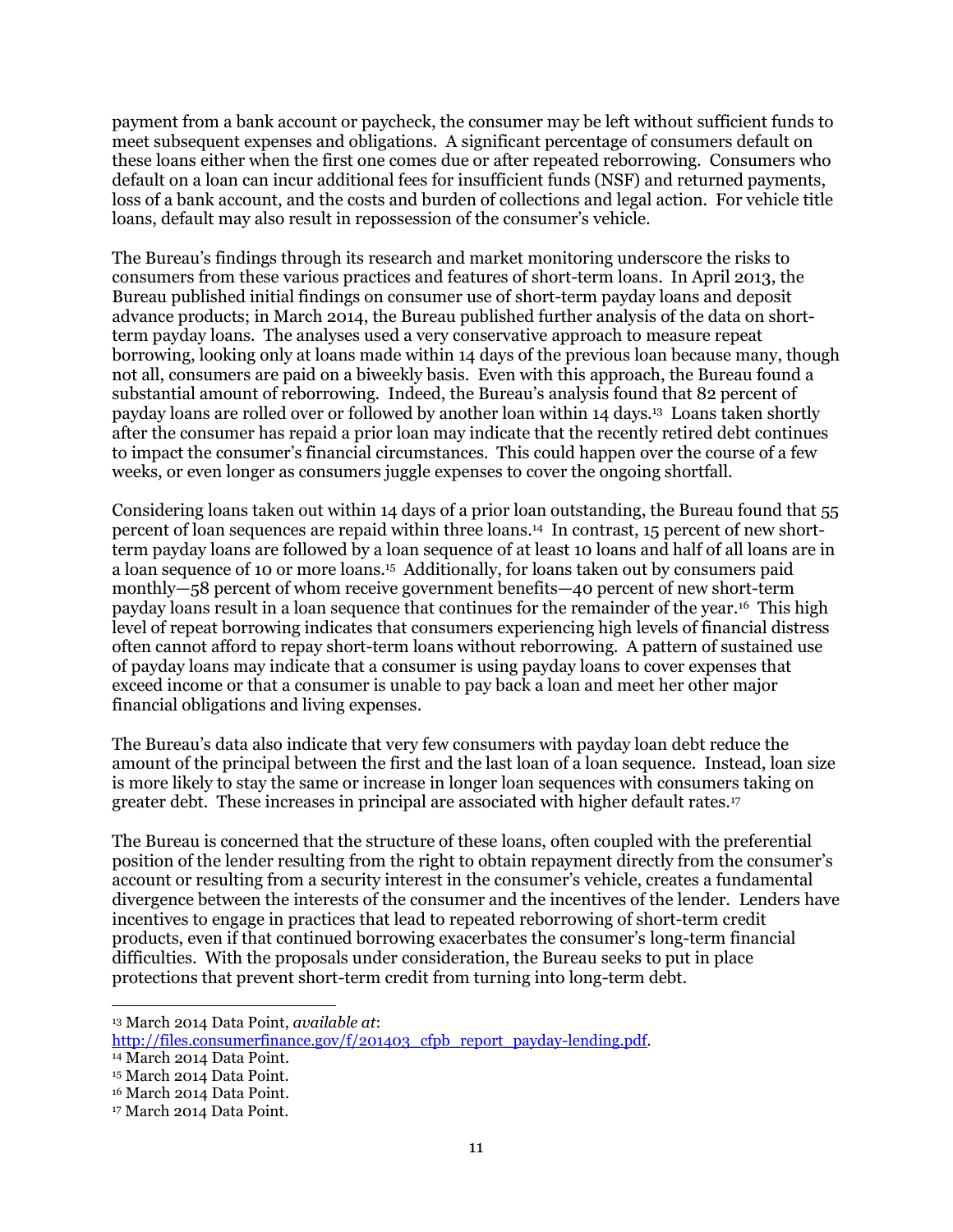payment from a bank account or paycheck, the consumer may be left without sufficient funds to meet subsequent expenses and obligations. A significant percentage of consumers default on these loans either when the first one comes due or after repeated reborrowing. Consumers who default on a loan can incur additional fees for insufficient funds (NSF) and returned payments, loss of a bank account, and the costs and burden of collections and legal action. For vehicle title loans, default may also result in repossession of the consumer's vehicle.

The Bureau's findings through its research and market monitoring underscore the risks to consumers from these various practices and features of short-term loans. In April 2013, the Bureau published initial findings on consumer use of short-term payday loans and deposit advance products; in March 2014, the Bureau published further analysis of the data on short-term payday loans. The analyses used a very conservative approach to measure repeat borrowing, looking only at loans made within 14 days of the previous loan because many, though not all, consumers are paid on a biweekly basis. Even with this approach, the Bureau found a substantial amount of reborrowing. Indeed, the Bureau's analysis found that 82 percent of payday loans are rolled over or followed by another loan within 14 days.[13] Loans taken shortly after the consumer has repaid a prior loan may indicate that the recently retired debt continues to impact the consumer's financial circumstances. This could happen over the course of a few weeks, or even longer as consumers juggle expenses to cover the ongoing shortfall.

Considering loans taken out within 14 days of a prior loan outstanding, the Bureau found that 55 percent of loan sequences are repaid within three loans.[14] In contrast, 15 percent of new short-term payday loans are followed by a loan sequence of at least 10 loans and half of all loans are in a loan sequence of 10 or more loans.[15] Additionally, for loans taken out by consumers paid monthly—58 percent of whom receive government benefits—40 percent of new short-term payday loans result in a loan sequence that continues for the remainder of the year.[16] This high level of repeat borrowing indicates that consumers experiencing high levels of financial distress often cannot afford to repay short-term loans without reborrowing. A pattern of sustained use of payday loans may indicate that a consumer is using payday loans to cover expenses that exceed income or that a consumer is unable to pay back a loan and meet her other major financial obligations and living expenses.

The Bureau's data also indicate that very few consumers with payday loan debt reduce the amount of the principal between the first and the last loan of a loan sequence. Instead, loan size is more likely to stay the same or increase in longer loan sequences with consumers taking on greater debt. These increases in principal are associated with higher default rates.[17]

The Bureau is concerned that the structure of these loans, often coupled with the preferential position of the lender resulting from the right to obtain repayment directly from the consumer's account or resulting from a security interest in the consumer's vehicle, creates a fundamental divergence between the interests of the consumer and the incentives of the lender. Lenders have incentives to engage in practices that lead to repeated reborrowing of short-term credit products, even if that continued borrowing exacerbates the consumer's long-term financial difficulties. With the proposals under consideration, the Bureau seeks to put in place protections that prevent short-term credit from turning into long-term debt.

---

[13] March 2014 Data Point, *available at*: http://files.consumerfinance.gov/f/201403_cfpb_report_payday-lending.pdf.

[14] March 2014 Data Point.

[15] March 2014 Data Point.

[16] March 2014 Data Point.

[17] March 2014 Data Point.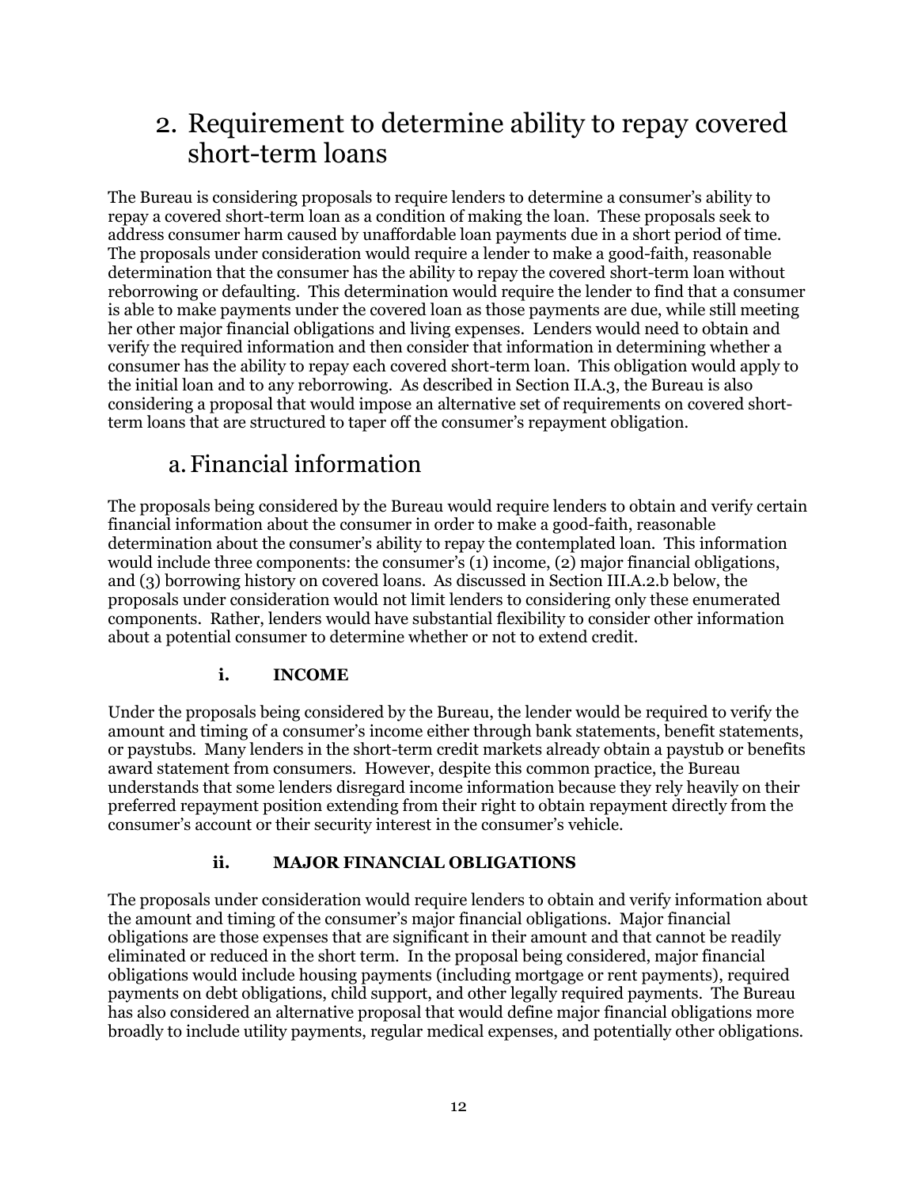## 2. Requirement to determine ability to repay covered short-term loans

The Bureau is considering proposals to require lenders to determine a consumer's ability to repay a covered short-term loan as a condition of making the loan. These proposals seek to address consumer harm caused by unaffordable loan payments due in a short period of time. The proposals under consideration would require a lender to make a good-faith, reasonable determination that the consumer has the ability to repay the covered short-term loan without reborrowing or defaulting. This determination would require the lender to find that a consumer is able to make payments under the covered loan as those payments are due, while still meeting her other major financial obligations and living expenses. Lenders would need to obtain and verify the required information and then consider that information in determining whether a consumer has the ability to repay each covered short-term loan. This obligation would apply to the initial loan and to any reborrowing. As described in Section II.A.3, the Bureau is also considering a proposal that would impose an alternative set of requirements on covered short-term loans that are structured to taper off the consumer's repayment obligation.

### a. Financial information

The proposals being considered by the Bureau would require lenders to obtain and verify certain financial information about the consumer in order to make a good-faith, reasonable determination about the consumer's ability to repay the contemplated loan. This information would include three components: the consumer's (1) income, (2) major financial obligations, and (3) borrowing history on covered loans. As discussed in Section III.A.2.b below, the proposals under consideration would not limit lenders to considering only these enumerated components. Rather, lenders would have substantial flexibility to consider other information about a potential consumer to determine whether or not to extend credit.

#### i. INCOME

Under the proposals being considered by the Bureau, the lender would be required to verify the amount and timing of a consumer's income either through bank statements, benefit statements, or paystubs. Many lenders in the short-term credit markets already obtain a paystub or benefits award statement from consumers. However, despite this common practice, the Bureau understands that some lenders disregard income information because they rely heavily on their preferred repayment position extending from their right to obtain repayment directly from the consumer's account or their security interest in the consumer's vehicle.

#### ii. MAJOR FINANCIAL OBLIGATIONS

The proposals under consideration would require lenders to obtain and verify information about the amount and timing of the consumer's major financial obligations. Major financial obligations are those expenses that are significant in their amount and that cannot be readily eliminated or reduced in the short term. In the proposal being considered, major financial obligations would include housing payments (including mortgage or rent payments), required payments on debt obligations, child support, and other legally required payments. The Bureau has also considered an alternative proposal that would define major financial obligations more broadly to include utility payments, regular medical expenses, and potentially other obligations.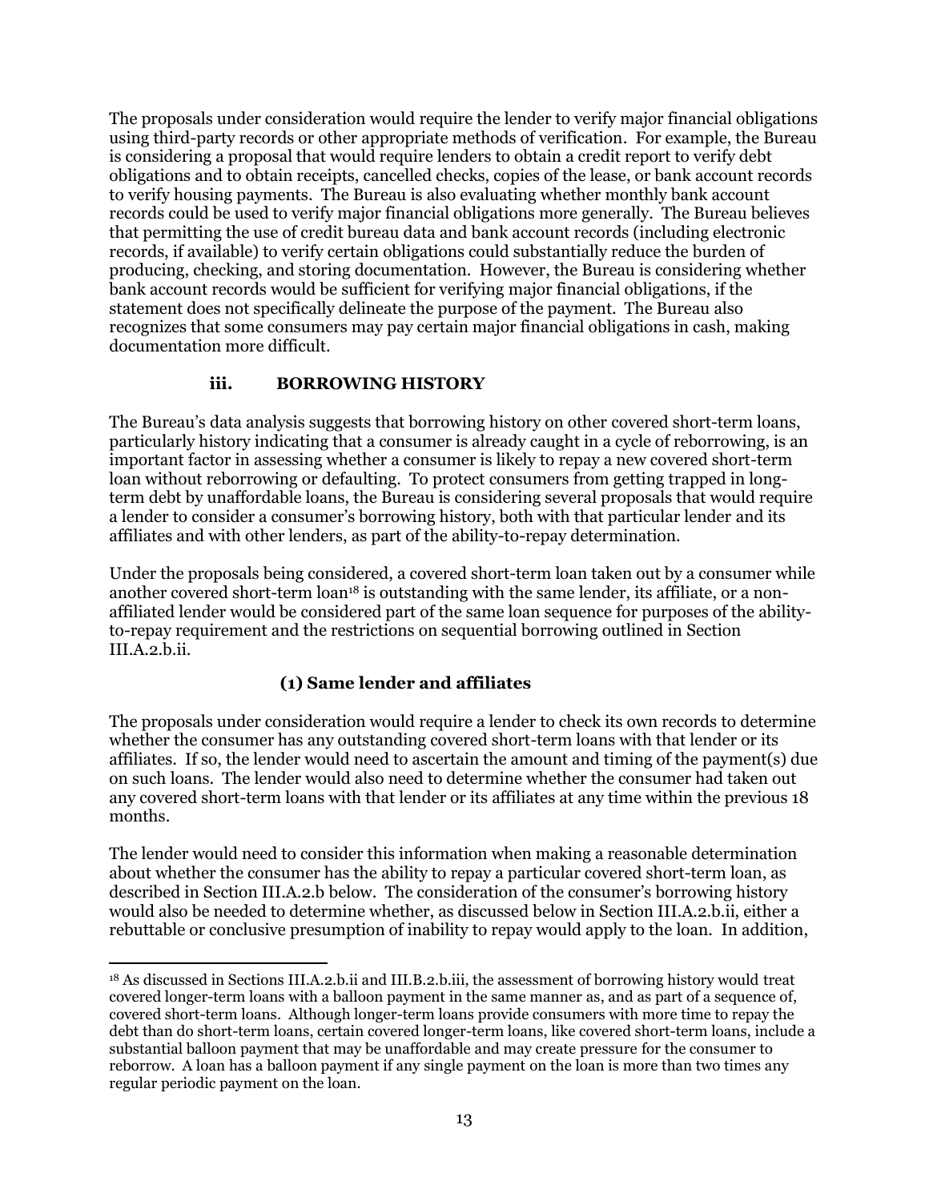The proposals under consideration would require the lender to verify major financial obligations using third-party records or other appropriate methods of verification. For example, the Bureau is considering a proposal that would require lenders to obtain a credit report to verify debt obligations and to obtain receipts, cancelled checks, copies of the lease, or bank account records to verify housing payments. The Bureau is also evaluating whether monthly bank account records could be used to verify major financial obligations more generally. The Bureau believes that permitting the use of credit bureau data and bank account records (including electronic records, if available) to verify certain obligations could substantially reduce the burden of producing, checking, and storing documentation. However, the Bureau is considering whether bank account records would be sufficient for verifying major financial obligations, if the statement does not specifically delineate the purpose of the payment. The Bureau also recognizes that some consumers may pay certain major financial obligations in cash, making documentation more difficult.

### iii. BORROWING HISTORY

The Bureau's data analysis suggests that borrowing history on other covered short-term loans, particularly history indicating that a consumer is already caught in a cycle of reborrowing, is an important factor in assessing whether a consumer is likely to repay a new covered short-term loan without reborrowing or defaulting. To protect consumers from getting trapped in long-term debt by unaffordable loans, the Bureau is considering several proposals that would require a lender to consider a consumer's borrowing history, both with that particular lender and its affiliates and with other lenders, as part of the ability-to-repay determination.

Under the proposals being considered, a covered short-term loan taken out by a consumer while another covered short-term loan[18] is outstanding with the same lender, its affiliate, or a non-affiliated lender would be considered part of the same loan sequence for purposes of the ability-to-repay requirement and the restrictions on sequential borrowing outlined in Section III.A.2.b.ii.

#### (1) Same lender and affiliates

The proposals under consideration would require a lender to check its own records to determine whether the consumer has any outstanding covered short-term loans with that lender or its affiliates. If so, the lender would need to ascertain the amount and timing of the payment(s) due on such loans. The lender would also need to determine whether the consumer had taken out any covered short-term loans with that lender or its affiliates at any time within the previous 18 months.

The lender would need to consider this information when making a reasonable determination about whether the consumer has the ability to repay a particular covered short-term loan, as described in Section III.A.2.b below. The consideration of the consumer's borrowing history would also be needed to determine whether, as discussed below in Section III.A.2.b.ii, either a rebuttable or conclusive presumption of inability to repay would apply to the loan. In addition,

---

[18] As discussed in Sections III.A.2.b.ii and III.B.2.b.iii, the assessment of borrowing history would treat covered longer-term loans with a balloon payment in the same manner as, and as part of a sequence of, covered short-term loans. Although longer-term loans provide consumers with more time to repay the debt than do short-term loans, certain covered longer-term loans, like covered short-term loans, include a substantial balloon payment that may be unaffordable and may create pressure for the consumer to reborrow. A loan has a balloon payment if any single payment on the loan is more than two times any regular periodic payment on the loan.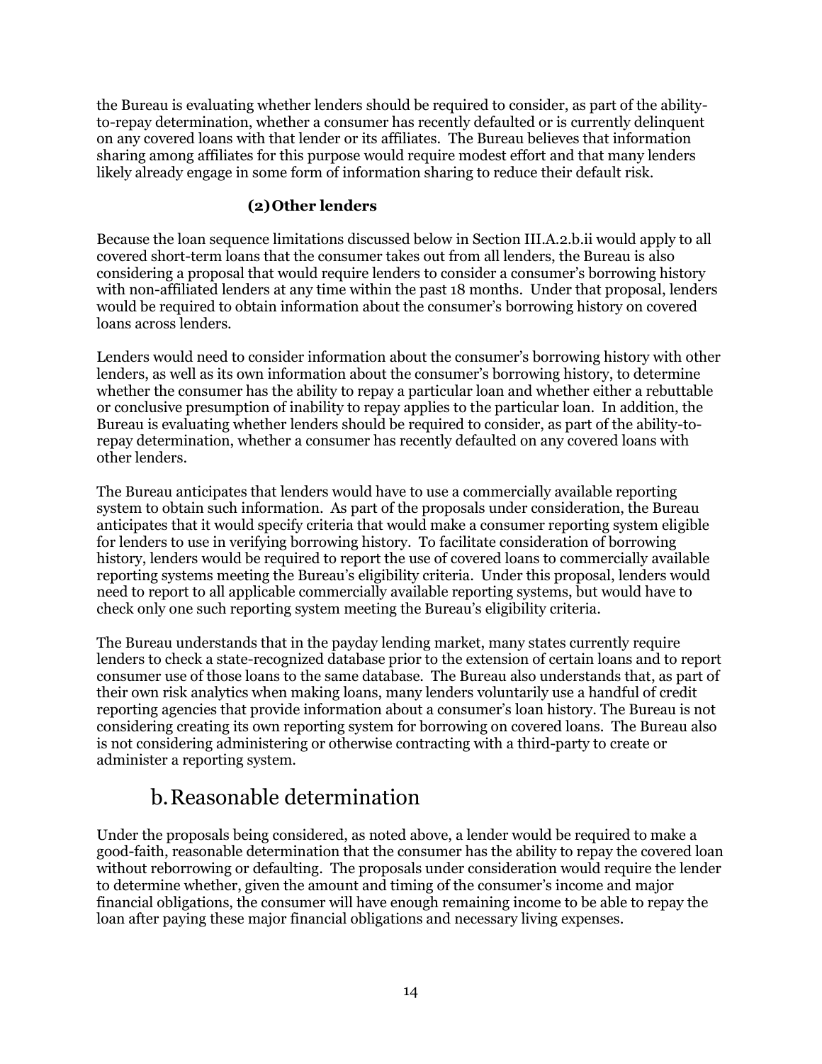the Bureau is evaluating whether lenders should be required to consider, as part of the ability-to-repay determination, whether a consumer has recently defaulted or is currently delinquent on any covered loans with that lender or its affiliates. The Bureau believes that information sharing among affiliates for this purpose would require modest effort and that many lenders likely already engage in some form of information sharing to reduce their default risk.

#### (2) Other lenders

Because the loan sequence limitations discussed below in Section III.A.2.b.ii would apply to all covered short-term loans that the consumer takes out from all lenders, the Bureau is also considering a proposal that would require lenders to consider a consumer's borrowing history with non-affiliated lenders at any time within the past 18 months. Under that proposal, lenders would be required to obtain information about the consumer's borrowing history on covered loans across lenders.

Lenders would need to consider information about the consumer's borrowing history with other lenders, as well as its own information about the consumer's borrowing history, to determine whether the consumer has the ability to repay a particular loan and whether either a rebuttable or conclusive presumption of inability to repay applies to the particular loan. In addition, the Bureau is evaluating whether lenders should be required to consider, as part of the ability-to-repay determination, whether a consumer has recently defaulted on any covered loans with other lenders.

The Bureau anticipates that lenders would have to use a commercially available reporting system to obtain such information. As part of the proposals under consideration, the Bureau anticipates that it would specify criteria that would make a consumer reporting system eligible for lenders to use in verifying borrowing history. To facilitate consideration of borrowing history, lenders would be required to report the use of covered loans to commercially available reporting systems meeting the Bureau's eligibility criteria. Under this proposal, lenders would need to report to all applicable commercially available reporting systems, but would have to check only one such reporting system meeting the Bureau's eligibility criteria.

The Bureau understands that in the payday lending market, many states currently require lenders to check a state-recognized database prior to the extension of certain loans and to report consumer use of those loans to the same database. The Bureau also understands that, as part of their own risk analytics when making loans, many lenders voluntarily use a handful of credit reporting agencies that provide information about a consumer's loan history. The Bureau is not considering creating its own reporting system for borrowing on covered loans. The Bureau also is not considering administering or otherwise contracting with a third-party to create or administer a reporting system.

## b. Reasonable determination

Under the proposals being considered, as noted above, a lender would be required to make a good-faith, reasonable determination that the consumer has the ability to repay the covered loan without reborrowing or defaulting. The proposals under consideration would require the lender to determine whether, given the amount and timing of the consumer's income and major financial obligations, the consumer will have enough remaining income to be able to repay the loan after paying these major financial obligations and necessary living expenses.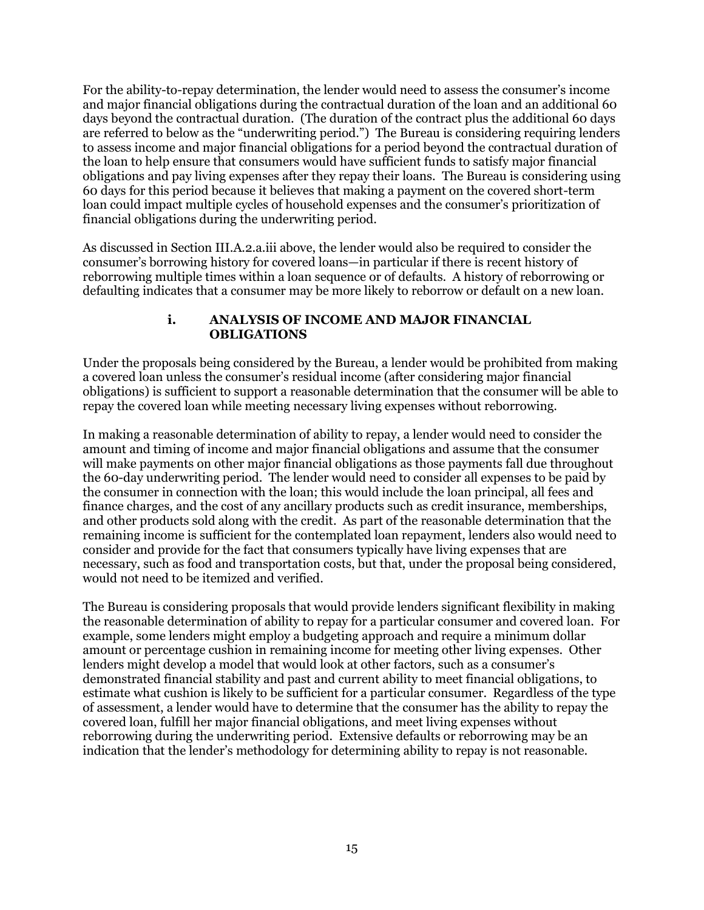For the ability-to-repay determination, the lender would need to assess the consumer's income and major financial obligations during the contractual duration of the loan and an additional 60 days beyond the contractual duration. (The duration of the contract plus the additional 60 days are referred to below as the "underwriting period.") The Bureau is considering requiring lenders to assess income and major financial obligations for a period beyond the contractual duration of the loan to help ensure that consumers would have sufficient funds to satisfy major financial obligations and pay living expenses after they repay their loans. The Bureau is considering using 60 days for this period because it believes that making a payment on the covered short-term loan could impact multiple cycles of household expenses and the consumer's prioritization of financial obligations during the underwriting period.

As discussed in Section III.A.2.a.iii above, the lender would also be required to consider the consumer's borrowing history for covered loans—in particular if there is recent history of reborrowing multiple times within a loan sequence or of defaults. A history of reborrowing or defaulting indicates that a consumer may be more likely to reborrow or default on a new loan.

#### i. ANALYSIS OF INCOME AND MAJOR FINANCIAL OBLIGATIONS

Under the proposals being considered by the Bureau, a lender would be prohibited from making a covered loan unless the consumer's residual income (after considering major financial obligations) is sufficient to support a reasonable determination that the consumer will be able to repay the covered loan while meeting necessary living expenses without reborrowing.

In making a reasonable determination of ability to repay, a lender would need to consider the amount and timing of income and major financial obligations and assume that the consumer will make payments on other major financial obligations as those payments fall due throughout the 60-day underwriting period. The lender would need to consider all expenses to be paid by the consumer in connection with the loan; this would include the loan principal, all fees and finance charges, and the cost of any ancillary products such as credit insurance, memberships, and other products sold along with the credit. As part of the reasonable determination that the remaining income is sufficient for the contemplated loan repayment, lenders also would need to consider and provide for the fact that consumers typically have living expenses that are necessary, such as food and transportation costs, but that, under the proposal being considered, would not need to be itemized and verified.

The Bureau is considering proposals that would provide lenders significant flexibility in making the reasonable determination of ability to repay for a particular consumer and covered loan. For example, some lenders might employ a budgeting approach and require a minimum dollar amount or percentage cushion in remaining income for meeting other living expenses. Other lenders might develop a model that would look at other factors, such as a consumer's demonstrated financial stability and past and current ability to meet financial obligations, to estimate what cushion is likely to be sufficient for a particular consumer. Regardless of the type of assessment, a lender would have to determine that the consumer has the ability to repay the covered loan, fulfill her major financial obligations, and meet living expenses without reborrowing during the underwriting period. Extensive defaults or reborrowing may be an indication that the lender's methodology for determining ability to repay is not reasonable.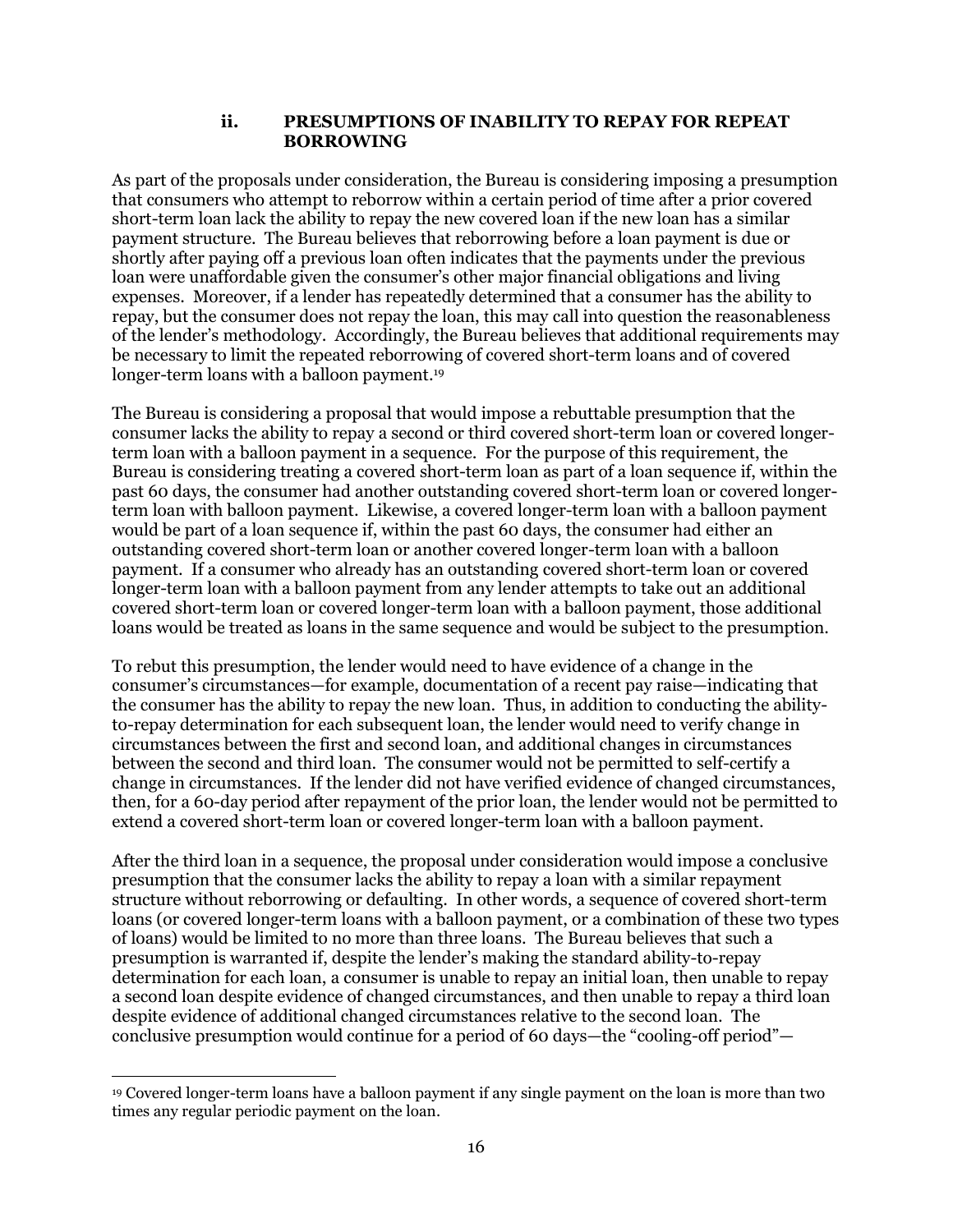### ii. PRESUMPTIONS OF INABILITY TO REPAY FOR REPEAT BORROWING

As part of the proposals under consideration, the Bureau is considering imposing a presumption that consumers who attempt to reborrow within a certain period of time after a prior covered short-term loan lack the ability to repay the new covered loan if the new loan has a similar payment structure. The Bureau believes that reborrowing before a loan payment is due or shortly after paying off a previous loan often indicates that the payments under the previous loan were unaffordable given the consumer's other major financial obligations and living expenses. Moreover, if a lender has repeatedly determined that a consumer has the ability to repay, but the consumer does not repay the loan, this may call into question the reasonableness of the lender's methodology. Accordingly, the Bureau believes that additional requirements may be necessary to limit the repeated reborrowing of covered short-term loans and of covered longer-term loans with a balloon payment.[19]

The Bureau is considering a proposal that would impose a rebuttable presumption that the consumer lacks the ability to repay a second or third covered short-term loan or covered longer-term loan with a balloon payment in a sequence. For the purpose of this requirement, the Bureau is considering treating a covered short-term loan as part of a loan sequence if, within the past 60 days, the consumer had another outstanding covered short-term loan or covered longer-term loan with balloon payment. Likewise, a covered longer-term loan with a balloon payment would be part of a loan sequence if, within the past 60 days, the consumer had either an outstanding covered short-term loan or another covered longer-term loan with a balloon payment. If a consumer who already has an outstanding covered short-term loan or covered longer-term loan with a balloon payment from any lender attempts to take out an additional covered short-term loan or covered longer-term loan with a balloon payment, those additional loans would be treated as loans in the same sequence and would be subject to the presumption.

To rebut this presumption, the lender would need to have evidence of a change in the consumer's circumstances—for example, documentation of a recent pay raise—indicating that the consumer has the ability to repay the new loan. Thus, in addition to conducting the ability-to-repay determination for each subsequent loan, the lender would need to verify change in circumstances between the first and second loan, and additional changes in circumstances between the second and third loan. The consumer would not be permitted to self-certify a change in circumstances. If the lender did not have verified evidence of changed circumstances, then, for a 60-day period after repayment of the prior loan, the lender would not be permitted to extend a covered short-term loan or covered longer-term loan with a balloon payment.

After the third loan in a sequence, the proposal under consideration would impose a conclusive presumption that the consumer lacks the ability to repay a loan with a similar repayment structure without reborrowing or defaulting. In other words, a sequence of covered short-term loans (or covered longer-term loans with a balloon payment, or a combination of these two types of loans) would be limited to no more than three loans. The Bureau believes that such a presumption is warranted if, despite the lender's making the standard ability-to-repay determination for each loan, a consumer is unable to repay an initial loan, then unable to repay a second loan despite evidence of changed circumstances, and then unable to repay a third loan despite evidence of additional changed circumstances relative to the second loan. The conclusive presumption would continue for a period of 60 days—the "cooling-off period"—

[19] Covered longer-term loans have a balloon payment if any single payment on the loan is more than two times any regular periodic payment on the loan.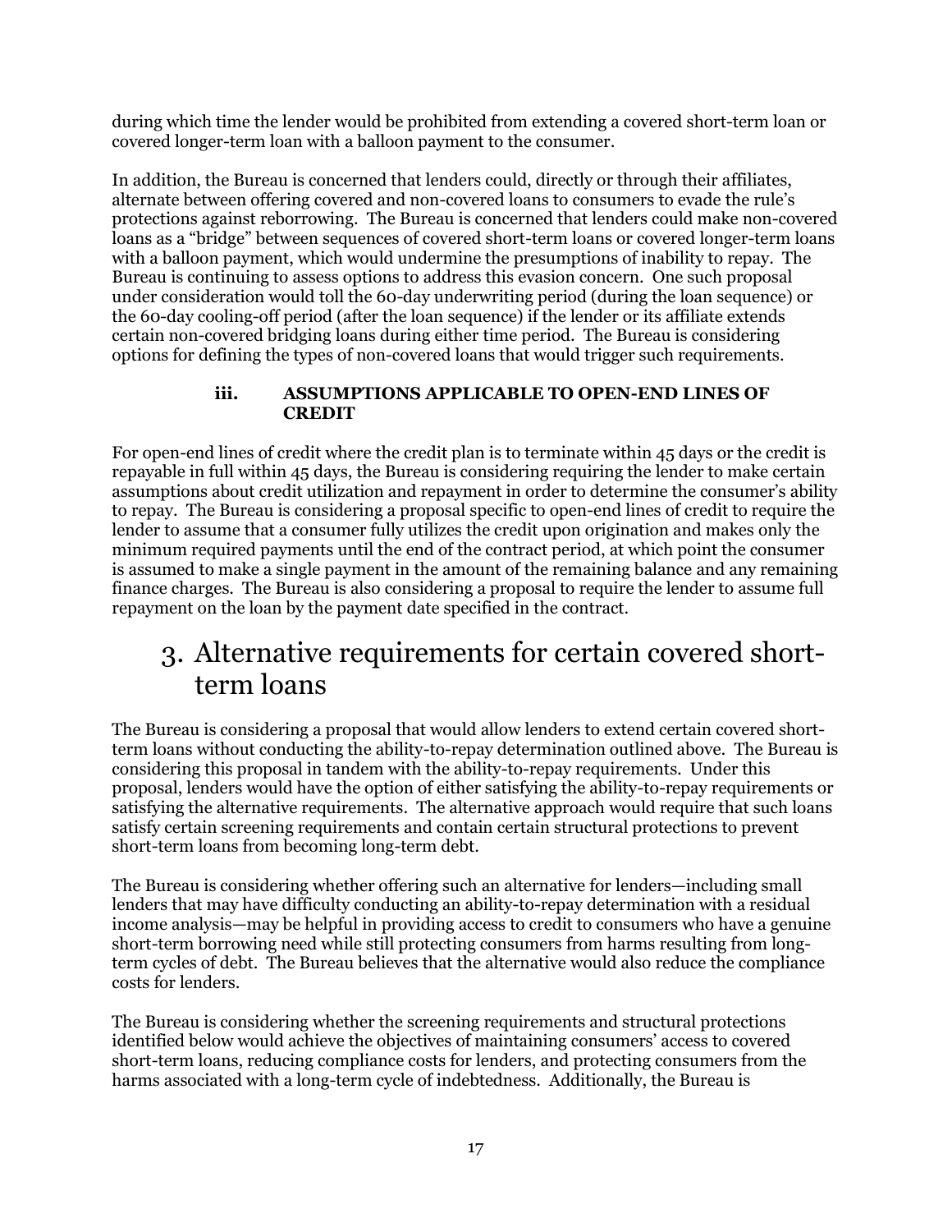during which time the lender would be prohibited from extending a covered short-term loan or covered longer-term loan with a balloon payment to the consumer.

In addition, the Bureau is concerned that lenders could, directly or through their affiliates, alternate between offering covered and non-covered loans to consumers to evade the rule's protections against reborrowing. The Bureau is concerned that lenders could make non-covered loans as a "bridge" between sequences of covered short-term loans or covered longer-term loans with a balloon payment, which would undermine the presumptions of inability to repay. The Bureau is continuing to assess options to address this evasion concern. One such proposal under consideration would toll the 60-day underwriting period (during the loan sequence) or the 60-day cooling-off period (after the loan sequence) if the lender or its affiliate extends certain non-covered bridging loans during either time period. The Bureau is considering options for defining the types of non-covered loans that would trigger such requirements.

#### iii. ASSUMPTIONS APPLICABLE TO OPEN-END LINES OF CREDIT

For open-end lines of credit where the credit plan is to terminate within 45 days or the credit is repayable in full within 45 days, the Bureau is considering requiring the lender to make certain assumptions about credit utilization and repayment in order to determine the consumer's ability to repay. The Bureau is considering a proposal specific to open-end lines of credit to require the lender to assume that a consumer fully utilizes the credit upon origination and makes only the minimum required payments until the end of the contract period, at which point the consumer is assumed to make a single payment in the amount of the remaining balance and any remaining finance charges. The Bureau is also considering a proposal to require the lender to assume full repayment on the loan by the payment date specified in the contract.

## 3. Alternative requirements for certain covered short-term loans

The Bureau is considering a proposal that would allow lenders to extend certain covered short-term loans without conducting the ability-to-repay determination outlined above. The Bureau is considering this proposal in tandem with the ability-to-repay requirements. Under this proposal, lenders would have the option of either satisfying the ability-to-repay requirements or satisfying the alternative requirements. The alternative approach would require that such loans satisfy certain screening requirements and contain certain structural protections to prevent short-term loans from becoming long-term debt.

The Bureau is considering whether offering such an alternative for lenders—including small lenders that may have difficulty conducting an ability-to-repay determination with a residual income analysis—may be helpful in providing access to credit to consumers who have a genuine short-term borrowing need while still protecting consumers from harms resulting from long-term cycles of debt. The Bureau believes that the alternative would also reduce the compliance costs for lenders.

The Bureau is considering whether the screening requirements and structural protections identified below would achieve the objectives of maintaining consumers' access to covered short-term loans, reducing compliance costs for lenders, and protecting consumers from the harms associated with a long-term cycle of indebtedness. Additionally, the Bureau is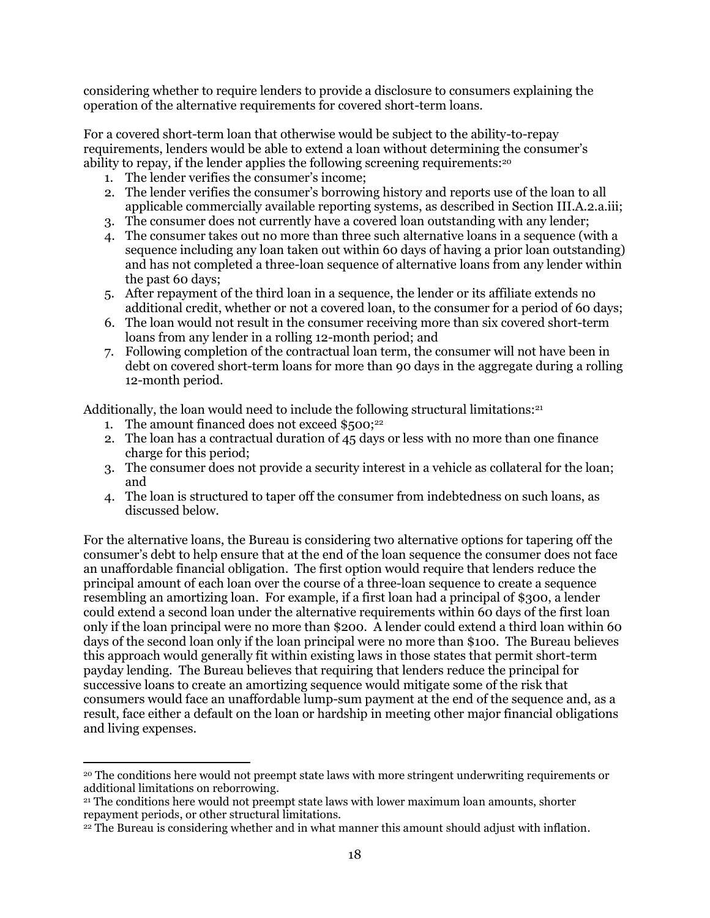considering whether to require lenders to provide a disclosure to consumers explaining the operation of the alternative requirements for covered short-term loans.

For a covered short-term loan that otherwise would be subject to the ability-to-repay requirements, lenders would be able to extend a loan without determining the consumer's ability to repay, if the lender applies the following screening requirements:[20]

1. The lender verifies the consumer's income;
2. The lender verifies the consumer's borrowing history and reports use of the loan to all applicable commercially available reporting systems, as described in Section III.A.2.a.iii;
3. The consumer does not currently have a covered loan outstanding with any lender;
4. The consumer takes out no more than three such alternative loans in a sequence (with a sequence including any loan taken out within 60 days of having a prior loan outstanding) and has not completed a three-loan sequence of alternative loans from any lender within the past 60 days;
5. After repayment of the third loan in a sequence, the lender or its affiliate extends no additional credit, whether or not a covered loan, to the consumer for a period of 60 days;
6. The loan would not result in the consumer receiving more than six covered short-term loans from any lender in a rolling 12-month period; and
7. Following completion of the contractual loan term, the consumer will not have been in debt on covered short-term loans for more than 90 days in the aggregate during a rolling 12-month period.

Additionally, the loan would need to include the following structural limitations:[21]

1. The amount financed does not exceed $500;[22]
2. The loan has a contractual duration of 45 days or less with no more than one finance charge for this period;
3. The consumer does not provide a security interest in a vehicle as collateral for the loan; and
4. The loan is structured to taper off the consumer from indebtedness on such loans, as discussed below.

For the alternative loans, the Bureau is considering two alternative options for tapering off the consumer's debt to help ensure that at the end of the loan sequence the consumer does not face an unaffordable financial obligation. The first option would require that lenders reduce the principal amount of each loan over the course of a three-loan sequence to create a sequence resembling an amortizing loan. For example, if a first loan had a principal of $300, a lender could extend a second loan under the alternative requirements within 60 days of the first loan only if the loan principal were no more than $200. A lender could extend a third loan within 60 days of the second loan only if the loan principal were no more than $100. The Bureau believes this approach would generally fit within existing laws in those states that permit short-term payday lending. The Bureau believes that requiring that lenders reduce the principal for successive loans to create an amortizing sequence would mitigate some of the risk that consumers would face an unaffordable lump-sum payment at the end of the sequence and, as a result, face either a default on the loan or hardship in meeting other major financial obligations and living expenses.

---

[20] The conditions here would not preempt state laws with more stringent underwriting requirements or additional limitations on reborrowing.

[21] The conditions here would not preempt state laws with lower maximum loan amounts, shorter repayment periods, or other structural limitations.

[22] The Bureau is considering whether and in what manner this amount should adjust with inflation.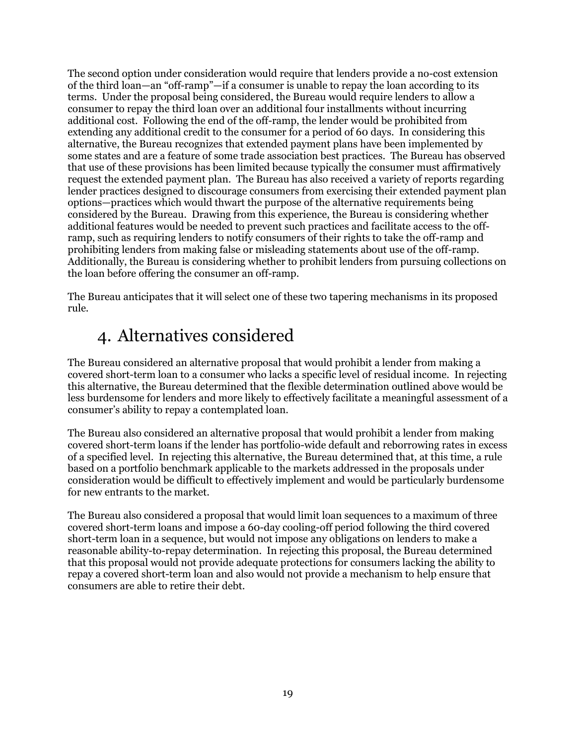The second option under consideration would require that lenders provide a no-cost extension of the third loan—an "off-ramp"—if a consumer is unable to repay the loan according to its terms. Under the proposal being considered, the Bureau would require lenders to allow a consumer to repay the third loan over an additional four installments without incurring additional cost. Following the end of the off-ramp, the lender would be prohibited from extending any additional credit to the consumer for a period of 60 days. In considering this alternative, the Bureau recognizes that extended payment plans have been implemented by some states and are a feature of some trade association best practices. The Bureau has observed that use of these provisions has been limited because typically the consumer must affirmatively request the extended payment plan. The Bureau has also received a variety of reports regarding lender practices designed to discourage consumers from exercising their extended payment plan options—practices which would thwart the purpose of the alternative requirements being considered by the Bureau. Drawing from this experience, the Bureau is considering whether additional features would be needed to prevent such practices and facilitate access to the off-ramp, such as requiring lenders to notify consumers of their rights to take the off-ramp and prohibiting lenders from making false or misleading statements about use of the off-ramp. Additionally, the Bureau is considering whether to prohibit lenders from pursuing collections on the loan before offering the consumer an off-ramp.

The Bureau anticipates that it will select one of these two tapering mechanisms in its proposed rule.

## 4. Alternatives considered

The Bureau considered an alternative proposal that would prohibit a lender from making a covered short-term loan to a consumer who lacks a specific level of residual income. In rejecting this alternative, the Bureau determined that the flexible determination outlined above would be less burdensome for lenders and more likely to effectively facilitate a meaningful assessment of a consumer's ability to repay a contemplated loan.

The Bureau also considered an alternative proposal that would prohibit a lender from making covered short-term loans if the lender has portfolio-wide default and reborrowing rates in excess of a specified level. In rejecting this alternative, the Bureau determined that, at this time, a rule based on a portfolio benchmark applicable to the markets addressed in the proposals under consideration would be difficult to effectively implement and would be particularly burdensome for new entrants to the market.

The Bureau also considered a proposal that would limit loan sequences to a maximum of three covered short-term loans and impose a 60-day cooling-off period following the third covered short-term loan in a sequence, but would not impose any obligations on lenders to make a reasonable ability-to-repay determination. In rejecting this proposal, the Bureau determined that this proposal would not provide adequate protections for consumers lacking the ability to repay a covered short-term loan and also would not provide a mechanism to help ensure that consumers are able to retire their debt.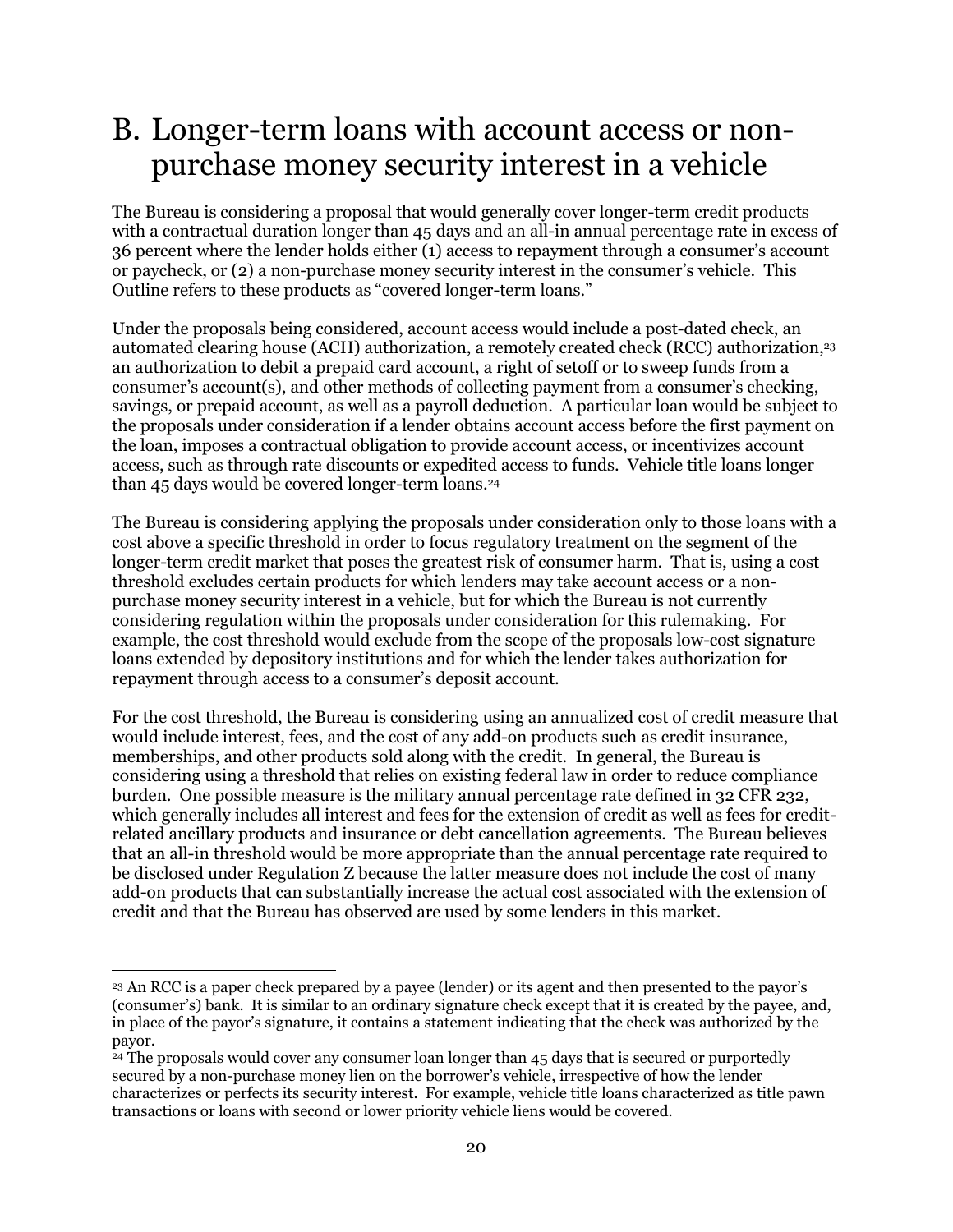## B. Longer-term loans with account access or non-purchase money security interest in a vehicle

The Bureau is considering a proposal that would generally cover longer-term credit products with a contractual duration longer than 45 days and an all-in annual percentage rate in excess of 36 percent where the lender holds either (1) access to repayment through a consumer's account or paycheck, or (2) a non-purchase money security interest in the consumer's vehicle. This Outline refers to these products as "covered longer-term loans."

Under the proposals being considered, account access would include a post-dated check, an automated clearing house (ACH) authorization, a remotely created check (RCC) authorization,[23] an authorization to debit a prepaid card account, a right of setoff or to sweep funds from a consumer's account(s), and other methods of collecting payment from a consumer's checking, savings, or prepaid account, as well as a payroll deduction. A particular loan would be subject to the proposals under consideration if a lender obtains account access before the first payment on the loan, imposes a contractual obligation to provide account access, or incentivizes account access, such as through rate discounts or expedited access to funds. Vehicle title loans longer than 45 days would be covered longer-term loans.[24]

The Bureau is considering applying the proposals under consideration only to those loans with a cost above a specific threshold in order to focus regulatory treatment on the segment of the longer-term credit market that poses the greatest risk of consumer harm. That is, using a cost threshold excludes certain products for which lenders may take account access or a non-purchase money security interest in a vehicle, but for which the Bureau is not currently considering regulation within the proposals under consideration for this rulemaking. For example, the cost threshold would exclude from the scope of the proposals low-cost signature loans extended by depository institutions and for which the lender takes authorization for repayment through access to a consumer's deposit account.

For the cost threshold, the Bureau is considering using an annualized cost of credit measure that would include interest, fees, and the cost of any add-on products such as credit insurance, memberships, and other products sold along with the credit. In general, the Bureau is considering using a threshold that relies on existing federal law in order to reduce compliance burden. One possible measure is the military annual percentage rate defined in 32 CFR 232, which generally includes all interest and fees for the extension of credit as well as fees for credit-related ancillary products and insurance or debt cancellation agreements. The Bureau believes that an all-in threshold would be more appropriate than the annual percentage rate required to be disclosed under Regulation Z because the latter measure does not include the cost of many add-on products that can substantially increase the actual cost associated with the extension of credit and that the Bureau has observed are used by some lenders in this market.

---

[23] An RCC is a paper check prepared by a payee (lender) or its agent and then presented to the payor's (consumer's) bank. It is similar to an ordinary signature check except that it is created by the payee, and, in place of the payor's signature, it contains a statement indicating that the check was authorized by the payor.

[24] The proposals would cover any consumer loan longer than 45 days that is secured or purportedly secured by a non-purchase money lien on the borrower's vehicle, irrespective of how the lender characterizes or perfects its security interest. For example, vehicle title loans characterized as title pawn transactions or loans with second or lower priority vehicle liens would be covered.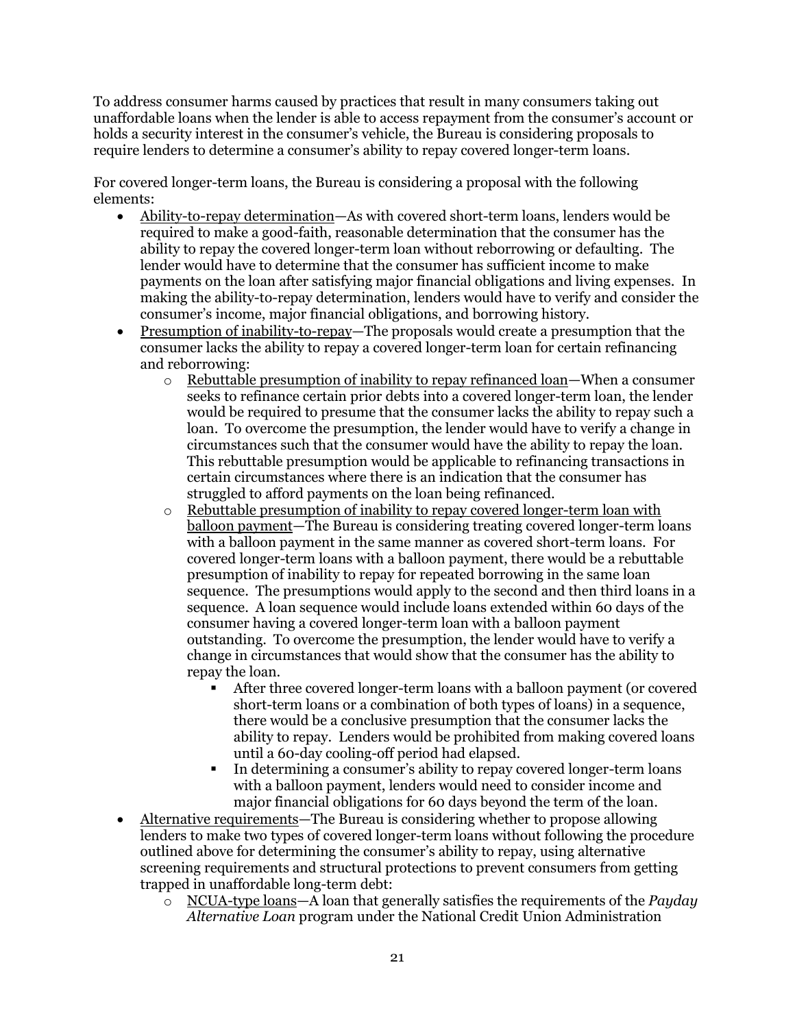To address consumer harms caused by practices that result in many consumers taking out unaffordable loans when the lender is able to access repayment from the consumer's account or holds a security interest in the consumer's vehicle, the Bureau is considering proposals to require lenders to determine a consumer's ability to repay covered longer-term loans.

For covered longer-term loans, the Bureau is considering a proposal with the following elements:

- Ability-to-repay determination—As with covered short-term loans, lenders would be required to make a good-faith, reasonable determination that the consumer has the ability to repay the covered longer-term loan without reborrowing or defaulting. The lender would have to determine that the consumer has sufficient income to make payments on the loan after satisfying major financial obligations and living expenses. In making the ability-to-repay determination, lenders would have to verify and consider the consumer's income, major financial obligations, and borrowing history.
- Presumption of inability-to-repay—The proposals would create a presumption that the consumer lacks the ability to repay a covered longer-term loan for certain refinancing and reborrowing:
  - Rebuttable presumption of inability to repay refinanced loan—When a consumer seeks to refinance certain prior debts into a covered longer-term loan, the lender would be required to presume that the consumer lacks the ability to repay such a loan. To overcome the presumption, the lender would have to verify a change in circumstances such that the consumer would have the ability to repay the loan. This rebuttable presumption would be applicable to refinancing transactions in certain circumstances where there is an indication that the consumer has struggled to afford payments on the loan being refinanced.
  - Rebuttable presumption of inability to repay covered longer-term loan with balloon payment—The Bureau is considering treating covered longer-term loans with a balloon payment in the same manner as covered short-term loans. For covered longer-term loans with a balloon payment, there would be a rebuttable presumption of inability to repay for repeated borrowing in the same loan sequence. The presumptions would apply to the second and then third loans in a sequence. A loan sequence would include loans extended within 60 days of the consumer having a covered longer-term loan with a balloon payment outstanding. To overcome the presumption, the lender would have to verify a change in circumstances that would show that the consumer has the ability to repay the loan.
    - After three covered longer-term loans with a balloon payment (or covered short-term loans or a combination of both types of loans) in a sequence, there would be a conclusive presumption that the consumer lacks the ability to repay. Lenders would be prohibited from making covered loans until a 60-day cooling-off period had elapsed.
    - In determining a consumer's ability to repay covered longer-term loans with a balloon payment, lenders would need to consider income and major financial obligations for 60 days beyond the term of the loan.
- Alternative requirements—The Bureau is considering whether to propose allowing lenders to make two types of covered longer-term loans without following the procedure outlined above for determining the consumer's ability to repay, using alternative screening requirements and structural protections to prevent consumers from getting trapped in unaffordable long-term debt:
  - NCUA-type loans—A loan that generally satisfies the requirements of the *Payday Alternative Loan* program under the National Credit Union Administration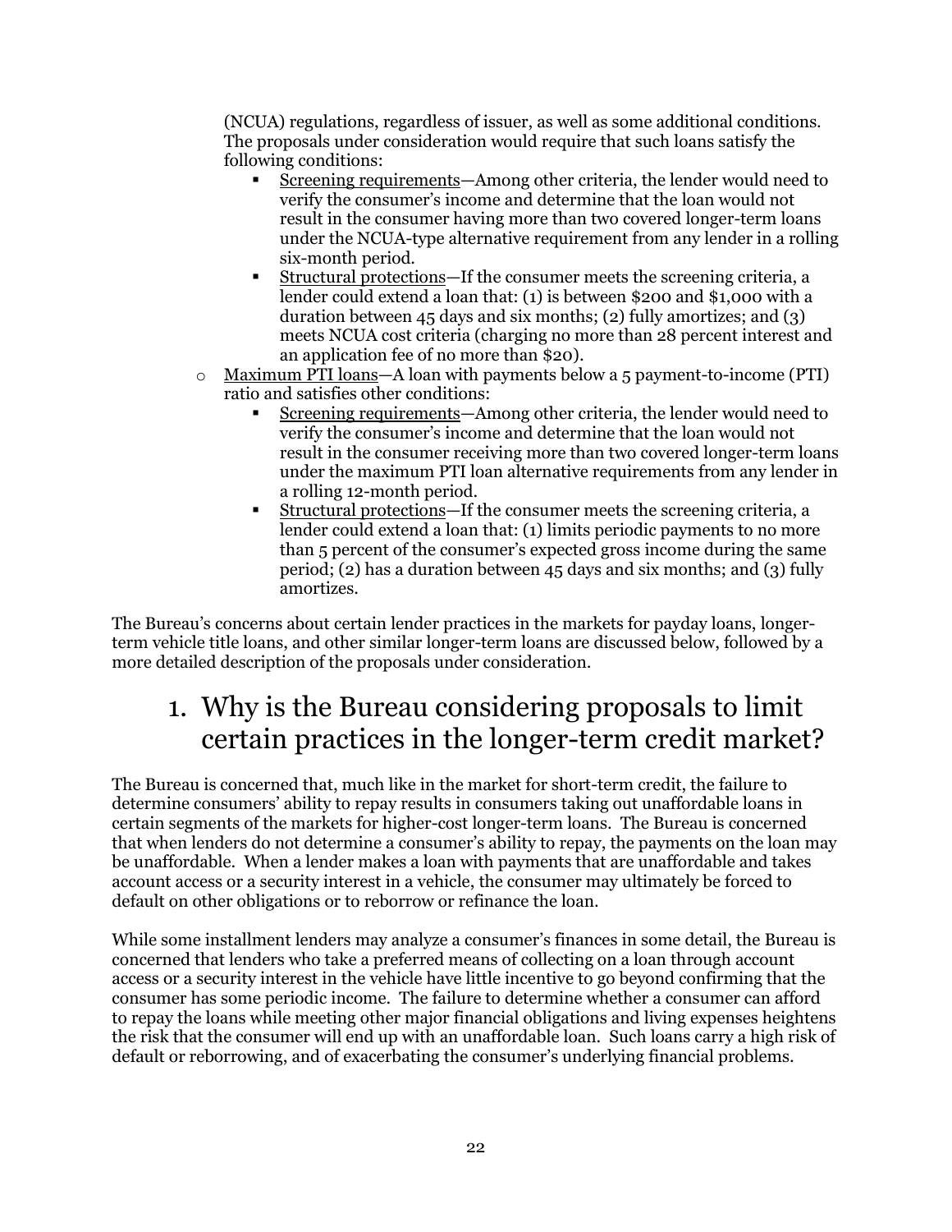(NCUA) regulations, regardless of issuer, as well as some additional conditions. The proposals under consideration would require that such loans satisfy the following conditions:

    - Screening requirements—Among other criteria, the lender would need to verify the consumer's income and determine that the loan would not result in the consumer having more than two covered longer-term loans under the NCUA-type alternative requirement from any lender in a rolling six-month period.
    - Structural protections—If the consumer meets the screening criteria, a lender could extend a loan that: (1) is between $200 and $1,000 with a duration between 45 days and six months; (2) fully amortizes; and (3) meets NCUA cost criteria (charging no more than 28 percent interest and an application fee of no more than $20).

  - Maximum PTI loans—A loan with payments below a 5 payment-to-income (PTI) ratio and satisfies other conditions:
    - Screening requirements—Among other criteria, the lender would need to verify the consumer's income and determine that the loan would not result in the consumer receiving more than two covered longer-term loans under the maximum PTI loan alternative requirements from any lender in a rolling 12-month period.
    - Structural protections—If the consumer meets the screening criteria, a lender could extend a loan that: (1) limits periodic payments to no more than 5 percent of the consumer's expected gross income during the same period; (2) has a duration between 45 days and six months; and (3) fully amortizes.

The Bureau's concerns about certain lender practices in the markets for payday loans, longer-term vehicle title loans, and other similar longer-term loans are discussed below, followed by a more detailed description of the proposals under consideration.

## 1. Why is the Bureau considering proposals to limit certain practices in the longer-term credit market?

The Bureau is concerned that, much like in the market for short-term credit, the failure to determine consumers' ability to repay results in consumers taking out unaffordable loans in certain segments of the markets for higher-cost longer-term loans. The Bureau is concerned that when lenders do not determine a consumer's ability to repay, the payments on the loan may be unaffordable. When a lender makes a loan with payments that are unaffordable and takes account access or a security interest in a vehicle, the consumer may ultimately be forced to default on other obligations or to reborrow or refinance the loan.

While some installment lenders may analyze a consumer's finances in some detail, the Bureau is concerned that lenders who take a preferred means of collecting on a loan through account access or a security interest in the vehicle have little incentive to go beyond confirming that the consumer has some periodic income. The failure to determine whether a consumer can afford to repay the loans while meeting other major financial obligations and living expenses heightens the risk that the consumer will end up with an unaffordable loan. Such loans carry a high risk of default or reborrowing, and of exacerbating the consumer's underlying financial problems.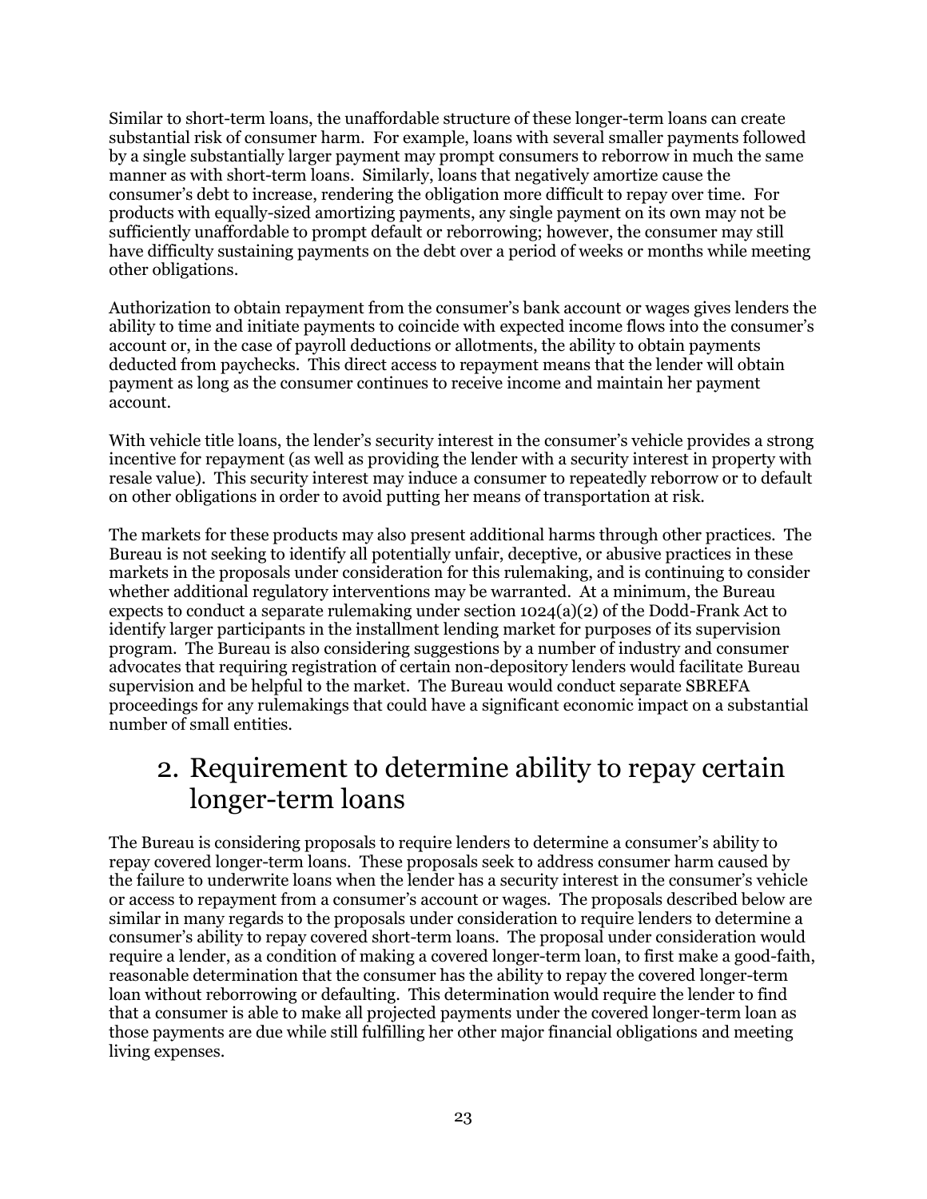Similar to short-term loans, the unaffordable structure of these longer-term loans can create substantial risk of consumer harm. For example, loans with several smaller payments followed by a single substantially larger payment may prompt consumers to reborrow in much the same manner as with short-term loans. Similarly, loans that negatively amortize cause the consumer's debt to increase, rendering the obligation more difficult to repay over time. For products with equally-sized amortizing payments, any single payment on its own may not be sufficiently unaffordable to prompt default or reborrowing; however, the consumer may still have difficulty sustaining payments on the debt over a period of weeks or months while meeting other obligations.

Authorization to obtain repayment from the consumer's bank account or wages gives lenders the ability to time and initiate payments to coincide with expected income flows into the consumer's account or, in the case of payroll deductions or allotments, the ability to obtain payments deducted from paychecks. This direct access to repayment means that the lender will obtain payment as long as the consumer continues to receive income and maintain her payment account.

With vehicle title loans, the lender's security interest in the consumer's vehicle provides a strong incentive for repayment (as well as providing the lender with a security interest in property with resale value). This security interest may induce a consumer to repeatedly reborrow or to default on other obligations in order to avoid putting her means of transportation at risk.

The markets for these products may also present additional harms through other practices. The Bureau is not seeking to identify all potentially unfair, deceptive, or abusive practices in these markets in the proposals under consideration for this rulemaking, and is continuing to consider whether additional regulatory interventions may be warranted. At a minimum, the Bureau expects to conduct a separate rulemaking under section 1024(a)(2) of the Dodd-Frank Act to identify larger participants in the installment lending market for purposes of its supervision program. The Bureau is also considering suggestions by a number of industry and consumer advocates that requiring registration of certain non-depository lenders would facilitate Bureau supervision and be helpful to the market. The Bureau would conduct separate SBREFA proceedings for any rulemakings that could have a significant economic impact on a substantial number of small entities.

## 2. Requirement to determine ability to repay certain longer-term loans

The Bureau is considering proposals to require lenders to determine a consumer's ability to repay covered longer-term loans. These proposals seek to address consumer harm caused by the failure to underwrite loans when the lender has a security interest in the consumer's vehicle or access to repayment from a consumer's account or wages. The proposals described below are similar in many regards to the proposals under consideration to require lenders to determine a consumer's ability to repay covered short-term loans. The proposal under consideration would require a lender, as a condition of making a covered longer-term loan, to first make a good-faith, reasonable determination that the consumer has the ability to repay the covered longer-term loan without reborrowing or defaulting. This determination would require the lender to find that a consumer is able to make all projected payments under the covered longer-term loan as those payments are due while still fulfilling her other major financial obligations and meeting living expenses.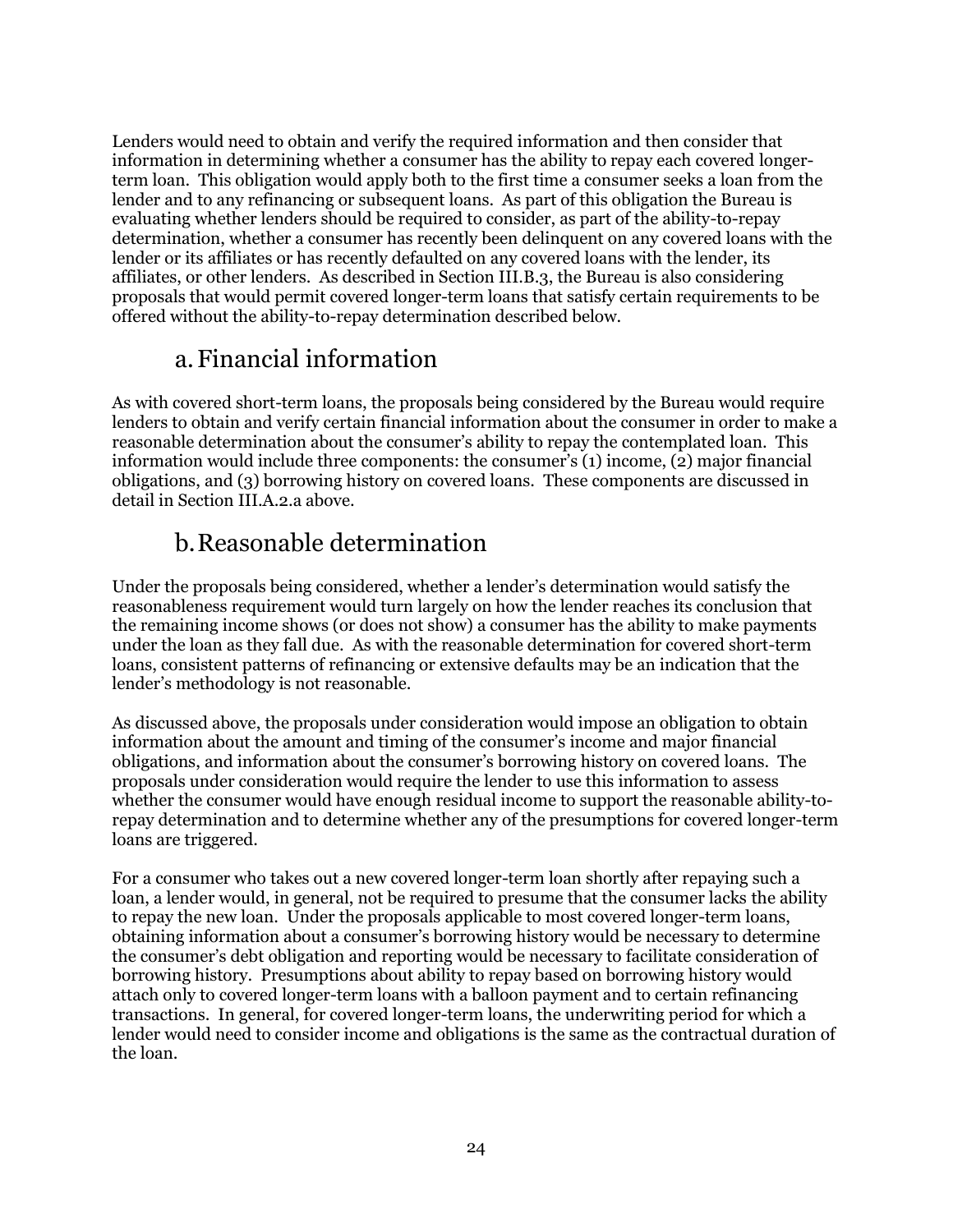Lenders would need to obtain and verify the required information and then consider that information in determining whether a consumer has the ability to repay each covered longer-term loan. This obligation would apply both to the first time a consumer seeks a loan from the lender and to any refinancing or subsequent loans. As part of this obligation the Bureau is evaluating whether lenders should be required to consider, as part of the ability-to-repay determination, whether a consumer has recently been delinquent on any covered loans with the lender or its affiliates or has recently defaulted on any covered loans with the lender, its affiliates, or other lenders. As described in Section III.B.3, the Bureau is also considering proposals that would permit covered longer-term loans that satisfy certain requirements to be offered without the ability-to-repay determination described below.

## a. Financial information

As with covered short-term loans, the proposals being considered by the Bureau would require lenders to obtain and verify certain financial information about the consumer in order to make a reasonable determination about the consumer's ability to repay the contemplated loan. This information would include three components: the consumer's (1) income, (2) major financial obligations, and (3) borrowing history on covered loans. These components are discussed in detail in Section III.A.2.a above.

## b. Reasonable determination

Under the proposals being considered, whether a lender's determination would satisfy the reasonableness requirement would turn largely on how the lender reaches its conclusion that the remaining income shows (or does not show) a consumer has the ability to make payments under the loan as they fall due. As with the reasonable determination for covered short-term loans, consistent patterns of refinancing or extensive defaults may be an indication that the lender's methodology is not reasonable.

As discussed above, the proposals under consideration would impose an obligation to obtain information about the amount and timing of the consumer's income and major financial obligations, and information about the consumer's borrowing history on covered loans. The proposals under consideration would require the lender to use this information to assess whether the consumer would have enough residual income to support the reasonable ability-to-repay determination and to determine whether any of the presumptions for covered longer-term loans are triggered.

For a consumer who takes out a new covered longer-term loan shortly after repaying such a loan, a lender would, in general, not be required to presume that the consumer lacks the ability to repay the new loan. Under the proposals applicable to most covered longer-term loans, obtaining information about a consumer's borrowing history would be necessary to determine the consumer's debt obligation and reporting would be necessary to facilitate consideration of borrowing history. Presumptions about ability to repay based on borrowing history would attach only to covered longer-term loans with a balloon payment and to certain refinancing transactions. In general, for covered longer-term loans, the underwriting period for which a lender would need to consider income and obligations is the same as the contractual duration of the loan.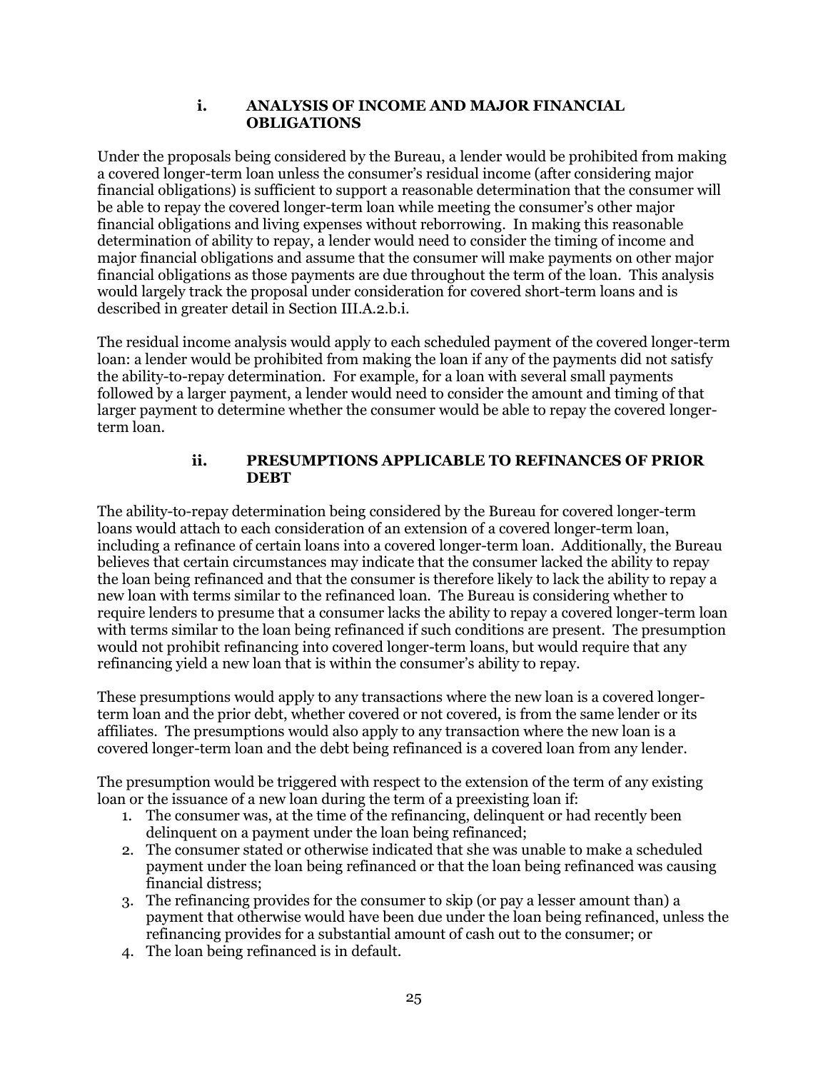#### i. ANALYSIS OF INCOME AND MAJOR FINANCIAL OBLIGATIONS

Under the proposals being considered by the Bureau, a lender would be prohibited from making a covered longer-term loan unless the consumer's residual income (after considering major financial obligations) is sufficient to support a reasonable determination that the consumer will be able to repay the covered longer-term loan while meeting the consumer's other major financial obligations and living expenses without reborrowing. In making this reasonable determination of ability to repay, a lender would need to consider the timing of income and major financial obligations and assume that the consumer will make payments on other major financial obligations as those payments are due throughout the term of the loan. This analysis would largely track the proposal under consideration for covered short-term loans and is described in greater detail in Section III.A.2.b.i.

The residual income analysis would apply to each scheduled payment of the covered longer-term loan: a lender would be prohibited from making the loan if any of the payments did not satisfy the ability-to-repay determination. For example, for a loan with several small payments followed by a larger payment, a lender would need to consider the amount and timing of that larger payment to determine whether the consumer would be able to repay the covered longer-term loan.

#### ii. PRESUMPTIONS APPLICABLE TO REFINANCES OF PRIOR DEBT

The ability-to-repay determination being considered by the Bureau for covered longer-term loans would attach to each consideration of an extension of a covered longer-term loan, including a refinance of certain loans into a covered longer-term loan. Additionally, the Bureau believes that certain circumstances may indicate that the consumer lacked the ability to repay the loan being refinanced and that the consumer is therefore likely to lack the ability to repay a new loan with terms similar to the refinanced loan. The Bureau is considering whether to require lenders to presume that a consumer lacks the ability to repay a covered longer-term loan with terms similar to the loan being refinanced if such conditions are present. The presumption would not prohibit refinancing into covered longer-term loans, but would require that any refinancing yield a new loan that is within the consumer's ability to repay.

These presumptions would apply to any transactions where the new loan is a covered longer-term loan and the prior debt, whether covered or not covered, is from the same lender or its affiliates. The presumptions would also apply to any transaction where the new loan is a covered longer-term loan and the debt being refinanced is a covered loan from any lender.

The presumption would be triggered with respect to the extension of the term of any existing loan or the issuance of a new loan during the term of a preexisting loan if:

1. The consumer was, at the time of the refinancing, delinquent or had recently been delinquent on a payment under the loan being refinanced;
2. The consumer stated or otherwise indicated that she was unable to make a scheduled payment under the loan being refinanced or that the loan being refinanced was causing financial distress;
3. The refinancing provides for the consumer to skip (or pay a lesser amount than) a payment that otherwise would have been due under the loan being refinanced, unless the refinancing provides for a substantial amount of cash out to the consumer; or
4. The loan being refinanced is in default.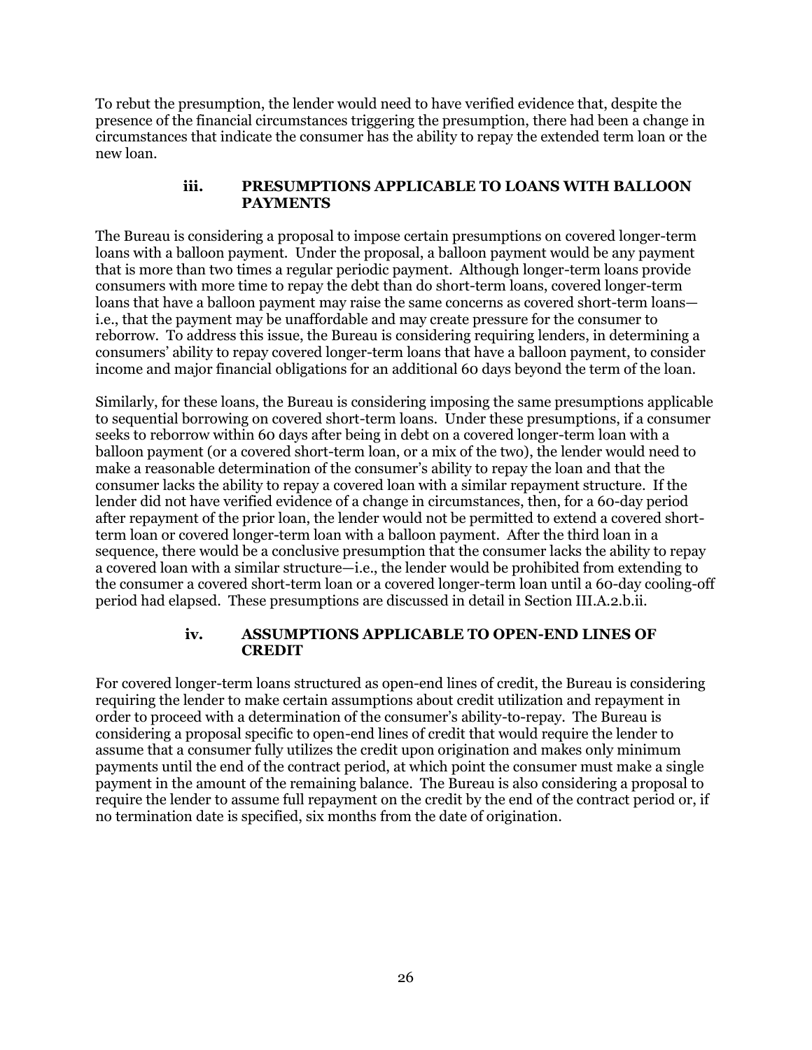To rebut the presumption, the lender would need to have verified evidence that, despite the presence of the financial circumstances triggering the presumption, there had been a change in circumstances that indicate the consumer has the ability to repay the extended term loan or the new loan.

#### iii. PRESUMPTIONS APPLICABLE TO LOANS WITH BALLOON PAYMENTS

The Bureau is considering a proposal to impose certain presumptions on covered longer-term loans with a balloon payment. Under the proposal, a balloon payment would be any payment that is more than two times a regular periodic payment. Although longer-term loans provide consumers with more time to repay the debt than do short-term loans, covered longer-term loans that have a balloon payment may raise the same concerns as covered short-term loans—i.e., that the payment may be unaffordable and may create pressure for the consumer to reborrow. To address this issue, the Bureau is considering requiring lenders, in determining a consumers' ability to repay covered longer-term loans that have a balloon payment, to consider income and major financial obligations for an additional 60 days beyond the term of the loan.

Similarly, for these loans, the Bureau is considering imposing the same presumptions applicable to sequential borrowing on covered short-term loans. Under these presumptions, if a consumer seeks to reborrow within 60 days after being in debt on a covered longer-term loan with a balloon payment (or a covered short-term loan, or a mix of the two), the lender would need to make a reasonable determination of the consumer's ability to repay the loan and that the consumer lacks the ability to repay a covered loan with a similar repayment structure. If the lender did not have verified evidence of a change in circumstances, then, for a 60-day period after repayment of the prior loan, the lender would not be permitted to extend a covered short-term loan or covered longer-term loan with a balloon payment. After the third loan in a sequence, there would be a conclusive presumption that the consumer lacks the ability to repay a covered loan with a similar structure—i.e., the lender would be prohibited from extending to the consumer a covered short-term loan or a covered longer-term loan until a 60-day cooling-off period had elapsed. These presumptions are discussed in detail in Section III.A.2.b.ii.

#### iv. ASSUMPTIONS APPLICABLE TO OPEN-END LINES OF CREDIT

For covered longer-term loans structured as open-end lines of credit, the Bureau is considering requiring the lender to make certain assumptions about credit utilization and repayment in order to proceed with a determination of the consumer's ability-to-repay. The Bureau is considering a proposal specific to open-end lines of credit that would require the lender to assume that a consumer fully utilizes the credit upon origination and makes only minimum payments until the end of the contract period, at which point the consumer must make a single payment in the amount of the remaining balance. The Bureau is also considering a proposal to require the lender to assume full repayment on the credit by the end of the contract period or, if no termination date is specified, six months from the date of origination.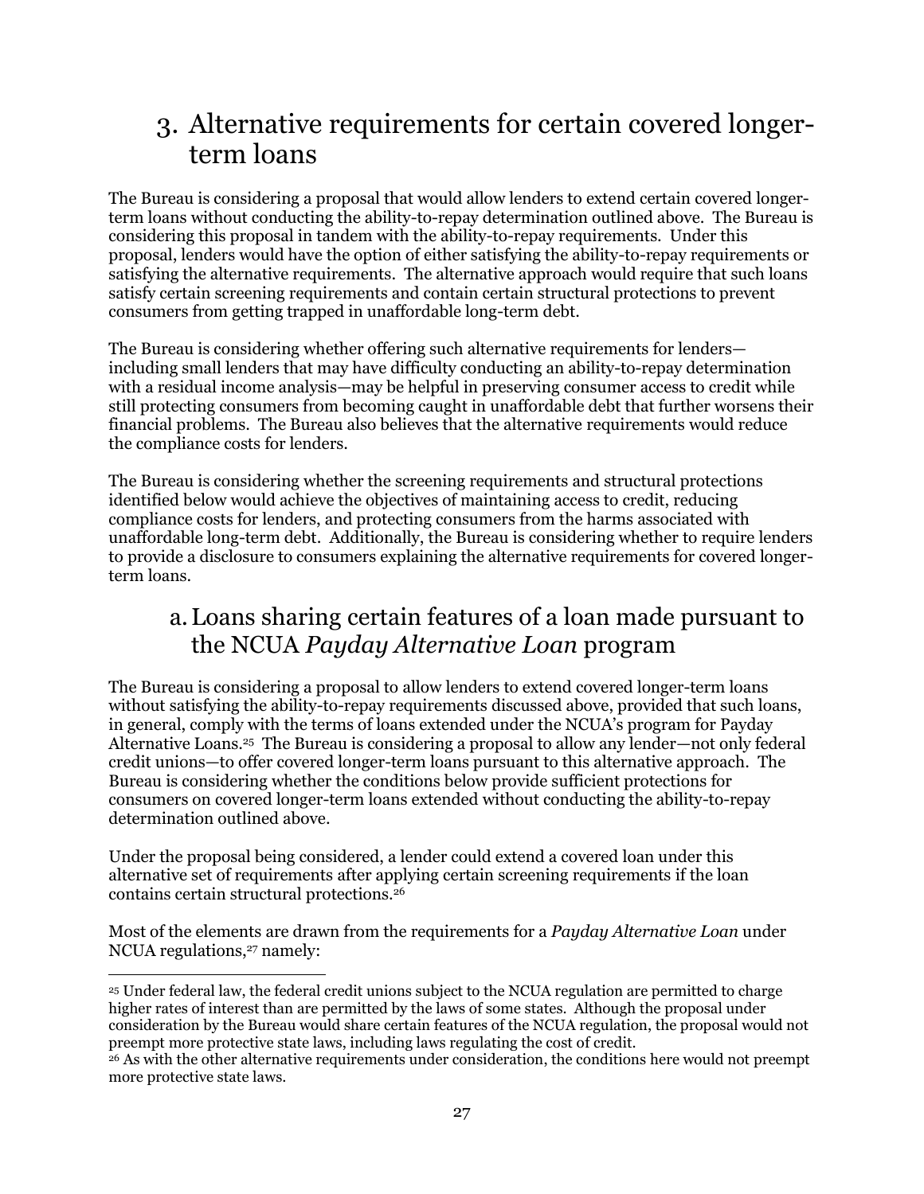## 3. Alternative requirements for certain covered longer-term loans

The Bureau is considering a proposal that would allow lenders to extend certain covered longer-term loans without conducting the ability-to-repay determination outlined above. The Bureau is considering this proposal in tandem with the ability-to-repay requirements. Under this proposal, lenders would have the option of either satisfying the ability-to-repay requirements or satisfying the alternative requirements. The alternative approach would require that such loans satisfy certain screening requirements and contain certain structural protections to prevent consumers from getting trapped in unaffordable long-term debt.

The Bureau is considering whether offering such alternative requirements for lenders—including small lenders that may have difficulty conducting an ability-to-repay determination with a residual income analysis—may be helpful in preserving consumer access to credit while still protecting consumers from becoming caught in unaffordable debt that further worsens their financial problems. The Bureau also believes that the alternative requirements would reduce the compliance costs for lenders.

The Bureau is considering whether the screening requirements and structural protections identified below would achieve the objectives of maintaining access to credit, reducing compliance costs for lenders, and protecting consumers from the harms associated with unaffordable long-term debt. Additionally, the Bureau is considering whether to require lenders to provide a disclosure to consumers explaining the alternative requirements for covered longer-term loans.

### a. Loans sharing certain features of a loan made pursuant to the NCUA *Payday Alternative Loan* program

The Bureau is considering a proposal to allow lenders to extend covered longer-term loans without satisfying the ability-to-repay requirements discussed above, provided that such loans, in general, comply with the terms of loans extended under the NCUA's program for Payday Alternative Loans.[25] The Bureau is considering a proposal to allow any lender—not only federal credit unions—to offer covered longer-term loans pursuant to this alternative approach. The Bureau is considering whether the conditions below provide sufficient protections for consumers on covered longer-term loans extended without conducting the ability-to-repay determination outlined above.

Under the proposal being considered, a lender could extend a covered loan under this alternative set of requirements after applying certain screening requirements if the loan contains certain structural protections.[26]

Most of the elements are drawn from the requirements for a *Payday Alternative Loan* under NCUA regulations,[27] namely:

---

[25] Under federal law, the federal credit unions subject to the NCUA regulation are permitted to charge higher rates of interest than are permitted by the laws of some states. Although the proposal under consideration by the Bureau would share certain features of the NCUA regulation, the proposal would not preempt more protective state laws, including laws regulating the cost of credit.

[26] As with the other alternative requirements under consideration, the conditions here would not preempt more protective state laws.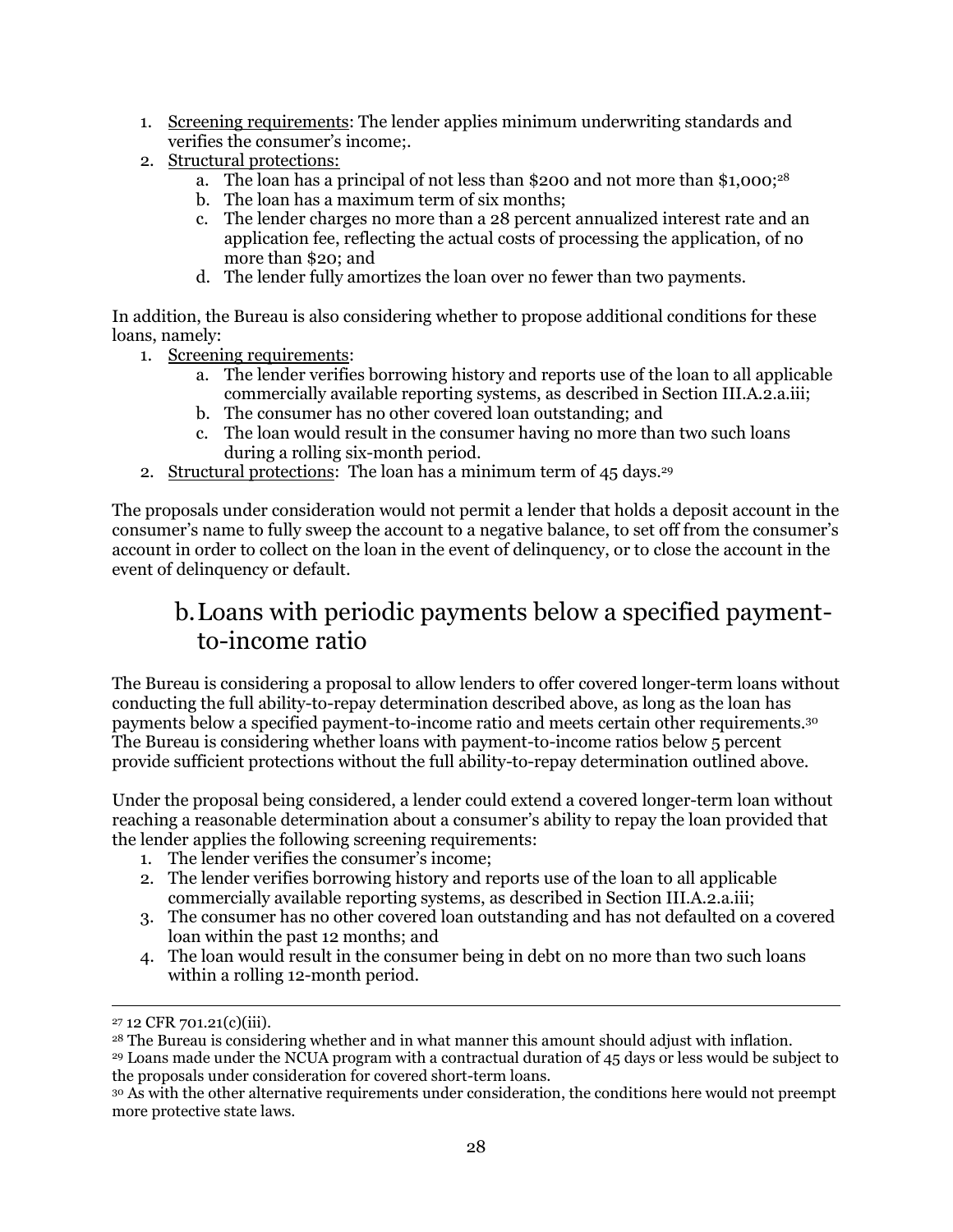1. Screening requirements: The lender applies minimum underwriting standards and verifies the consumer's income;.
2. Structural protections:
   a. The loan has a principal of not less than $200 and not more than $1,000;[28]
   b. The loan has a maximum term of six months;
   c. The lender charges no more than a 28 percent annualized interest rate and an application fee, reflecting the actual costs of processing the application, of no more than $20; and
   d. The lender fully amortizes the loan over no fewer than two payments.

In addition, the Bureau is also considering whether to propose additional conditions for these loans, namely:

1. Screening requirements:
   a. The lender verifies borrowing history and reports use of the loan to all applicable commercially available reporting systems, as described in Section III.A.2.a.iii;
   b. The consumer has no other covered loan outstanding; and
   c. The loan would result in the consumer having no more than two such loans during a rolling six-month period.
2. Structural protections: The loan has a minimum term of 45 days.[29]

The proposals under consideration would not permit a lender that holds a deposit account in the consumer's name to fully sweep the account to a negative balance, to set off from the consumer's account in order to collect on the loan in the event of delinquency, or to close the account in the event of delinquency or default.

## b. Loans with periodic payments below a specified payment-to-income ratio

The Bureau is considering a proposal to allow lenders to offer covered longer-term loans without conducting the full ability-to-repay determination described above, as long as the loan has payments below a specified payment-to-income ratio and meets certain other requirements.[30] The Bureau is considering whether loans with payment-to-income ratios below 5 percent provide sufficient protections without the full ability-to-repay determination outlined above.

Under the proposal being considered, a lender could extend a covered longer-term loan without reaching a reasonable determination about a consumer's ability to repay the loan provided that the lender applies the following screening requirements:

1. The lender verifies the consumer's income;
2. The lender verifies borrowing history and reports use of the loan to all applicable commercially available reporting systems, as described in Section III.A.2.a.iii;
3. The consumer has no other covered loan outstanding and has not defaulted on a covered loan within the past 12 months; and
4. The loan would result in the consumer being in debt on no more than two such loans within a rolling 12-month period.

---

[27] 12 CFR 701.21(c)(iii).

[28] The Bureau is considering whether and in what manner this amount should adjust with inflation.

[29] Loans made under the NCUA program with a contractual duration of 45 days or less would be subject to the proposals under consideration for covered short-term loans.

[30] As with the other alternative requirements under consideration, the conditions here would not preempt more protective state laws.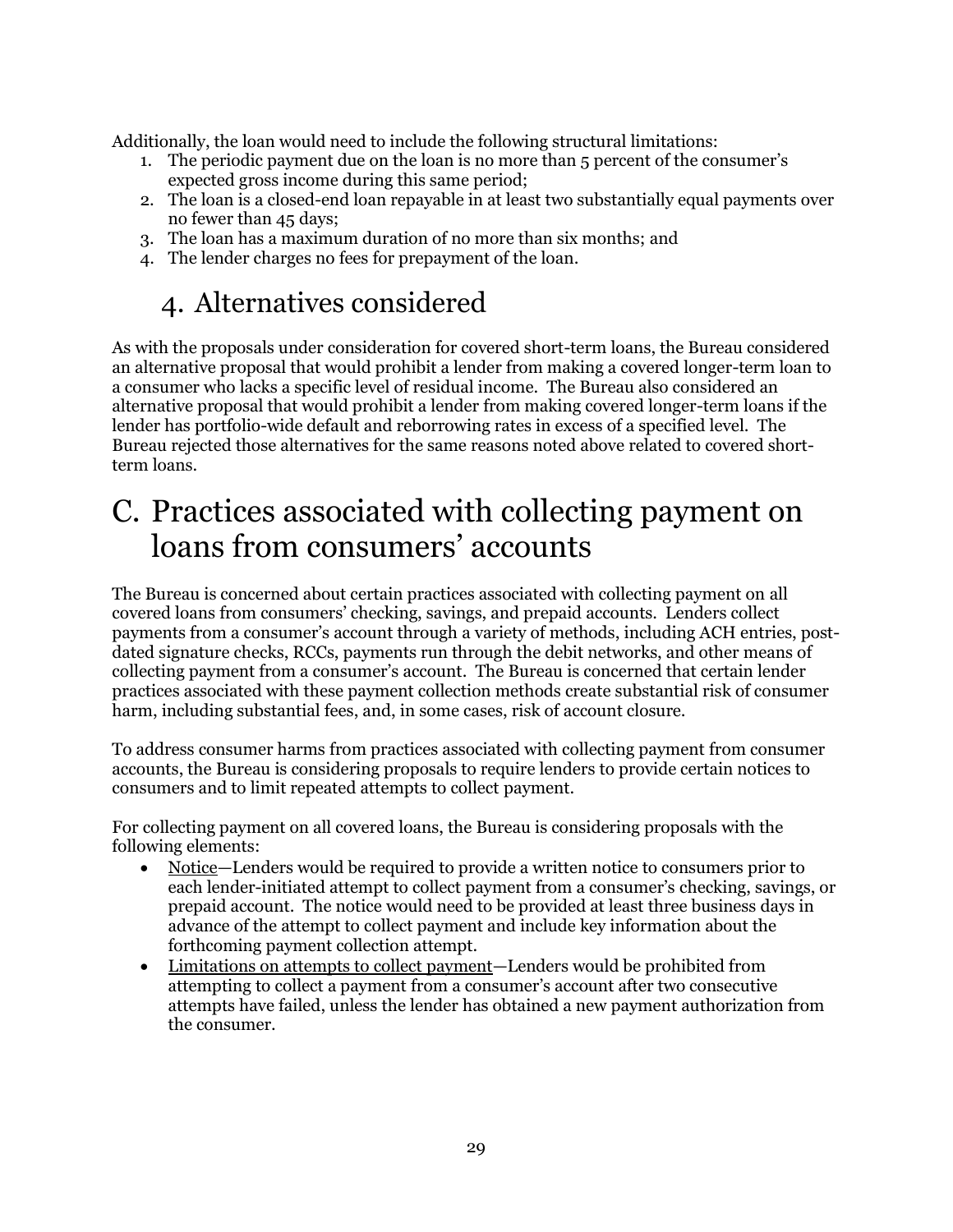Additionally, the loan would need to include the following structural limitations:

1. The periodic payment due on the loan is no more than 5 percent of the consumer's expected gross income during this same period;
2. The loan is a closed-end loan repayable in at least two substantially equal payments over no fewer than 45 days;
3. The loan has a maximum duration of no more than six months; and
4. The lender charges no fees for prepayment of the loan.

### 4. Alternatives considered

As with the proposals under consideration for covered short-term loans, the Bureau considered an alternative proposal that would prohibit a lender from making a covered longer-term loan to a consumer who lacks a specific level of residual income. The Bureau also considered an alternative proposal that would prohibit a lender from making covered longer-term loans if the lender has portfolio-wide default and reborrowing rates in excess of a specified level. The Bureau rejected those alternatives for the same reasons noted above related to covered short-term loans.

## C. Practices associated with collecting payment on loans from consumers' accounts

The Bureau is concerned about certain practices associated with collecting payment on all covered loans from consumers' checking, savings, and prepaid accounts. Lenders collect payments from a consumer's account through a variety of methods, including ACH entries, post-dated signature checks, RCCs, payments run through the debit networks, and other means of collecting payment from a consumer's account. The Bureau is concerned that certain lender practices associated with these payment collection methods create substantial risk of consumer harm, including substantial fees, and, in some cases, risk of account closure.

To address consumer harms from practices associated with collecting payment from consumer accounts, the Bureau is considering proposals to require lenders to provide certain notices to consumers and to limit repeated attempts to collect payment.

For collecting payment on all covered loans, the Bureau is considering proposals with the following elements:

- Notice—Lenders would be required to provide a written notice to consumers prior to each lender-initiated attempt to collect payment from a consumer's checking, savings, or prepaid account. The notice would need to be provided at least three business days in advance of the attempt to collect payment and include key information about the forthcoming payment collection attempt.
- Limitations on attempts to collect payment—Lenders would be prohibited from attempting to collect a payment from a consumer's account after two consecutive attempts have failed, unless the lender has obtained a new payment authorization from the consumer.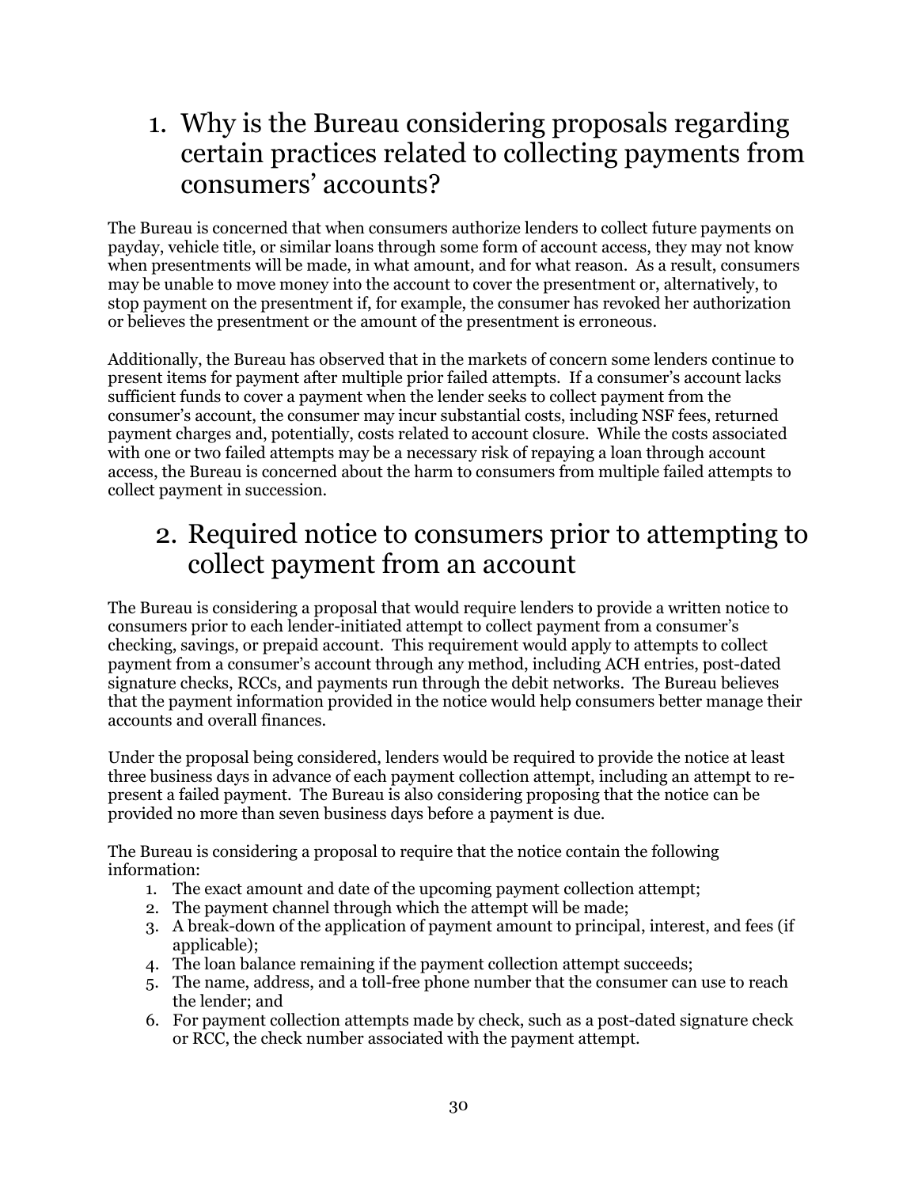## 1. Why is the Bureau considering proposals regarding certain practices related to collecting payments from consumers' accounts?

The Bureau is concerned that when consumers authorize lenders to collect future payments on payday, vehicle title, or similar loans through some form of account access, they may not know when presentments will be made, in what amount, and for what reason. As a result, consumers may be unable to move money into the account to cover the presentment or, alternatively, to stop payment on the presentment if, for example, the consumer has revoked her authorization or believes the presentment or the amount of the presentment is erroneous.

Additionally, the Bureau has observed that in the markets of concern some lenders continue to present items for payment after multiple prior failed attempts. If a consumer's account lacks sufficient funds to cover a payment when the lender seeks to collect payment from the consumer's account, the consumer may incur substantial costs, including NSF fees, returned payment charges and, potentially, costs related to account closure. While the costs associated with one or two failed attempts may be a necessary risk of repaying a loan through account access, the Bureau is concerned about the harm to consumers from multiple failed attempts to collect payment in succession.

## 2. Required notice to consumers prior to attempting to collect payment from an account

The Bureau is considering a proposal that would require lenders to provide a written notice to consumers prior to each lender-initiated attempt to collect payment from a consumer's checking, savings, or prepaid account. This requirement would apply to attempts to collect payment from a consumer's account through any method, including ACH entries, post-dated signature checks, RCCs, and payments run through the debit networks. The Bureau believes that the payment information provided in the notice would help consumers better manage their accounts and overall finances.

Under the proposal being considered, lenders would be required to provide the notice at least three business days in advance of each payment collection attempt, including an attempt to re-present a failed payment. The Bureau is also considering proposing that the notice can be provided no more than seven business days before a payment is due.

The Bureau is considering a proposal to require that the notice contain the following information:

1. The exact amount and date of the upcoming payment collection attempt;
2. The payment channel through which the attempt will be made;
3. A break-down of the application of payment amount to principal, interest, and fees (if applicable);
4. The loan balance remaining if the payment collection attempt succeeds;
5. The name, address, and a toll-free phone number that the consumer can use to reach the lender; and
6. For payment collection attempts made by check, such as a post-dated signature check or RCC, the check number associated with the payment attempt.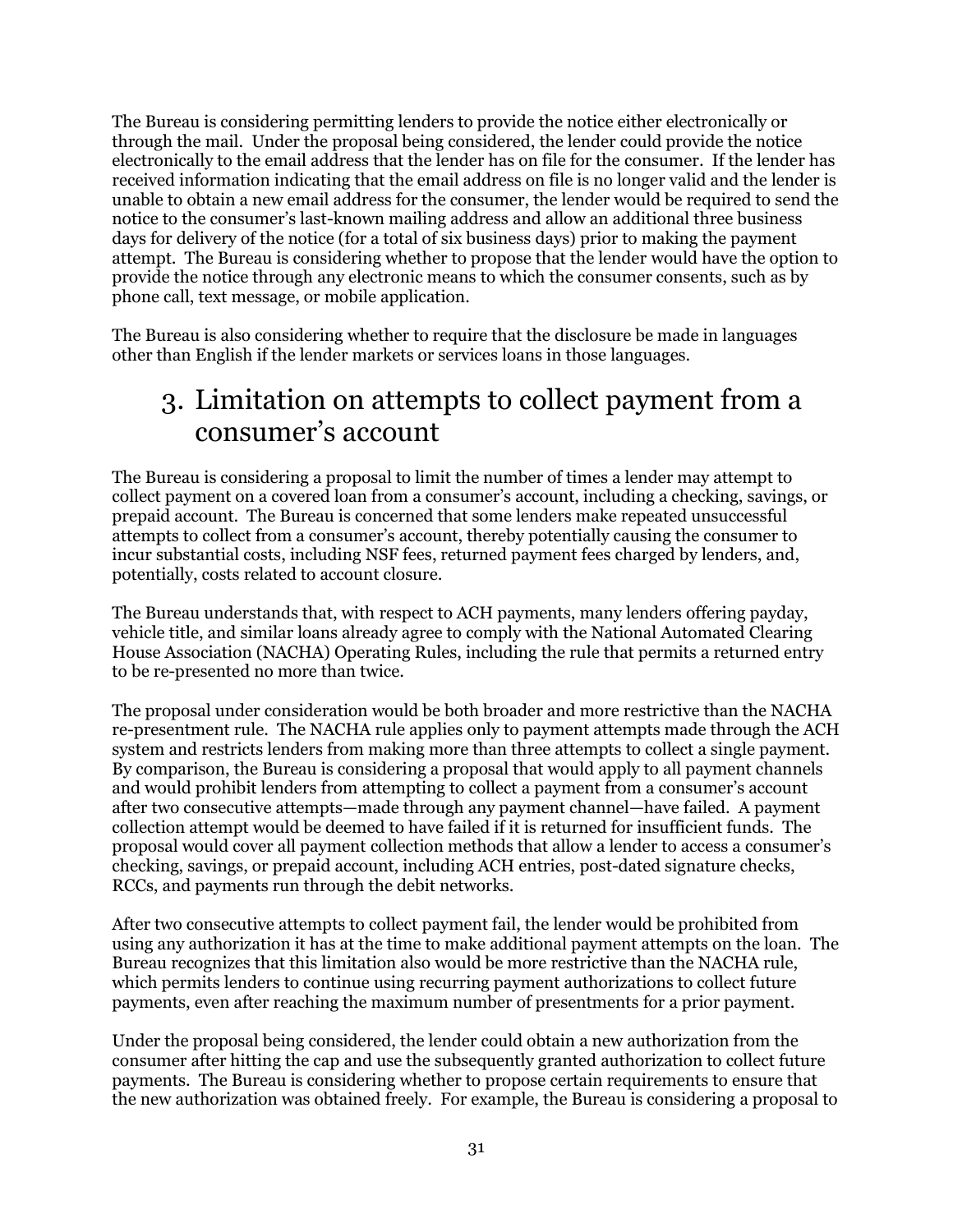The Bureau is considering permitting lenders to provide the notice either electronically or through the mail. Under the proposal being considered, the lender could provide the notice electronically to the email address that the lender has on file for the consumer. If the lender has received information indicating that the email address on file is no longer valid and the lender is unable to obtain a new email address for the consumer, the lender would be required to send the notice to the consumer's last-known mailing address and allow an additional three business days for delivery of the notice (for a total of six business days) prior to making the payment attempt. The Bureau is considering whether to propose that the lender would have the option to provide the notice through any electronic means to which the consumer consents, such as by phone call, text message, or mobile application.

The Bureau is also considering whether to require that the disclosure be made in languages other than English if the lender markets or services loans in those languages.

## 3. Limitation on attempts to collect payment from a consumer's account

The Bureau is considering a proposal to limit the number of times a lender may attempt to collect payment on a covered loan from a consumer's account, including a checking, savings, or prepaid account. The Bureau is concerned that some lenders make repeated unsuccessful attempts to collect from a consumer's account, thereby potentially causing the consumer to incur substantial costs, including NSF fees, returned payment fees charged by lenders, and, potentially, costs related to account closure.

The Bureau understands that, with respect to ACH payments, many lenders offering payday, vehicle title, and similar loans already agree to comply with the National Automated Clearing House Association (NACHA) Operating Rules, including the rule that permits a returned entry to be re-presented no more than twice.

The proposal under consideration would be both broader and more restrictive than the NACHA re-presentment rule. The NACHA rule applies only to payment attempts made through the ACH system and restricts lenders from making more than three attempts to collect a single payment. By comparison, the Bureau is considering a proposal that would apply to all payment channels and would prohibit lenders from attempting to collect a payment from a consumer's account after two consecutive attempts—made through any payment channel—have failed. A payment collection attempt would be deemed to have failed if it is returned for insufficient funds. The proposal would cover all payment collection methods that allow a lender to access a consumer's checking, savings, or prepaid account, including ACH entries, post-dated signature checks, RCCs, and payments run through the debit networks.

After two consecutive attempts to collect payment fail, the lender would be prohibited from using any authorization it has at the time to make additional payment attempts on the loan. The Bureau recognizes that this limitation also would be more restrictive than the NACHA rule, which permits lenders to continue using recurring payment authorizations to collect future payments, even after reaching the maximum number of presentments for a prior payment.

Under the proposal being considered, the lender could obtain a new authorization from the consumer after hitting the cap and use the subsequently granted authorization to collect future payments. The Bureau is considering whether to propose certain requirements to ensure that the new authorization was obtained freely. For example, the Bureau is considering a proposal to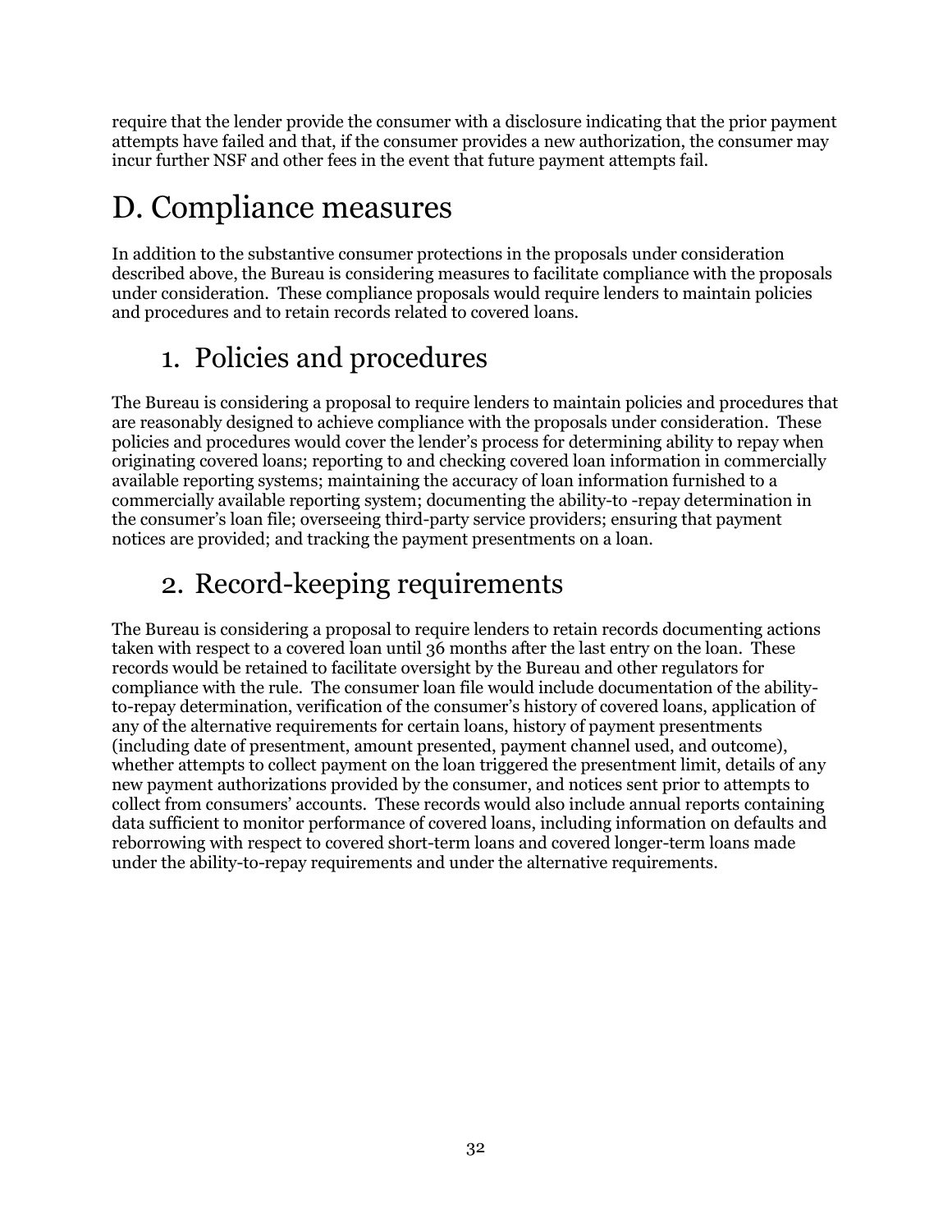require that the lender provide the consumer with a disclosure indicating that the prior payment attempts have failed and that, if the consumer provides a new authorization, the consumer may incur further NSF and other fees in the event that future payment attempts fail.

# D. Compliance measures

In addition to the substantive consumer protections in the proposals under consideration described above, the Bureau is considering measures to facilitate compliance with the proposals under consideration. These compliance proposals would require lenders to maintain policies and procedures and to retain records related to covered loans.

## 1. Policies and procedures

The Bureau is considering a proposal to require lenders to maintain policies and procedures that are reasonably designed to achieve compliance with the proposals under consideration. These policies and procedures would cover the lender's process for determining ability to repay when originating covered loans; reporting to and checking covered loan information in commercially available reporting systems; maintaining the accuracy of loan information furnished to a commercially available reporting system; documenting the ability-to -repay determination in the consumer's loan file; overseeing third-party service providers; ensuring that payment notices are provided; and tracking the payment presentments on a loan.

## 2. Record-keeping requirements

The Bureau is considering a proposal to require lenders to retain records documenting actions taken with respect to a covered loan until 36 months after the last entry on the loan. These records would be retained to facilitate oversight by the Bureau and other regulators for compliance with the rule. The consumer loan file would include documentation of the ability-to-repay determination, verification of the consumer's history of covered loans, application of any of the alternative requirements for certain loans, history of payment presentments (including date of presentment, amount presented, payment channel used, and outcome), whether attempts to collect payment on the loan triggered the presentment limit, details of any new payment authorizations provided by the consumer, and notices sent prior to attempts to collect from consumers' accounts. These records would also include annual reports containing data sufficient to monitor performance of covered loans, including information on defaults and reborrowing with respect to covered short-term loans and covered longer-term loans made under the ability-to-repay requirements and under the alternative requirements.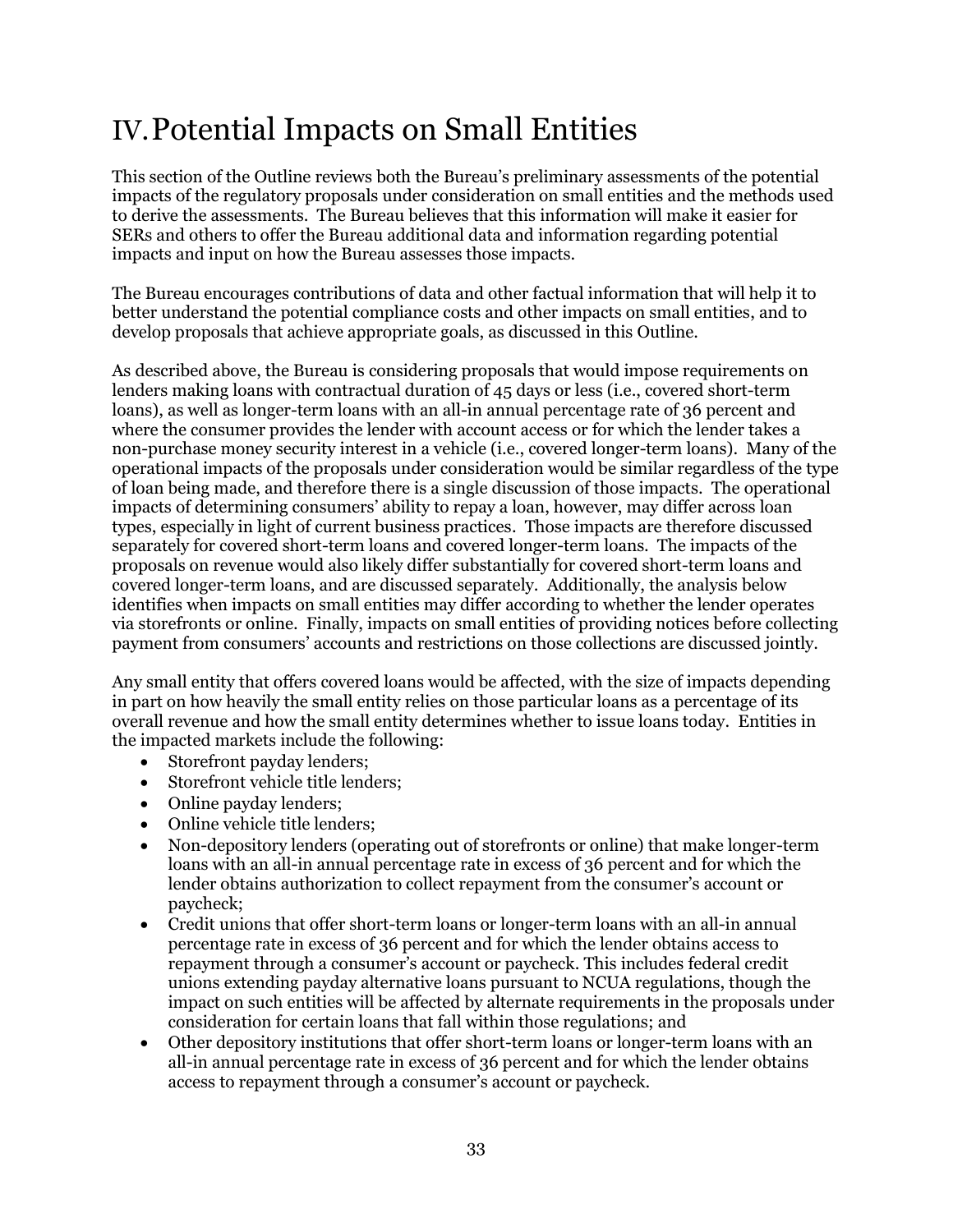# IV. Potential Impacts on Small Entities

This section of the Outline reviews both the Bureau's preliminary assessments of the potential impacts of the regulatory proposals under consideration on small entities and the methods used to derive the assessments. The Bureau believes that this information will make it easier for SERs and others to offer the Bureau additional data and information regarding potential impacts and input on how the Bureau assesses those impacts.

The Bureau encourages contributions of data and other factual information that will help it to better understand the potential compliance costs and other impacts on small entities, and to develop proposals that achieve appropriate goals, as discussed in this Outline.

As described above, the Bureau is considering proposals that would impose requirements on lenders making loans with contractual duration of 45 days or less (i.e., covered short-term loans), as well as longer-term loans with an all-in annual percentage rate of 36 percent and where the consumer provides the lender with account access or for which the lender takes a non-purchase money security interest in a vehicle (i.e., covered longer-term loans). Many of the operational impacts of the proposals under consideration would be similar regardless of the type of loan being made, and therefore there is a single discussion of those impacts. The operational impacts of determining consumers' ability to repay a loan, however, may differ across loan types, especially in light of current business practices. Those impacts are therefore discussed separately for covered short-term loans and covered longer-term loans. The impacts of the proposals on revenue would also likely differ substantially for covered short-term loans and covered longer-term loans, and are discussed separately. Additionally, the analysis below identifies when impacts on small entities may differ according to whether the lender operates via storefronts or online. Finally, impacts on small entities of providing notices before collecting payment from consumers' accounts and restrictions on those collections are discussed jointly.

Any small entity that offers covered loans would be affected, with the size of impacts depending in part on how heavily the small entity relies on those particular loans as a percentage of its overall revenue and how the small entity determines whether to issue loans today. Entities in the impacted markets include the following:

- Storefront payday lenders;
- Storefront vehicle title lenders;
- Online payday lenders;
- Online vehicle title lenders;
- Non-depository lenders (operating out of storefronts or online) that make longer-term loans with an all-in annual percentage rate in excess of 36 percent and for which the lender obtains authorization to collect repayment from the consumer's account or paycheck;
- Credit unions that offer short-term loans or longer-term loans with an all-in annual percentage rate in excess of 36 percent and for which the lender obtains access to repayment through a consumer's account or paycheck. This includes federal credit unions extending payday alternative loans pursuant to NCUA regulations, though the impact on such entities will be affected by alternate requirements in the proposals under consideration for certain loans that fall within those regulations; and
- Other depository institutions that offer short-term loans or longer-term loans with an all-in annual percentage rate in excess of 36 percent and for which the lender obtains access to repayment through a consumer's account or paycheck.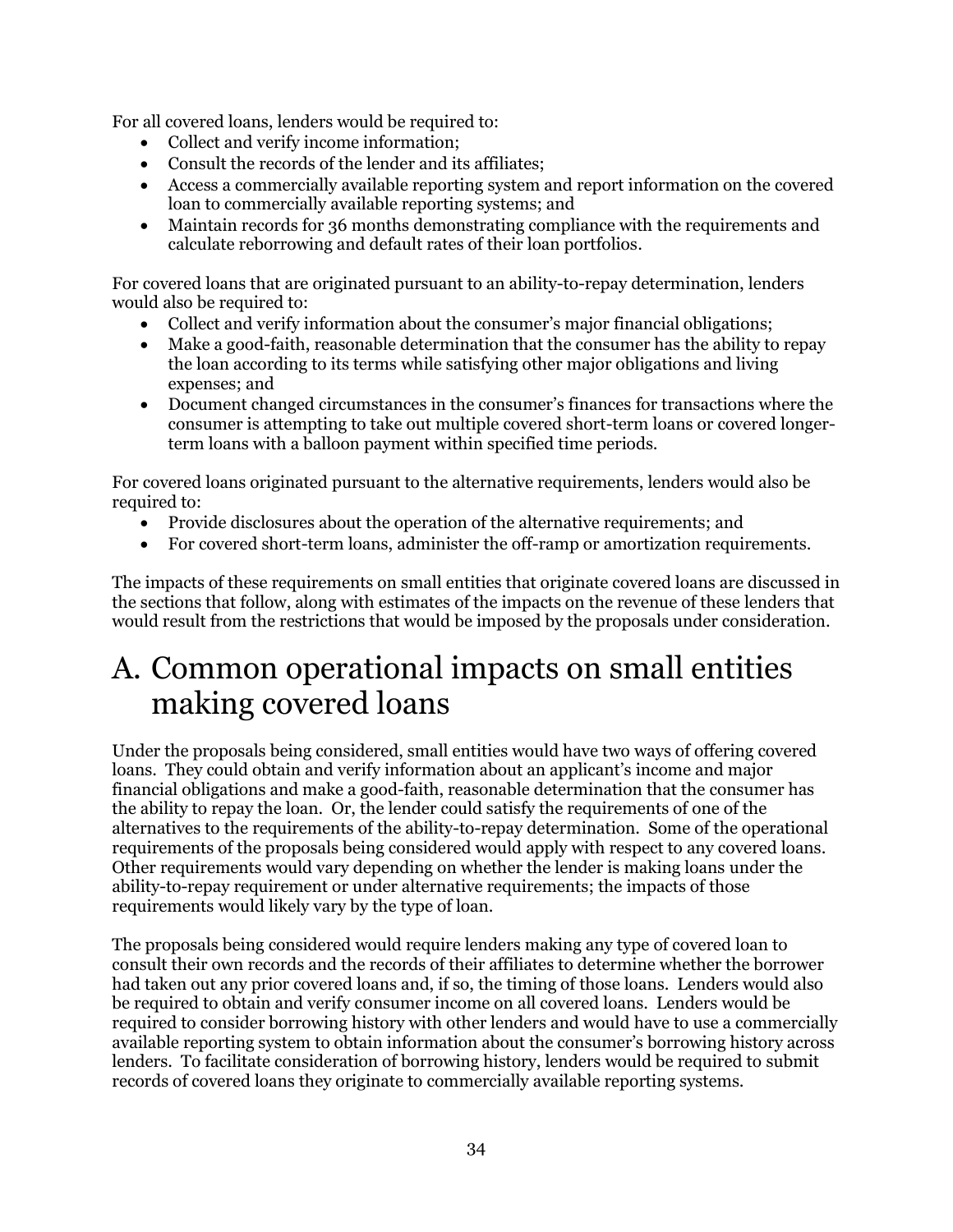For all covered loans, lenders would be required to:

- Collect and verify income information;
- Consult the records of the lender and its affiliates;
- Access a commercially available reporting system and report information on the covered loan to commercially available reporting systems; and
- Maintain records for 36 months demonstrating compliance with the requirements and calculate reborrowing and default rates of their loan portfolios.

For covered loans that are originated pursuant to an ability-to-repay determination, lenders would also be required to:

- Collect and verify information about the consumer's major financial obligations;
- Make a good-faith, reasonable determination that the consumer has the ability to repay the loan according to its terms while satisfying other major obligations and living expenses; and
- Document changed circumstances in the consumer's finances for transactions where the consumer is attempting to take out multiple covered short-term loans or covered longer-term loans with a balloon payment within specified time periods.

For covered loans originated pursuant to the alternative requirements, lenders would also be required to:

- Provide disclosures about the operation of the alternative requirements; and
- For covered short-term loans, administer the off-ramp or amortization requirements.

The impacts of these requirements on small entities that originate covered loans are discussed in the sections that follow, along with estimates of the impacts on the revenue of these lenders that would result from the restrictions that would be imposed by the proposals under consideration.

# A. Common operational impacts on small entities making covered loans

Under the proposals being considered, small entities would have two ways of offering covered loans. They could obtain and verify information about an applicant's income and major financial obligations and make a good-faith, reasonable determination that the consumer has the ability to repay the loan. Or, the lender could satisfy the requirements of one of the alternatives to the requirements of the ability-to-repay determination. Some of the operational requirements of the proposals being considered would apply with respect to any covered loans. Other requirements would vary depending on whether the lender is making loans under the ability-to-repay requirement or under alternative requirements; the impacts of those requirements would likely vary by the type of loan.

The proposals being considered would require lenders making any type of covered loan to consult their own records and the records of their affiliates to determine whether the borrower had taken out any prior covered loans and, if so, the timing of those loans. Lenders would also be required to obtain and verify consumer income on all covered loans. Lenders would be required to consider borrowing history with other lenders and would have to use a commercially available reporting system to obtain information about the consumer's borrowing history across lenders. To facilitate consideration of borrowing history, lenders would be required to submit records of covered loans they originate to commercially available reporting systems.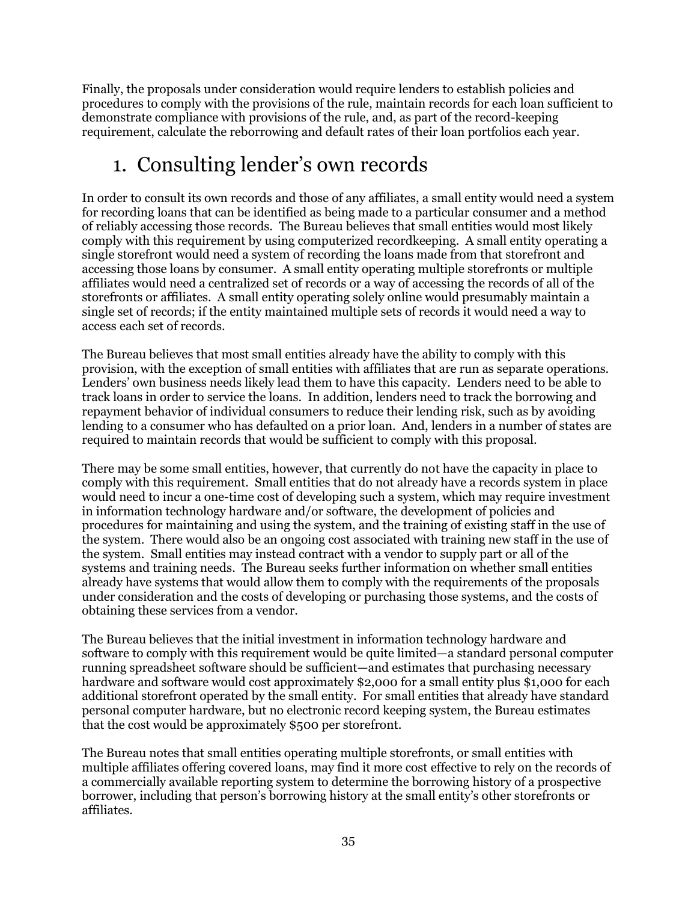Finally, the proposals under consideration would require lenders to establish policies and procedures to comply with the provisions of the rule, maintain records for each loan sufficient to demonstrate compliance with provisions of the rule, and, as part of the record-keeping requirement, calculate the reborrowing and default rates of their loan portfolios each year.

## 1. Consulting lender's own records

In order to consult its own records and those of any affiliates, a small entity would need a system for recording loans that can be identified as being made to a particular consumer and a method of reliably accessing those records. The Bureau believes that small entities would most likely comply with this requirement by using computerized recordkeeping. A small entity operating a single storefront would need a system of recording the loans made from that storefront and accessing those loans by consumer. A small entity operating multiple storefronts or multiple affiliates would need a centralized set of records or a way of accessing the records of all of the storefronts or affiliates. A small entity operating solely online would presumably maintain a single set of records; if the entity maintained multiple sets of records it would need a way to access each set of records.

The Bureau believes that most small entities already have the ability to comply with this provision, with the exception of small entities with affiliates that are run as separate operations. Lenders' own business needs likely lead them to have this capacity. Lenders need to be able to track loans in order to service the loans. In addition, lenders need to track the borrowing and repayment behavior of individual consumers to reduce their lending risk, such as by avoiding lending to a consumer who has defaulted on a prior loan. And, lenders in a number of states are required to maintain records that would be sufficient to comply with this proposal.

There may be some small entities, however, that currently do not have the capacity in place to comply with this requirement. Small entities that do not already have a records system in place would need to incur a one-time cost of developing such a system, which may require investment in information technology hardware and/or software, the development of policies and procedures for maintaining and using the system, and the training of existing staff in the use of the system. There would also be an ongoing cost associated with training new staff in the use of the system. Small entities may instead contract with a vendor to supply part or all of the systems and training needs. The Bureau seeks further information on whether small entities already have systems that would allow them to comply with the requirements of the proposals under consideration and the costs of developing or purchasing those systems, and the costs of obtaining these services from a vendor.

The Bureau believes that the initial investment in information technology hardware and software to comply with this requirement would be quite limited—a standard personal computer running spreadsheet software should be sufficient—and estimates that purchasing necessary hardware and software would cost approximately $2,000 for a small entity plus $1,000 for each additional storefront operated by the small entity. For small entities that already have standard personal computer hardware, but no electronic record keeping system, the Bureau estimates that the cost would be approximately $500 per storefront.

The Bureau notes that small entities operating multiple storefronts, or small entities with multiple affiliates offering covered loans, may find it more cost effective to rely on the records of a commercially available reporting system to determine the borrowing history of a prospective borrower, including that person's borrowing history at the small entity's other storefronts or affiliates.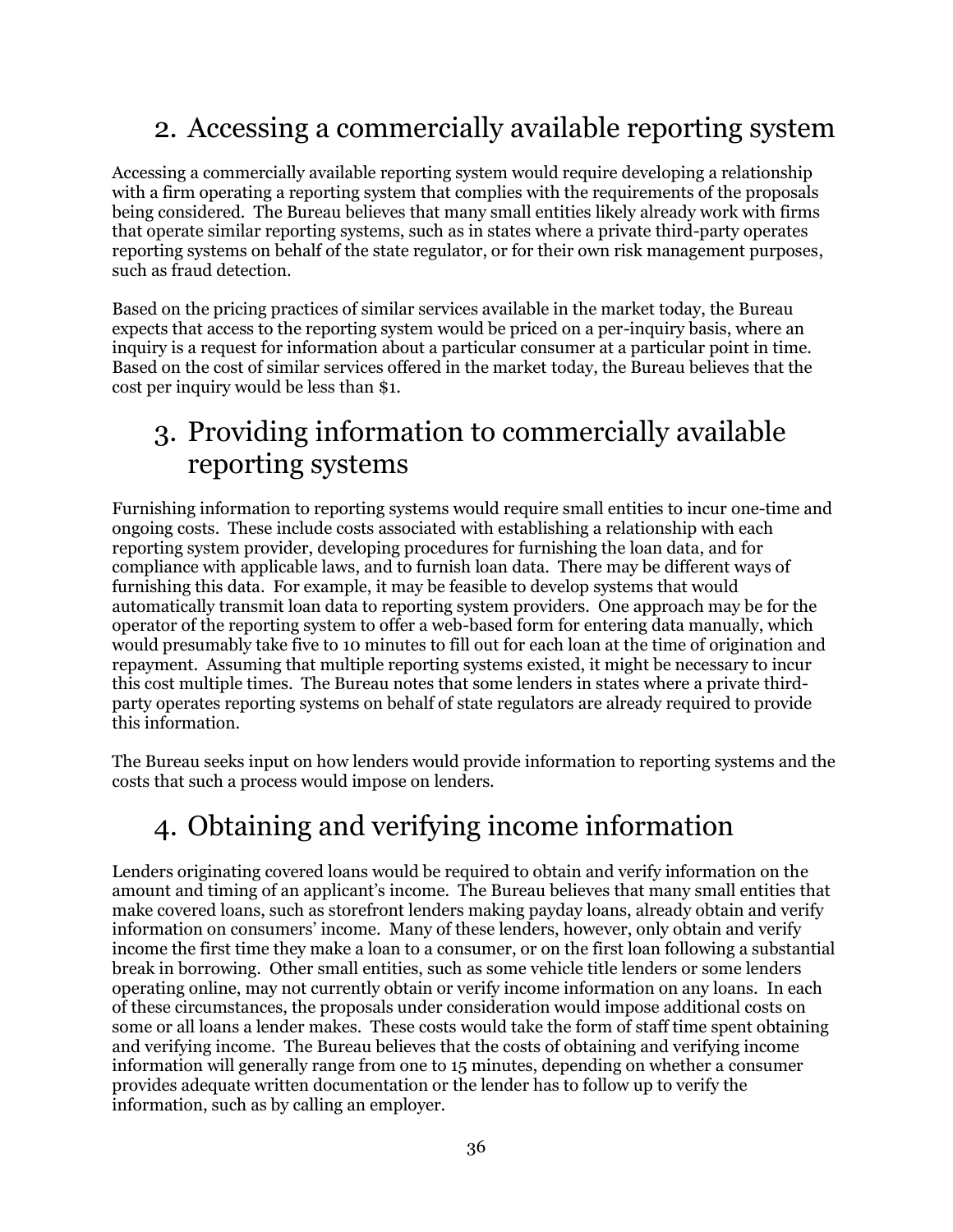## 2. Accessing a commercially available reporting system

Accessing a commercially available reporting system would require developing a relationship with a firm operating a reporting system that complies with the requirements of the proposals being considered. The Bureau believes that many small entities likely already work with firms that operate similar reporting systems, such as in states where a private third-party operates reporting systems on behalf of the state regulator, or for their own risk management purposes, such as fraud detection.

Based on the pricing practices of similar services available in the market today, the Bureau expects that access to the reporting system would be priced on a per-inquiry basis, where an inquiry is a request for information about a particular consumer at a particular point in time. Based on the cost of similar services offered in the market today, the Bureau believes that the cost per inquiry would be less than $1.

## 3. Providing information to commercially available reporting systems

Furnishing information to reporting systems would require small entities to incur one-time and ongoing costs. These include costs associated with establishing a relationship with each reporting system provider, developing procedures for furnishing the loan data, and for compliance with applicable laws, and to furnish loan data. There may be different ways of furnishing this data. For example, it may be feasible to develop systems that would automatically transmit loan data to reporting system providers. One approach may be for the operator of the reporting system to offer a web-based form for entering data manually, which would presumably take five to 10 minutes to fill out for each loan at the time of origination and repayment. Assuming that multiple reporting systems existed, it might be necessary to incur this cost multiple times. The Bureau notes that some lenders in states where a private third-party operates reporting systems on behalf of state regulators are already required to provide this information.

The Bureau seeks input on how lenders would provide information to reporting systems and the costs that such a process would impose on lenders.

## 4. Obtaining and verifying income information

Lenders originating covered loans would be required to obtain and verify information on the amount and timing of an applicant's income. The Bureau believes that many small entities that make covered loans, such as storefront lenders making payday loans, already obtain and verify information on consumers' income. Many of these lenders, however, only obtain and verify income the first time they make a loan to a consumer, or on the first loan following a substantial break in borrowing. Other small entities, such as some vehicle title lenders or some lenders operating online, may not currently obtain or verify income information on any loans. In each of these circumstances, the proposals under consideration would impose additional costs on some or all loans a lender makes. These costs would take the form of staff time spent obtaining and verifying income. The Bureau believes that the costs of obtaining and verifying income information will generally range from one to 15 minutes, depending on whether a consumer provides adequate written documentation or the lender has to follow up to verify the information, such as by calling an employer.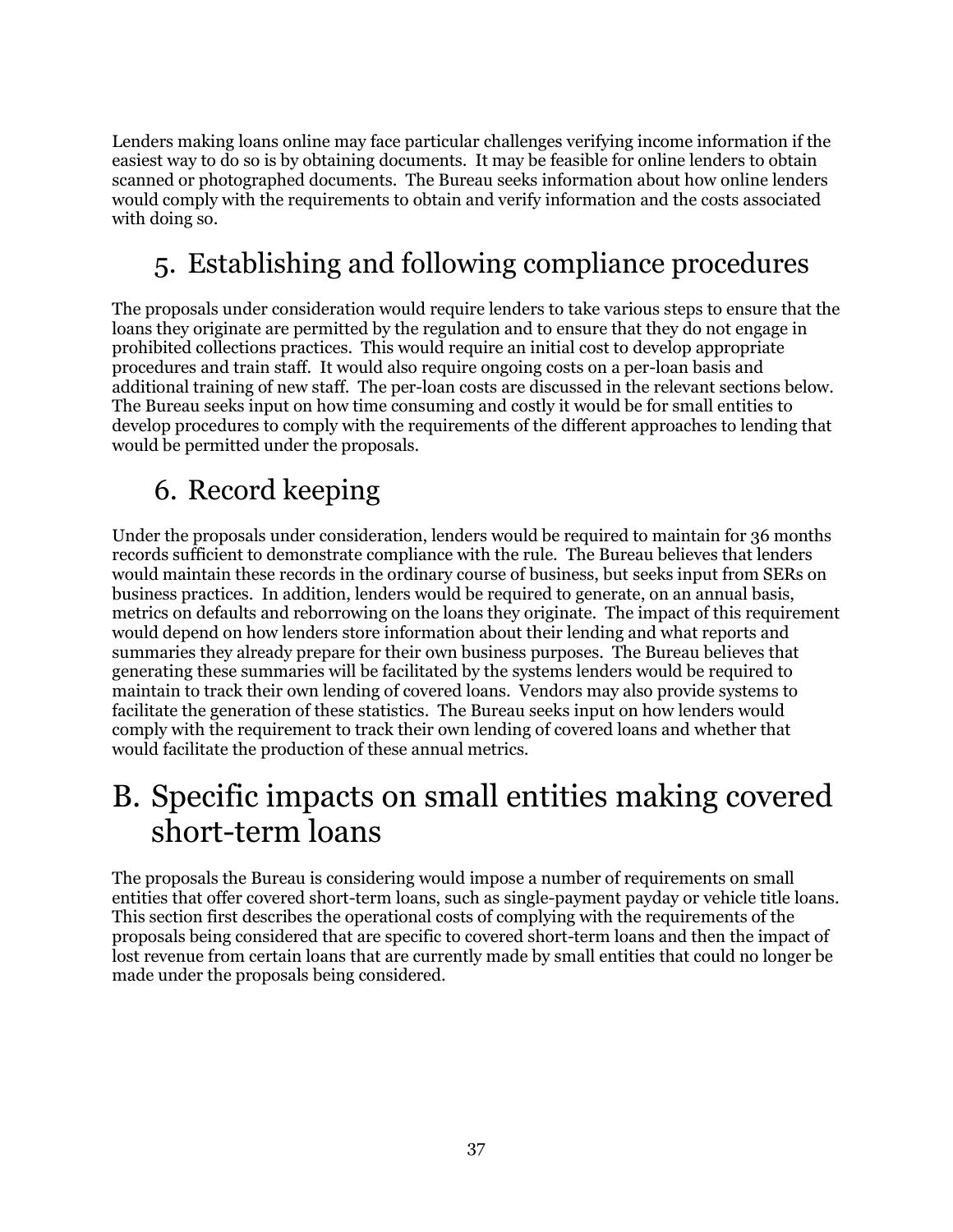Lenders making loans online may face particular challenges verifying income information if the easiest way to do so is by obtaining documents. It may be feasible for online lenders to obtain scanned or photographed documents. The Bureau seeks information about how online lenders would comply with the requirements to obtain and verify information and the costs associated with doing so.

### 5. Establishing and following compliance procedures

The proposals under consideration would require lenders to take various steps to ensure that the loans they originate are permitted by the regulation and to ensure that they do not engage in prohibited collections practices. This would require an initial cost to develop appropriate procedures and train staff. It would also require ongoing costs on a per-loan basis and additional training of new staff. The per-loan costs are discussed in the relevant sections below. The Bureau seeks input on how time consuming and costly it would be for small entities to develop procedures to comply with the requirements of the different approaches to lending that would be permitted under the proposals.

### 6. Record keeping

Under the proposals under consideration, lenders would be required to maintain for 36 months records sufficient to demonstrate compliance with the rule. The Bureau believes that lenders would maintain these records in the ordinary course of business, but seeks input from SERs on business practices. In addition, lenders would be required to generate, on an annual basis, metrics on defaults and reborrowing on the loans they originate. The impact of this requirement would depend on how lenders store information about their lending and what reports and summaries they already prepare for their own business purposes. The Bureau believes that generating these summaries will be facilitated by the systems lenders would be required to maintain to track their own lending of covered loans. Vendors may also provide systems to facilitate the generation of these statistics. The Bureau seeks input on how lenders would comply with the requirement to track their own lending of covered loans and whether that would facilitate the production of these annual metrics.

## B. Specific impacts on small entities making covered short-term loans

The proposals the Bureau is considering would impose a number of requirements on small entities that offer covered short-term loans, such as single-payment payday or vehicle title loans. This section first describes the operational costs of complying with the requirements of the proposals being considered that are specific to covered short-term loans and then the impact of lost revenue from certain loans that are currently made by small entities that could no longer be made under the proposals being considered.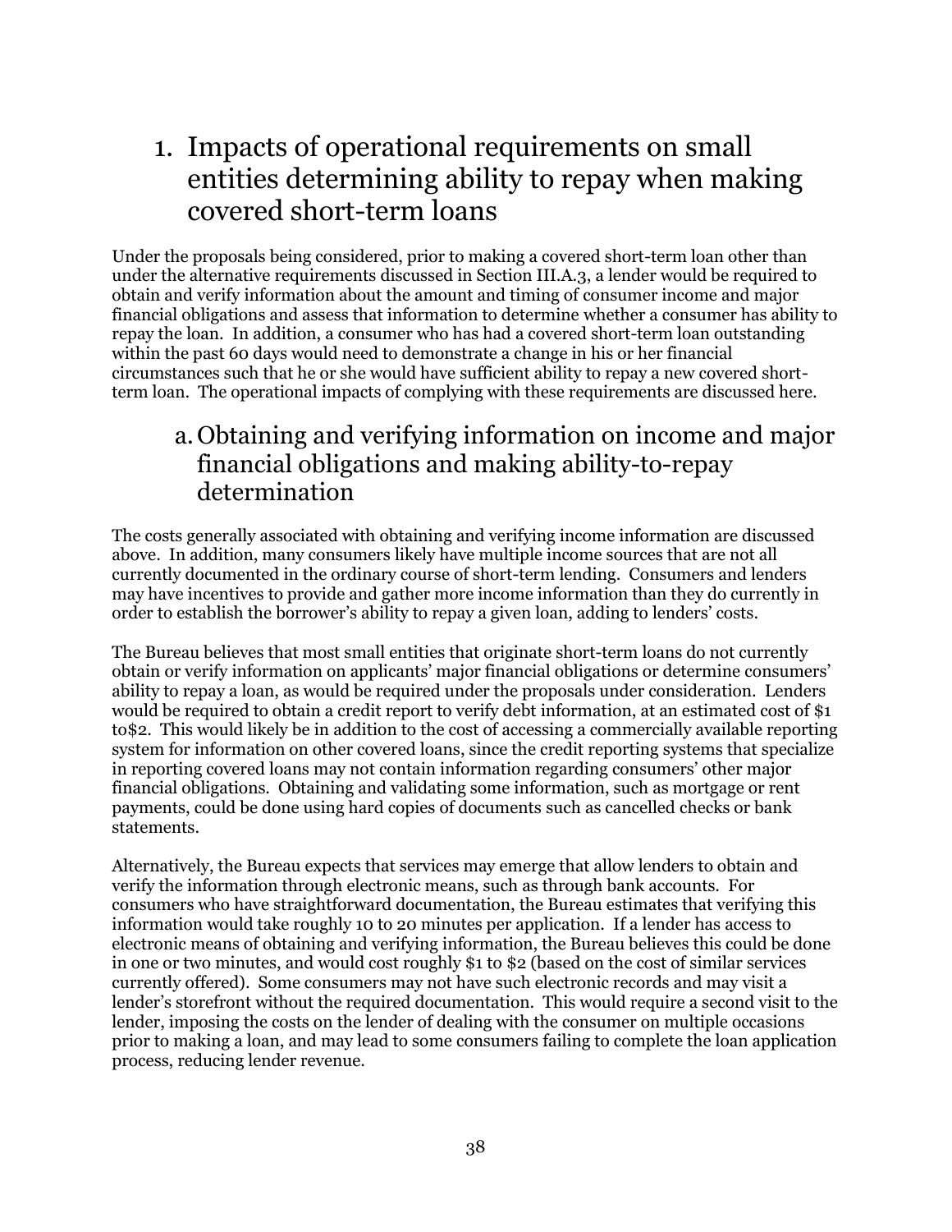# 1. Impacts of operational requirements on small entities determining ability to repay when making covered short-term loans

Under the proposals being considered, prior to making a covered short-term loan other than under the alternative requirements discussed in Section III.A.3, a lender would be required to obtain and verify information about the amount and timing of consumer income and major financial obligations and assess that information to determine whether a consumer has ability to repay the loan. In addition, a consumer who has had a covered short-term loan outstanding within the past 60 days would need to demonstrate a change in his or her financial circumstances such that he or she would have sufficient ability to repay a new covered short-term loan. The operational impacts of complying with these requirements are discussed here.

## a. Obtaining and verifying information on income and major financial obligations and making ability-to-repay determination

The costs generally associated with obtaining and verifying income information are discussed above. In addition, many consumers likely have multiple income sources that are not all currently documented in the ordinary course of short-term lending. Consumers and lenders may have incentives to provide and gather more income information than they do currently in order to establish the borrower's ability to repay a given loan, adding to lenders' costs.

The Bureau believes that most small entities that originate short-term loans do not currently obtain or verify information on applicants' major financial obligations or determine consumers' ability to repay a loan, as would be required under the proposals under consideration. Lenders would be required to obtain a credit report to verify debt information, at an estimated cost of $1 to$2. This would likely be in addition to the cost of accessing a commercially available reporting system for information on other covered loans, since the credit reporting systems that specialize in reporting covered loans may not contain information regarding consumers' other major financial obligations. Obtaining and validating some information, such as mortgage or rent payments, could be done using hard copies of documents such as cancelled checks or bank statements.

Alternatively, the Bureau expects that services may emerge that allow lenders to obtain and verify the information through electronic means, such as through bank accounts. For consumers who have straightforward documentation, the Bureau estimates that verifying this information would take roughly 10 to 20 minutes per application. If a lender has access to electronic means of obtaining and verifying information, the Bureau believes this could be done in one or two minutes, and would cost roughly $1 to $2 (based on the cost of similar services currently offered). Some consumers may not have such electronic records and may visit a lender's storefront without the required documentation. This would require a second visit to the lender, imposing the costs on the lender of dealing with the consumer on multiple occasions prior to making a loan, and may lead to some consumers failing to complete the loan application process, reducing lender revenue.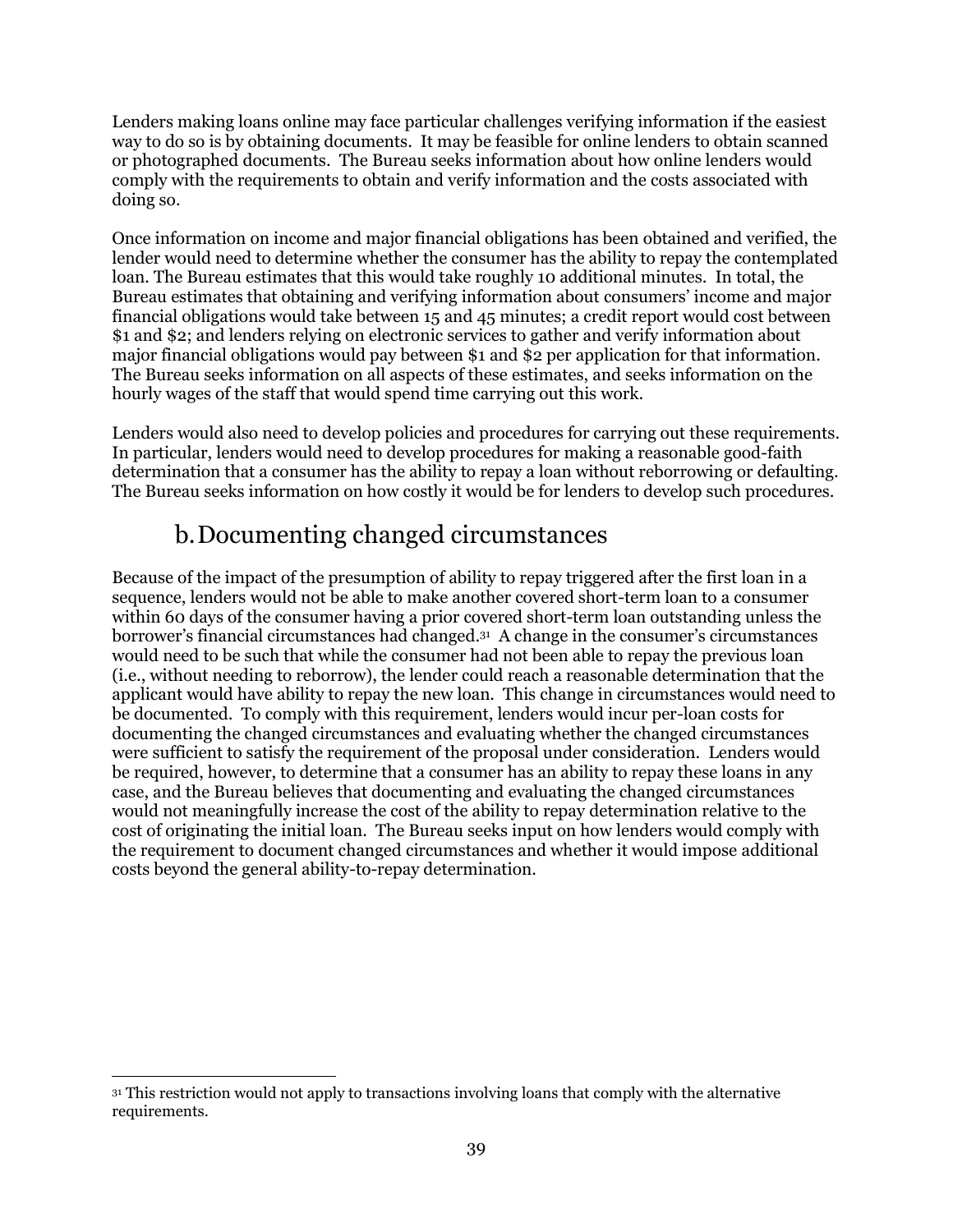Lenders making loans online may face particular challenges verifying information if the easiest way to do so is by obtaining documents. It may be feasible for online lenders to obtain scanned or photographed documents. The Bureau seeks information about how online lenders would comply with the requirements to obtain and verify information and the costs associated with doing so.

Once information on income and major financial obligations has been obtained and verified, the lender would need to determine whether the consumer has the ability to repay the contemplated loan. The Bureau estimates that this would take roughly 10 additional minutes. In total, the Bureau estimates that obtaining and verifying information about consumers' income and major financial obligations would take between 15 and 45 minutes; a credit report would cost between \$1 and \$2; and lenders relying on electronic services to gather and verify information about major financial obligations would pay between \$1 and \$2 per application for that information. The Bureau seeks information on all aspects of these estimates, and seeks information on the hourly wages of the staff that would spend time carrying out this work.

Lenders would also need to develop policies and procedures for carrying out these requirements. In particular, lenders would need to develop procedures for making a reasonable good-faith determination that a consumer has the ability to repay a loan without reborrowing or defaulting. The Bureau seeks information on how costly it would be for lenders to develop such procedures.

## b. Documenting changed circumstances

Because of the impact of the presumption of ability to repay triggered after the first loan in a sequence, lenders would not be able to make another covered short-term loan to a consumer within 60 days of the consumer having a prior covered short-term loan outstanding unless the borrower's financial circumstances had changed.[31] A change in the consumer's circumstances would need to be such that while the consumer had not been able to repay the previous loan (i.e., without needing to reborrow), the lender could reach a reasonable determination that the applicant would have ability to repay the new loan. This change in circumstances would need to be documented. To comply with this requirement, lenders would incur per-loan costs for documenting the changed circumstances and evaluating whether the changed circumstances were sufficient to satisfy the requirement of the proposal under consideration. Lenders would be required, however, to determine that a consumer has an ability to repay these loans in any case, and the Bureau believes that documenting and evaluating the changed circumstances would not meaningfully increase the cost of the ability to repay determination relative to the cost of originating the initial loan. The Bureau seeks input on how lenders would comply with the requirement to document changed circumstances and whether it would impose additional costs beyond the general ability-to-repay determination.

[31] This restriction would not apply to transactions involving loans that comply with the alternative requirements.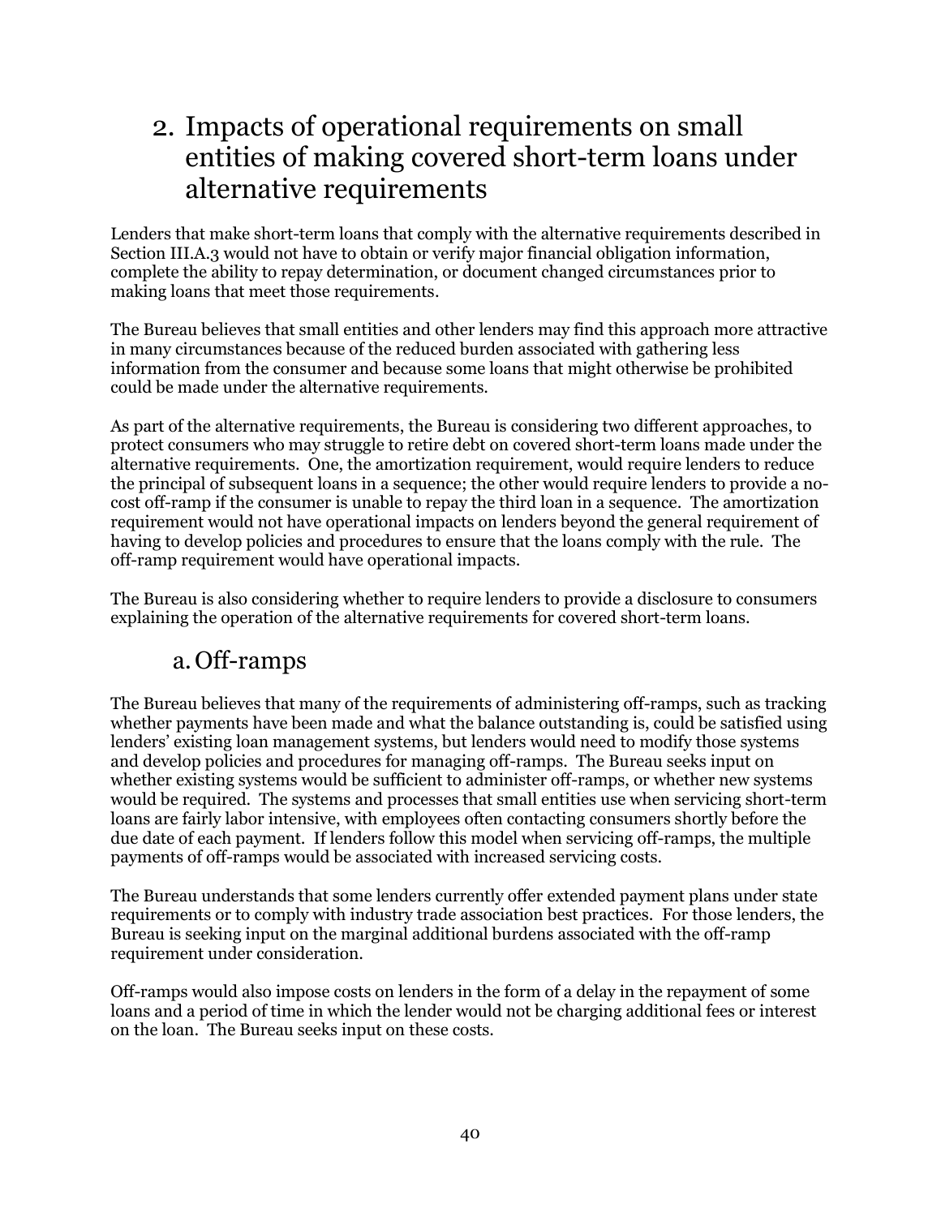## 2. Impacts of operational requirements on small entities of making covered short-term loans under alternative requirements

Lenders that make short-term loans that comply with the alternative requirements described in Section III.A.3 would not have to obtain or verify major financial obligation information, complete the ability to repay determination, or document changed circumstances prior to making loans that meet those requirements.

The Bureau believes that small entities and other lenders may find this approach more attractive in many circumstances because of the reduced burden associated with gathering less information from the consumer and because some loans that might otherwise be prohibited could be made under the alternative requirements.

As part of the alternative requirements, the Bureau is considering two different approaches, to protect consumers who may struggle to retire debt on covered short-term loans made under the alternative requirements. One, the amortization requirement, would require lenders to reduce the principal of subsequent loans in a sequence; the other would require lenders to provide a no-cost off-ramp if the consumer is unable to repay the third loan in a sequence. The amortization requirement would not have operational impacts on lenders beyond the general requirement of having to develop policies and procedures to ensure that the loans comply with the rule. The off-ramp requirement would have operational impacts.

The Bureau is also considering whether to require lenders to provide a disclosure to consumers explaining the operation of the alternative requirements for covered short-term loans.

### a. Off-ramps

The Bureau believes that many of the requirements of administering off-ramps, such as tracking whether payments have been made and what the balance outstanding is, could be satisfied using lenders' existing loan management systems, but lenders would need to modify those systems and develop policies and procedures for managing off-ramps. The Bureau seeks input on whether existing systems would be sufficient to administer off-ramps, or whether new systems would be required. The systems and processes that small entities use when servicing short-term loans are fairly labor intensive, with employees often contacting consumers shortly before the due date of each payment. If lenders follow this model when servicing off-ramps, the multiple payments of off-ramps would be associated with increased servicing costs.

The Bureau understands that some lenders currently offer extended payment plans under state requirements or to comply with industry trade association best practices. For those lenders, the Bureau is seeking input on the marginal additional burdens associated with the off-ramp requirement under consideration.

Off-ramps would also impose costs on lenders in the form of a delay in the repayment of some loans and a period of time in which the lender would not be charging additional fees or interest on the loan. The Bureau seeks input on these costs.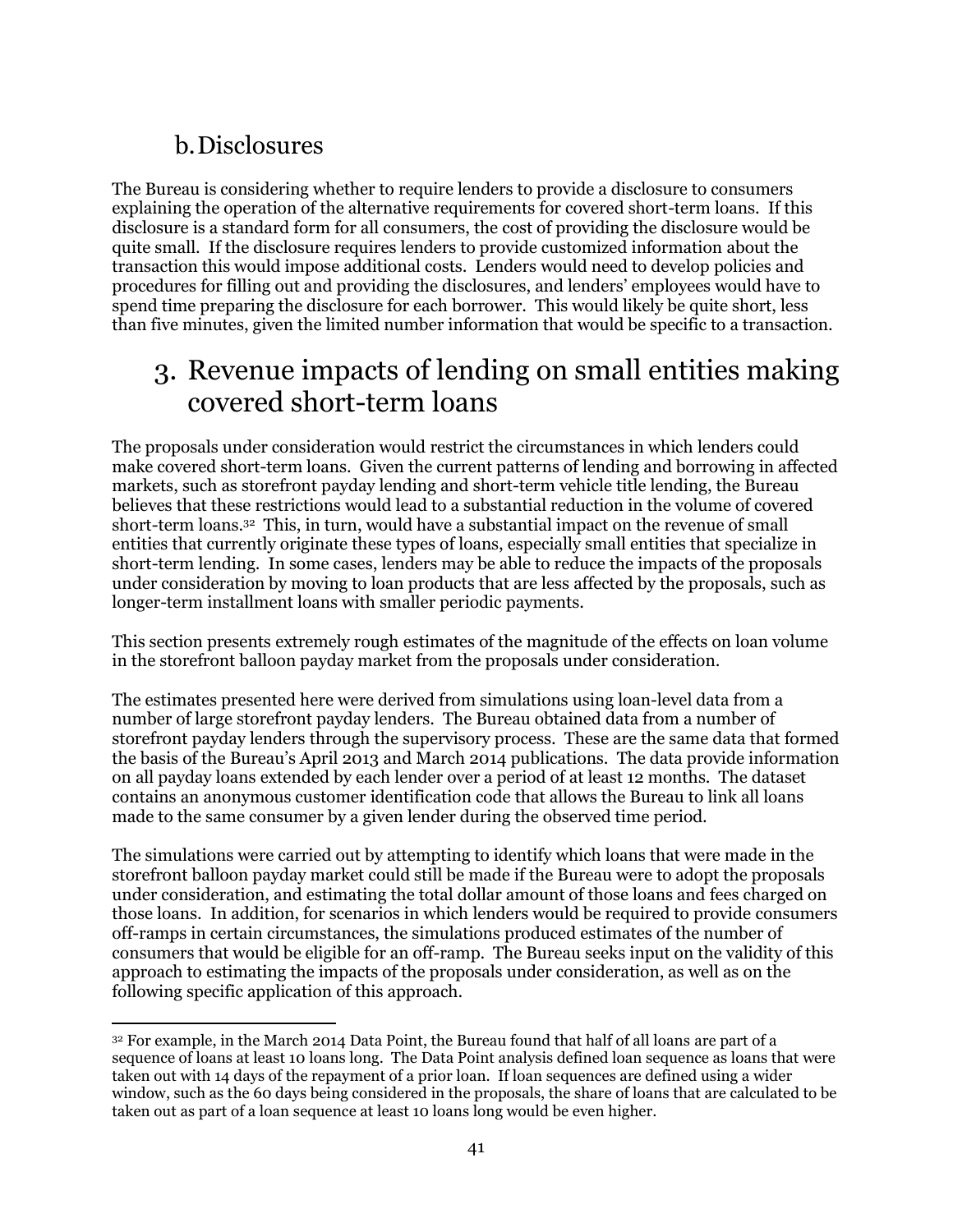### b. Disclosures

The Bureau is considering whether to require lenders to provide a disclosure to consumers explaining the operation of the alternative requirements for covered short-term loans. If this disclosure is a standard form for all consumers, the cost of providing the disclosure would be quite small. If the disclosure requires lenders to provide customized information about the transaction this would impose additional costs. Lenders would need to develop policies and procedures for filling out and providing the disclosures, and lenders' employees would have to spend time preparing the disclosure for each borrower. This would likely be quite short, less than five minutes, given the limited number information that would be specific to a transaction.

## 3. Revenue impacts of lending on small entities making covered short-term loans

The proposals under consideration would restrict the circumstances in which lenders could make covered short-term loans. Given the current patterns of lending and borrowing in affected markets, such as storefront payday lending and short-term vehicle title lending, the Bureau believes that these restrictions would lead to a substantial reduction in the volume of covered short-term loans.[32] This, in turn, would have a substantial impact on the revenue of small entities that currently originate these types of loans, especially small entities that specialize in short-term lending. In some cases, lenders may be able to reduce the impacts of the proposals under consideration by moving to loan products that are less affected by the proposals, such as longer-term installment loans with smaller periodic payments.

This section presents extremely rough estimates of the magnitude of the effects on loan volume in the storefront balloon payday market from the proposals under consideration.

The estimates presented here were derived from simulations using loan-level data from a number of large storefront payday lenders. The Bureau obtained data from a number of storefront payday lenders through the supervisory process. These are the same data that formed the basis of the Bureau's April 2013 and March 2014 publications. The data provide information on all payday loans extended by each lender over a period of at least 12 months. The dataset contains an anonymous customer identification code that allows the Bureau to link all loans made to the same consumer by a given lender during the observed time period.

The simulations were carried out by attempting to identify which loans that were made in the storefront balloon payday market could still be made if the Bureau were to adopt the proposals under consideration, and estimating the total dollar amount of those loans and fees charged on those loans. In addition, for scenarios in which lenders would be required to provide consumers off-ramps in certain circumstances, the simulations produced estimates of the number of consumers that would be eligible for an off-ramp. The Bureau seeks input on the validity of this approach to estimating the impacts of the proposals under consideration, as well as on the following specific application of this approach.

---

[32] For example, in the March 2014 Data Point, the Bureau found that half of all loans are part of a sequence of loans at least 10 loans long. The Data Point analysis defined loan sequence as loans that were taken out with 14 days of the repayment of a prior loan. If loan sequences are defined using a wider window, such as the 60 days being considered in the proposals, the share of loans that are calculated to be taken out as part of a loan sequence at least 10 loans long would be even higher.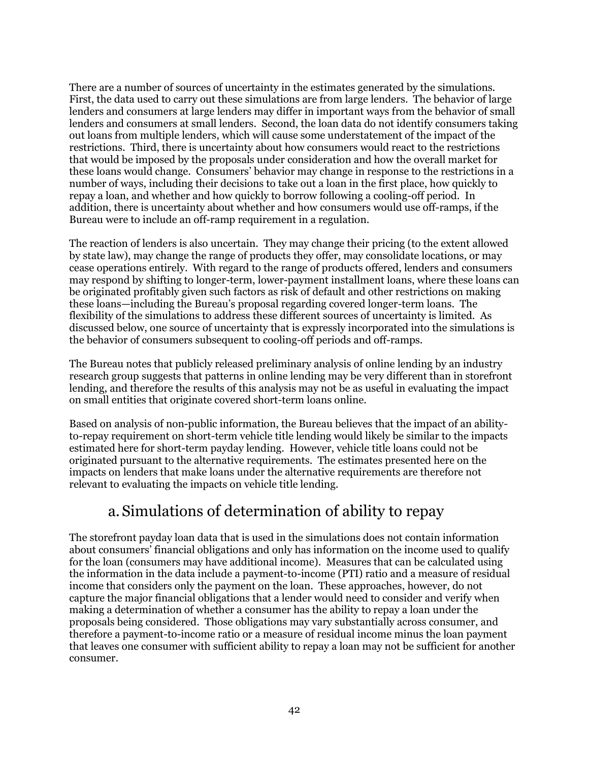There are a number of sources of uncertainty in the estimates generated by the simulations. First, the data used to carry out these simulations are from large lenders. The behavior of large lenders and consumers at large lenders may differ in important ways from the behavior of small lenders and consumers at small lenders. Second, the loan data do not identify consumers taking out loans from multiple lenders, which will cause some understatement of the impact of the restrictions. Third, there is uncertainty about how consumers would react to the restrictions that would be imposed by the proposals under consideration and how the overall market for these loans would change. Consumers' behavior may change in response to the restrictions in a number of ways, including their decisions to take out a loan in the first place, how quickly to repay a loan, and whether and how quickly to borrow following a cooling-off period. In addition, there is uncertainty about whether and how consumers would use off-ramps, if the Bureau were to include an off-ramp requirement in a regulation.

The reaction of lenders is also uncertain. They may change their pricing (to the extent allowed by state law), may change the range of products they offer, may consolidate locations, or may cease operations entirely. With regard to the range of products offered, lenders and consumers may respond by shifting to longer-term, lower-payment installment loans, where these loans can be originated profitably given such factors as risk of default and other restrictions on making these loans—including the Bureau's proposal regarding covered longer-term loans. The flexibility of the simulations to address these different sources of uncertainty is limited. As discussed below, one source of uncertainty that is expressly incorporated into the simulations is the behavior of consumers subsequent to cooling-off periods and off-ramps.

The Bureau notes that publicly released preliminary analysis of online lending by an industry research group suggests that patterns in online lending may be very different than in storefront lending, and therefore the results of this analysis may not be as useful in evaluating the impact on small entities that originate covered short-term loans online.

Based on analysis of non-public information, the Bureau believes that the impact of an ability-to-repay requirement on short-term vehicle title lending would likely be similar to the impacts estimated here for short-term payday lending. However, vehicle title loans could not be originated pursuant to the alternative requirements. The estimates presented here on the impacts on lenders that make loans under the alternative requirements are therefore not relevant to evaluating the impacts on vehicle title lending.

## a. Simulations of determination of ability to repay

The storefront payday loan data that is used in the simulations does not contain information about consumers' financial obligations and only has information on the income used to qualify for the loan (consumers may have additional income). Measures that can be calculated using the information in the data include a payment-to-income (PTI) ratio and a measure of residual income that considers only the payment on the loan. These approaches, however, do not capture the major financial obligations that a lender would need to consider and verify when making a determination of whether a consumer has the ability to repay a loan under the proposals being considered. Those obligations may vary substantially across consumer, and therefore a payment-to-income ratio or a measure of residual income minus the loan payment that leaves one consumer with sufficient ability to repay a loan may not be sufficient for another consumer.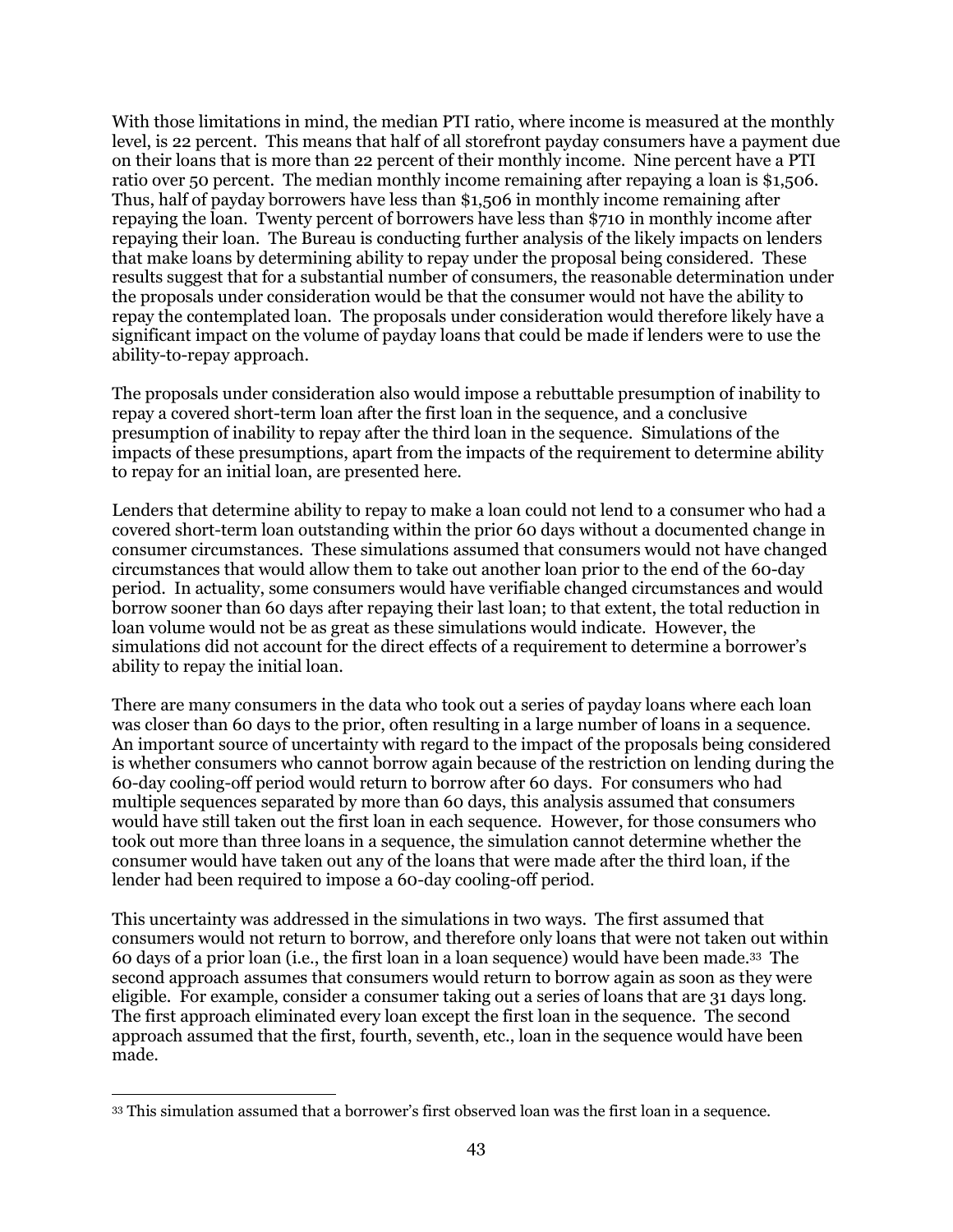With those limitations in mind, the median PTI ratio, where income is measured at the monthly level, is 22 percent. This means that half of all storefront payday consumers have a payment due on their loans that is more than 22 percent of their monthly income. Nine percent have a PTI ratio over 50 percent. The median monthly income remaining after repaying a loan is $1,506. Thus, half of payday borrowers have less than $1,506 in monthly income remaining after repaying the loan. Twenty percent of borrowers have less than $710 in monthly income after repaying their loan. The Bureau is conducting further analysis of the likely impacts on lenders that make loans by determining ability to repay under the proposal being considered. These results suggest that for a substantial number of consumers, the reasonable determination under the proposals under consideration would be that the consumer would not have the ability to repay the contemplated loan. The proposals under consideration would therefore likely have a significant impact on the volume of payday loans that could be made if lenders were to use the ability-to-repay approach.

The proposals under consideration also would impose a rebuttable presumption of inability to repay a covered short-term loan after the first loan in the sequence, and a conclusive presumption of inability to repay after the third loan in the sequence. Simulations of the impacts of these presumptions, apart from the impacts of the requirement to determine ability to repay for an initial loan, are presented here.

Lenders that determine ability to repay to make a loan could not lend to a consumer who had a covered short-term loan outstanding within the prior 60 days without a documented change in consumer circumstances. These simulations assumed that consumers would not have changed circumstances that would allow them to take out another loan prior to the end of the 60-day period. In actuality, some consumers would have verifiable changed circumstances and would borrow sooner than 60 days after repaying their last loan; to that extent, the total reduction in loan volume would not be as great as these simulations would indicate. However, the simulations did not account for the direct effects of a requirement to determine a borrower's ability to repay the initial loan.

There are many consumers in the data who took out a series of payday loans where each loan was closer than 60 days to the prior, often resulting in a large number of loans in a sequence. An important source of uncertainty with regard to the impact of the proposals being considered is whether consumers who cannot borrow again because of the restriction on lending during the 60-day cooling-off period would return to borrow after 60 days. For consumers who had multiple sequences separated by more than 60 days, this analysis assumed that consumers would have still taken out the first loan in each sequence. However, for those consumers who took out more than three loans in a sequence, the simulation cannot determine whether the consumer would have taken out any of the loans that were made after the third loan, if the lender had been required to impose a 60-day cooling-off period.

This uncertainty was addressed in the simulations in two ways. The first assumed that consumers would not return to borrow, and therefore only loans that were not taken out within 60 days of a prior loan (i.e., the first loan in a loan sequence) would have been made.[33] The second approach assumes that consumers would return to borrow again as soon as they were eligible. For example, consider a consumer taking out a series of loans that are 31 days long. The first approach eliminated every loan except the first loan in the sequence. The second approach assumed that the first, fourth, seventh, etc., loan in the sequence would have been made.

[33] This simulation assumed that a borrower's first observed loan was the first loan in a sequence.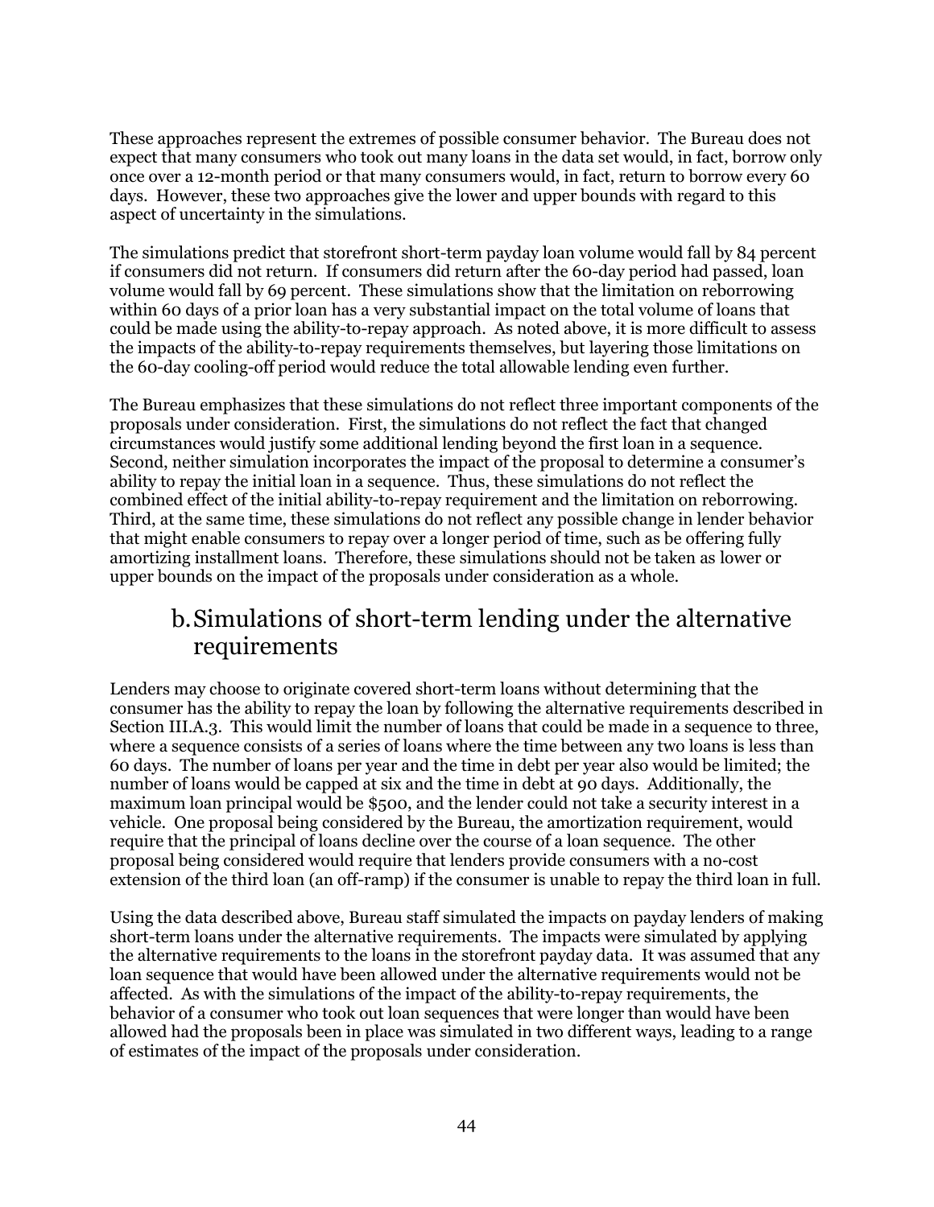These approaches represent the extremes of possible consumer behavior. The Bureau does not expect that many consumers who took out many loans in the data set would, in fact, borrow only once over a 12-month period or that many consumers would, in fact, return to borrow every 60 days. However, these two approaches give the lower and upper bounds with regard to this aspect of uncertainty in the simulations.

The simulations predict that storefront short-term payday loan volume would fall by 84 percent if consumers did not return. If consumers did return after the 60-day period had passed, loan volume would fall by 69 percent. These simulations show that the limitation on reborrowing within 60 days of a prior loan has a very substantial impact on the total volume of loans that could be made using the ability-to-repay approach. As noted above, it is more difficult to assess the impacts of the ability-to-repay requirements themselves, but layering those limitations on the 60-day cooling-off period would reduce the total allowable lending even further.

The Bureau emphasizes that these simulations do not reflect three important components of the proposals under consideration. First, the simulations do not reflect the fact that changed circumstances would justify some additional lending beyond the first loan in a sequence. Second, neither simulation incorporates the impact of the proposal to determine a consumer's ability to repay the initial loan in a sequence. Thus, these simulations do not reflect the combined effect of the initial ability-to-repay requirement and the limitation on reborrowing. Third, at the same time, these simulations do not reflect any possible change in lender behavior that might enable consumers to repay over a longer period of time, such as be offering fully amortizing installment loans. Therefore, these simulations should not be taken as lower or upper bounds on the impact of the proposals under consideration as a whole.

## b. Simulations of short-term lending under the alternative requirements

Lenders may choose to originate covered short-term loans without determining that the consumer has the ability to repay the loan by following the alternative requirements described in Section III.A.3. This would limit the number of loans that could be made in a sequence to three, where a sequence consists of a series of loans where the time between any two loans is less than 60 days. The number of loans per year and the time in debt per year also would be limited; the number of loans would be capped at six and the time in debt at 90 days. Additionally, the maximum loan principal would be $500, and the lender could not take a security interest in a vehicle. One proposal being considered by the Bureau, the amortization requirement, would require that the principal of loans decline over the course of a loan sequence. The other proposal being considered would require that lenders provide consumers with a no-cost extension of the third loan (an off-ramp) if the consumer is unable to repay the third loan in full.

Using the data described above, Bureau staff simulated the impacts on payday lenders of making short-term loans under the alternative requirements. The impacts were simulated by applying the alternative requirements to the loans in the storefront payday data. It was assumed that any loan sequence that would have been allowed under the alternative requirements would not be affected. As with the simulations of the impact of the ability-to-repay requirements, the behavior of a consumer who took out loan sequences that were longer than would have been allowed had the proposals been in place was simulated in two different ways, leading to a range of estimates of the impact of the proposals under consideration.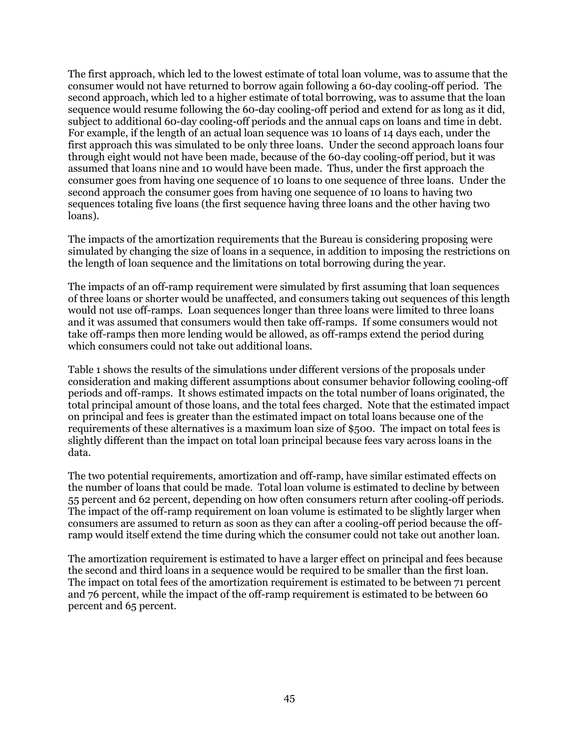The first approach, which led to the lowest estimate of total loan volume, was to assume that the consumer would not have returned to borrow again following a 60-day cooling-off period. The second approach, which led to a higher estimate of total borrowing, was to assume that the loan sequence would resume following the 60-day cooling-off period and extend for as long as it did, subject to additional 60-day cooling-off periods and the annual caps on loans and time in debt. For example, if the length of an actual loan sequence was 10 loans of 14 days each, under the first approach this was simulated to be only three loans. Under the second approach loans four through eight would not have been made, because of the 60-day cooling-off period, but it was assumed that loans nine and 10 would have been made. Thus, under the first approach the consumer goes from having one sequence of 10 loans to one sequence of three loans. Under the second approach the consumer goes from having one sequence of 10 loans to having two sequences totaling five loans (the first sequence having three loans and the other having two loans).

The impacts of the amortization requirements that the Bureau is considering proposing were simulated by changing the size of loans in a sequence, in addition to imposing the restrictions on the length of loan sequence and the limitations on total borrowing during the year.

The impacts of an off-ramp requirement were simulated by first assuming that loan sequences of three loans or shorter would be unaffected, and consumers taking out sequences of this length would not use off-ramps. Loan sequences longer than three loans were limited to three loans and it was assumed that consumers would then take off-ramps. If some consumers would not take off-ramps then more lending would be allowed, as off-ramps extend the period during which consumers could not take out additional loans.

Table 1 shows the results of the simulations under different versions of the proposals under consideration and making different assumptions about consumer behavior following cooling-off periods and off-ramps. It shows estimated impacts on the total number of loans originated, the total principal amount of those loans, and the total fees charged. Note that the estimated impact on principal and fees is greater than the estimated impact on total loans because one of the requirements of these alternatives is a maximum loan size of $500. The impact on total fees is slightly different than the impact on total loan principal because fees vary across loans in the data.

The two potential requirements, amortization and off-ramp, have similar estimated effects on the number of loans that could be made. Total loan volume is estimated to decline by between 55 percent and 62 percent, depending on how often consumers return after cooling-off periods. The impact of the off-ramp requirement on loan volume is estimated to be slightly larger when consumers are assumed to return as soon as they can after a cooling-off period because the off-ramp would itself extend the time during which the consumer could not take out another loan.

The amortization requirement is estimated to have a larger effect on principal and fees because the second and third loans in a sequence would be required to be smaller than the first loan. The impact on total fees of the amortization requirement is estimated to be between 71 percent and 76 percent, while the impact of the off-ramp requirement is estimated to be between 60 percent and 65 percent.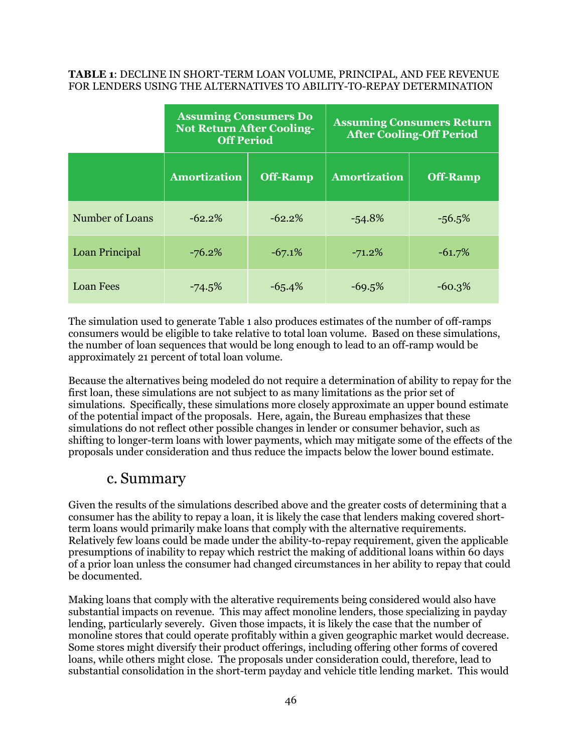**TABLE 1**: DECLINE IN SHORT-TERM LOAN VOLUME, PRINCIPAL, AND FEE REVENUE FOR LENDERS USING THE ALTERNATIVES TO ABILITY-TO-REPAY DETERMINATION

| | Assuming Consumers Do Not Return After Cooling-Off Period | | Assuming Consumers Return After Cooling-Off Period | |
|---|---|---|---|---|
| | Amortization | Off-Ramp | Amortization | Off-Ramp |
| Number of Loans | -62.2% | -62.2% | -54.8% | -56.5% |
| Loan Principal | -76.2% | -67.1% | -71.2% | -61.7% |
| Loan Fees | -74.5% | -65.4% | -69.5% | -60.3% |

The simulation used to generate Table 1 also produces estimates of the number of off-ramps consumers would be eligible to take relative to total loan volume. Based on these simulations, the number of loan sequences that would be long enough to lead to an off-ramp would be approximately 21 percent of total loan volume.

Because the alternatives being modeled do not require a determination of ability to repay for the first loan, these simulations are not subject to as many limitations as the prior set of simulations. Specifically, these simulations more closely approximate an upper bound estimate of the potential impact of the proposals. Here, again, the Bureau emphasizes that these simulations do not reflect other possible changes in lender or consumer behavior, such as shifting to longer-term loans with lower payments, which may mitigate some of the effects of the proposals under consideration and thus reduce the impacts below the lower bound estimate.

## c. Summary

Given the results of the simulations described above and the greater costs of determining that a consumer has the ability to repay a loan, it is likely the case that lenders making covered short-term loans would primarily make loans that comply with the alternative requirements. Relatively few loans could be made under the ability-to-repay requirement, given the applicable presumptions of inability to repay which restrict the making of additional loans within 60 days of a prior loan unless the consumer had changed circumstances in her ability to repay that could be documented.

Making loans that comply with the alterative requirements being considered would also have substantial impacts on revenue. This may affect monoline lenders, those specializing in payday lending, particularly severely. Given those impacts, it is likely the case that the number of monoline stores that could operate profitably within a given geographic market would decrease. Some stores might diversify their product offerings, including offering other forms of covered loans, while others might close. The proposals under consideration could, therefore, lead to substantial consolidation in the short-term payday and vehicle title lending market. This would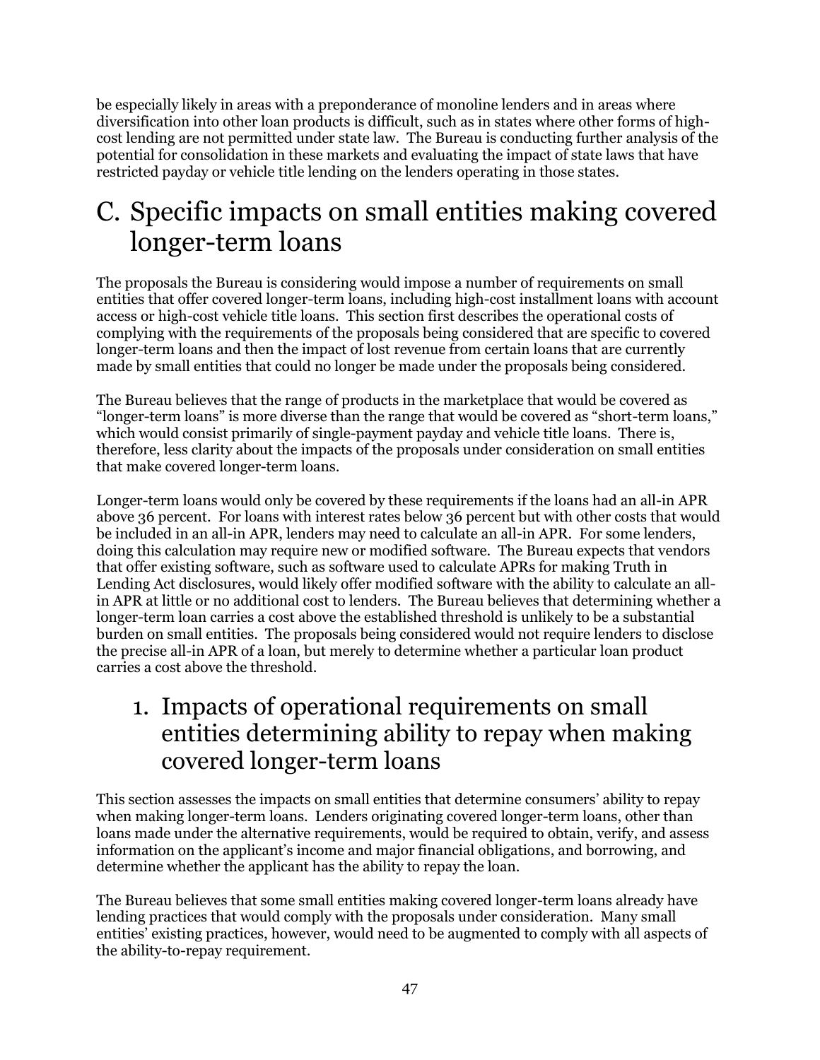be especially likely in areas with a preponderance of monoline lenders and in areas where diversification into other loan products is difficult, such as in states where other forms of high-cost lending are not permitted under state law. The Bureau is conducting further analysis of the potential for consolidation in these markets and evaluating the impact of state laws that have restricted payday or vehicle title lending on the lenders operating in those states.

# C. Specific impacts on small entities making covered longer-term loans

The proposals the Bureau is considering would impose a number of requirements on small entities that offer covered longer-term loans, including high-cost installment loans with account access or high-cost vehicle title loans. This section first describes the operational costs of complying with the requirements of the proposals being considered that are specific to covered longer-term loans and then the impact of lost revenue from certain loans that are currently made by small entities that could no longer be made under the proposals being considered.

The Bureau believes that the range of products in the marketplace that would be covered as "longer-term loans" is more diverse than the range that would be covered as "short-term loans," which would consist primarily of single-payment payday and vehicle title loans. There is, therefore, less clarity about the impacts of the proposals under consideration on small entities that make covered longer-term loans.

Longer-term loans would only be covered by these requirements if the loans had an all-in APR above 36 percent. For loans with interest rates below 36 percent but with other costs that would be included in an all-in APR, lenders may need to calculate an all-in APR. For some lenders, doing this calculation may require new or modified software. The Bureau expects that vendors that offer existing software, such as software used to calculate APRs for making Truth in Lending Act disclosures, would likely offer modified software with the ability to calculate an all-in APR at little or no additional cost to lenders. The Bureau believes that determining whether a longer-term loan carries a cost above the established threshold is unlikely to be a substantial burden on small entities. The proposals being considered would not require lenders to disclose the precise all-in APR of a loan, but merely to determine whether a particular loan product carries a cost above the threshold.

## 1. Impacts of operational requirements on small entities determining ability to repay when making covered longer-term loans

This section assesses the impacts on small entities that determine consumers' ability to repay when making longer-term loans. Lenders originating covered longer-term loans, other than loans made under the alternative requirements, would be required to obtain, verify, and assess information on the applicant's income and major financial obligations, and borrowing, and determine whether the applicant has the ability to repay the loan.

The Bureau believes that some small entities making covered longer-term loans already have lending practices that would comply with the proposals under consideration. Many small entities' existing practices, however, would need to be augmented to comply with all aspects of the ability-to-repay requirement.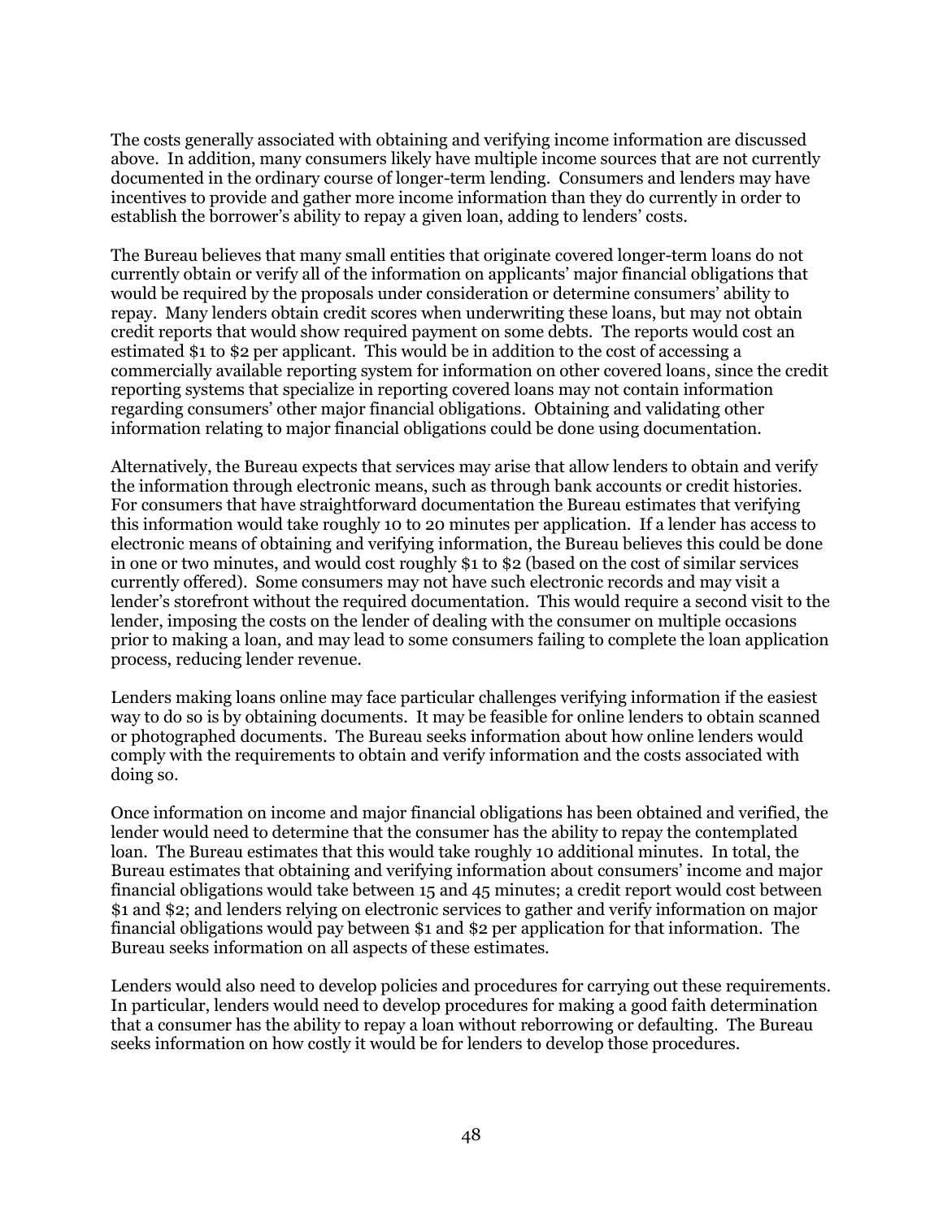The costs generally associated with obtaining and verifying income information are discussed above. In addition, many consumers likely have multiple income sources that are not currently documented in the ordinary course of longer-term lending. Consumers and lenders may have incentives to provide and gather more income information than they do currently in order to establish the borrower's ability to repay a given loan, adding to lenders' costs.

The Bureau believes that many small entities that originate covered longer-term loans do not currently obtain or verify all of the information on applicants' major financial obligations that would be required by the proposals under consideration or determine consumers' ability to repay. Many lenders obtain credit scores when underwriting these loans, but may not obtain credit reports that would show required payment on some debts. The reports would cost an estimated $1 to $2 per applicant. This would be in addition to the cost of accessing a commercially available reporting system for information on other covered loans, since the credit reporting systems that specialize in reporting covered loans may not contain information regarding consumers' other major financial obligations. Obtaining and validating other information relating to major financial obligations could be done using documentation.

Alternatively, the Bureau expects that services may arise that allow lenders to obtain and verify the information through electronic means, such as through bank accounts or credit histories. For consumers that have straightforward documentation the Bureau estimates that verifying this information would take roughly 10 to 20 minutes per application. If a lender has access to electronic means of obtaining and verifying information, the Bureau believes this could be done in one or two minutes, and would cost roughly $1 to $2 (based on the cost of similar services currently offered). Some consumers may not have such electronic records and may visit a lender's storefront without the required documentation. This would require a second visit to the lender, imposing the costs on the lender of dealing with the consumer on multiple occasions prior to making a loan, and may lead to some consumers failing to complete the loan application process, reducing lender revenue.

Lenders making loans online may face particular challenges verifying information if the easiest way to do so is by obtaining documents. It may be feasible for online lenders to obtain scanned or photographed documents. The Bureau seeks information about how online lenders would comply with the requirements to obtain and verify information and the costs associated with doing so.

Once information on income and major financial obligations has been obtained and verified, the lender would need to determine that the consumer has the ability to repay the contemplated loan. The Bureau estimates that this would take roughly 10 additional minutes. In total, the Bureau estimates that obtaining and verifying information about consumers' income and major financial obligations would take between 15 and 45 minutes; a credit report would cost between $1 and $2; and lenders relying on electronic services to gather and verify information on major financial obligations would pay between $1 and $2 per application for that information. The Bureau seeks information on all aspects of these estimates.

Lenders would also need to develop policies and procedures for carrying out these requirements. In particular, lenders would need to develop procedures for making a good faith determination that a consumer has the ability to repay a loan without reborrowing or defaulting. The Bureau seeks information on how costly it would be for lenders to develop those procedures.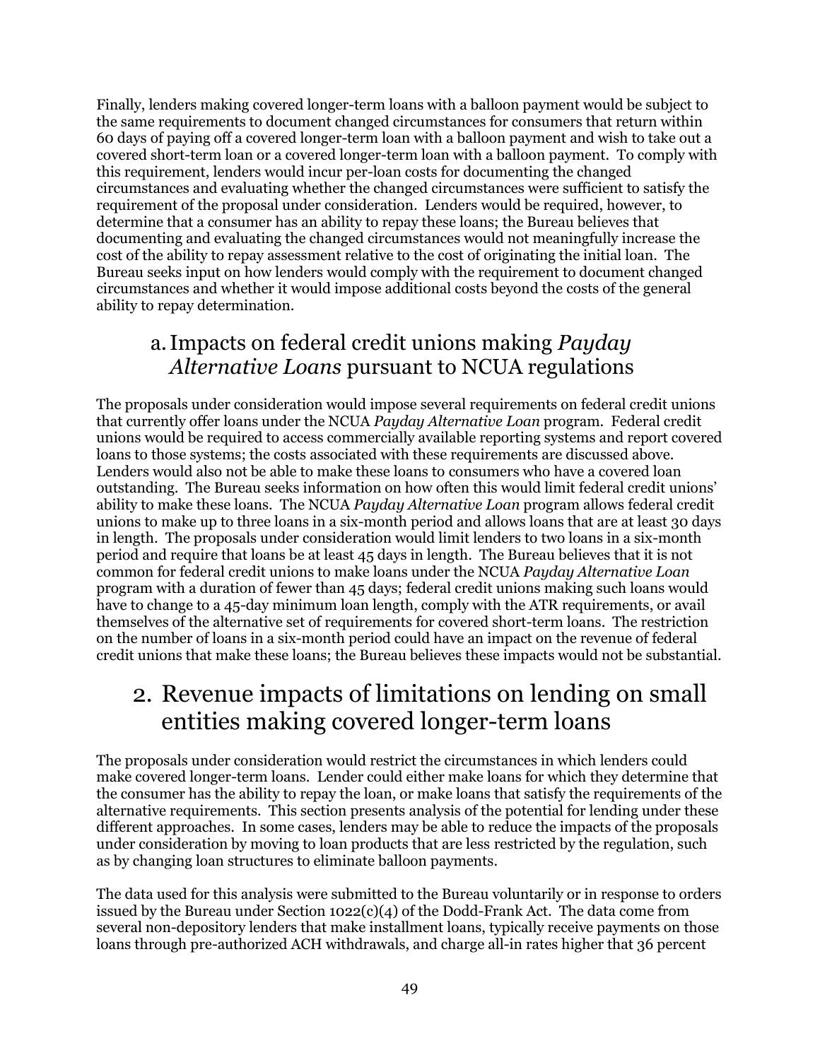Finally, lenders making covered longer-term loans with a balloon payment would be subject to the same requirements to document changed circumstances for consumers that return within 60 days of paying off a covered longer-term loan with a balloon payment and wish to take out a covered short-term loan or a covered longer-term loan with a balloon payment. To comply with this requirement, lenders would incur per-loan costs for documenting the changed circumstances and evaluating whether the changed circumstances were sufficient to satisfy the requirement of the proposal under consideration. Lenders would be required, however, to determine that a consumer has an ability to repay these loans; the Bureau believes that documenting and evaluating the changed circumstances would not meaningfully increase the cost of the ability to repay assessment relative to the cost of originating the initial loan. The Bureau seeks input on how lenders would comply with the requirement to document changed circumstances and whether it would impose additional costs beyond the costs of the general ability to repay determination.

### a. Impacts on federal credit unions making *Payday Alternative Loans* pursuant to NCUA regulations

The proposals under consideration would impose several requirements on federal credit unions that currently offer loans under the NCUA *Payday Alternative Loan* program. Federal credit unions would be required to access commercially available reporting systems and report covered loans to those systems; the costs associated with these requirements are discussed above. Lenders would also not be able to make these loans to consumers who have a covered loan outstanding. The Bureau seeks information on how often this would limit federal credit unions' ability to make these loans. The NCUA *Payday Alternative Loan* program allows federal credit unions to make up to three loans in a six-month period and allows loans that are at least 30 days in length. The proposals under consideration would limit lenders to two loans in a six-month period and require that loans be at least 45 days in length. The Bureau believes that it is not common for federal credit unions to make loans under the NCUA *Payday Alternative Loan* program with a duration of fewer than 45 days; federal credit unions making such loans would have to change to a 45-day minimum loan length, comply with the ATR requirements, or avail themselves of the alternative set of requirements for covered short-term loans. The restriction on the number of loans in a six-month period could have an impact on the revenue of federal credit unions that make these loans; the Bureau believes these impacts would not be substantial.

## 2. Revenue impacts of limitations on lending on small entities making covered longer-term loans

The proposals under consideration would restrict the circumstances in which lenders could make covered longer-term loans. Lender could either make loans for which they determine that the consumer has the ability to repay the loan, or make loans that satisfy the requirements of the alternative requirements. This section presents analysis of the potential for lending under these different approaches. In some cases, lenders may be able to reduce the impacts of the proposals under consideration by moving to loan products that are less restricted by the regulation, such as by changing loan structures to eliminate balloon payments.

The data used for this analysis were submitted to the Bureau voluntarily or in response to orders issued by the Bureau under Section 1022(c)(4) of the Dodd-Frank Act. The data come from several non-depository lenders that make installment loans, typically receive payments on those loans through pre-authorized ACH withdrawals, and charge all-in rates higher that 36 percent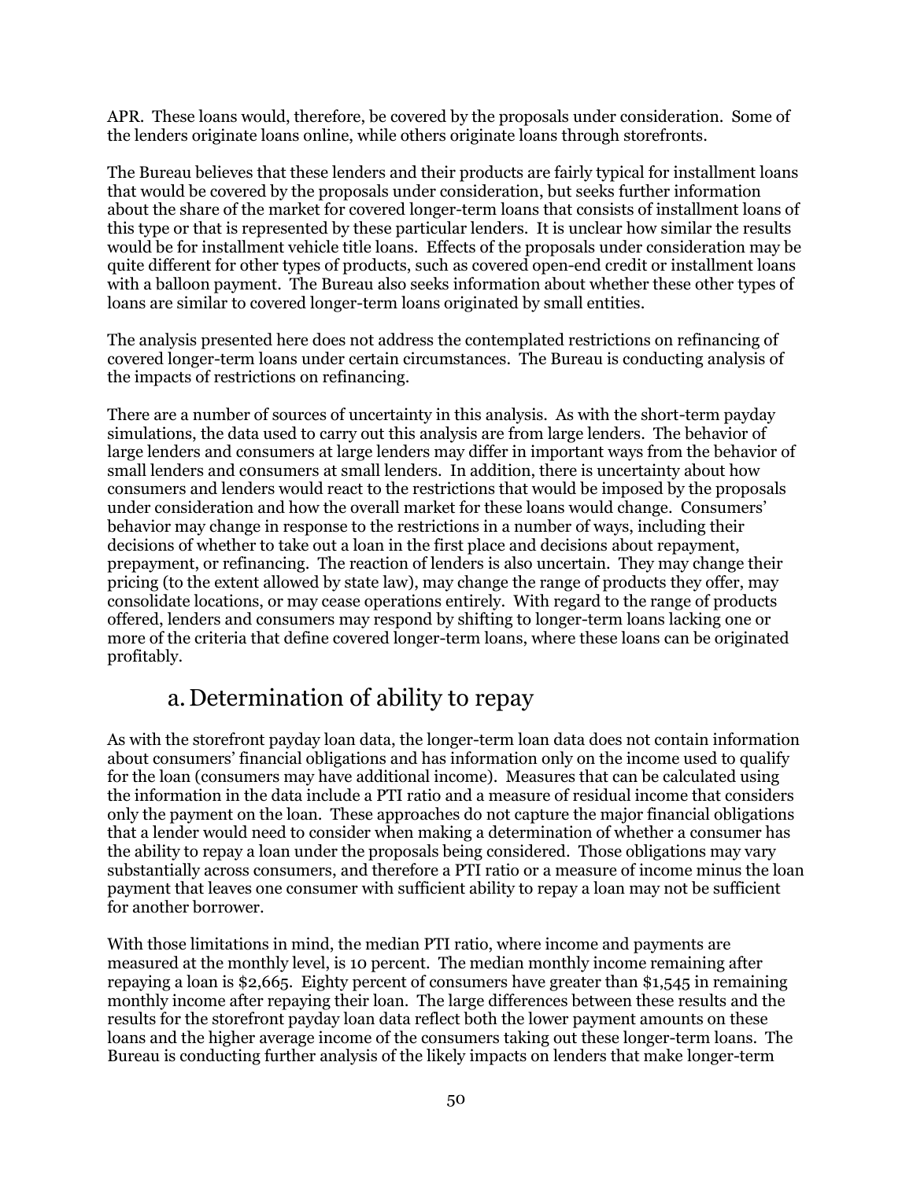APR. These loans would, therefore, be covered by the proposals under consideration. Some of the lenders originate loans online, while others originate loans through storefronts.

The Bureau believes that these lenders and their products are fairly typical for installment loans that would be covered by the proposals under consideration, but seeks further information about the share of the market for covered longer-term loans that consists of installment loans of this type or that is represented by these particular lenders. It is unclear how similar the results would be for installment vehicle title loans. Effects of the proposals under consideration may be quite different for other types of products, such as covered open-end credit or installment loans with a balloon payment. The Bureau also seeks information about whether these other types of loans are similar to covered longer-term loans originated by small entities.

The analysis presented here does not address the contemplated restrictions on refinancing of covered longer-term loans under certain circumstances. The Bureau is conducting analysis of the impacts of restrictions on refinancing.

There are a number of sources of uncertainty in this analysis. As with the short-term payday simulations, the data used to carry out this analysis are from large lenders. The behavior of large lenders and consumers at large lenders may differ in important ways from the behavior of small lenders and consumers at small lenders. In addition, there is uncertainty about how consumers and lenders would react to the restrictions that would be imposed by the proposals under consideration and how the overall market for these loans would change. Consumers' behavior may change in response to the restrictions in a number of ways, including their decisions of whether to take out a loan in the first place and decisions about repayment, prepayment, or refinancing. The reaction of lenders is also uncertain. They may change their pricing (to the extent allowed by state law), may change the range of products they offer, may consolidate locations, or may cease operations entirely. With regard to the range of products offered, lenders and consumers may respond by shifting to longer-term loans lacking one or more of the criteria that define covered longer-term loans, where these loans can be originated profitably.

## a. Determination of ability to repay

As with the storefront payday loan data, the longer-term loan data does not contain information about consumers' financial obligations and has information only on the income used to qualify for the loan (consumers may have additional income). Measures that can be calculated using the information in the data include a PTI ratio and a measure of residual income that considers only the payment on the loan. These approaches do not capture the major financial obligations that a lender would need to consider when making a determination of whether a consumer has the ability to repay a loan under the proposals being considered. Those obligations may vary substantially across consumers, and therefore a PTI ratio or a measure of income minus the loan payment that leaves one consumer with sufficient ability to repay a loan may not be sufficient for another borrower.

With those limitations in mind, the median PTI ratio, where income and payments are measured at the monthly level, is 10 percent. The median monthly income remaining after repaying a loan is $2,665. Eighty percent of consumers have greater than $1,545 in remaining monthly income after repaying their loan. The large differences between these results and the results for the storefront payday loan data reflect both the lower payment amounts on these loans and the higher average income of the consumers taking out these longer-term loans. The Bureau is conducting further analysis of the likely impacts on lenders that make longer-term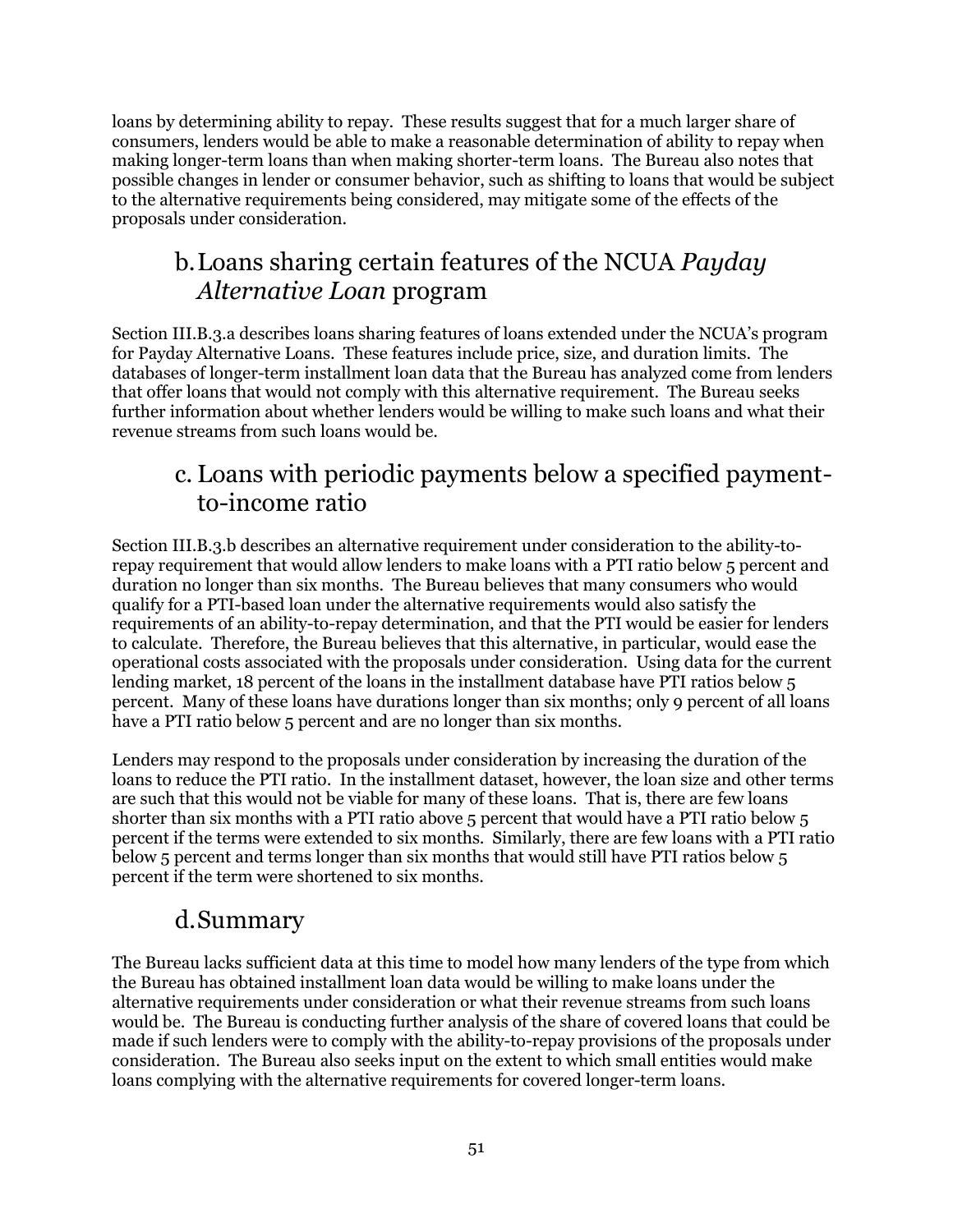loans by determining ability to repay. These results suggest that for a much larger share of consumers, lenders would be able to make a reasonable determination of ability to repay when making longer-term loans than when making shorter-term loans. The Bureau also notes that possible changes in lender or consumer behavior, such as shifting to loans that would be subject to the alternative requirements being considered, may mitigate some of the effects of the proposals under consideration.

### b. Loans sharing certain features of the NCUA *Payday Alternative Loan* program

Section III.B.3.a describes loans sharing features of loans extended under the NCUA's program for Payday Alternative Loans. These features include price, size, and duration limits. The databases of longer-term installment loan data that the Bureau has analyzed come from lenders that offer loans that would not comply with this alternative requirement. The Bureau seeks further information about whether lenders would be willing to make such loans and what their revenue streams from such loans would be.

### c. Loans with periodic payments below a specified payment-to-income ratio

Section III.B.3.b describes an alternative requirement under consideration to the ability-to-repay requirement that would allow lenders to make loans with a PTI ratio below 5 percent and duration no longer than six months. The Bureau believes that many consumers who would qualify for a PTI-based loan under the alternative requirements would also satisfy the requirements of an ability-to-repay determination, and that the PTI would be easier for lenders to calculate. Therefore, the Bureau believes that this alternative, in particular, would ease the operational costs associated with the proposals under consideration. Using data for the current lending market, 18 percent of the loans in the installment database have PTI ratios below 5 percent. Many of these loans have durations longer than six months; only 9 percent of all loans have a PTI ratio below 5 percent and are no longer than six months.

Lenders may respond to the proposals under consideration by increasing the duration of the loans to reduce the PTI ratio. In the installment dataset, however, the loan size and other terms are such that this would not be viable for many of these loans. That is, there are few loans shorter than six months with a PTI ratio above 5 percent that would have a PTI ratio below 5 percent if the terms were extended to six months. Similarly, there are few loans with a PTI ratio below 5 percent and terms longer than six months that would still have PTI ratios below 5 percent if the term were shortened to six months.

### d. Summary

The Bureau lacks sufficient data at this time to model how many lenders of the type from which the Bureau has obtained installment loan data would be willing to make loans under the alternative requirements under consideration or what their revenue streams from such loans would be. The Bureau is conducting further analysis of the share of covered loans that could be made if such lenders were to comply with the ability-to-repay provisions of the proposals under consideration. The Bureau also seeks input on the extent to which small entities would make loans complying with the alternative requirements for covered longer-term loans.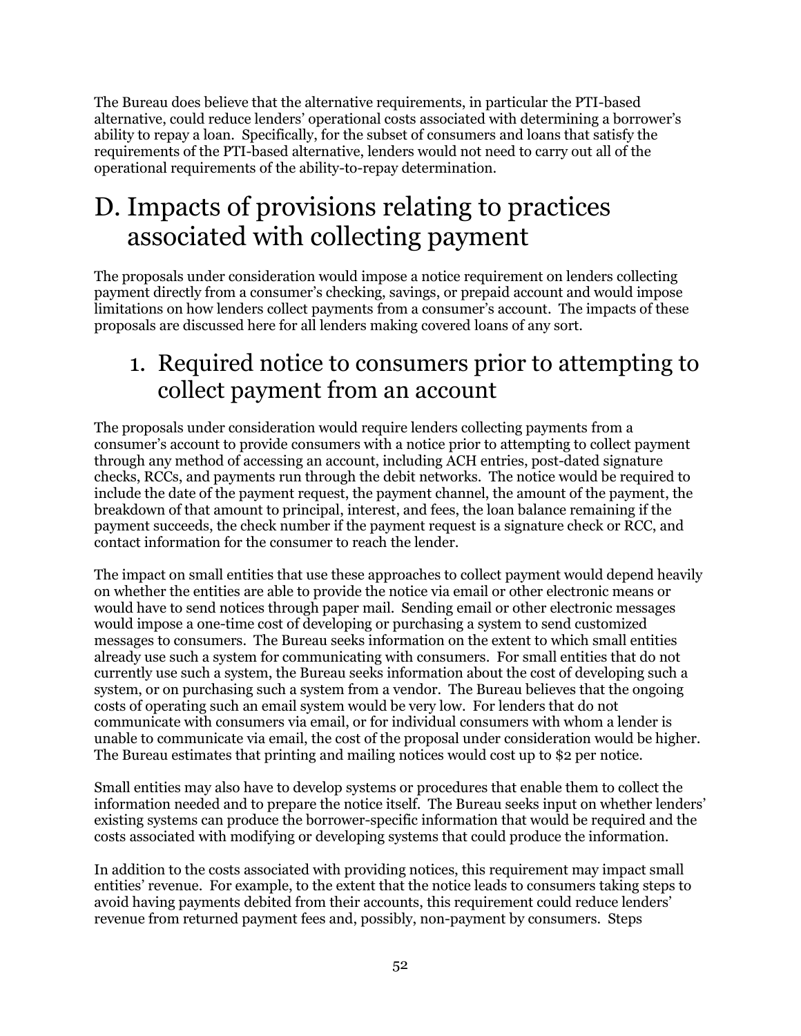The Bureau does believe that the alternative requirements, in particular the PTI-based alternative, could reduce lenders' operational costs associated with determining a borrower's ability to repay a loan. Specifically, for the subset of consumers and loans that satisfy the requirements of the PTI-based alternative, lenders would not need to carry out all of the operational requirements of the ability-to-repay determination.

# D. Impacts of provisions relating to practices associated with collecting payment

The proposals under consideration would impose a notice requirement on lenders collecting payment directly from a consumer's checking, savings, or prepaid account and would impose limitations on how lenders collect payments from a consumer's account. The impacts of these proposals are discussed here for all lenders making covered loans of any sort.

## 1. Required notice to consumers prior to attempting to collect payment from an account

The proposals under consideration would require lenders collecting payments from a consumer's account to provide consumers with a notice prior to attempting to collect payment through any method of accessing an account, including ACH entries, post-dated signature checks, RCCs, and payments run through the debit networks. The notice would be required to include the date of the payment request, the payment channel, the amount of the payment, the breakdown of that amount to principal, interest, and fees, the loan balance remaining if the payment succeeds, the check number if the payment request is a signature check or RCC, and contact information for the consumer to reach the lender.

The impact on small entities that use these approaches to collect payment would depend heavily on whether the entities are able to provide the notice via email or other electronic means or would have to send notices through paper mail. Sending email or other electronic messages would impose a one-time cost of developing or purchasing a system to send customized messages to consumers. The Bureau seeks information on the extent to which small entities already use such a system for communicating with consumers. For small entities that do not currently use such a system, the Bureau seeks information about the cost of developing such a system, or on purchasing such a system from a vendor. The Bureau believes that the ongoing costs of operating such an email system would be very low. For lenders that do not communicate with consumers via email, or for individual consumers with whom a lender is unable to communicate via email, the cost of the proposal under consideration would be higher. The Bureau estimates that printing and mailing notices would cost up to $2 per notice.

Small entities may also have to develop systems or procedures that enable them to collect the information needed and to prepare the notice itself. The Bureau seeks input on whether lenders' existing systems can produce the borrower-specific information that would be required and the costs associated with modifying or developing systems that could produce the information.

In addition to the costs associated with providing notices, this requirement may impact small entities' revenue. For example, to the extent that the notice leads to consumers taking steps to avoid having payments debited from their accounts, this requirement could reduce lenders' revenue from returned payment fees and, possibly, non-payment by consumers. Steps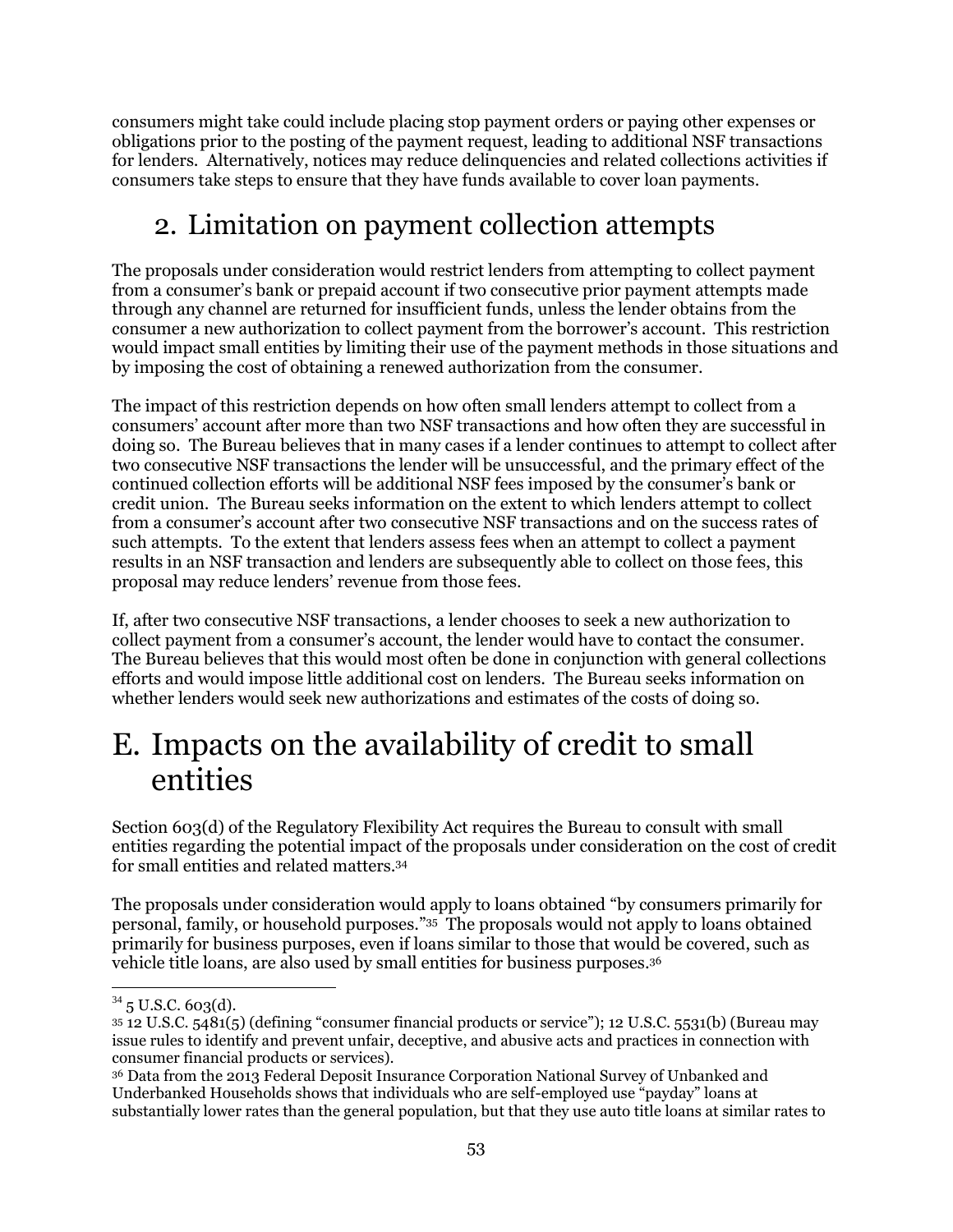consumers might take could include placing stop payment orders or paying other expenses or obligations prior to the posting of the payment request, leading to additional NSF transactions for lenders. Alternatively, notices may reduce delinquencies and related collections activities if consumers take steps to ensure that they have funds available to cover loan payments.

## 2. Limitation on payment collection attempts

The proposals under consideration would restrict lenders from attempting to collect payment from a consumer's bank or prepaid account if two consecutive prior payment attempts made through any channel are returned for insufficient funds, unless the lender obtains from the consumer a new authorization to collect payment from the borrower's account. This restriction would impact small entities by limiting their use of the payment methods in those situations and by imposing the cost of obtaining a renewed authorization from the consumer.

The impact of this restriction depends on how often small lenders attempt to collect from a consumers' account after more than two NSF transactions and how often they are successful in doing so. The Bureau believes that in many cases if a lender continues to attempt to collect after two consecutive NSF transactions the lender will be unsuccessful, and the primary effect of the continued collection efforts will be additional NSF fees imposed by the consumer's bank or credit union. The Bureau seeks information on the extent to which lenders attempt to collect from a consumer's account after two consecutive NSF transactions and on the success rates of such attempts. To the extent that lenders assess fees when an attempt to collect a payment results in an NSF transaction and lenders are subsequently able to collect on those fees, this proposal may reduce lenders' revenue from those fees.

If, after two consecutive NSF transactions, a lender chooses to seek a new authorization to collect payment from a consumer's account, the lender would have to contact the consumer. The Bureau believes that this would most often be done in conjunction with general collections efforts and would impose little additional cost on lenders. The Bureau seeks information on whether lenders would seek new authorizations and estimates of the costs of doing so.

# E. Impacts on the availability of credit to small entities

Section 603(d) of the Regulatory Flexibility Act requires the Bureau to consult with small entities regarding the potential impact of the proposals under consideration on the cost of credit for small entities and related matters.[34]

The proposals under consideration would apply to loans obtained "by consumers primarily for personal, family, or household purposes."[35] The proposals would not apply to loans obtained primarily for business purposes, even if loans similar to those that would be covered, such as vehicle title loans, are also used by small entities for business purposes.[36]

---

[34] 5 U.S.C. 603(d).

[35] 12 U.S.C. 5481(5) (defining "consumer financial products or service"); 12 U.S.C. 5531(b) (Bureau may issue rules to identify and prevent unfair, deceptive, and abusive acts and practices in connection with consumer financial products or services).

[36] Data from the 2013 Federal Deposit Insurance Corporation National Survey of Unbanked and Underbanked Households shows that individuals who are self-employed use "payday" loans at substantially lower rates than the general population, but that they use auto title loans at similar rates to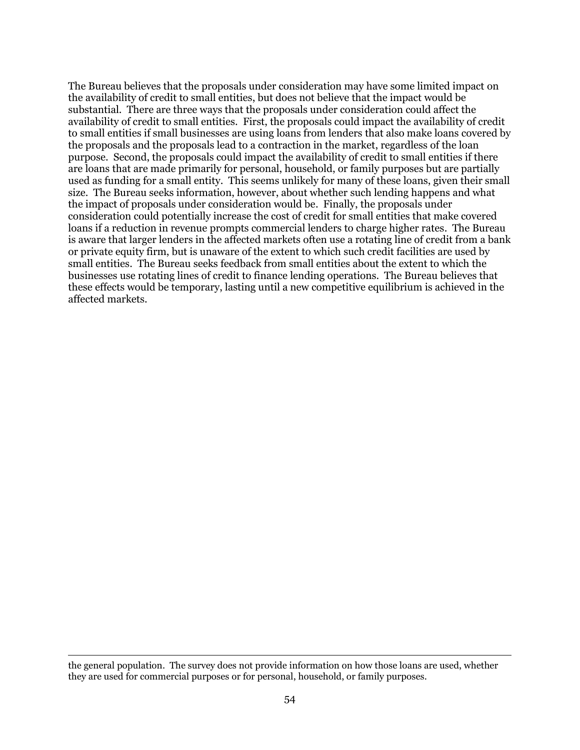The Bureau believes that the proposals under consideration may have some limited impact on the availability of credit to small entities, but does not believe that the impact would be substantial. There are three ways that the proposals under consideration could affect the availability of credit to small entities. First, the proposals could impact the availability of credit to small entities if small businesses are using loans from lenders that also make loans covered by the proposals and the proposals lead to a contraction in the market, regardless of the loan purpose. Second, the proposals could impact the availability of credit to small entities if there are loans that are made primarily for personal, household, or family purposes but are partially used as funding for a small entity. This seems unlikely for many of these loans, given their small size. The Bureau seeks information, however, about whether such lending happens and what the impact of proposals under consideration would be. Finally, the proposals under consideration could potentially increase the cost of credit for small entities that make covered loans if a reduction in revenue prompts commercial lenders to charge higher rates. The Bureau is aware that larger lenders in the affected markets often use a rotating line of credit from a bank or private equity firm, but is unaware of the extent to which such credit facilities are used by small entities. The Bureau seeks feedback from small entities about the extent to which the businesses use rotating lines of credit to finance lending operations. The Bureau believes that these effects would be temporary, lasting until a new competitive equilibrium is achieved in the affected markets.

---

the general population. The survey does not provide information on how those loans are used, whether they are used for commercial purposes or for personal, household, or family purposes.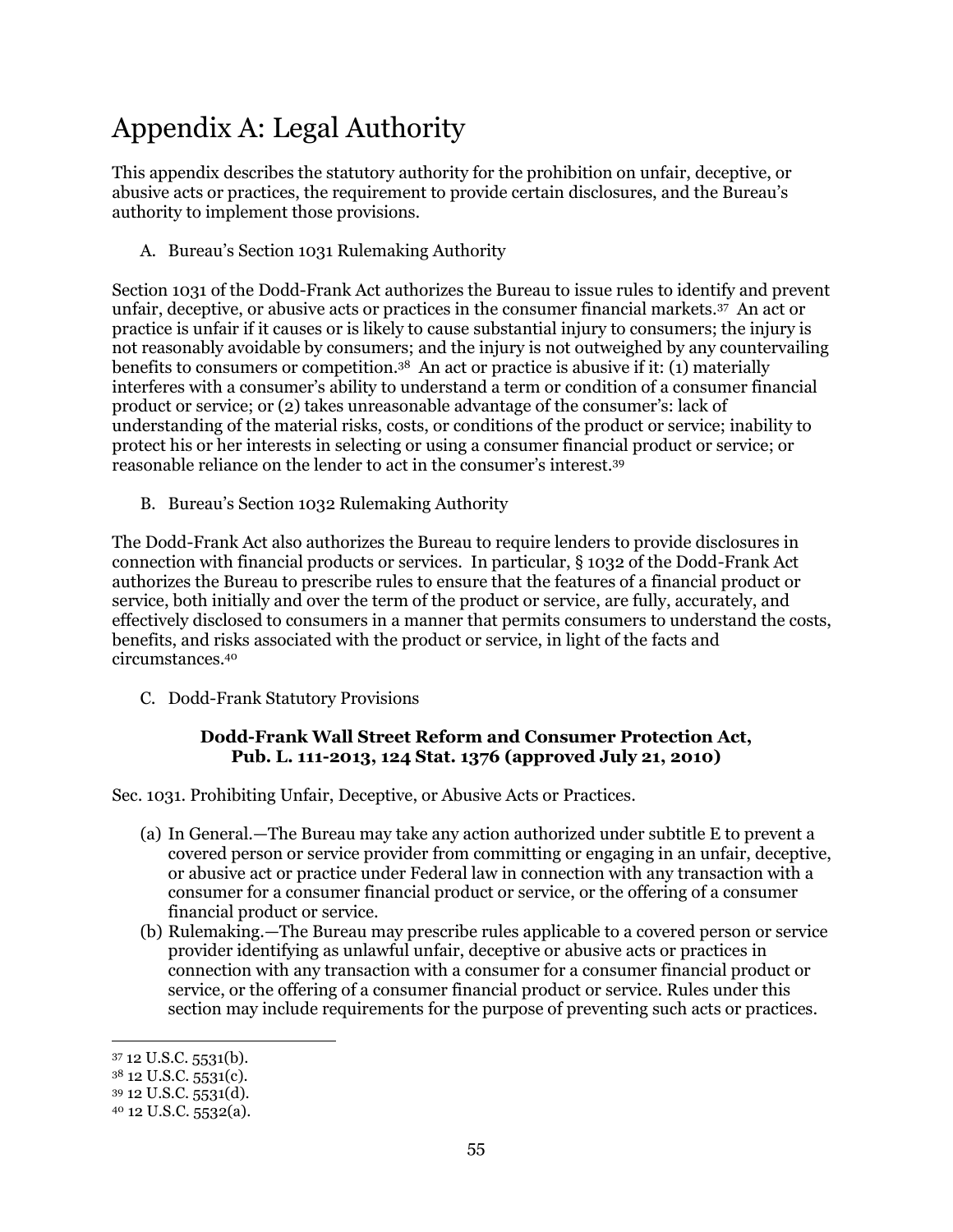# Appendix A: Legal Authority

This appendix describes the statutory authority for the prohibition on unfair, deceptive, or abusive acts or practices, the requirement to provide certain disclosures, and the Bureau's authority to implement those provisions.

A. Bureau's Section 1031 Rulemaking Authority

Section 1031 of the Dodd-Frank Act authorizes the Bureau to issue rules to identify and prevent unfair, deceptive, or abusive acts or practices in the consumer financial markets.[37] An act or practice is unfair if it causes or is likely to cause substantial injury to consumers; the injury is not reasonably avoidable by consumers; and the injury is not outweighed by any countervailing benefits to consumers or competition.[38] An act or practice is abusive if it: (1) materially interferes with a consumer's ability to understand a term or condition of a consumer financial product or service; or (2) takes unreasonable advantage of the consumer's: lack of understanding of the material risks, costs, or conditions of the product or service; inability to protect his or her interests in selecting or using a consumer financial product or service; or reasonable reliance on the lender to act in the consumer's interest.[39]

B. Bureau's Section 1032 Rulemaking Authority

The Dodd-Frank Act also authorizes the Bureau to require lenders to provide disclosures in connection with financial products or services. In particular, § 1032 of the Dodd-Frank Act authorizes the Bureau to prescribe rules to ensure that the features of a financial product or service, both initially and over the term of the product or service, are fully, accurately, and effectively disclosed to consumers in a manner that permits consumers to understand the costs, benefits, and risks associated with the product or service, in light of the facts and circumstances.[40]

C. Dodd-Frank Statutory Provisions

**Dodd-Frank Wall Street Reform and Consumer Protection Act, Pub. L. 111-2013, 124 Stat. 1376 (approved July 21, 2010)**

Sec. 1031. Prohibiting Unfair, Deceptive, or Abusive Acts or Practices.

(a) In General.—The Bureau may take any action authorized under subtitle E to prevent a covered person or service provider from committing or engaging in an unfair, deceptive, or abusive act or practice under Federal law in connection with any transaction with a consumer for a consumer financial product or service, or the offering of a consumer financial product or service.

(b) Rulemaking.—The Bureau may prescribe rules applicable to a covered person or service provider identifying as unlawful unfair, deceptive or abusive acts or practices in connection with any transaction with a consumer for a consumer financial product or service, or the offering of a consumer financial product or service. Rules under this section may include requirements for the purpose of preventing such acts or practices.

---

[37] 12 U.S.C. 5531(b).

[38] 12 U.S.C. 5531(c).

[39] 12 U.S.C. 5531(d).

[40] 12 U.S.C. 5532(a).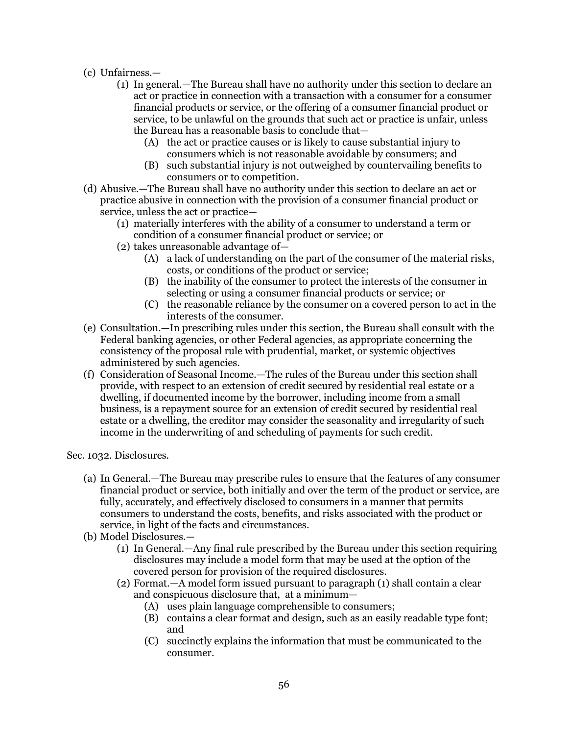- (c) Unfairness.—
  - (1) In general.—The Bureau shall have no authority under this section to declare an act or practice in connection with a transaction with a consumer for a consumer financial products or service, or the offering of a consumer financial product or service, to be unlawful on the grounds that such act or practice is unfair, unless the Bureau has a reasonable basis to conclude that—
    - (A) the act or practice causes or is likely to cause substantial injury to consumers which is not reasonable avoidable by consumers; and
    - (B) such substantial injury is not outweighed by countervailing benefits to consumers or to competition.
- (d) Abusive.—The Bureau shall have no authority under this section to declare an act or practice abusive in connection with the provision of a consumer financial product or service, unless the act or practice—
  - (1) materially interferes with the ability of a consumer to understand a term or condition of a consumer financial product or service; or
  - (2) takes unreasonable advantage of—
    - (A) a lack of understanding on the part of the consumer of the material risks, costs, or conditions of the product or service;
    - (B) the inability of the consumer to protect the interests of the consumer in selecting or using a consumer financial products or service; or
    - (C) the reasonable reliance by the consumer on a covered person to act in the interests of the consumer.
- (e) Consultation.—In prescribing rules under this section, the Bureau shall consult with the Federal banking agencies, or other Federal agencies, as appropriate concerning the consistency of the proposal rule with prudential, market, or systemic objectives administered by such agencies.
- (f) Consideration of Seasonal Income.—The rules of the Bureau under this section shall provide, with respect to an extension of credit secured by residential real estate or a dwelling, if documented income by the borrower, including income from a small business, is a repayment source for an extension of credit secured by residential real estate or a dwelling, the creditor may consider the seasonality and irregularity of such income in the underwriting of and scheduling of payments for such credit.

Sec. 1032. Disclosures.

- (a) In General.—The Bureau may prescribe rules to ensure that the features of any consumer financial product or service, both initially and over the term of the product or service, are fully, accurately, and effectively disclosed to consumers in a manner that permits consumers to understand the costs, benefits, and risks associated with the product or service, in light of the facts and circumstances.
- (b) Model Disclosures.—
  - (1) In General.—Any final rule prescribed by the Bureau under this section requiring disclosures may include a model form that may be used at the option of the covered person for provision of the required disclosures.
  - (2) Format.—A model form issued pursuant to paragraph (1) shall contain a clear and conspicuous disclosure that, at a minimum—
    - (A) uses plain language comprehensible to consumers;
    - (B) contains a clear format and design, such as an easily readable type font; and
    - (C) succinctly explains the information that must be communicated to the consumer.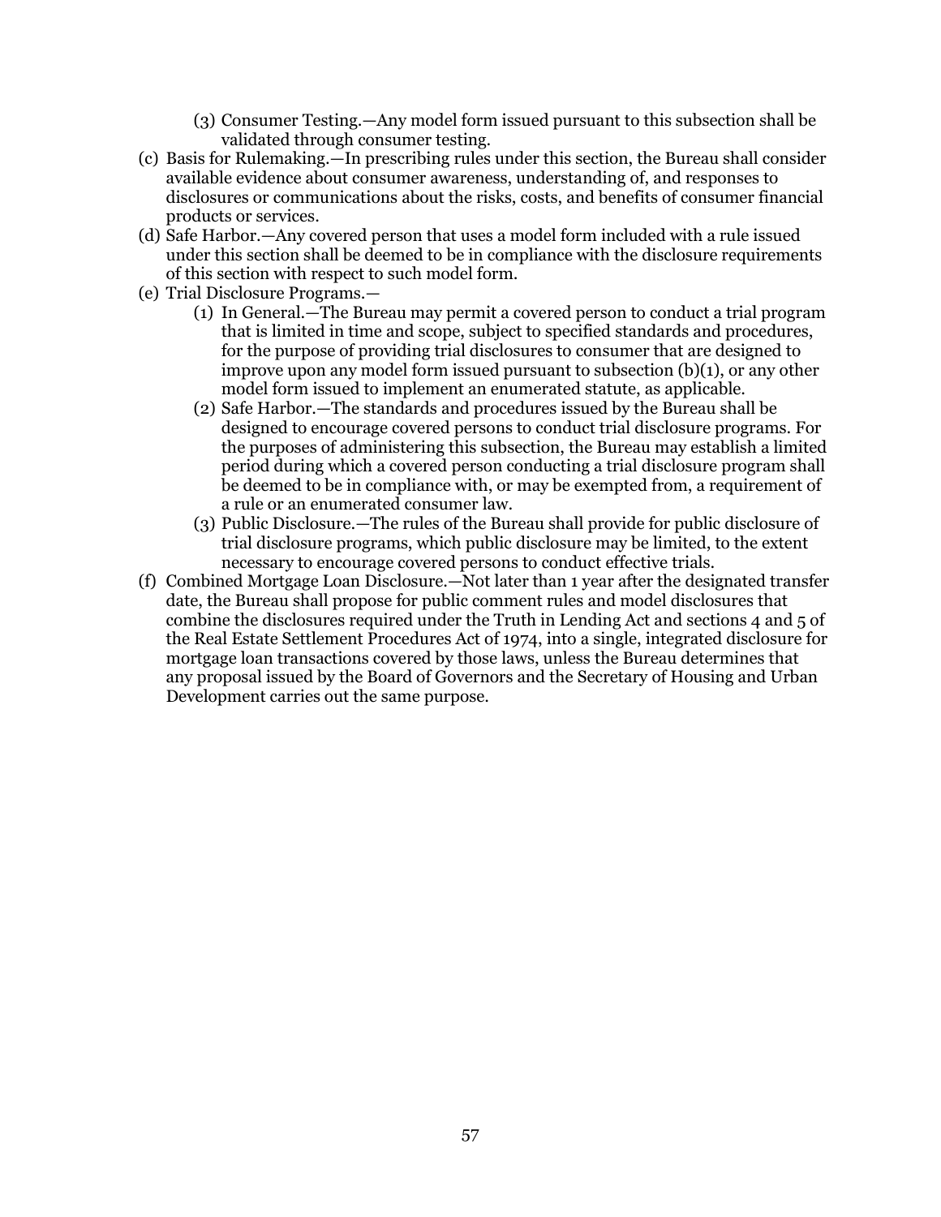(3) Consumer Testing.—Any model form issued pursuant to this subsection shall be validated through consumer testing.

(c) Basis for Rulemaking.—In prescribing rules under this section, the Bureau shall consider available evidence about consumer awareness, understanding of, and responses to disclosures or communications about the risks, costs, and benefits of consumer financial products or services.

(d) Safe Harbor.—Any covered person that uses a model form included with a rule issued under this section shall be deemed to be in compliance with the disclosure requirements of this section with respect to such model form.

(e) Trial Disclosure Programs.—

(1) In General.—The Bureau may permit a covered person to conduct a trial program that is limited in time and scope, subject to specified standards and procedures, for the purpose of providing trial disclosures to consumer that are designed to improve upon any model form issued pursuant to subsection (b)(1), or any other model form issued to implement an enumerated statute, as applicable.

(2) Safe Harbor.—The standards and procedures issued by the Bureau shall be designed to encourage covered persons to conduct trial disclosure programs. For the purposes of administering this subsection, the Bureau may establish a limited period during which a covered person conducting a trial disclosure program shall be deemed to be in compliance with, or may be exempted from, a requirement of a rule or an enumerated consumer law.

(3) Public Disclosure.—The rules of the Bureau shall provide for public disclosure of trial disclosure programs, which public disclosure may be limited, to the extent necessary to encourage covered persons to conduct effective trials.

(f) Combined Mortgage Loan Disclosure.—Not later than 1 year after the designated transfer date, the Bureau shall propose for public comment rules and model disclosures that combine the disclosures required under the Truth in Lending Act and sections 4 and 5 of the Real Estate Settlement Procedures Act of 1974, into a single, integrated disclosure for mortgage loan transactions covered by those laws, unless the Bureau determines that any proposal issued by the Board of Governors and the Secretary of Housing and Urban Development carries out the same purpose.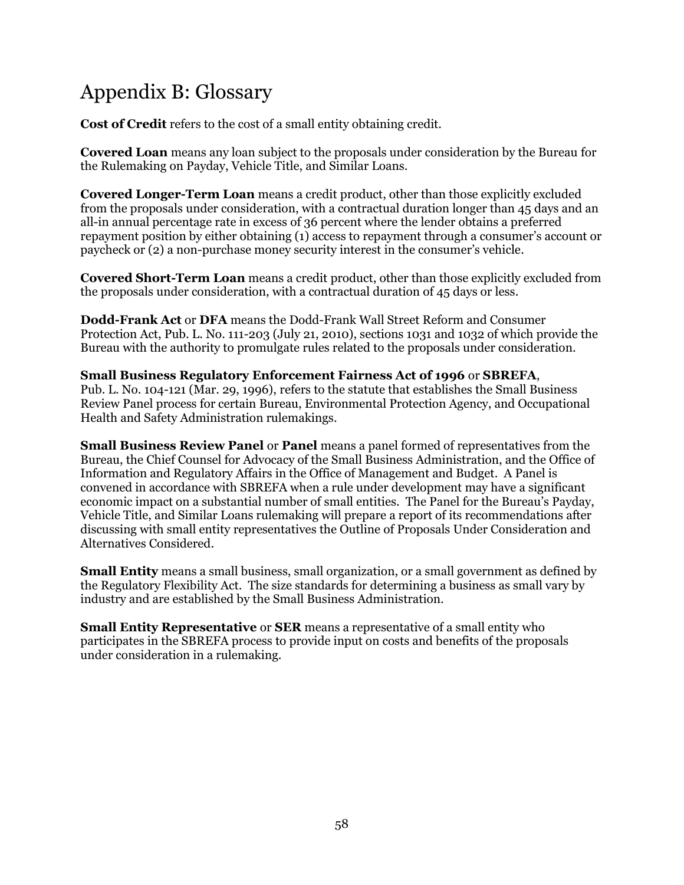# Appendix B: Glossary

**Cost of Credit** refers to the cost of a small entity obtaining credit.

**Covered Loan** means any loan subject to the proposals under consideration by the Bureau for the Rulemaking on Payday, Vehicle Title, and Similar Loans.

**Covered Longer-Term Loan** means a credit product, other than those explicitly excluded from the proposals under consideration, with a contractual duration longer than 45 days and an all-in annual percentage rate in excess of 36 percent where the lender obtains a preferred repayment position by either obtaining (1) access to repayment through a consumer's account or paycheck or (2) a non-purchase money security interest in the consumer's vehicle.

**Covered Short-Term Loan** means a credit product, other than those explicitly excluded from the proposals under consideration, with a contractual duration of 45 days or less.

**Dodd-Frank Act** or **DFA** means the Dodd-Frank Wall Street Reform and Consumer Protection Act, Pub. L. No. 111-203 (July 21, 2010), sections 1031 and 1032 of which provide the Bureau with the authority to promulgate rules related to the proposals under consideration.

**Small Business Regulatory Enforcement Fairness Act of 1996** or **SBREFA**, Pub. L. No. 104-121 (Mar. 29, 1996), refers to the statute that establishes the Small Business Review Panel process for certain Bureau, Environmental Protection Agency, and Occupational Health and Safety Administration rulemakings.

**Small Business Review Panel** or **Panel** means a panel formed of representatives from the Bureau, the Chief Counsel for Advocacy of the Small Business Administration, and the Office of Information and Regulatory Affairs in the Office of Management and Budget. A Panel is convened in accordance with SBREFA when a rule under development may have a significant economic impact on a substantial number of small entities. The Panel for the Bureau's Payday, Vehicle Title, and Similar Loans rulemaking will prepare a report of its recommendations after discussing with small entity representatives the Outline of Proposals Under Consideration and Alternatives Considered.

**Small Entity** means a small business, small organization, or a small government as defined by the Regulatory Flexibility Act. The size standards for determining a business as small vary by industry and are established by the Small Business Administration.

**Small Entity Representative** or **SER** means a representative of a small entity who participates in the SBREFA process to provide input on costs and benefits of the proposals under consideration in a rulemaking.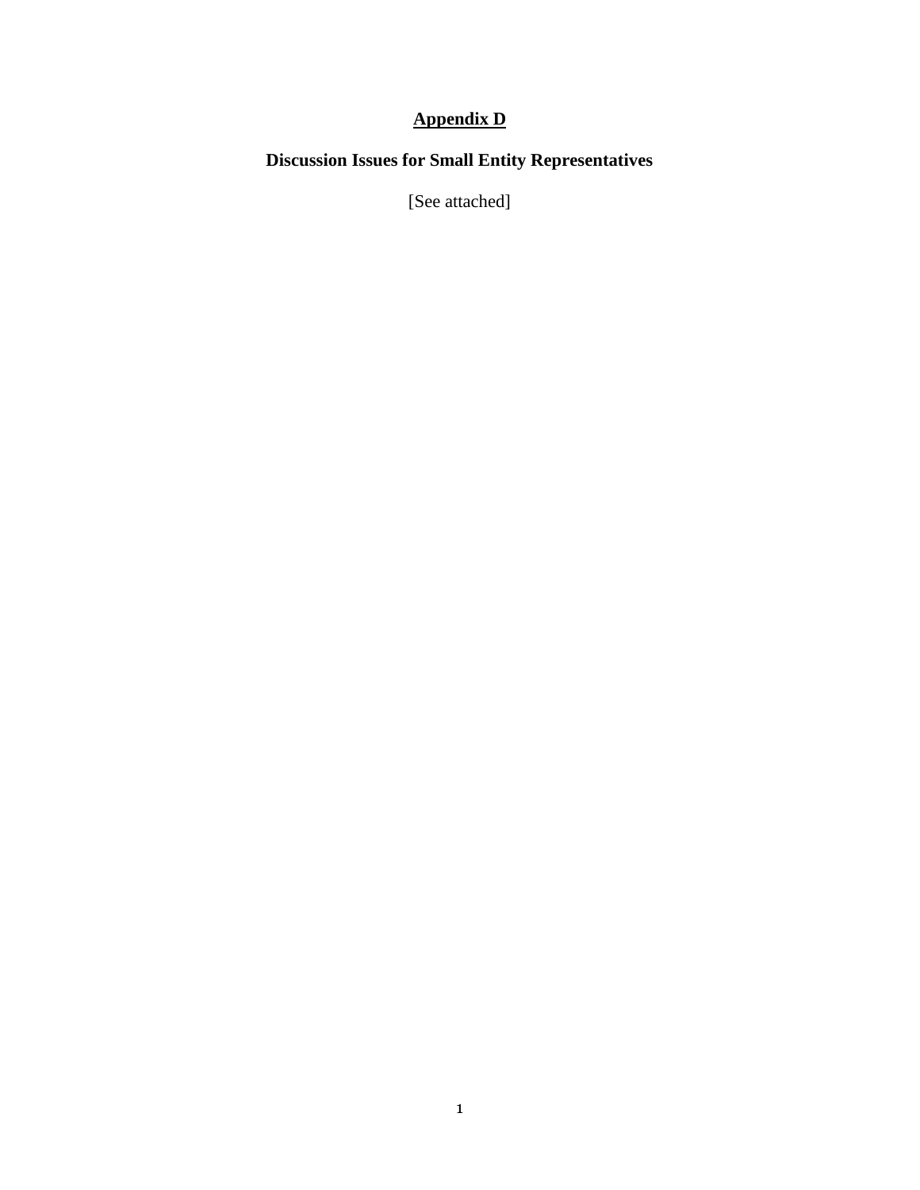# Appendix D

## Discussion Issues for Small Entity Representatives

[See attached]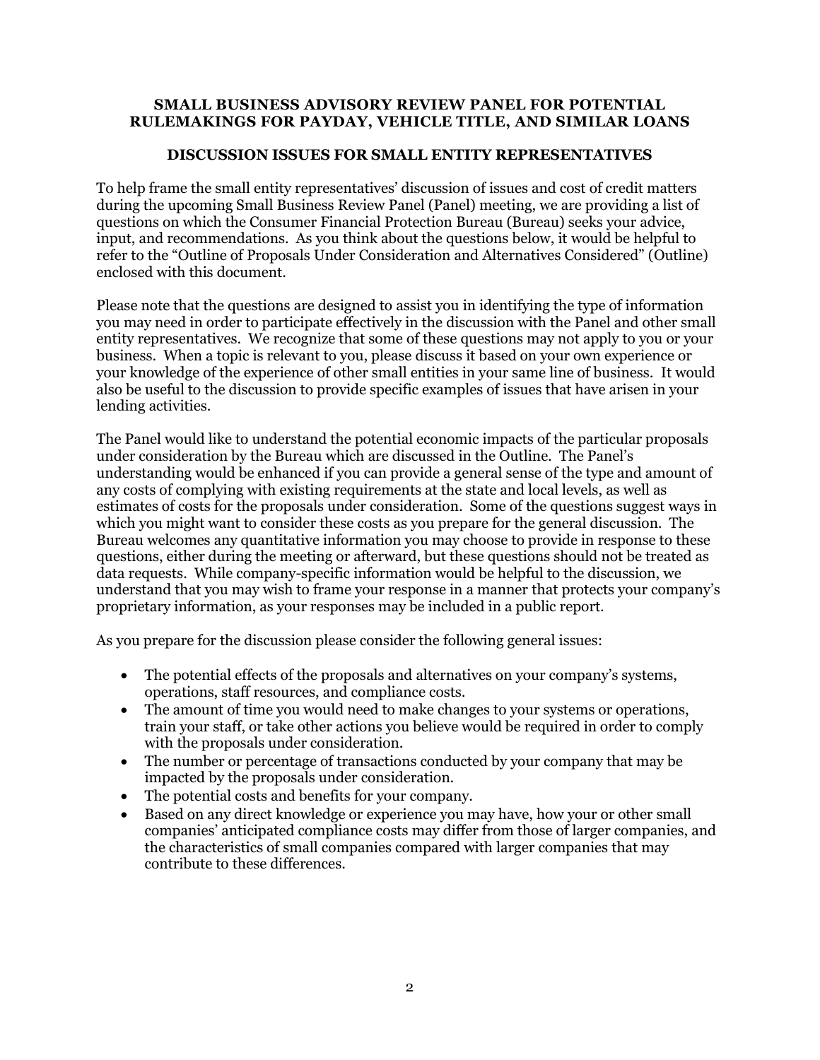**SMALL BUSINESS ADVISORY REVIEW PANEL FOR POTENTIAL RULEMAKINGS FOR PAYDAY, VEHICLE TITLE, AND SIMILAR LOANS**

**DISCUSSION ISSUES FOR SMALL ENTITY REPRESENTATIVES**

To help frame the small entity representatives' discussion of issues and cost of credit matters during the upcoming Small Business Review Panel (Panel) meeting, we are providing a list of questions on which the Consumer Financial Protection Bureau (Bureau) seeks your advice, input, and recommendations. As you think about the questions below, it would be helpful to refer to the "Outline of Proposals Under Consideration and Alternatives Considered" (Outline) enclosed with this document.

Please note that the questions are designed to assist you in identifying the type of information you may need in order to participate effectively in the discussion with the Panel and other small entity representatives. We recognize that some of these questions may not apply to you or your business. When a topic is relevant to you, please discuss it based on your own experience or your knowledge of the experience of other small entities in your same line of business. It would also be useful to the discussion to provide specific examples of issues that have arisen in your lending activities.

The Panel would like to understand the potential economic impacts of the particular proposals under consideration by the Bureau which are discussed in the Outline. The Panel's understanding would be enhanced if you can provide a general sense of the type and amount of any costs of complying with existing requirements at the state and local levels, as well as estimates of costs for the proposals under consideration. Some of the questions suggest ways in which you might want to consider these costs as you prepare for the general discussion. The Bureau welcomes any quantitative information you may choose to provide in response to these questions, either during the meeting or afterward, but these questions should not be treated as data requests. While company-specific information would be helpful to the discussion, we understand that you may wish to frame your response in a manner that protects your company's proprietary information, as your responses may be included in a public report.

As you prepare for the discussion please consider the following general issues:

- The potential effects of the proposals and alternatives on your company's systems, operations, staff resources, and compliance costs.
- The amount of time you would need to make changes to your systems or operations, train your staff, or take other actions you believe would be required in order to comply with the proposals under consideration.
- The number or percentage of transactions conducted by your company that may be impacted by the proposals under consideration.
- The potential costs and benefits for your company.
- Based on any direct knowledge or experience you may have, how your or other small companies' anticipated compliance costs may differ from those of larger companies, and the characteristics of small companies compared with larger companies that may contribute to these differences.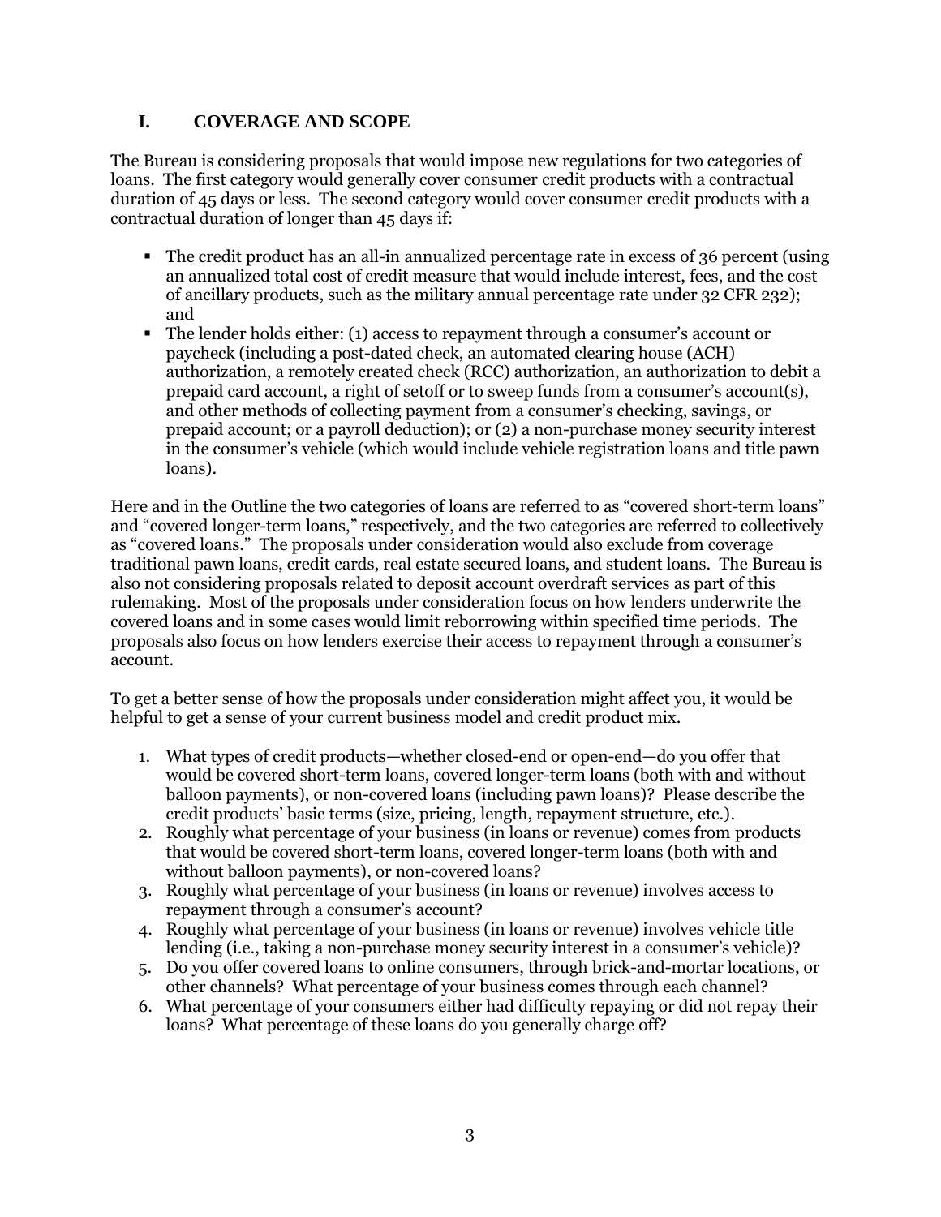## I. COVERAGE AND SCOPE

The Bureau is considering proposals that would impose new regulations for two categories of loans. The first category would generally cover consumer credit products with a contractual duration of 45 days or less. The second category would cover consumer credit products with a contractual duration of longer than 45 days if:

- The credit product has an all-in annualized percentage rate in excess of 36 percent (using an annualized total cost of credit measure that would include interest, fees, and the cost of ancillary products, such as the military annual percentage rate under 32 CFR 232); and
- The lender holds either: (1) access to repayment through a consumer's account or paycheck (including a post-dated check, an automated clearing house (ACH) authorization, a remotely created check (RCC) authorization, an authorization to debit a prepaid card account, a right of setoff or to sweep funds from a consumer's account(s), and other methods of collecting payment from a consumer's checking, savings, or prepaid account; or a payroll deduction); or (2) a non-purchase money security interest in the consumer's vehicle (which would include vehicle registration loans and title pawn loans).

Here and in the Outline the two categories of loans are referred to as "covered short-term loans" and "covered longer-term loans," respectively, and the two categories are referred to collectively as "covered loans." The proposals under consideration would also exclude from coverage traditional pawn loans, credit cards, real estate secured loans, and student loans. The Bureau is also not considering proposals related to deposit account overdraft services as part of this rulemaking. Most of the proposals under consideration focus on how lenders underwrite the covered loans and in some cases would limit reborrowing within specified time periods. The proposals also focus on how lenders exercise their access to repayment through a consumer's account.

To get a better sense of how the proposals under consideration might affect you, it would be helpful to get a sense of your current business model and credit product mix.

1. What types of credit products—whether closed-end or open-end—do you offer that would be covered short-term loans, covered longer-term loans (both with and without balloon payments), or non-covered loans (including pawn loans)? Please describe the credit products' basic terms (size, pricing, length, repayment structure, etc.).
2. Roughly what percentage of your business (in loans or revenue) comes from products that would be covered short-term loans, covered longer-term loans (both with and without balloon payments), or non-covered loans?
3. Roughly what percentage of your business (in loans or revenue) involves access to repayment through a consumer's account?
4. Roughly what percentage of your business (in loans or revenue) involves vehicle title lending (i.e., taking a non-purchase money security interest in a consumer's vehicle)?
5. Do you offer covered loans to online consumers, through brick-and-mortar locations, or other channels? What percentage of your business comes through each channel?
6. What percentage of your consumers either had difficulty repaying or did not repay their loans? What percentage of these loans do you generally charge off?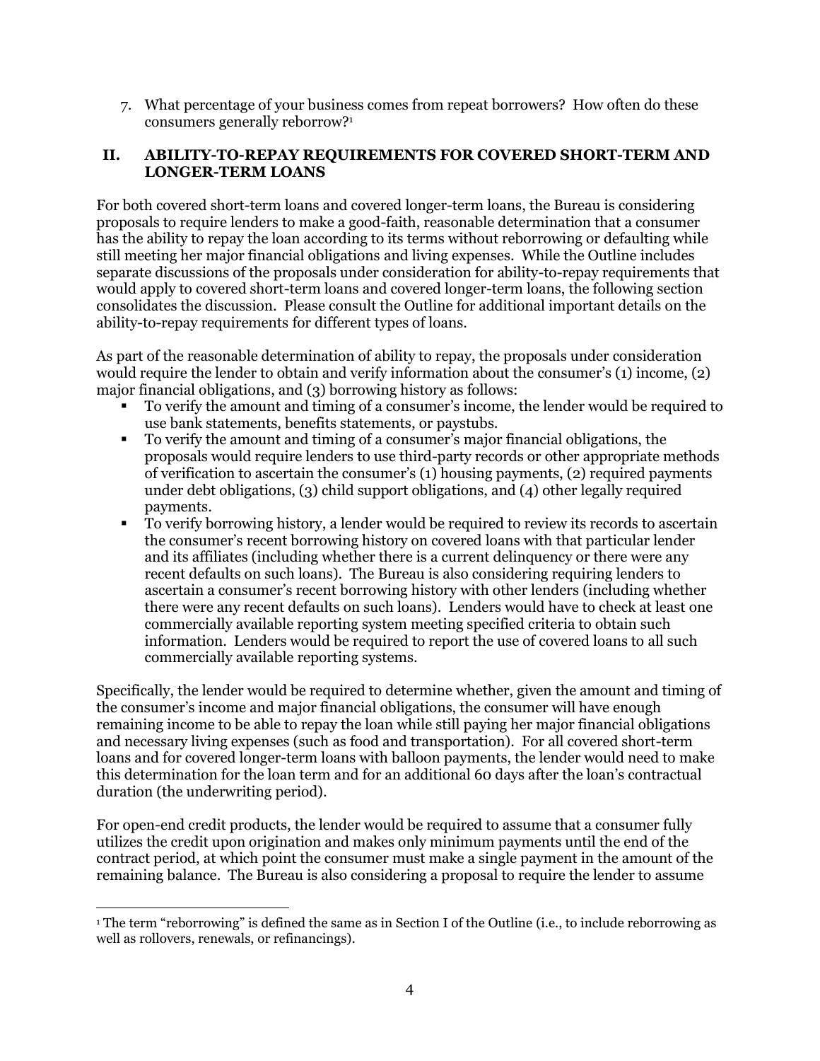7. What percentage of your business comes from repeat borrowers? How often do these consumers generally reborrow?[1]

## II. ABILITY-TO-REPAY REQUIREMENTS FOR COVERED SHORT-TERM AND LONGER-TERM LOANS

For both covered short-term loans and covered longer-term loans, the Bureau is considering proposals to require lenders to make a good-faith, reasonable determination that a consumer has the ability to repay the loan according to its terms without reborrowing or defaulting while still meeting her major financial obligations and living expenses. While the Outline includes separate discussions of the proposals under consideration for ability-to-repay requirements that would apply to covered short-term loans and covered longer-term loans, the following section consolidates the discussion. Please consult the Outline for additional important details on the ability-to-repay requirements for different types of loans.

As part of the reasonable determination of ability to repay, the proposals under consideration would require the lender to obtain and verify information about the consumer's (1) income, (2) major financial obligations, and (3) borrowing history as follows:

- To verify the amount and timing of a consumer's income, the lender would be required to use bank statements, benefits statements, or paystubs.
- To verify the amount and timing of a consumer's major financial obligations, the proposals would require lenders to use third-party records or other appropriate methods of verification to ascertain the consumer's (1) housing payments, (2) required payments under debt obligations, (3) child support obligations, and (4) other legally required payments.
- To verify borrowing history, a lender would be required to review its records to ascertain the consumer's recent borrowing history on covered loans with that particular lender and its affiliates (including whether there is a current delinquency or there were any recent defaults on such loans). The Bureau is also considering requiring lenders to ascertain a consumer's recent borrowing history with other lenders (including whether there were any recent defaults on such loans). Lenders would have to check at least one commercially available reporting system meeting specified criteria to obtain such information. Lenders would be required to report the use of covered loans to all such commercially available reporting systems.

Specifically, the lender would be required to determine whether, given the amount and timing of the consumer's income and major financial obligations, the consumer will have enough remaining income to be able to repay the loan while still paying her major financial obligations and necessary living expenses (such as food and transportation). For all covered short-term loans and for covered longer-term loans with balloon payments, the lender would need to make this determination for the loan term and for an additional 60 days after the loan's contractual duration (the underwriting period).

For open-end credit products, the lender would be required to assume that a consumer fully utilizes the credit upon origination and makes only minimum payments until the end of the contract period, at which point the consumer must make a single payment in the amount of the remaining balance. The Bureau is also considering a proposal to require the lender to assume

[1] The term "reborrowing" is defined the same as in Section I of the Outline (i.e., to include reborrowing as well as rollovers, renewals, or refinancings).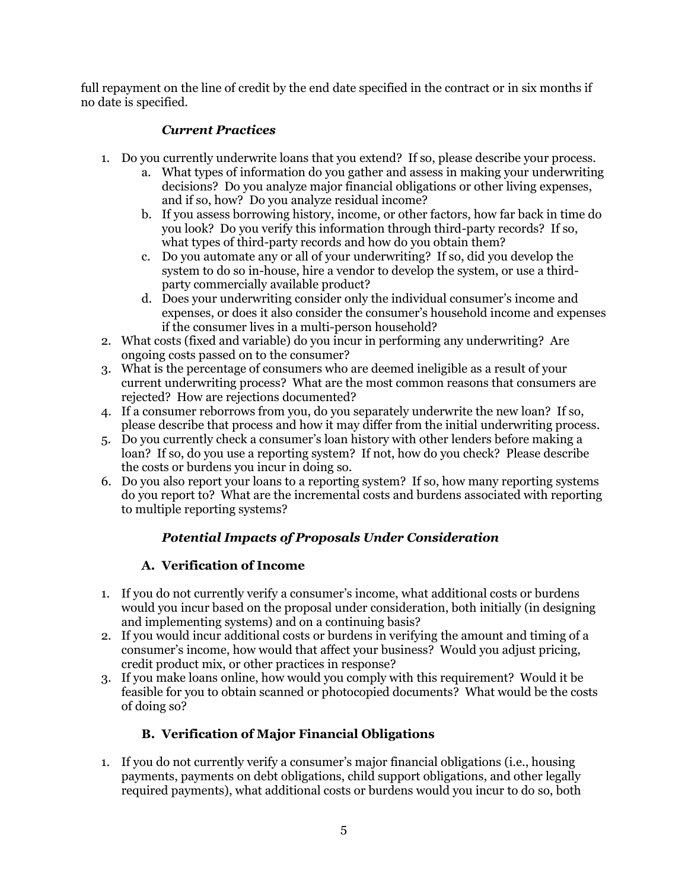full repayment on the line of credit by the end date specified in the contract or in six months if no date is specified.

### *Current Practices*

1. Do you currently underwrite loans that you extend? If so, please describe your process.
   a. What types of information do you gather and assess in making your underwriting decisions? Do you analyze major financial obligations or other living expenses, and if so, how? Do you analyze residual income?
   b. If you assess borrowing history, income, or other factors, how far back in time do you look? Do you verify this information through third-party records? If so, what types of third-party records and how do you obtain them?
   c. Do you automate any or all of your underwriting? If so, did you develop the system to do so in-house, hire a vendor to develop the system, or use a third-party commercially available product?
   d. Does your underwriting consider only the individual consumer's income and expenses, or does it also consider the consumer's household income and expenses if the consumer lives in a multi-person household?
2. What costs (fixed and variable) do you incur in performing any underwriting? Are ongoing costs passed on to the consumer?
3. What is the percentage of consumers who are deemed ineligible as a result of your current underwriting process? What are the most common reasons that consumers are rejected? How are rejections documented?
4. If a consumer reborrows from you, do you separately underwrite the new loan? If so, please describe that process and how it may differ from the initial underwriting process.
5. Do you currently check a consumer's loan history with other lenders before making a loan? If so, do you use a reporting system? If not, how do you check? Please describe the costs or burdens you incur in doing so.
6. Do you also report your loans to a reporting system? If so, how many reporting systems do you report to? What are the incremental costs and burdens associated with reporting to multiple reporting systems?

### *Potential Impacts of Proposals Under Consideration*

#### A. Verification of Income

1. If you do not currently verify a consumer's income, what additional costs or burdens would you incur based on the proposal under consideration, both initially (in designing and implementing systems) and on a continuing basis?
2. If you would incur additional costs or burdens in verifying the amount and timing of a consumer's income, how would that affect your business? Would you adjust pricing, credit product mix, or other practices in response?
3. If you make loans online, how would you comply with this requirement? Would it be feasible for you to obtain scanned or photocopied documents? What would be the costs of doing so?

#### B. Verification of Major Financial Obligations

1. If you do not currently verify a consumer's major financial obligations (i.e., housing payments, payments on debt obligations, child support obligations, and other legally required payments), what additional costs or burdens would you incur to do so, both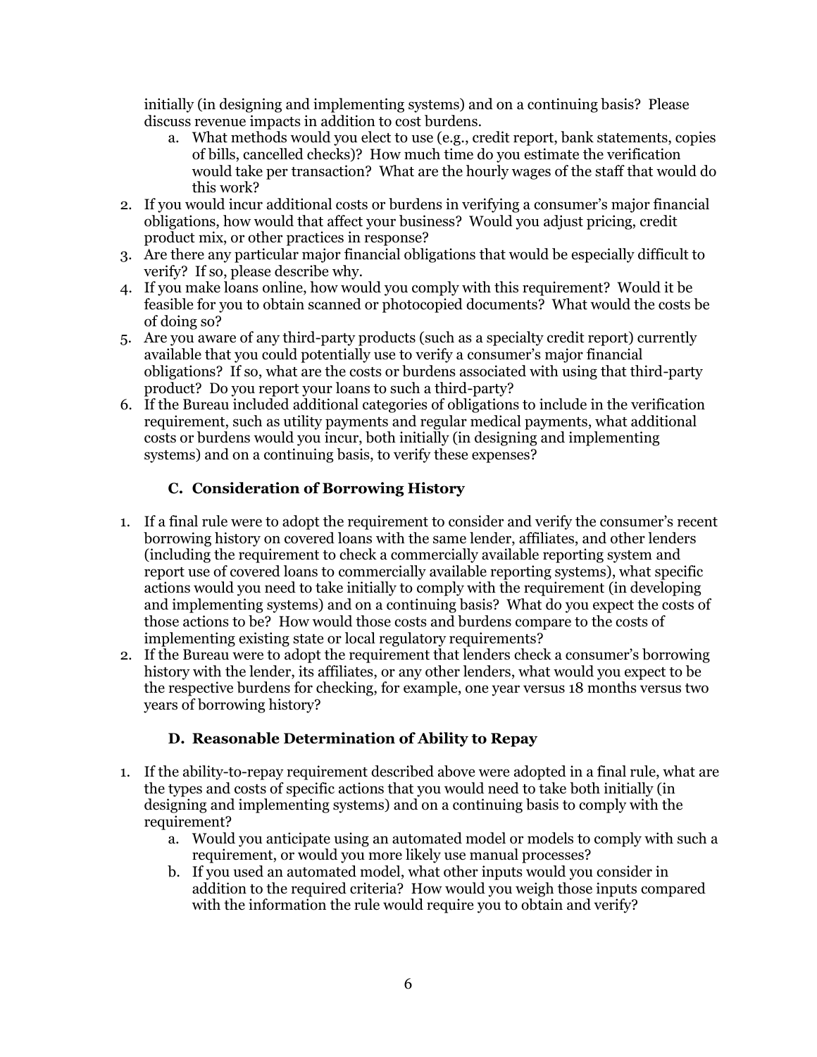initially (in designing and implementing systems) and on a continuing basis? Please discuss revenue impacts in addition to cost burdens.

   a. What methods would you elect to use (e.g., credit report, bank statements, copies of bills, cancelled checks)? How much time do you estimate the verification would take per transaction? What are the hourly wages of the staff that would do this work?

2. If you would incur additional costs or burdens in verifying a consumer's major financial obligations, how would that affect your business? Would you adjust pricing, credit product mix, or other practices in response?
3. Are there any particular major financial obligations that would be especially difficult to verify? If so, please describe why.
4. If you make loans online, how would you comply with this requirement? Would it be feasible for you to obtain scanned or photocopied documents? What would the costs be of doing so?
5. Are you aware of any third-party products (such as a specialty credit report) currently available that you could potentially use to verify a consumer's major financial obligations? If so, what are the costs or burdens associated with using that third-party product? Do you report your loans to such a third-party?
6. If the Bureau included additional categories of obligations to include in the verification requirement, such as utility payments and regular medical payments, what additional costs or burdens would you incur, both initially (in designing and implementing systems) and on a continuing basis, to verify these expenses?

### C. Consideration of Borrowing History

1. If a final rule were to adopt the requirement to consider and verify the consumer's recent borrowing history on covered loans with the same lender, affiliates, and other lenders (including the requirement to check a commercially available reporting system and report use of covered loans to commercially available reporting systems), what specific actions would you need to take initially to comply with the requirement (in developing and implementing systems) and on a continuing basis? What do you expect the costs of those actions to be? How would those costs and burdens compare to the costs of implementing existing state or local regulatory requirements?
2. If the Bureau were to adopt the requirement that lenders check a consumer's borrowing history with the lender, its affiliates, or any other lenders, what would you expect to be the respective burdens for checking, for example, one year versus 18 months versus two years of borrowing history?

### D. Reasonable Determination of Ability to Repay

1. If the ability-to-repay requirement described above were adopted in a final rule, what are the types and costs of specific actions that you would need to take both initially (in designing and implementing systems) and on a continuing basis to comply with the requirement?
   a. Would you anticipate using an automated model or models to comply with such a requirement, or would you more likely use manual processes?
   b. If you used an automated model, what other inputs would you consider in addition to the required criteria? How would you weigh those inputs compared with the information the rule would require you to obtain and verify?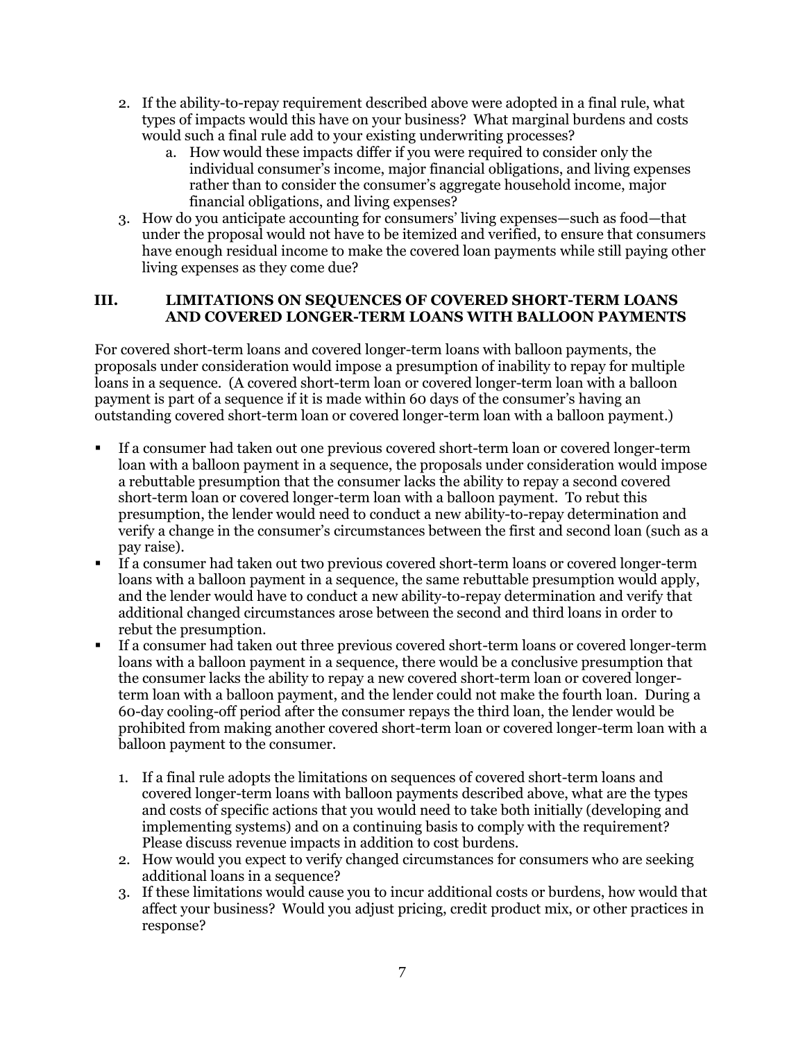2. If the ability-to-repay requirement described above were adopted in a final rule, what types of impacts would this have on your business? What marginal burdens and costs would such a final rule add to your existing underwriting processes?
    a. How would these impacts differ if you were required to consider only the individual consumer's income, major financial obligations, and living expenses rather than to consider the consumer's aggregate household income, major financial obligations, and living expenses?
3. How do you anticipate accounting for consumers' living expenses—such as food—that under the proposal would not have to be itemized and verified, to ensure that consumers have enough residual income to make the covered loan payments while still paying other living expenses as they come due?

## III. LIMITATIONS ON SEQUENCES OF COVERED SHORT-TERM LOANS AND COVERED LONGER-TERM LOANS WITH BALLOON PAYMENTS

For covered short-term loans and covered longer-term loans with balloon payments, the proposals under consideration would impose a presumption of inability to repay for multiple loans in a sequence. (A covered short-term loan or covered longer-term loan with a balloon payment is part of a sequence if it is made within 60 days of the consumer's having an outstanding covered short-term loan or covered longer-term loan with a balloon payment.)

- If a consumer had taken out one previous covered short-term loan or covered longer-term loan with a balloon payment in a sequence, the proposals under consideration would impose a rebuttable presumption that the consumer lacks the ability to repay a second covered short-term loan or covered longer-term loan with a balloon payment. To rebut this presumption, the lender would need to conduct a new ability-to-repay determination and verify a change in the consumer's circumstances between the first and second loan (such as a pay raise).
- If a consumer had taken out two previous covered short-term loans or covered longer-term loans with a balloon payment in a sequence, the same rebuttable presumption would apply, and the lender would have to conduct a new ability-to-repay determination and verify that additional changed circumstances arose between the second and third loans in order to rebut the presumption.
- If a consumer had taken out three previous covered short-term loans or covered longer-term loans with a balloon payment in a sequence, there would be a conclusive presumption that the consumer lacks the ability to repay a new covered short-term loan or covered longer-term loan with a balloon payment, and the lender could not make the fourth loan. During a 60-day cooling-off period after the consumer repays the third loan, the lender would be prohibited from making another covered short-term loan or covered longer-term loan with a balloon payment to the consumer.

1. If a final rule adopts the limitations on sequences of covered short-term loans and covered longer-term loans with balloon payments described above, what are the types and costs of specific actions that you would need to take both initially (developing and implementing systems) and on a continuing basis to comply with the requirement? Please discuss revenue impacts in addition to cost burdens.
2. How would you expect to verify changed circumstances for consumers who are seeking additional loans in a sequence?
3. If these limitations would cause you to incur additional costs or burdens, how would that affect your business? Would you adjust pricing, credit product mix, or other practices in response?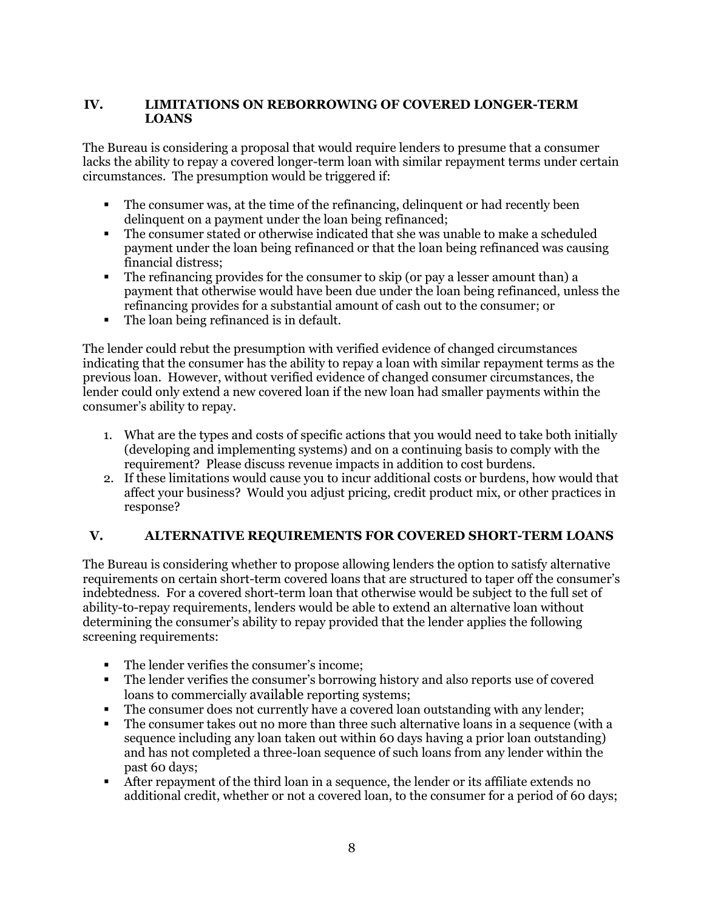## IV. LIMITATIONS ON REBORROWING OF COVERED LONGER-TERM LOANS

The Bureau is considering a proposal that would require lenders to presume that a consumer lacks the ability to repay a covered longer-term loan with similar repayment terms under certain circumstances. The presumption would be triggered if:

- The consumer was, at the time of the refinancing, delinquent or had recently been delinquent on a payment under the loan being refinanced;
- The consumer stated or otherwise indicated that she was unable to make a scheduled payment under the loan being refinanced or that the loan being refinanced was causing financial distress;
- The refinancing provides for the consumer to skip (or pay a lesser amount than) a payment that otherwise would have been due under the loan being refinanced, unless the refinancing provides for a substantial amount of cash out to the consumer; or
- The loan being refinanced is in default.

The lender could rebut the presumption with verified evidence of changed circumstances indicating that the consumer has the ability to repay a loan with similar repayment terms as the previous loan. However, without verified evidence of changed consumer circumstances, the lender could only extend a new covered loan if the new loan had smaller payments within the consumer's ability to repay.

1. What are the types and costs of specific actions that you would need to take both initially (developing and implementing systems) and on a continuing basis to comply with the requirement? Please discuss revenue impacts in addition to cost burdens.
2. If these limitations would cause you to incur additional costs or burdens, how would that affect your business? Would you adjust pricing, credit product mix, or other practices in response?

## V. ALTERNATIVE REQUIREMENTS FOR COVERED SHORT-TERM LOANS

The Bureau is considering whether to propose allowing lenders the option to satisfy alternative requirements on certain short-term covered loans that are structured to taper off the consumer's indebtedness. For a covered short-term loan that otherwise would be subject to the full set of ability-to-repay requirements, lenders would be able to extend an alternative loan without determining the consumer's ability to repay provided that the lender applies the following screening requirements:

- The lender verifies the consumer's income;
- The lender verifies the consumer's borrowing history and also reports use of covered loans to commercially available reporting systems;
- The consumer does not currently have a covered loan outstanding with any lender;
- The consumer takes out no more than three such alternative loans in a sequence (with a sequence including any loan taken out within 60 days having a prior loan outstanding) and has not completed a three-loan sequence of such loans from any lender within the past 60 days;
- After repayment of the third loan in a sequence, the lender or its affiliate extends no additional credit, whether or not a covered loan, to the consumer for a period of 60 days;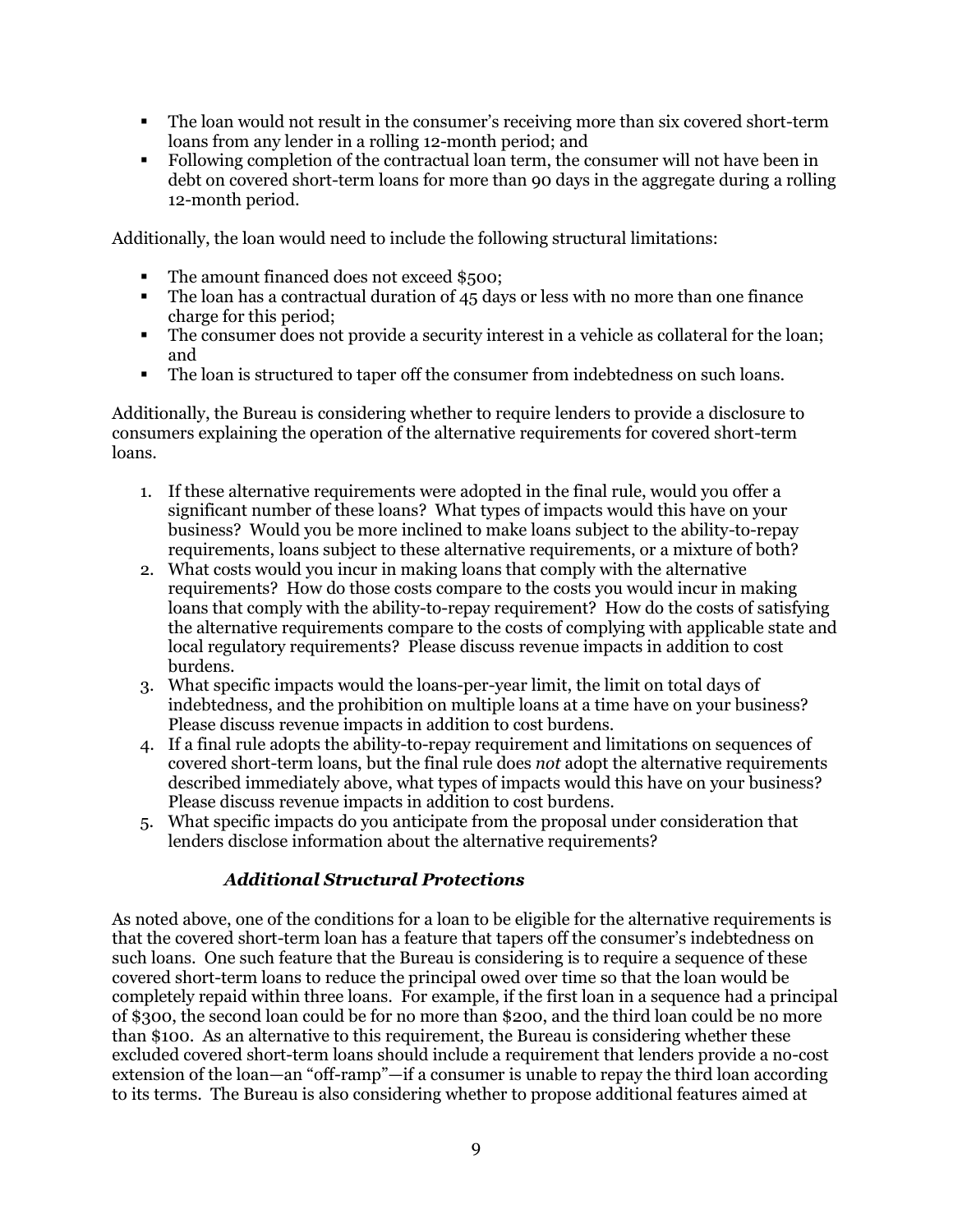- The loan would not result in the consumer's receiving more than six covered short-term loans from any lender in a rolling 12-month period; and
- Following completion of the contractual loan term, the consumer will not have been in debt on covered short-term loans for more than 90 days in the aggregate during a rolling 12-month period.

Additionally, the loan would need to include the following structural limitations:

- The amount financed does not exceed $500;
- The loan has a contractual duration of 45 days or less with no more than one finance charge for this period;
- The consumer does not provide a security interest in a vehicle as collateral for the loan; and
- The loan is structured to taper off the consumer from indebtedness on such loans.

Additionally, the Bureau is considering whether to require lenders to provide a disclosure to consumers explaining the operation of the alternative requirements for covered short-term loans.

1. If these alternative requirements were adopted in the final rule, would you offer a significant number of these loans? What types of impacts would this have on your business? Would you be more inclined to make loans subject to the ability-to-repay requirements, loans subject to these alternative requirements, or a mixture of both?
2. What costs would you incur in making loans that comply with the alternative requirements? How do those costs compare to the costs you would incur in making loans that comply with the ability-to-repay requirement? How do the costs of satisfying the alternative requirements compare to the costs of complying with applicable state and local regulatory requirements? Please discuss revenue impacts in addition to cost burdens.
3. What specific impacts would the loans-per-year limit, the limit on total days of indebtedness, and the prohibition on multiple loans at a time have on your business? Please discuss revenue impacts in addition to cost burdens.
4. If a final rule adopts the ability-to-repay requirement and limitations on sequences of covered short-term loans, but the final rule does *not* adopt the alternative requirements described immediately above, what types of impacts would this have on your business? Please discuss revenue impacts in addition to cost burdens.
5. What specific impacts do you anticipate from the proposal under consideration that lenders disclose information about the alternative requirements?

### *Additional Structural Protections*

As noted above, one of the conditions for a loan to be eligible for the alternative requirements is that the covered short-term loan has a feature that tapers off the consumer's indebtedness on such loans. One such feature that the Bureau is considering is to require a sequence of these covered short-term loans to reduce the principal owed over time so that the loan would be completely repaid within three loans. For example, if the first loan in a sequence had a principal of $300, the second loan could be for no more than $200, and the third loan could be no more than $100. As an alternative to this requirement, the Bureau is considering whether these excluded covered short-term loans should include a requirement that lenders provide a no-cost extension of the loan—an "off-ramp"—if a consumer is unable to repay the third loan according to its terms. The Bureau is also considering whether to propose additional features aimed at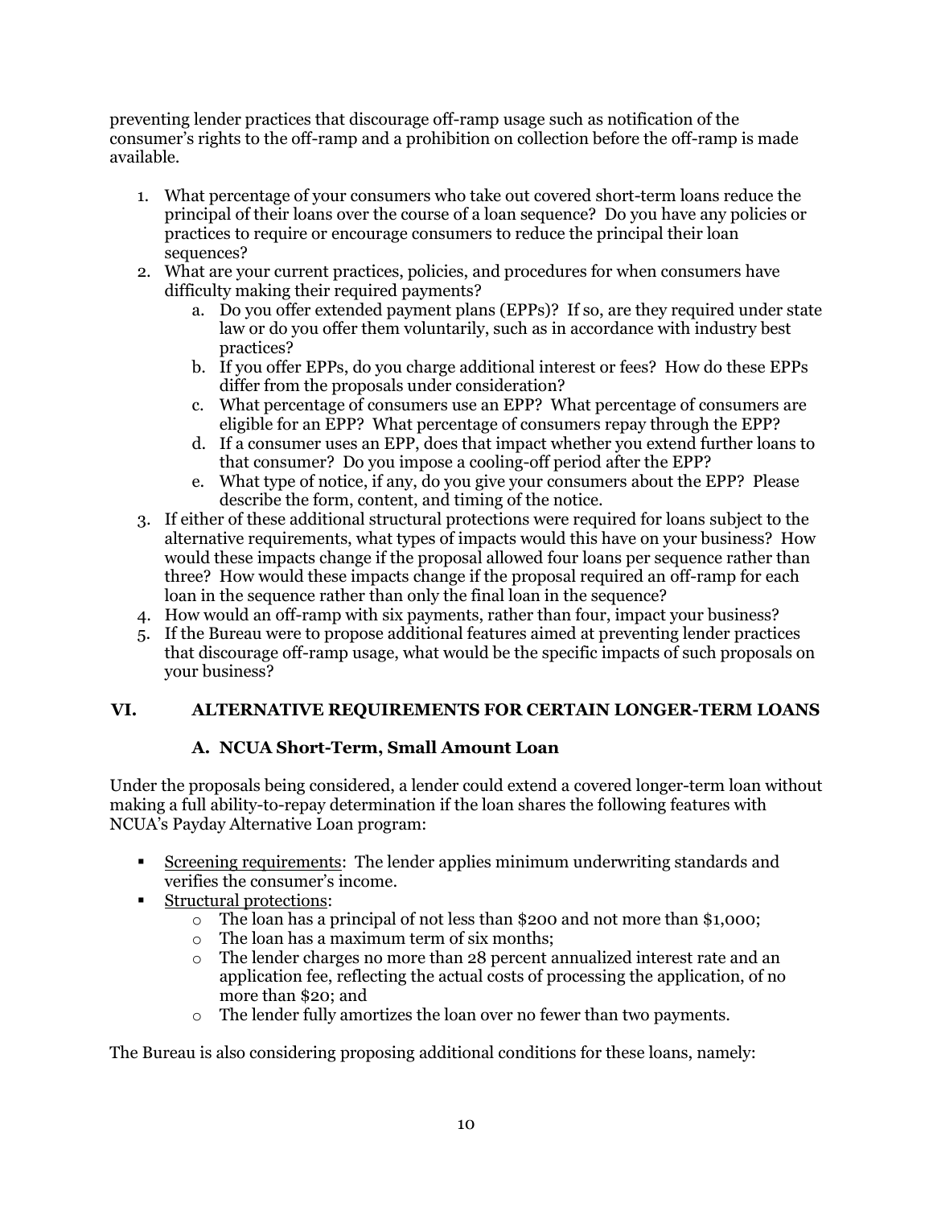preventing lender practices that discourage off-ramp usage such as notification of the consumer's rights to the off-ramp and a prohibition on collection before the off-ramp is made available.

1. What percentage of your consumers who take out covered short-term loans reduce the principal of their loans over the course of a loan sequence? Do you have any policies or practices to require or encourage consumers to reduce the principal their loan sequences?
2. What are your current practices, policies, and procedures for when consumers have difficulty making their required payments?
   a. Do you offer extended payment plans (EPPs)? If so, are they required under state law or do you offer them voluntarily, such as in accordance with industry best practices?
   b. If you offer EPPs, do you charge additional interest or fees? How do these EPPs differ from the proposals under consideration?
   c. What percentage of consumers use an EPP? What percentage of consumers are eligible for an EPP? What percentage of consumers repay through the EPP?
   d. If a consumer uses an EPP, does that impact whether you extend further loans to that consumer? Do you impose a cooling-off period after the EPP?
   e. What type of notice, if any, do you give your consumers about the EPP? Please describe the form, content, and timing of the notice.
3. If either of these additional structural protections were required for loans subject to the alternative requirements, what types of impacts would this have on your business? How would these impacts change if the proposal allowed four loans per sequence rather than three? How would these impacts change if the proposal required an off-ramp for each loan in the sequence rather than only the final loan in the sequence?
4. How would an off-ramp with six payments, rather than four, impact your business?
5. If the Bureau were to propose additional features aimed at preventing lender practices that discourage off-ramp usage, what would be the specific impacts of such proposals on your business?

## VI. ALTERNATIVE REQUIREMENTS FOR CERTAIN LONGER-TERM LOANS

### A. NCUA Short-Term, Small Amount Loan

Under the proposals being considered, a lender could extend a covered longer-term loan without making a full ability-to-repay determination if the loan shares the following features with NCUA's Payday Alternative Loan program:

- Screening requirements: The lender applies minimum underwriting standards and verifies the consumer's income.
- Structural protections:
  - The loan has a principal of not less than $200 and not more than $1,000;
  - The loan has a maximum term of six months;
  - The lender charges no more than 28 percent annualized interest rate and an application fee, reflecting the actual costs of processing the application, of no more than $20; and
  - The lender fully amortizes the loan over no fewer than two payments.

The Bureau is also considering proposing additional conditions for these loans, namely: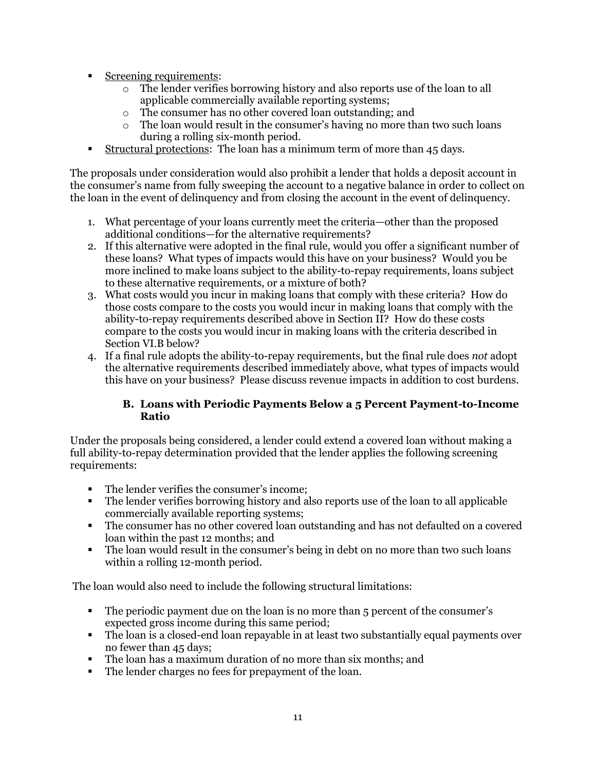- Screening requirements:
    - The lender verifies borrowing history and also reports use of the loan to all applicable commercially available reporting systems;
    - The consumer has no other covered loan outstanding; and
    - The loan would result in the consumer's having no more than two such loans during a rolling six-month period.
- Structural protections: The loan has a minimum term of more than 45 days.

The proposals under consideration would also prohibit a lender that holds a deposit account in the consumer's name from fully sweeping the account to a negative balance in order to collect on the loan in the event of delinquency and from closing the account in the event of delinquency.

1. What percentage of your loans currently meet the criteria—other than the proposed additional conditions—for the alternative requirements?
2. If this alternative were adopted in the final rule, would you offer a significant number of these loans? What types of impacts would this have on your business? Would you be more inclined to make loans subject to the ability-to-repay requirements, loans subject to these alternative requirements, or a mixture of both?
3. What costs would you incur in making loans that comply with these criteria? How do those costs compare to the costs you would incur in making loans that comply with the ability-to-repay requirements described above in Section II? How do these costs compare to the costs you would incur in making loans with the criteria described in Section VI.B below?
4. If a final rule adopts the ability-to-repay requirements, but the final rule does *not* adopt the alternative requirements described immediately above, what types of impacts would this have on your business? Please discuss revenue impacts in addition to cost burdens.

### B. Loans with Periodic Payments Below a 5 Percent Payment-to-Income Ratio

Under the proposals being considered, a lender could extend a covered loan without making a full ability-to-repay determination provided that the lender applies the following screening requirements:

- The lender verifies the consumer's income;
- The lender verifies borrowing history and also reports use of the loan to all applicable commercially available reporting systems;
- The consumer has no other covered loan outstanding and has not defaulted on a covered loan within the past 12 months; and
- The loan would result in the consumer's being in debt on no more than two such loans within a rolling 12-month period.

The loan would also need to include the following structural limitations:

- The periodic payment due on the loan is no more than 5 percent of the consumer's expected gross income during this same period;
- The loan is a closed-end loan repayable in at least two substantially equal payments over no fewer than 45 days;
- The loan has a maximum duration of no more than six months; and
- The lender charges no fees for prepayment of the loan.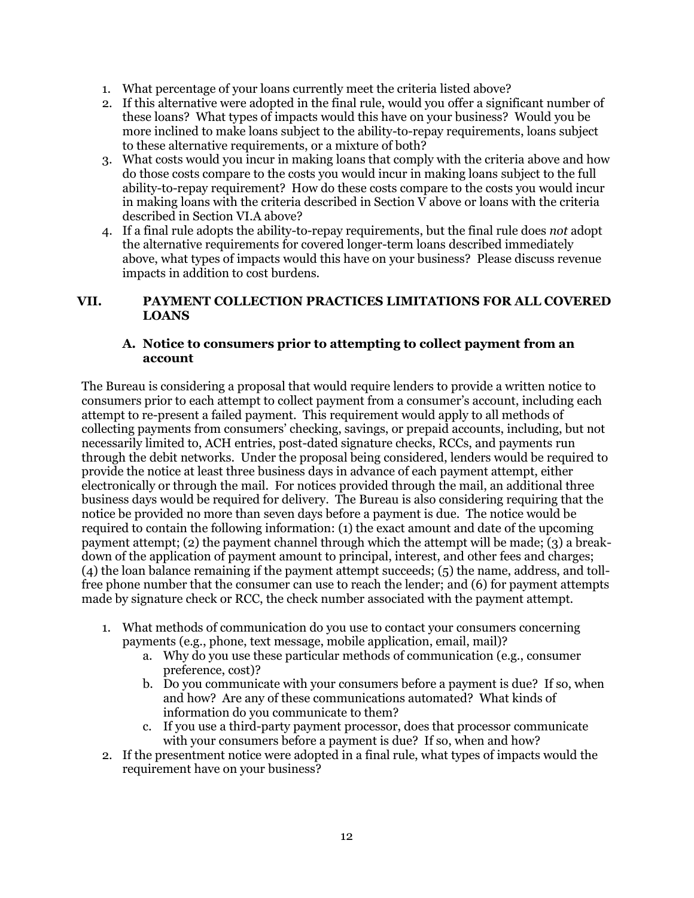1. What percentage of your loans currently meet the criteria listed above?
2. If this alternative were adopted in the final rule, would you offer a significant number of these loans? What types of impacts would this have on your business? Would you be more inclined to make loans subject to the ability-to-repay requirements, loans subject to these alternative requirements, or a mixture of both?
3. What costs would you incur in making loans that comply with the criteria above and how do those costs compare to the costs you would incur in making loans subject to the full ability-to-repay requirement? How do these costs compare to the costs you would incur in making loans with the criteria described in Section V above or loans with the criteria described in Section VI.A above?
4. If a final rule adopts the ability-to-repay requirements, but the final rule does *not* adopt the alternative requirements for covered longer-term loans described immediately above, what types of impacts would this have on your business? Please discuss revenue impacts in addition to cost burdens.

## VII. PAYMENT COLLECTION PRACTICES LIMITATIONS FOR ALL COVERED LOANS

### A. Notice to consumers prior to attempting to collect payment from an account

The Bureau is considering a proposal that would require lenders to provide a written notice to consumers prior to each attempt to collect payment from a consumer's account, including each attempt to re-present a failed payment. This requirement would apply to all methods of collecting payments from consumers' checking, savings, or prepaid accounts, including, but not necessarily limited to, ACH entries, post-dated signature checks, RCCs, and payments run through the debit networks. Under the proposal being considered, lenders would be required to provide the notice at least three business days in advance of each payment attempt, either electronically or through the mail. For notices provided through the mail, an additional three business days would be required for delivery. The Bureau is also considering requiring that the notice be provided no more than seven days before a payment is due. The notice would be required to contain the following information: (1) the exact amount and date of the upcoming payment attempt; (2) the payment channel through which the attempt will be made; (3) a break-down of the application of payment amount to principal, interest, and other fees and charges; (4) the loan balance remaining if the payment attempt succeeds; (5) the name, address, and toll-free phone number that the consumer can use to reach the lender; and (6) for payment attempts made by signature check or RCC, the check number associated with the payment attempt.

1. What methods of communication do you use to contact your consumers concerning payments (e.g., phone, text message, mobile application, email, mail)?
    a. Why do you use these particular methods of communication (e.g., consumer preference, cost)?
    b. Do you communicate with your consumers before a payment is due? If so, when and how? Are any of these communications automated? What kinds of information do you communicate to them?
    c. If you use a third-party payment processor, does that processor communicate with your consumers before a payment is due? If so, when and how?
2. If the presentment notice were adopted in a final rule, what types of impacts would the requirement have on your business?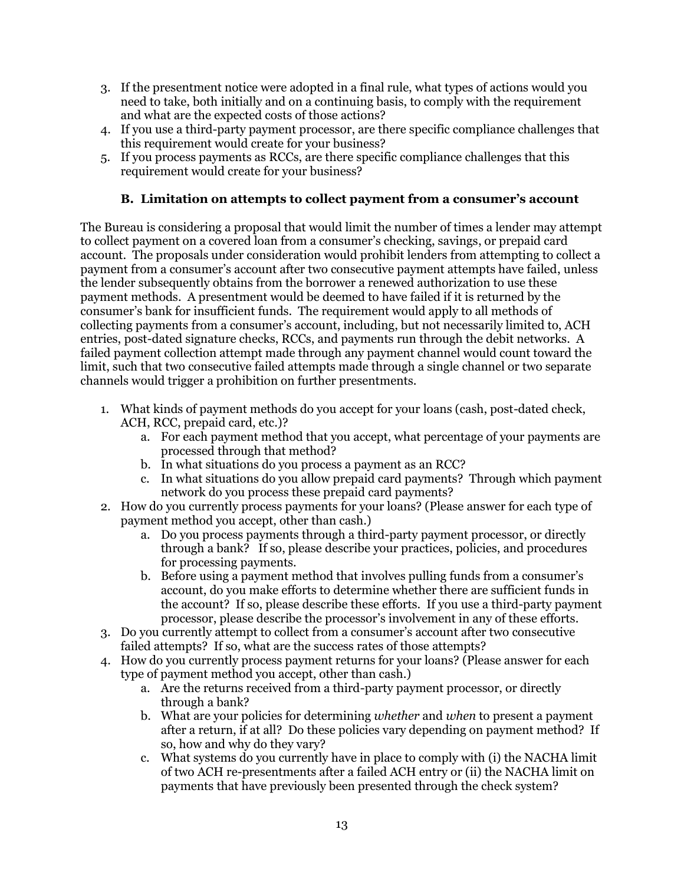3. If the presentment notice were adopted in a final rule, what types of actions would you need to take, both initially and on a continuing basis, to comply with the requirement and what are the expected costs of those actions?
4. If you use a third-party payment processor, are there specific compliance challenges that this requirement would create for your business?
5. If you process payments as RCCs, are there specific compliance challenges that this requirement would create for your business?

### B. Limitation on attempts to collect payment from a consumer's account

The Bureau is considering a proposal that would limit the number of times a lender may attempt to collect payment on a covered loan from a consumer's checking, savings, or prepaid card account. The proposals under consideration would prohibit lenders from attempting to collect a payment from a consumer's account after two consecutive payment attempts have failed, unless the lender subsequently obtains from the borrower a renewed authorization to use these payment methods. A presentment would be deemed to have failed if it is returned by the consumer's bank for insufficient funds. The requirement would apply to all methods of collecting payments from a consumer's account, including, but not necessarily limited to, ACH entries, post-dated signature checks, RCCs, and payments run through the debit networks. A failed payment collection attempt made through any payment channel would count toward the limit, such that two consecutive failed attempts made through a single channel or two separate channels would trigger a prohibition on further presentments.

1. What kinds of payment methods do you accept for your loans (cash, post-dated check, ACH, RCC, prepaid card, etc.)?
   a. For each payment method that you accept, what percentage of your payments are processed through that method?
   b. In what situations do you process a payment as an RCC?
   c. In what situations do you allow prepaid card payments? Through which payment network do you process these prepaid card payments?
2. How do you currently process payments for your loans? (Please answer for each type of payment method you accept, other than cash.)
   a. Do you process payments through a third-party payment processor, or directly through a bank? If so, please describe your practices, policies, and procedures for processing payments.
   b. Before using a payment method that involves pulling funds from a consumer's account, do you make efforts to determine whether there are sufficient funds in the account? If so, please describe these efforts. If you use a third-party payment processor, please describe the processor's involvement in any of these efforts.
3. Do you currently attempt to collect from a consumer's account after two consecutive failed attempts? If so, what are the success rates of those attempts?
4. How do you currently process payment returns for your loans? (Please answer for each type of payment method you accept, other than cash.)
   a. Are the returns received from a third-party payment processor, or directly through a bank?
   b. What are your policies for determining *whether* and *when* to present a payment after a return, if at all? Do these policies vary depending on payment method? If so, how and why do they vary?
   c. What systems do you currently have in place to comply with (i) the NACHA limit of two ACH re-presentments after a failed ACH entry or (ii) the NACHA limit on payments that have previously been presented through the check system?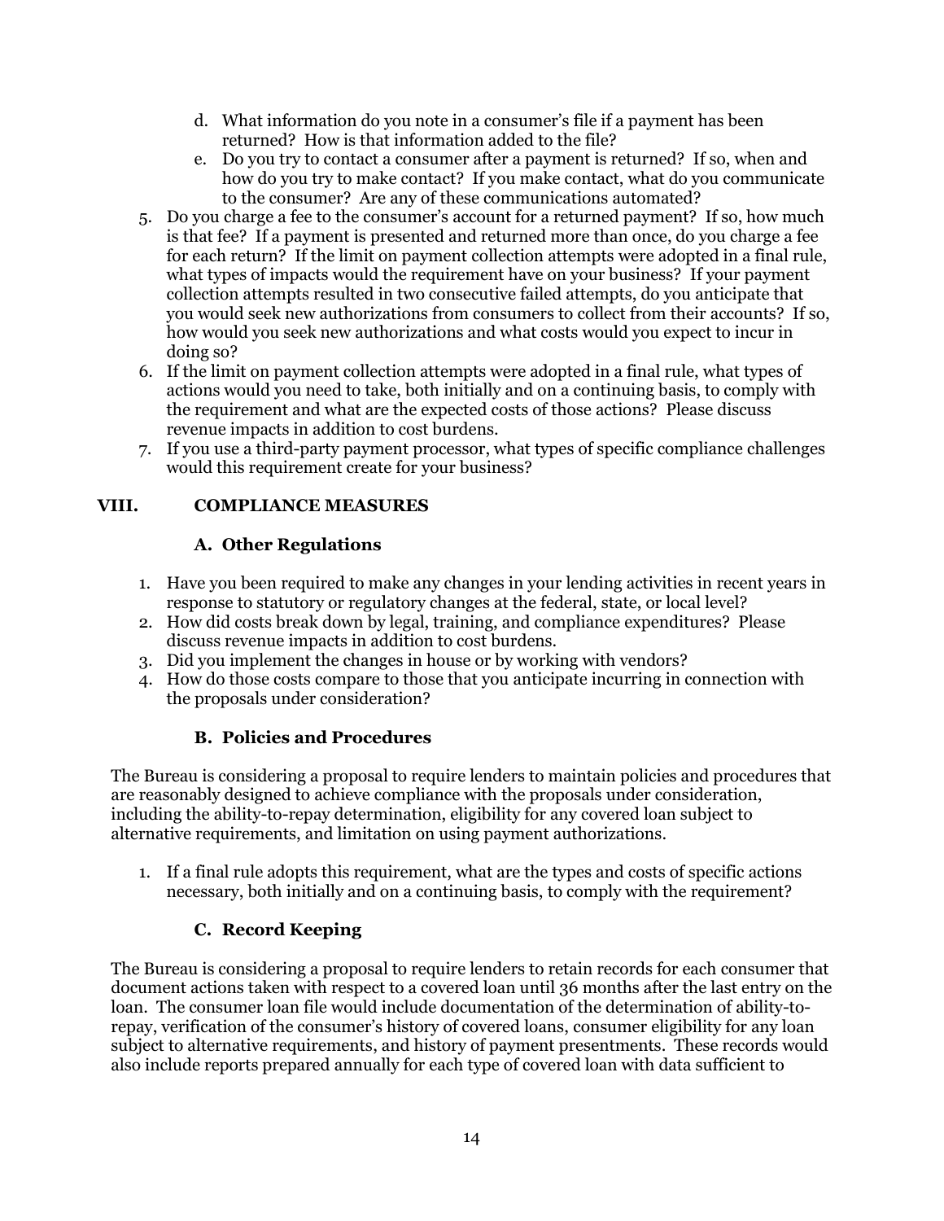d. What information do you note in a consumer's file if a payment has been returned? How is that information added to the file?
e. Do you try to contact a consumer after a payment is returned? If so, when and how do you try to make contact? If you make contact, what do you communicate to the consumer? Are any of these communications automated?

5. Do you charge a fee to the consumer's account for a returned payment? If so, how much is that fee? If a payment is presented and returned more than once, do you charge a fee for each return? If the limit on payment collection attempts were adopted in a final rule, what types of impacts would the requirement have on your business? If your payment collection attempts resulted in two consecutive failed attempts, do you anticipate that you would seek new authorizations from consumers to collect from their accounts? If so, how would you seek new authorizations and what costs would you expect to incur in doing so?
6. If the limit on payment collection attempts were adopted in a final rule, what types of actions would you need to take, both initially and on a continuing basis, to comply with the requirement and what are the expected costs of those actions? Please discuss revenue impacts in addition to cost burdens.
7. If you use a third-party payment processor, what types of specific compliance challenges would this requirement create for your business?

## VIII. COMPLIANCE MEASURES

### A. Other Regulations

1. Have you been required to make any changes in your lending activities in recent years in response to statutory or regulatory changes at the federal, state, or local level?
2. How did costs break down by legal, training, and compliance expenditures? Please discuss revenue impacts in addition to cost burdens.
3. Did you implement the changes in house or by working with vendors?
4. How do those costs compare to those that you anticipate incurring in connection with the proposals under consideration?

### B. Policies and Procedures

The Bureau is considering a proposal to require lenders to maintain policies and procedures that are reasonably designed to achieve compliance with the proposals under consideration, including the ability-to-repay determination, eligibility for any covered loan subject to alternative requirements, and limitation on using payment authorizations.

1. If a final rule adopts this requirement, what are the types and costs of specific actions necessary, both initially and on a continuing basis, to comply with the requirement?

### C. Record Keeping

The Bureau is considering a proposal to require lenders to retain records for each consumer that document actions taken with respect to a covered loan until 36 months after the last entry on the loan. The consumer loan file would include documentation of the determination of ability-to-repay, verification of the consumer's history of covered loans, consumer eligibility for any loan subject to alternative requirements, and history of payment presentments. These records would also include reports prepared annually for each type of covered loan with data sufficient to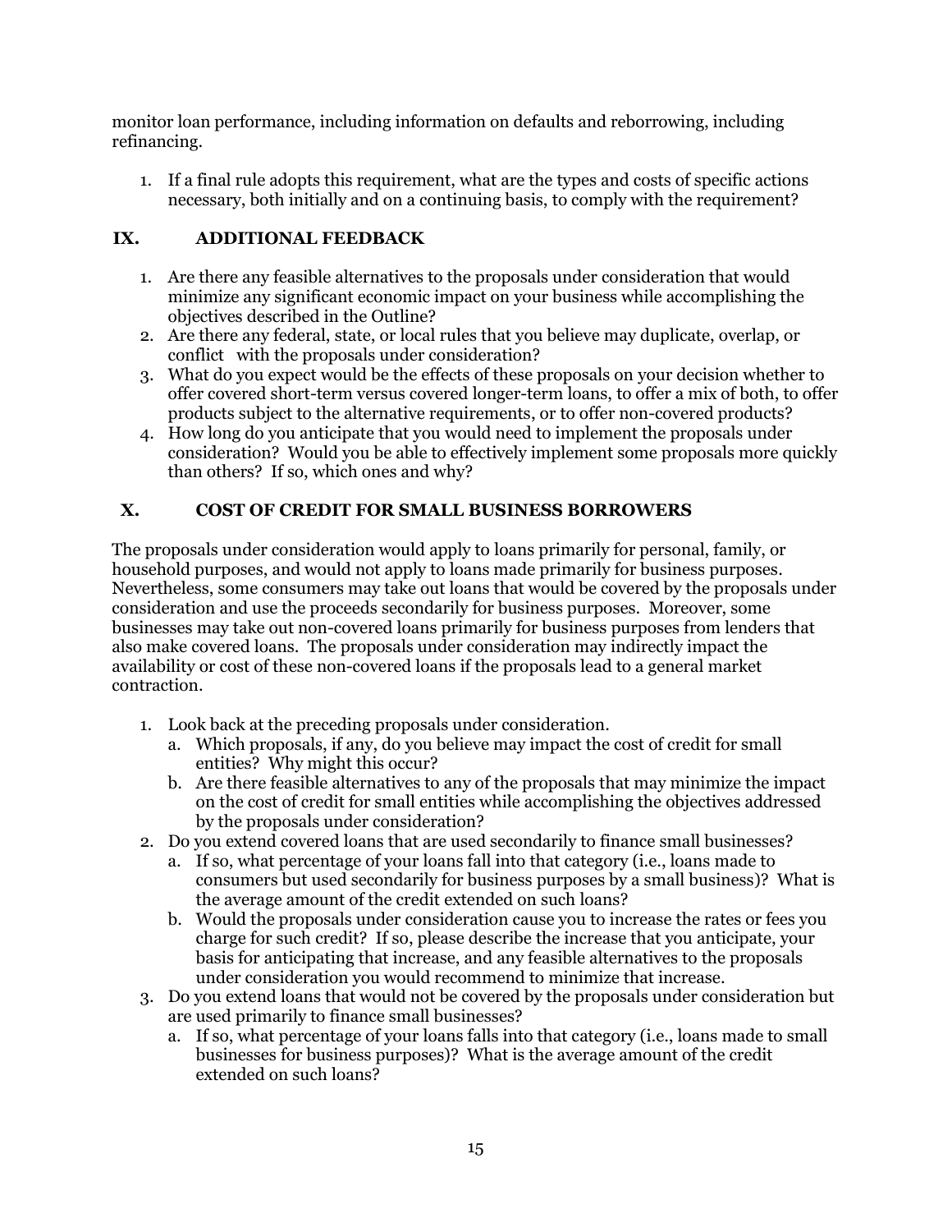monitor loan performance, including information on defaults and reborrowing, including refinancing.

1. If a final rule adopts this requirement, what are the types and costs of specific actions necessary, both initially and on a continuing basis, to comply with the requirement?

## IX. ADDITIONAL FEEDBACK

1. Are there any feasible alternatives to the proposals under consideration that would minimize any significant economic impact on your business while accomplishing the objectives described in the Outline?
2. Are there any federal, state, or local rules that you believe may duplicate, overlap, or conflict with the proposals under consideration?
3. What do you expect would be the effects of these proposals on your decision whether to offer covered short-term versus covered longer-term loans, to offer a mix of both, to offer products subject to the alternative requirements, or to offer non-covered products?
4. How long do you anticipate that you would need to implement the proposals under consideration? Would you be able to effectively implement some proposals more quickly than others? If so, which ones and why?

## X. COST OF CREDIT FOR SMALL BUSINESS BORROWERS

The proposals under consideration would apply to loans primarily for personal, family, or household purposes, and would not apply to loans made primarily for business purposes. Nevertheless, some consumers may take out loans that would be covered by the proposals under consideration and use the proceeds secondarily for business purposes. Moreover, some businesses may take out non-covered loans primarily for business purposes from lenders that also make covered loans. The proposals under consideration may indirectly impact the availability or cost of these non-covered loans if the proposals lead to a general market contraction.

1. Look back at the preceding proposals under consideration.
   a. Which proposals, if any, do you believe may impact the cost of credit for small entities? Why might this occur?
   b. Are there feasible alternatives to any of the proposals that may minimize the impact on the cost of credit for small entities while accomplishing the objectives addressed by the proposals under consideration?
2. Do you extend covered loans that are used secondarily to finance small businesses?
   a. If so, what percentage of your loans fall into that category (i.e., loans made to consumers but used secondarily for business purposes by a small business)? What is the average amount of the credit extended on such loans?
   b. Would the proposals under consideration cause you to increase the rates or fees you charge for such credit? If so, please describe the increase that you anticipate, your basis for anticipating that increase, and any feasible alternatives to the proposals under consideration you would recommend to minimize that increase.
3. Do you extend loans that would not be covered by the proposals under consideration but are used primarily to finance small businesses?
   a. If so, what percentage of your loans falls into that category (i.e., loans made to small businesses for business purposes)? What is the average amount of the credit extended on such loans?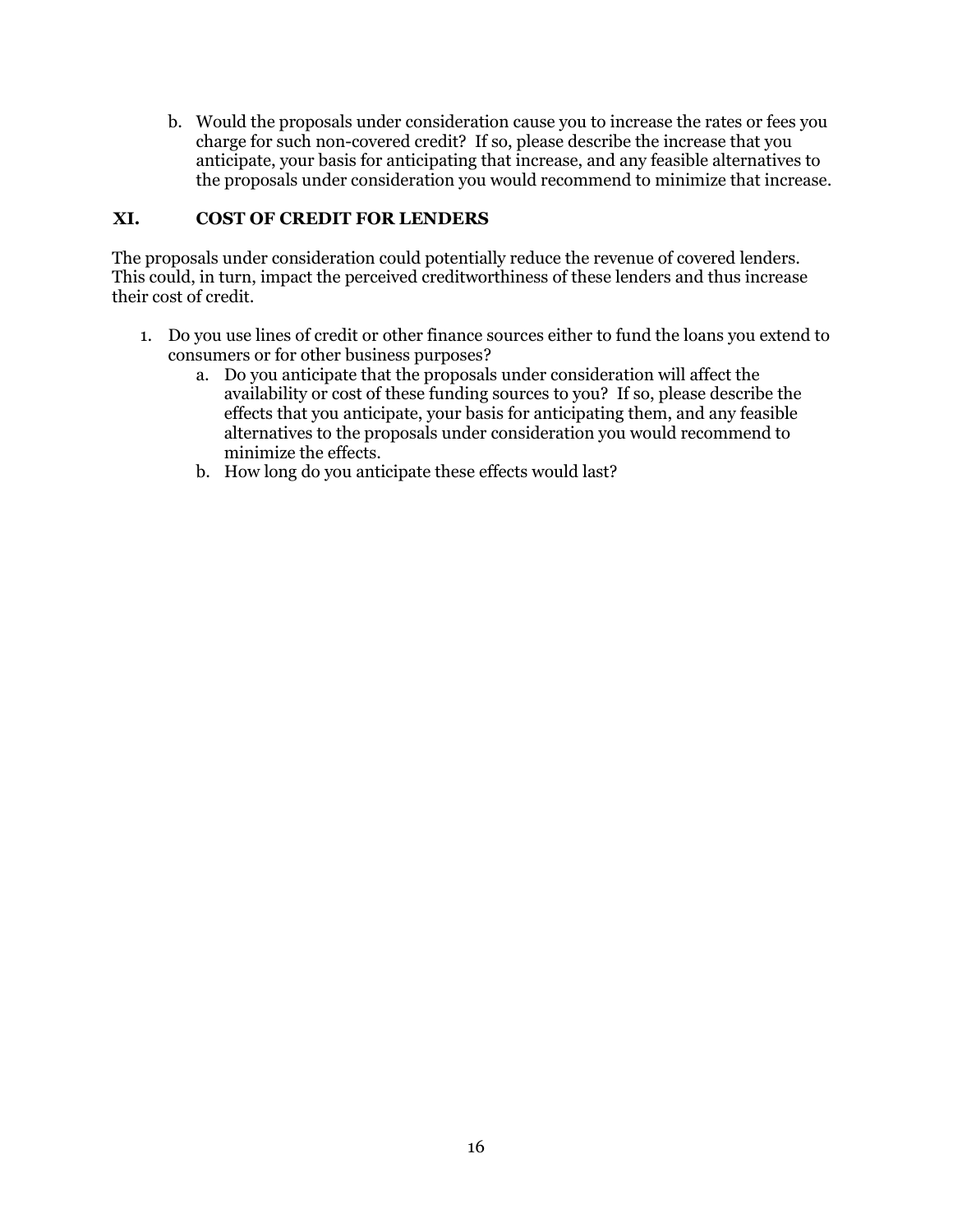b. Would the proposals under consideration cause you to increase the rates or fees you charge for such non-covered credit? If so, please describe the increase that you anticipate, your basis for anticipating that increase, and any feasible alternatives to the proposals under consideration you would recommend to minimize that increase.

## XI. COST OF CREDIT FOR LENDERS

The proposals under consideration could potentially reduce the revenue of covered lenders. This could, in turn, impact the perceived creditworthiness of these lenders and thus increase their cost of credit.

1. Do you use lines of credit or other finance sources either to fund the loans you extend to consumers or for other business purposes?
    a. Do you anticipate that the proposals under consideration will affect the availability or cost of these funding sources to you? If so, please describe the effects that you anticipate, your basis for anticipating them, and any feasible alternatives to the proposals under consideration you would recommend to minimize the effects.
    b. How long do you anticipate these effects would last?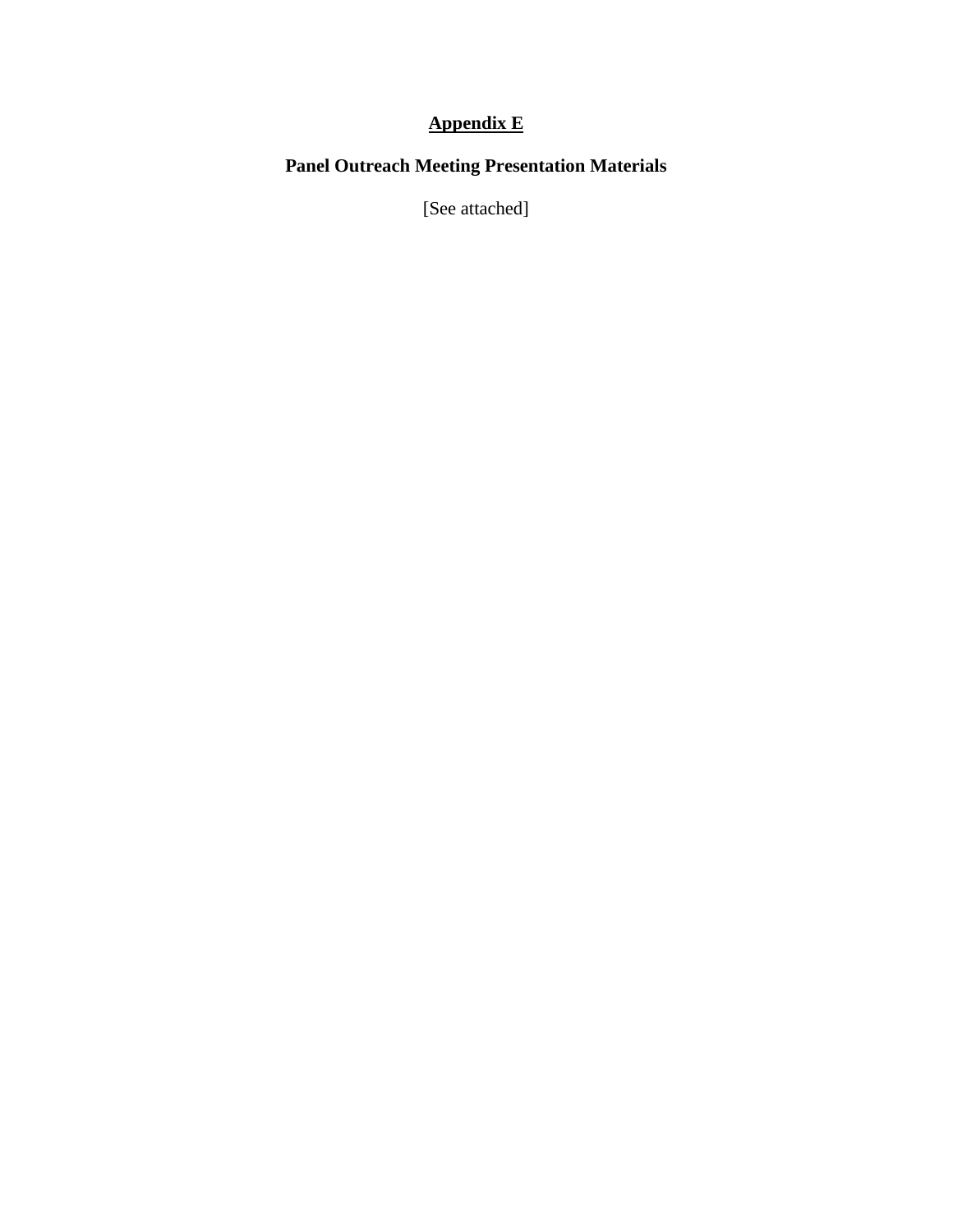# Appendix E

## Panel Outreach Meeting Presentation Materials

[See attached]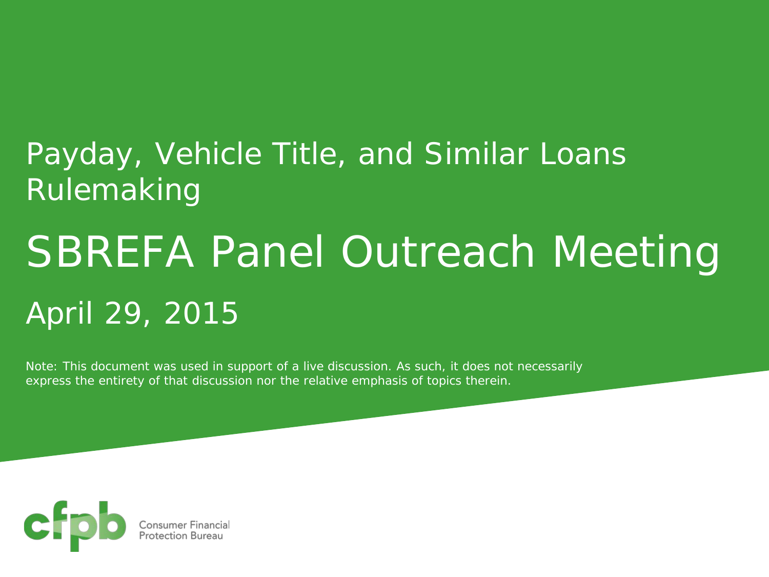# Payday, Vehicle Title, and Similar Loans Rulemaking

# SBREFA Panel Outreach Meeting

## April 29, 2015

Note: This document was used in support of a live discussion. As such, it does not necessarily express the entirety of that discussion nor the relative emphasis of topics therein.

Consumer Financial Protection Bureau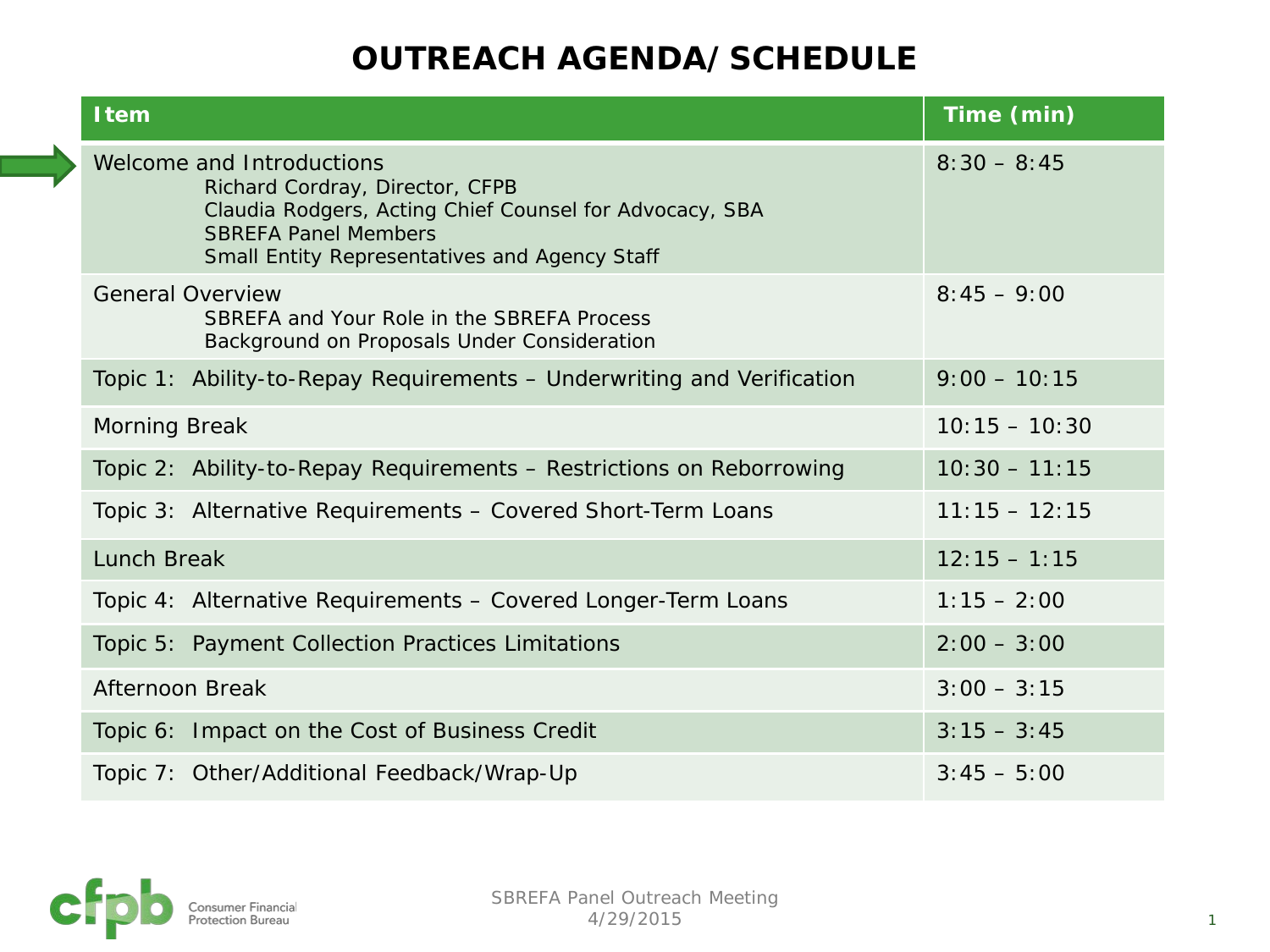# OUTREACH AGENDA/ SCHEDULE

| Item | Time (min) |
|---|---|
| Welcome and Introductions<br>Richard Cordray, Director, CFPB<br>Claudia Rodgers, Acting Chief Counsel for Advocacy, SBA<br>SBREFA Panel Members<br>Small Entity Representatives and Agency Staff | 8:30 – 8:45 |
| General Overview<br>SBREFA and Your Role in the SBREFA Process<br>Background on Proposals Under Consideration | 8:45 – 9:00 |
| Topic 1: Ability-to-Repay Requirements – Underwriting and Verification | 9:00 – 10:15 |
| Morning Break | 10:15 – 10:30 |
| Topic 2: Ability-to-Repay Requirements – Restrictions on Reborrowing | 10:30 – 11:15 |
| Topic 3: Alternative Requirements – Covered Short-Term Loans | 11:15 – 12:15 |
| Lunch Break | 12:15 – 1:15 |
| Topic 4: Alternative Requirements – Covered Longer-Term Loans | 1:15 – 2:00 |
| Topic 5: Payment Collection Practices Limitations | 2:00 – 3:00 |
| Afternoon Break | 3:00 – 3:15 |
| Topic 6: Impact on the Cost of Business Credit | 3:15 – 3:45 |
| Topic 7: Other/Additional Feedback/Wrap-Up | 3:45 – 5:00 |

SBREFA Panel Outreach Meeting
4/29/2015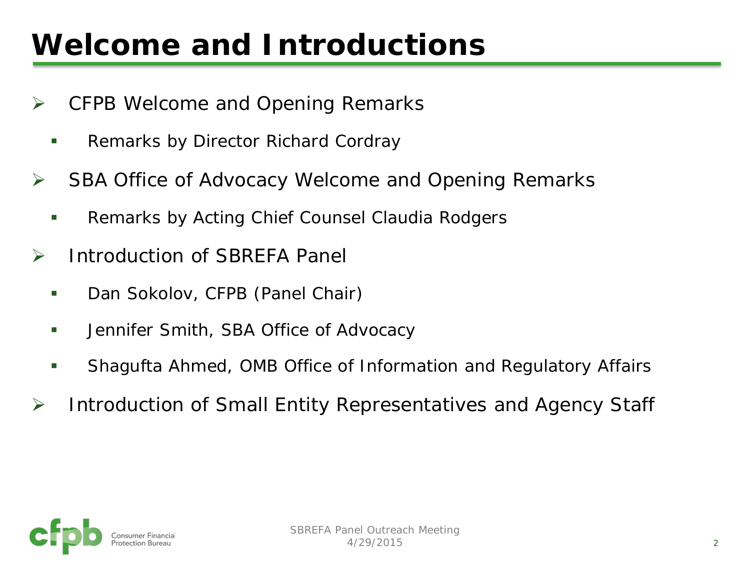# Welcome and Introductions

- CFPB Welcome and Opening Remarks
  - Remarks by Director Richard Cordray
- SBA Office of Advocacy Welcome and Opening Remarks
  - Remarks by Acting Chief Counsel Claudia Rodgers
- Introduction of SBREFA Panel
  - Dan Sokolov, CFPB (Panel Chair)
  - Jennifer Smith, SBA Office of Advocacy
  - Shagufta Ahmed, OMB Office of Information and Regulatory Affairs
- Introduction of Small Entity Representatives and Agency Staff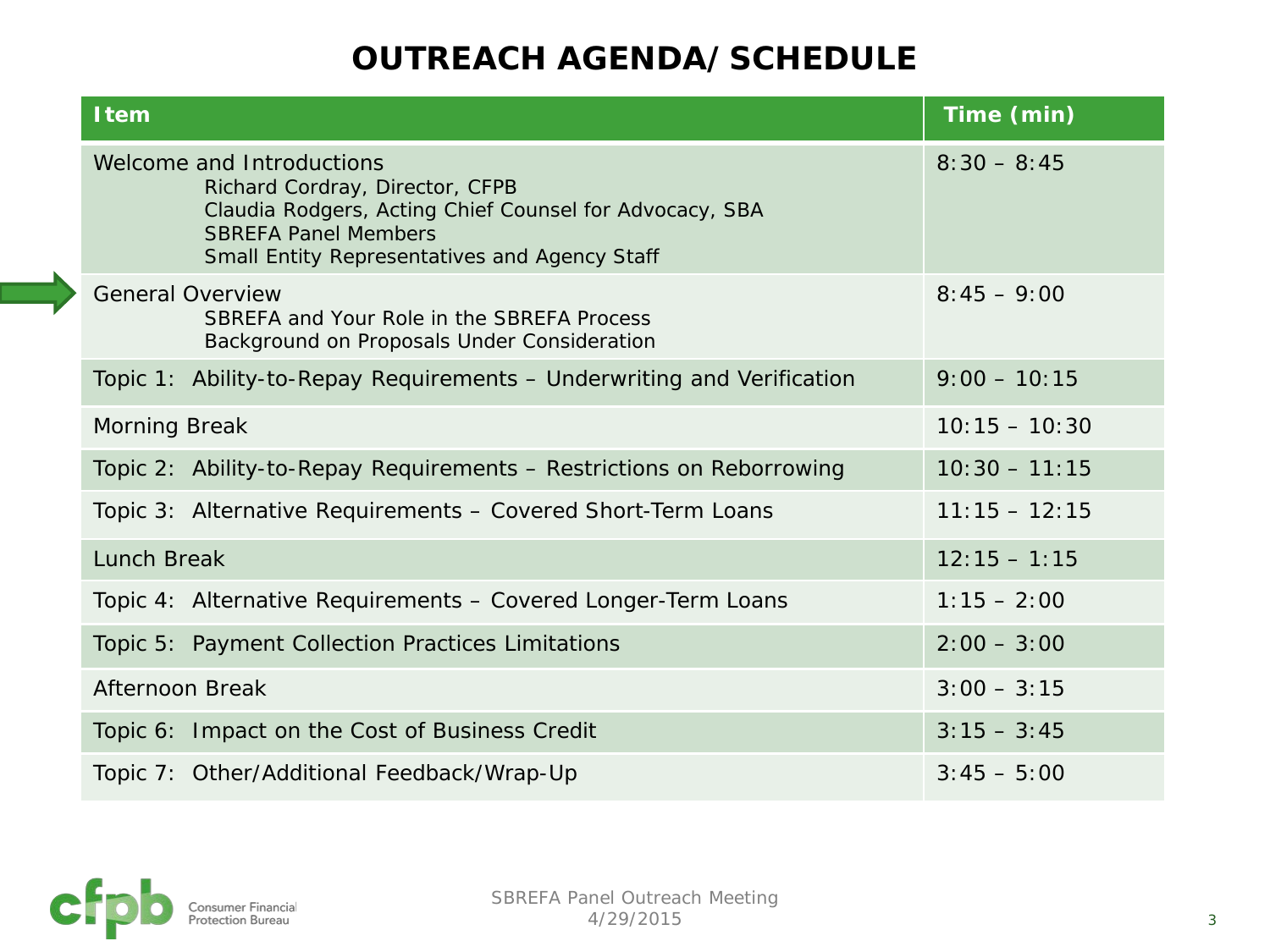# OUTREACH AGENDA/ SCHEDULE

| Item | Time (min) |
|---|---|
| Welcome and Introductions<br>Richard Cordray, Director, CFPB<br>Claudia Rodgers, Acting Chief Counsel for Advocacy, SBA<br>SBREFA Panel Members<br>Small Entity Representatives and Agency Staff | 8:30 – 8:45 |
| General Overview<br>SBREFA and Your Role in the SBREFA Process<br>Background on Proposals Under Consideration | 8:45 – 9:00 |
| Topic 1: Ability-to-Repay Requirements – Underwriting and Verification | 9:00 – 10:15 |
| Morning Break | 10:15 – 10:30 |
| Topic 2: Ability-to-Repay Requirements – Restrictions on Reborrowing | 10:30 – 11:15 |
| Topic 3: Alternative Requirements – Covered Short-Term Loans | 11:15 – 12:15 |
| Lunch Break | 12:15 – 1:15 |
| Topic 4: Alternative Requirements – Covered Longer-Term Loans | 1:15 – 2:00 |
| Topic 5: Payment Collection Practices Limitations | 2:00 – 3:00 |
| Afternoon Break | 3:00 – 3:15 |
| Topic 6: Impact on the Cost of Business Credit | 3:15 – 3:45 |
| Topic 7: Other/Additional Feedback/Wrap-Up | 3:45 – 5:00 |

SBREFA Panel Outreach Meeting
4/29/2015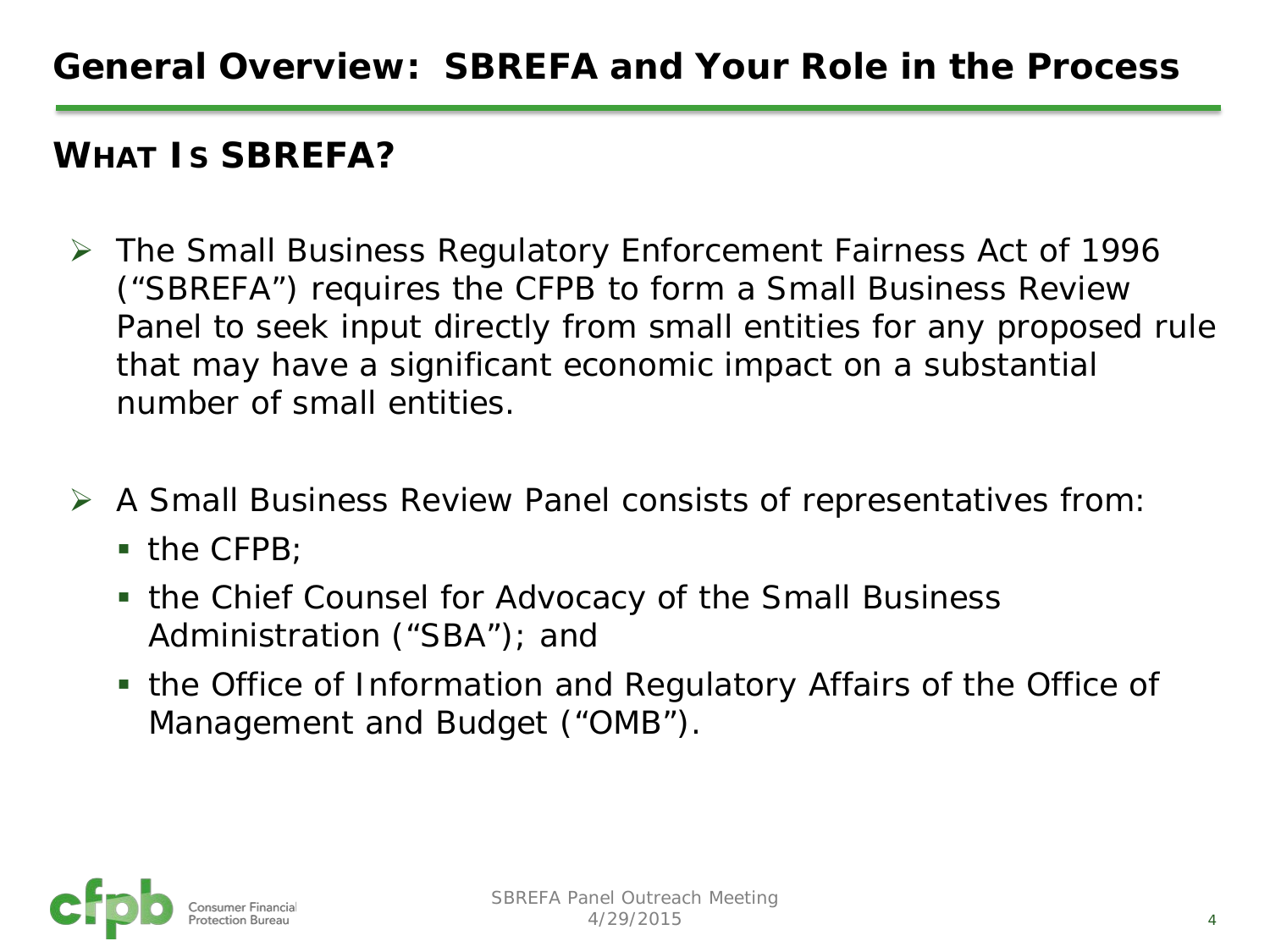# General Overview: SBREFA and Your Role in the Process

## WHAT IS SBREFA?

- The Small Business Regulatory Enforcement Fairness Act of 1996 ("SBREFA") requires the CFPB to form a Small Business Review Panel to seek input directly from small entities for any proposed rule that may have a significant economic impact on a substantial number of small entities.

- A Small Business Review Panel consists of representatives from:
  - the CFPB;
  - the Chief Counsel for Advocacy of the Small Business Administration ("SBA"); and
  - the Office of Information and Regulatory Affairs of the Office of Management and Budget ("OMB").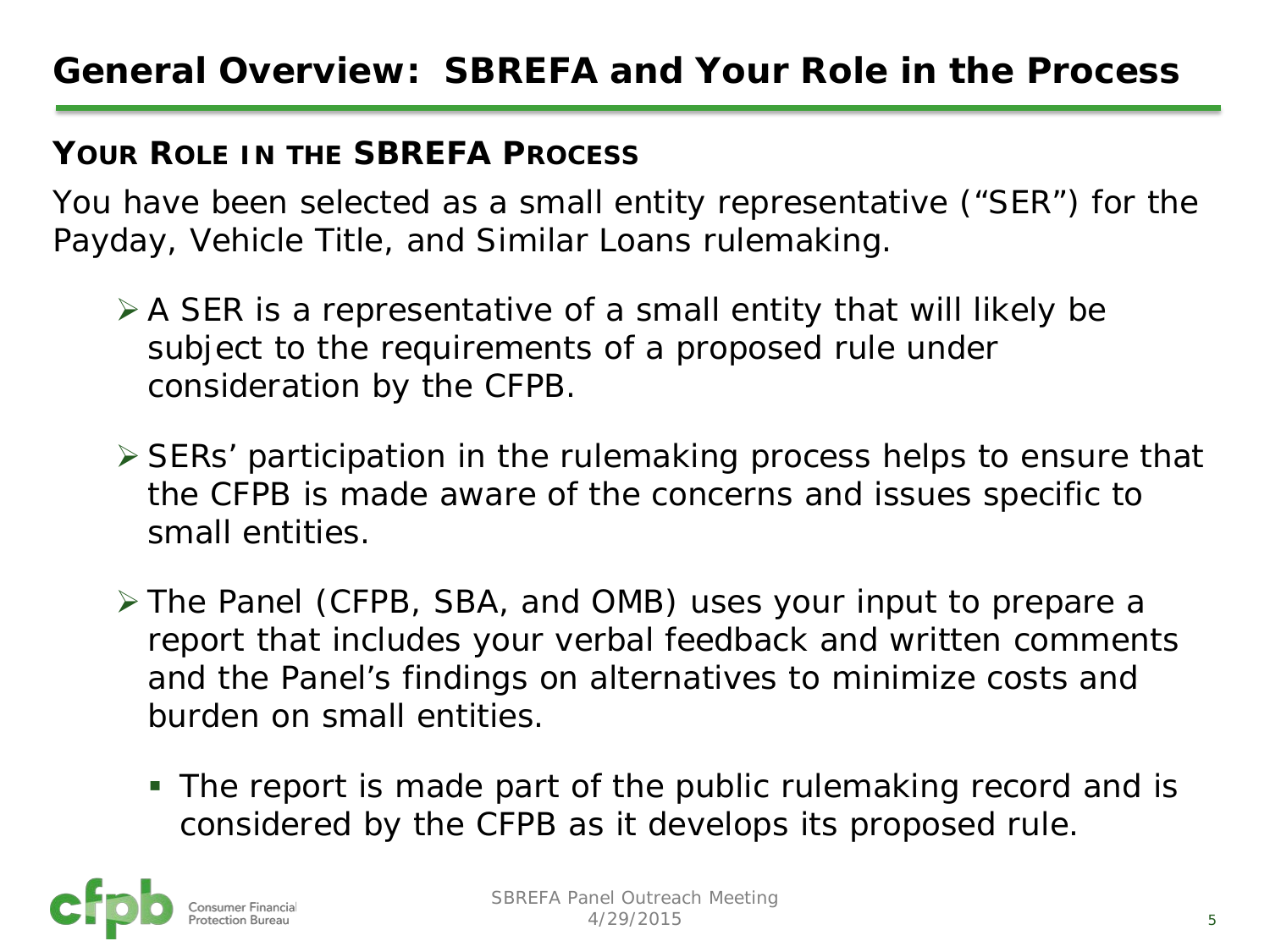# General Overview: SBREFA and Your Role in the Process

## YOUR ROLE IN THE SBREFA PROCESS

You have been selected as a small entity representative ("SER") for the Payday, Vehicle Title, and Similar Loans rulemaking.

- A SER is a representative of a small entity that will likely be subject to the requirements of a proposed rule under consideration by the CFPB.
- SERs' participation in the rulemaking process helps to ensure that the CFPB is made aware of the concerns and issues specific to small entities.
- The Panel (CFPB, SBA, and OMB) uses your input to prepare a report that includes your verbal feedback and written comments and the Panel's findings on alternatives to minimize costs and burden on small entities.
  - The report is made part of the public rulemaking record and is considered by the CFPB as it develops its proposed rule.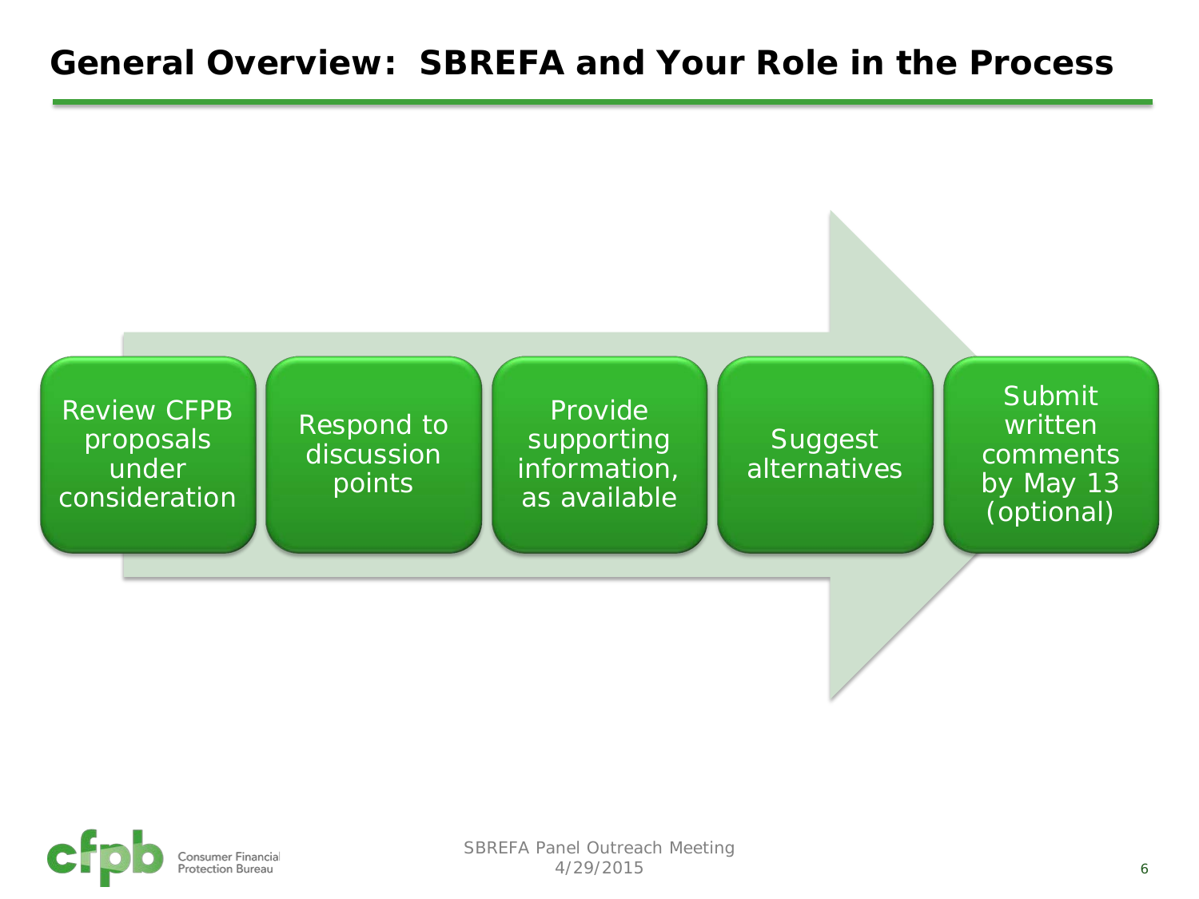# General Overview: SBREFA and Your Role in the Process

1. Review CFPB proposals under consideration
2. Respond to discussion points
3. Provide supporting information, as available
4. Suggest alternatives
5. Submit written comments by May 13 (optional)

SBREFA Panel Outreach Meeting
4/29/2015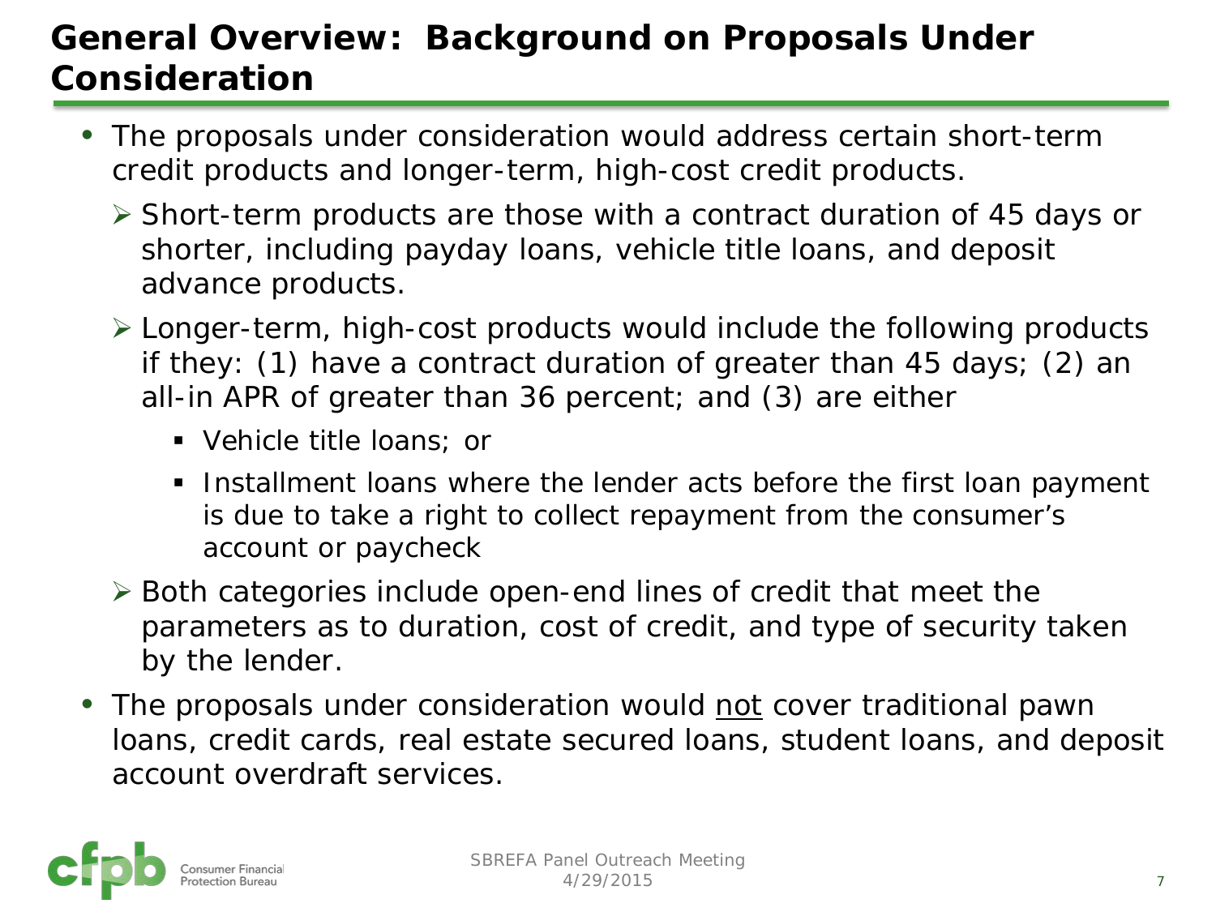# General Overview: Background on Proposals Under Consideration

- The proposals under consideration would address certain short-term credit products and longer-term, high-cost credit products.
  - Short-term products are those with a contract duration of 45 days or shorter, including payday loans, vehicle title loans, and deposit advance products.
  - Longer-term, high-cost products would include the following products if they: (1) have a contract duration of greater than 45 days; (2) an all-in APR of greater than 36 percent; and (3) are either
    - Vehicle title loans; or
    - Installment loans where the lender acts before the first loan payment is due to take a right to collect repayment from the consumer's account or paycheck
  - Both categories include open-end lines of credit that meet the parameters as to duration, cost of credit, and type of security taken by the lender.
- The proposals under consideration would <u>not</u> cover traditional pawn loans, credit cards, real estate secured loans, student loans, and deposit account overdraft services.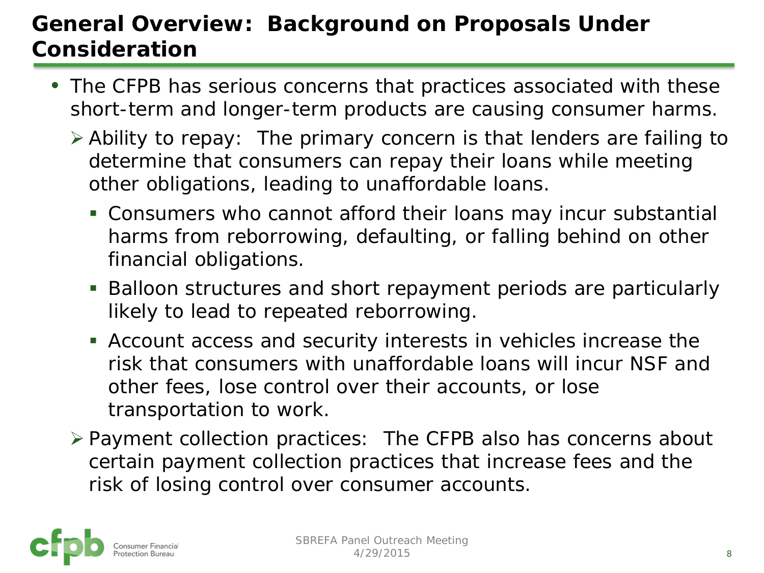# General Overview: Background on Proposals Under Consideration

- The CFPB has serious concerns that practices associated with these short-term and longer-term products are causing consumer harms.
  - Ability to repay: The primary concern is that lenders are failing to determine that consumers can repay their loans while meeting other obligations, leading to unaffordable loans.
    - Consumers who cannot afford their loans may incur substantial harms from reborrowing, defaulting, or falling behind on other financial obligations.
    - Balloon structures and short repayment periods are particularly likely to lead to repeated reborrowing.
    - Account access and security interests in vehicles increase the risk that consumers with unaffordable loans will incur NSF and other fees, lose control over their accounts, or lose transportation to work.
  - Payment collection practices: The CFPB also has concerns about certain payment collection practices that increase fees and the risk of losing control over consumer accounts.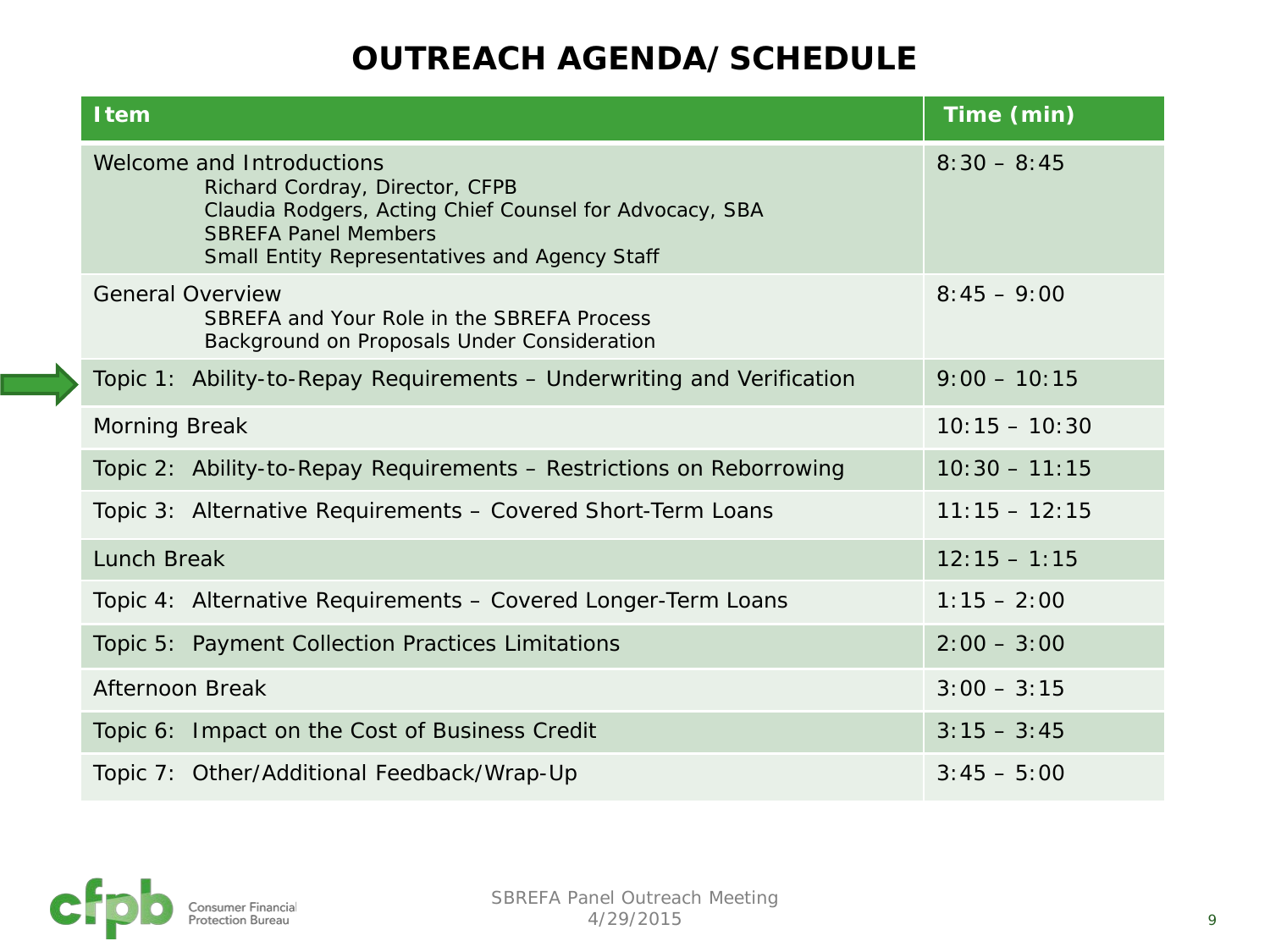# OUTREACH AGENDA/ SCHEDULE

| Item | Time (min) |
|---|---|
| Welcome and Introductions<br>Richard Cordray, Director, CFPB<br>Claudia Rodgers, Acting Chief Counsel for Advocacy, SBA<br>SBREFA Panel Members<br>Small Entity Representatives and Agency Staff | 8:30 – 8:45 |
| General Overview<br>SBREFA and Your Role in the SBREFA Process<br>Background on Proposals Under Consideration | 8:45 – 9:00 |
| Topic 1: Ability-to-Repay Requirements – Underwriting and Verification | 9:00 – 10:15 |
| Morning Break | 10:15 – 10:30 |
| Topic 2: Ability-to-Repay Requirements – Restrictions on Reborrowing | 10:30 – 11:15 |
| Topic 3: Alternative Requirements – Covered Short-Term Loans | 11:15 – 12:15 |
| Lunch Break | 12:15 – 1:15 |
| Topic 4: Alternative Requirements – Covered Longer-Term Loans | 1:15 – 2:00 |
| Topic 5: Payment Collection Practices Limitations | 2:00 – 3:00 |
| Afternoon Break | 3:00 – 3:15 |
| Topic 6: Impact on the Cost of Business Credit | 3:15 – 3:45 |
| Topic 7: Other/Additional Feedback/Wrap-Up | 3:45 – 5:00 |

SBREFA Panel Outreach Meeting
4/29/2015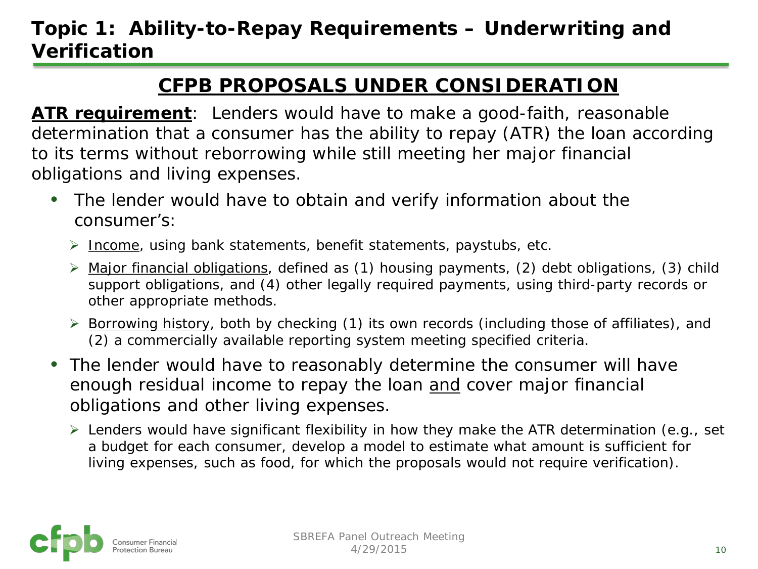# Topic 1: Ability-to-Repay Requirements – Underwriting and Verification

## CFPB PROPOSALS UNDER CONSIDERATION

**ATR requirement**: Lenders would have to make a good-faith, reasonable determination that a consumer has the ability to repay (ATR) the loan according to its terms without reborrowing while still meeting her major financial obligations and living expenses.

- The lender would have to obtain and verify information about the consumer's:
  - Income, using bank statements, benefit statements, paystubs, etc.
  - Major financial obligations, defined as (1) housing payments, (2) debt obligations, (3) child support obligations, and (4) other legally required payments, using third-party records or other appropriate methods.
  - Borrowing history, both by checking (1) its own records (including those of affiliates), and (2) a commercially available reporting system meeting specified criteria.
- The lender would have to reasonably determine the consumer will have enough residual income to repay the loan and cover major financial obligations and other living expenses.
  - Lenders would have significant flexibility in how they make the ATR determination (e.g., set a budget for each consumer, develop a model to estimate what amount is sufficient for living expenses, such as food, for which the proposals would not require verification).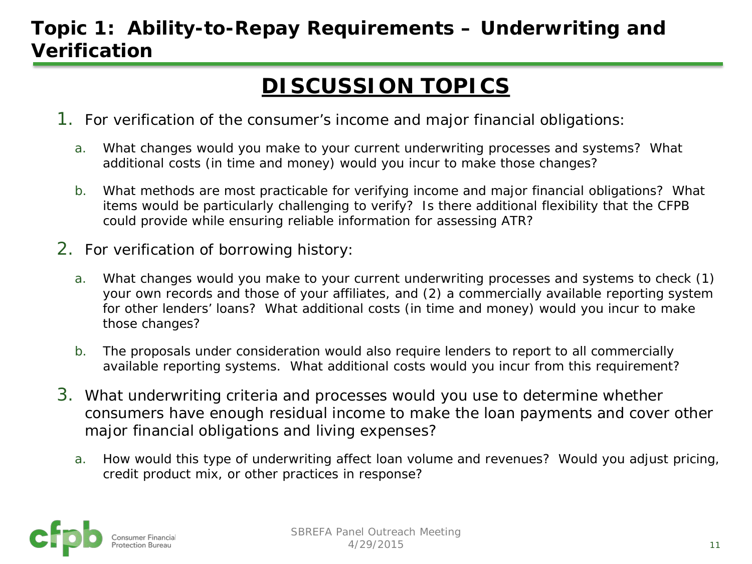# Topic 1: Ability-to-Repay Requirements – Underwriting and Verification

## DISCUSSION TOPICS

1. For verification of the consumer's income and major financial obligations:
   a. What changes would you make to your current underwriting processes and systems? What additional costs (in time and money) would you incur to make those changes?
   b. What methods are most practicable for verifying income and major financial obligations? What items would be particularly challenging to verify? Is there additional flexibility that the CFPB could provide while ensuring reliable information for assessing ATR?
2. For verification of borrowing history:
   a. What changes would you make to your current underwriting processes and systems to check (1) your own records and those of your affiliates, and (2) a commercially available reporting system for other lenders' loans? What additional costs (in time and money) would you incur to make those changes?
   b. The proposals under consideration would also require lenders to report to all commercially available reporting systems. What additional costs would you incur from this requirement?
3. What underwriting criteria and processes would you use to determine whether consumers have enough residual income to make the loan payments and cover other major financial obligations and living expenses?
   a. How would this type of underwriting affect loan volume and revenues? Would you adjust pricing, credit product mix, or other practices in response?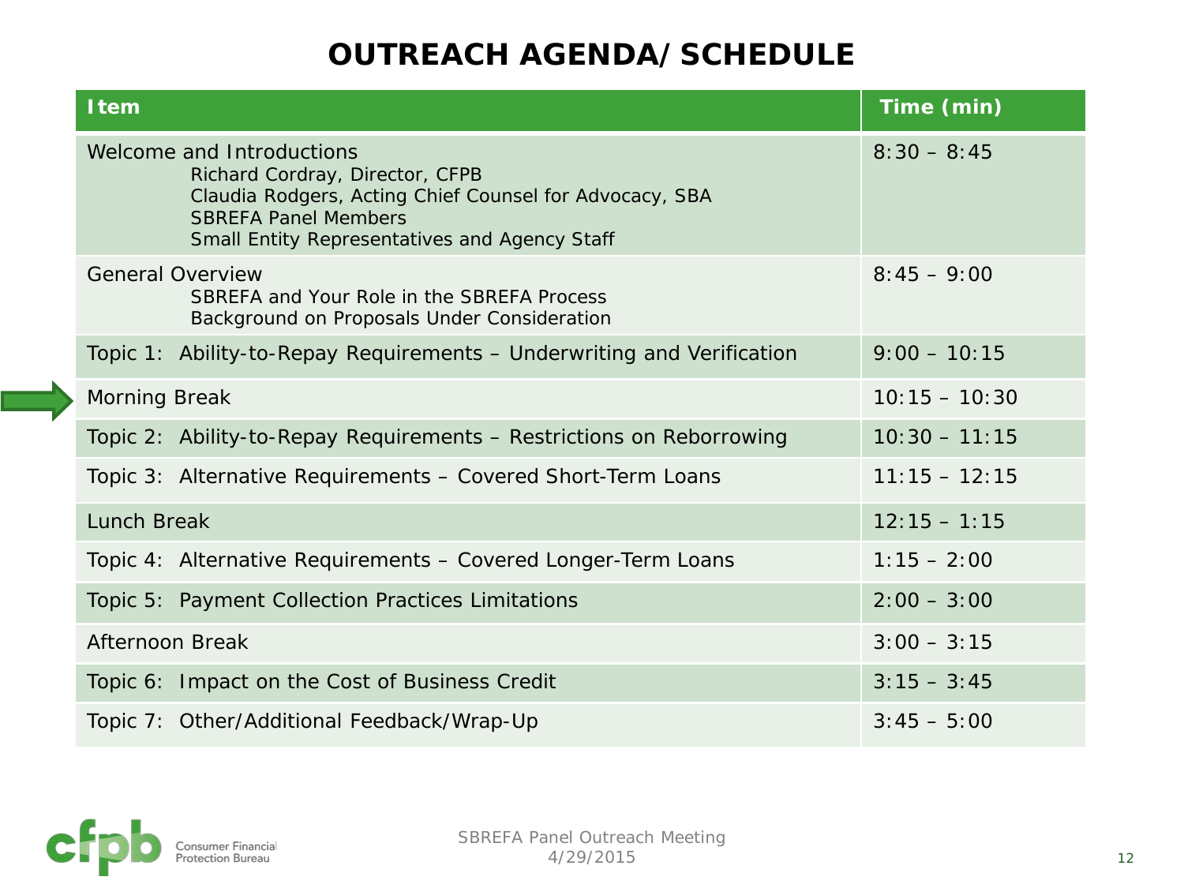# OUTREACH AGENDA/ SCHEDULE

| Item | Time (min) |
|---|---|
| Welcome and Introductions<br>Richard Cordray, Director, CFPB<br>Claudia Rodgers, Acting Chief Counsel for Advocacy, SBA<br>SBREFA Panel Members<br>Small Entity Representatives and Agency Staff | 8:30 – 8:45 |
| General Overview<br>SBREFA and Your Role in the SBREFA Process<br>Background on Proposals Under Consideration | 8:45 – 9:00 |
| Topic 1: Ability-to-Repay Requirements – Underwriting and Verification | 9:00 – 10:15 |
| Morning Break | 10:15 – 10:30 |
| Topic 2: Ability-to-Repay Requirements – Restrictions on Reborrowing | 10:30 – 11:15 |
| Topic 3: Alternative Requirements – Covered Short-Term Loans | 11:15 – 12:15 |
| Lunch Break | 12:15 – 1:15 |
| Topic 4: Alternative Requirements – Covered Longer-Term Loans | 1:15 – 2:00 |
| Topic 5: Payment Collection Practices Limitations | 2:00 – 3:00 |
| Afternoon Break | 3:00 – 3:15 |
| Topic 6: Impact on the Cost of Business Credit | 3:15 – 3:45 |
| Topic 7: Other/Additional Feedback/Wrap-Up | 3:45 – 5:00 |

SBREFA Panel Outreach Meeting
4/29/2015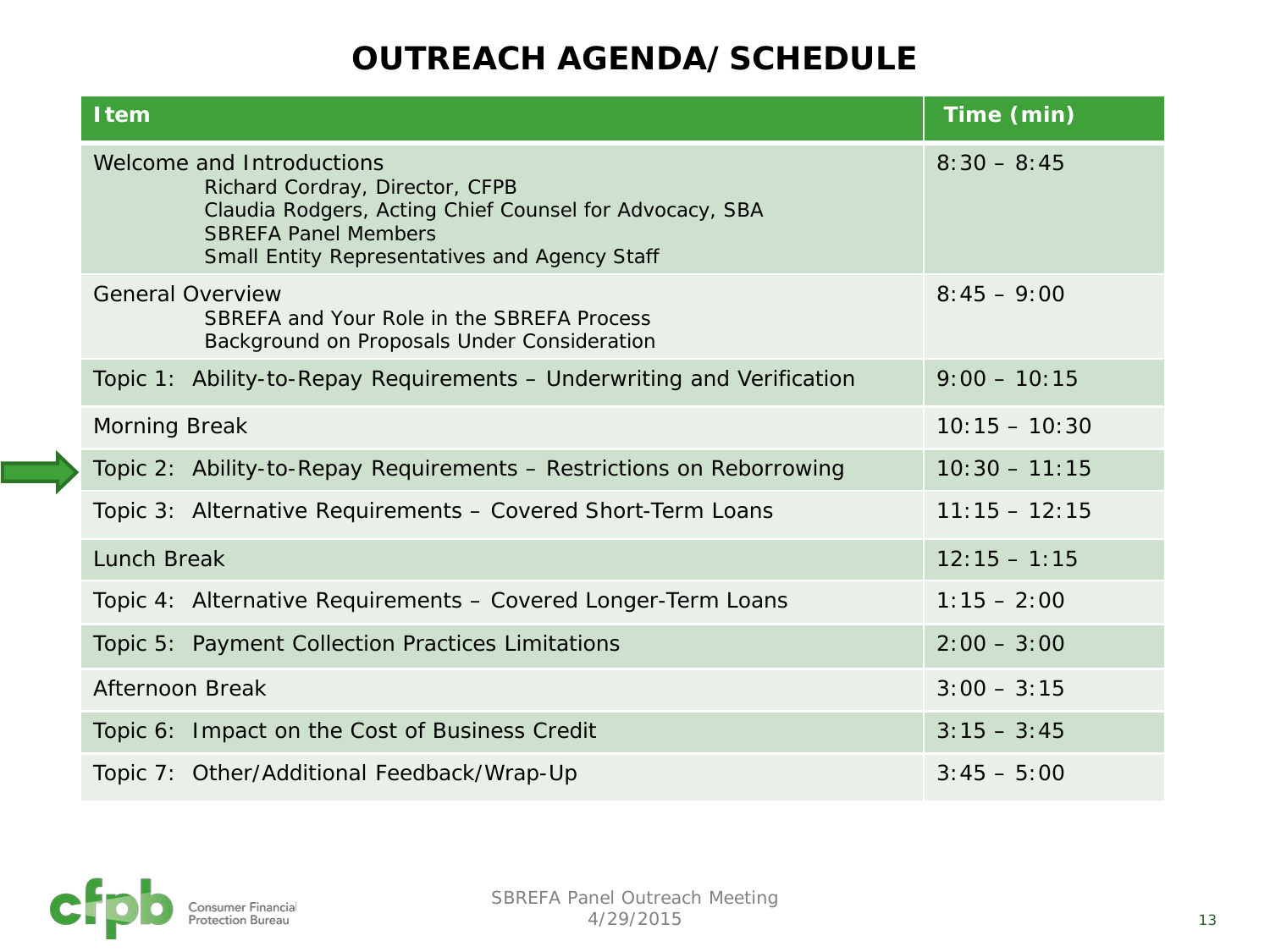# OUTREACH AGENDA/ SCHEDULE

| Item | Time (min) |
|---|---|
| Welcome and Introductions<br>Richard Cordray, Director, CFPB<br>Claudia Rodgers, Acting Chief Counsel for Advocacy, SBA<br>SBREFA Panel Members<br>Small Entity Representatives and Agency Staff | 8:30 – 8:45 |
| General Overview<br>SBREFA and Your Role in the SBREFA Process<br>Background on Proposals Under Consideration | 8:45 – 9:00 |
| Topic 1: Ability-to-Repay Requirements – Underwriting and Verification | 9:00 – 10:15 |
| Morning Break | 10:15 – 10:30 |
| Topic 2: Ability-to-Repay Requirements – Restrictions on Reborrowing | 10:30 – 11:15 |
| Topic 3: Alternative Requirements – Covered Short-Term Loans | 11:15 – 12:15 |
| Lunch Break | 12:15 – 1:15 |
| Topic 4: Alternative Requirements – Covered Longer-Term Loans | 1:15 – 2:00 |
| Topic 5: Payment Collection Practices Limitations | 2:00 – 3:00 |
| Afternoon Break | 3:00 – 3:15 |
| Topic 6: Impact on the Cost of Business Credit | 3:15 – 3:45 |
| Topic 7: Other/Additional Feedback/Wrap-Up | 3:45 – 5:00 |

SBREFA Panel Outreach Meeting
4/29/2015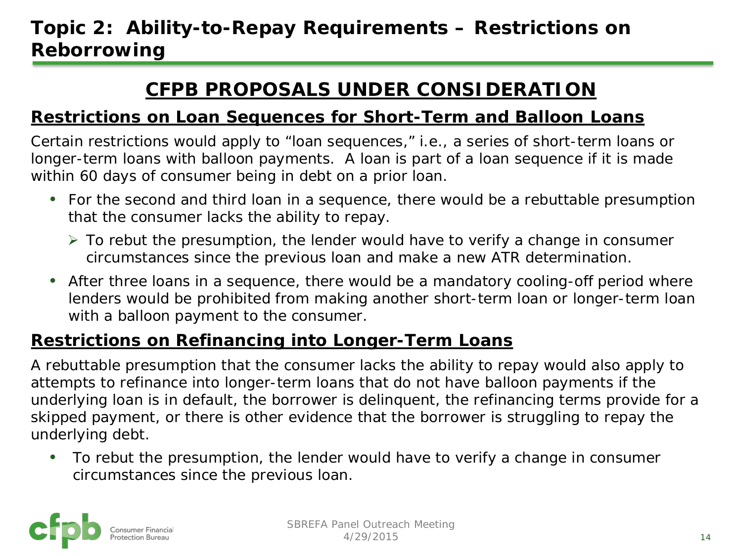# Topic 2: Ability-to-Repay Requirements – Restrictions on Reborrowing

## CFPB PROPOSALS UNDER CONSIDERATION

### Restrictions on Loan Sequences for Short-Term and Balloon Loans

Certain restrictions would apply to "loan sequences," i.e., a series of short-term loans or longer-term loans with balloon payments. A loan is part of a loan sequence if it is made within 60 days of consumer being in debt on a prior loan.

- For the second and third loan in a sequence, there would be a rebuttable presumption that the consumer lacks the ability to repay.
  - To rebut the presumption, the lender would have to verify a change in consumer circumstances since the previous loan and make a new ATR determination.
- After three loans in a sequence, there would be a mandatory cooling-off period where lenders would be prohibited from making another short-term loan or longer-term loan with a balloon payment to the consumer.

### Restrictions on Refinancing into Longer-Term Loans

A rebuttable presumption that the consumer lacks the ability to repay would also apply to attempts to refinance into longer-term loans that do not have balloon payments if the underlying loan is in default, the borrower is delinquent, the refinancing terms provide for a skipped payment, or there is other evidence that the borrower is struggling to repay the underlying debt.

- To rebut the presumption, the lender would have to verify a change in consumer circumstances since the previous loan.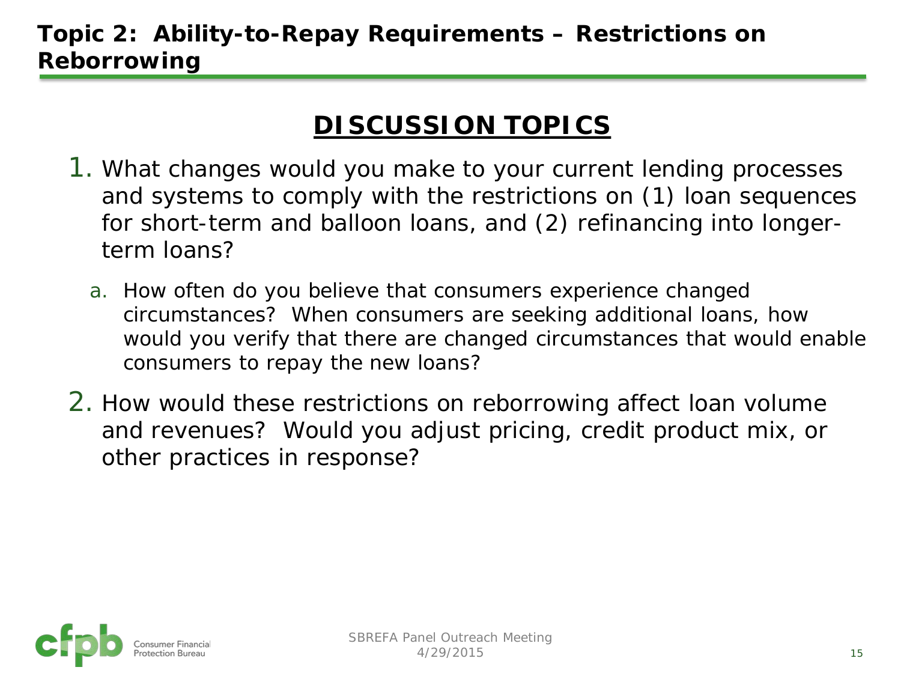## Topic 2: Ability-to-Repay Requirements – Restrictions on Reborrowing

### DISCUSSION TOPICS

1. What changes would you make to your current lending processes and systems to comply with the restrictions on (1) loan sequences for short-term and balloon loans, and (2) refinancing into longer-term loans?
   a. How often do you believe that consumers experience changed circumstances? When consumers are seeking additional loans, how would you verify that there are changed circumstances that would enable consumers to repay the new loans?
2. How would these restrictions on reborrowing affect loan volume and revenues? Would you adjust pricing, credit product mix, or other practices in response?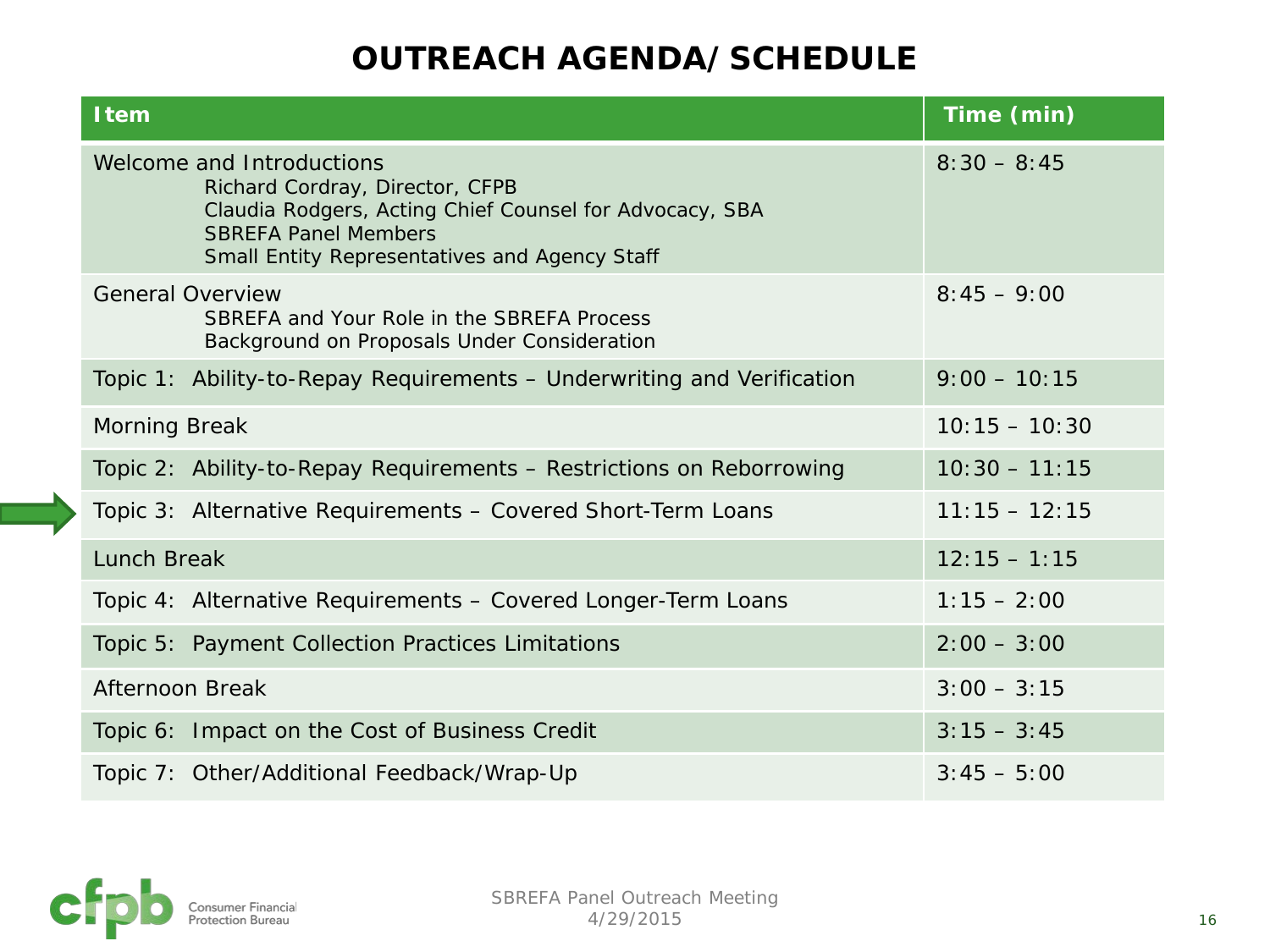# OUTREACH AGENDA/ SCHEDULE

| Item | Time (min) |
|---|---|
| Welcome and Introductions<br>Richard Cordray, Director, CFPB<br>Claudia Rodgers, Acting Chief Counsel for Advocacy, SBA<br>SBREFA Panel Members<br>Small Entity Representatives and Agency Staff | 8:30 – 8:45 |
| General Overview<br>SBREFA and Your Role in the SBREFA Process<br>Background on Proposals Under Consideration | 8:45 – 9:00 |
| Topic 1: Ability-to-Repay Requirements – Underwriting and Verification | 9:00 – 10:15 |
| Morning Break | 10:15 – 10:30 |
| Topic 2: Ability-to-Repay Requirements – Restrictions on Reborrowing | 10:30 – 11:15 |
| Topic 3: Alternative Requirements – Covered Short-Term Loans | 11:15 – 12:15 |
| Lunch Break | 12:15 – 1:15 |
| Topic 4: Alternative Requirements – Covered Longer-Term Loans | 1:15 – 2:00 |
| Topic 5: Payment Collection Practices Limitations | 2:00 – 3:00 |
| Afternoon Break | 3:00 – 3:15 |
| Topic 6: Impact on the Cost of Business Credit | 3:15 – 3:45 |
| Topic 7: Other/Additional Feedback/Wrap-Up | 3:45 – 5:00 |

SBREFA Panel Outreach Meeting
4/29/2015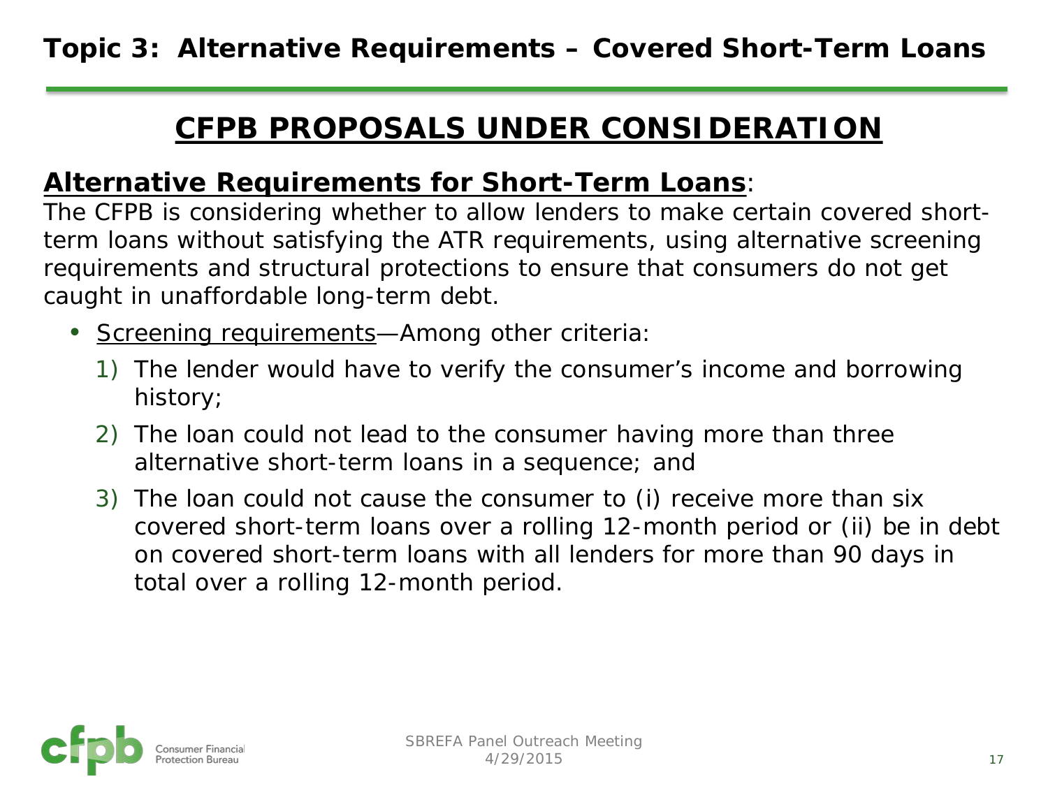# Topic 3: Alternative Requirements – Covered Short-Term Loans

## CFPB PROPOSALS UNDER CONSIDERATION

**Alternative Requirements for Short-Term Loans**:

The CFPB is considering whether to allow lenders to make certain covered short-term loans without satisfying the ATR requirements, using alternative screening requirements and structural protections to ensure that consumers do not get caught in unaffordable long-term debt.

- Screening requirements—Among other criteria:
  1) The lender would have to verify the consumer's income and borrowing history;
  2) The loan could not lead to the consumer having more than three alternative short-term loans in a sequence; and
  3) The loan could not cause the consumer to (i) receive more than six covered short-term loans over a rolling 12-month period or (ii) be in debt on covered short-term loans with all lenders for more than 90 days in total over a rolling 12-month period.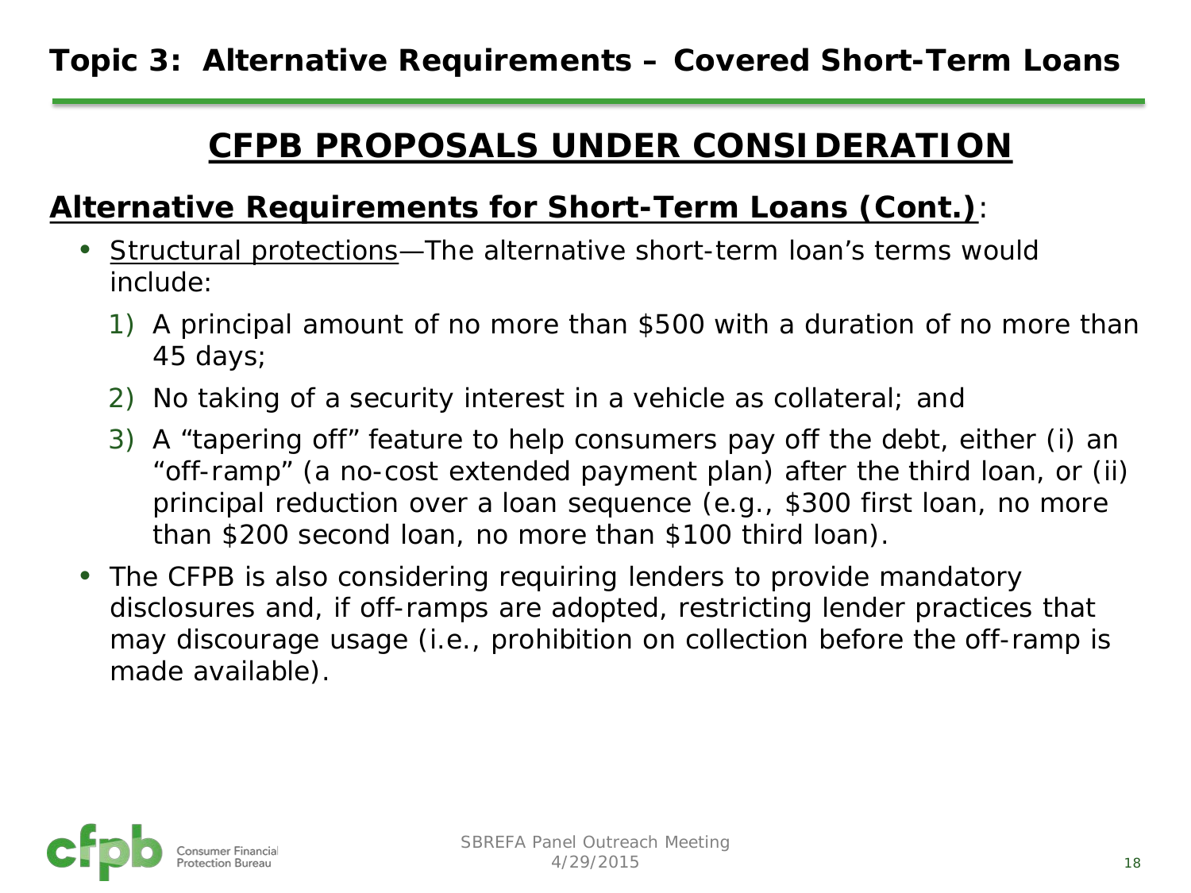# Topic 3: Alternative Requirements – Covered Short-Term Loans

## CFPB PROPOSALS UNDER CONSIDERATION

**Alternative Requirements for Short-Term Loans (Cont.)**:

- Structural protections—The alternative short-term loan's terms would include:
  1) A principal amount of no more than $500 with a duration of no more than 45 days;
  2) No taking of a security interest in a vehicle as collateral; and
  3) A "tapering off" feature to help consumers pay off the debt, either (i) an "off-ramp" (a no-cost extended payment plan) after the third loan, or (ii) principal reduction over a loan sequence (e.g., $300 first loan, no more than $200 second loan, no more than $100 third loan).
- The CFPB is also considering requiring lenders to provide mandatory disclosures and, if off-ramps are adopted, restricting lender practices that may discourage usage (i.e., prohibition on collection before the off-ramp is made available).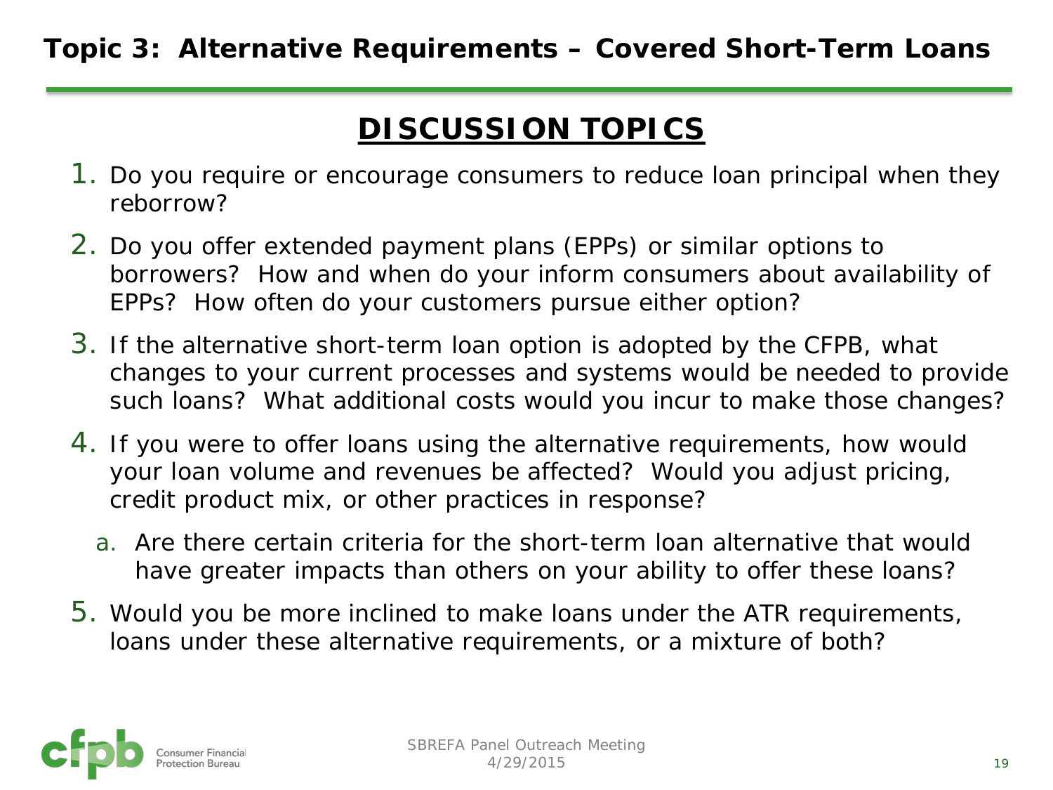# Topic 3: Alternative Requirements – Covered Short-Term Loans

## DISCUSSION TOPICS

1. Do you require or encourage consumers to reduce loan principal when they reborrow?
2. Do you offer extended payment plans (EPPs) or similar options to borrowers? How and when do your inform consumers about availability of EPPs? How often do your customers pursue either option?
3. If the alternative short-term loan option is adopted by the CFPB, what changes to your current processes and systems would be needed to provide such loans? What additional costs would you incur to make those changes?
4. If you were to offer loans using the alternative requirements, how would your loan volume and revenues be affected? Would you adjust pricing, credit product mix, or other practices in response?
   a. Are there certain criteria for the short-term loan alternative that would have greater impacts than others on your ability to offer these loans?
5. Would you be more inclined to make loans under the ATR requirements, loans under these alternative requirements, or a mixture of both?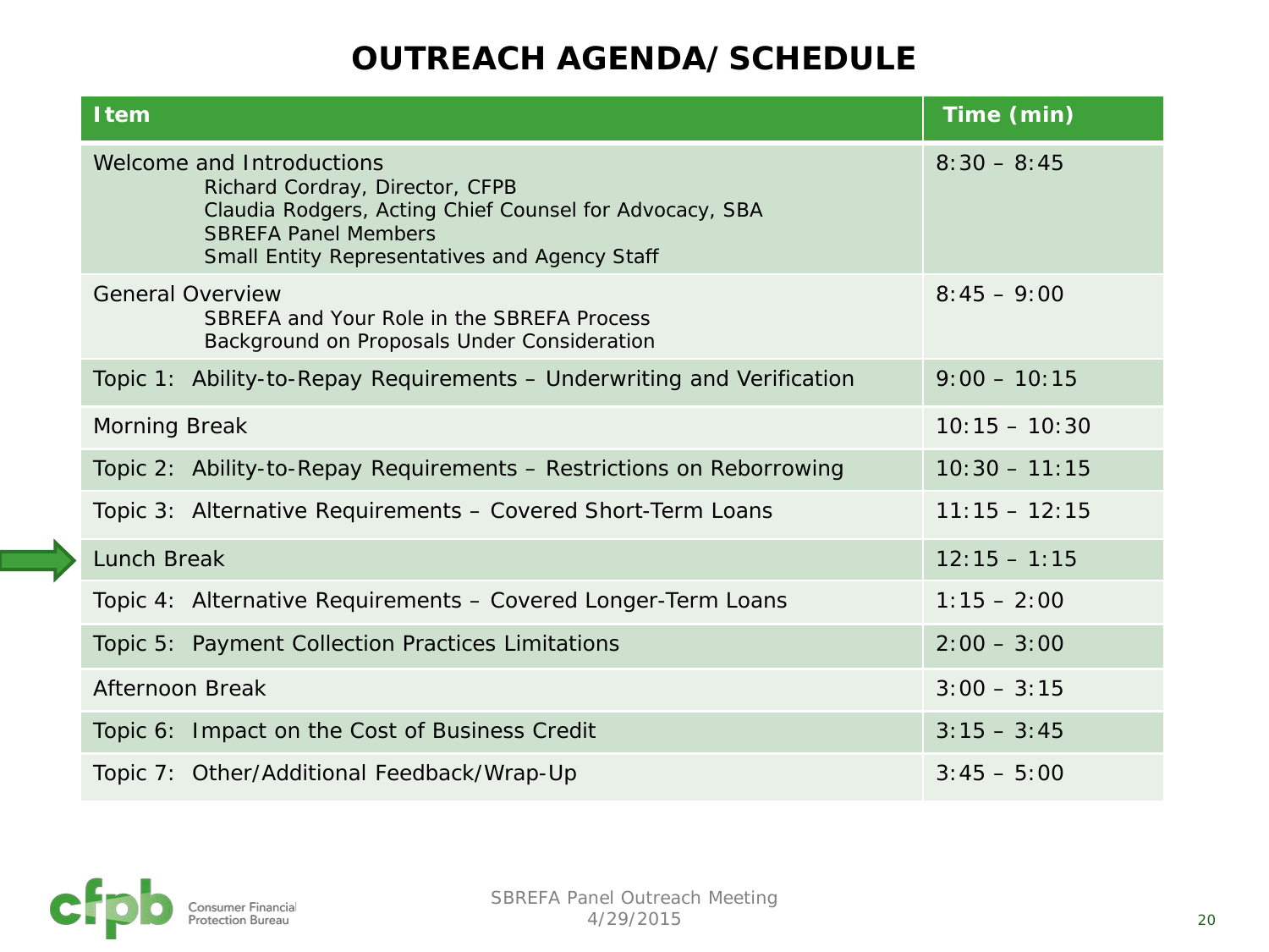# OUTREACH AGENDA/ SCHEDULE

| Item | Time (min) |
|---|---|
| Welcome and Introductions<br>Richard Cordray, Director, CFPB<br>Claudia Rodgers, Acting Chief Counsel for Advocacy, SBA<br>SBREFA Panel Members<br>Small Entity Representatives and Agency Staff | 8:30 – 8:45 |
| General Overview<br>SBREFA and Your Role in the SBREFA Process<br>Background on Proposals Under Consideration | 8:45 – 9:00 |
| Topic 1: Ability-to-Repay Requirements – Underwriting and Verification | 9:00 – 10:15 |
| Morning Break | 10:15 – 10:30 |
| Topic 2: Ability-to-Repay Requirements – Restrictions on Reborrowing | 10:30 – 11:15 |
| Topic 3: Alternative Requirements – Covered Short-Term Loans | 11:15 – 12:15 |
| Lunch Break | 12:15 – 1:15 |
| Topic 4: Alternative Requirements – Covered Longer-Term Loans | 1:15 – 2:00 |
| Topic 5: Payment Collection Practices Limitations | 2:00 – 3:00 |
| Afternoon Break | 3:00 – 3:15 |
| Topic 6: Impact on the Cost of Business Credit | 3:15 – 3:45 |
| Topic 7: Other/Additional Feedback/Wrap-Up | 3:45 – 5:00 |

SBREFA Panel Outreach Meeting
4/29/2015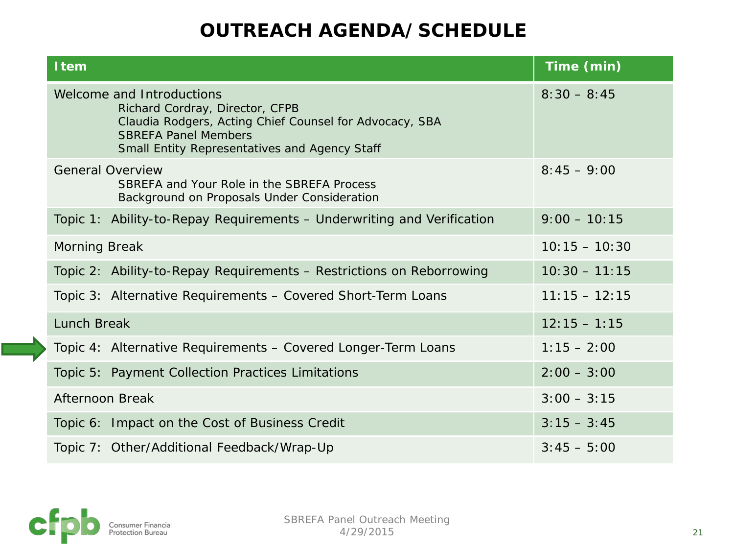# OUTREACH AGENDA/ SCHEDULE

| Item | Time (min) |
|---|---|
| Welcome and Introductions<br>Richard Cordray, Director, CFPB<br>Claudia Rodgers, Acting Chief Counsel for Advocacy, SBA<br>SBREFA Panel Members<br>Small Entity Representatives and Agency Staff | 8:30 – 8:45 |
| General Overview<br>SBREFA and Your Role in the SBREFA Process<br>Background on Proposals Under Consideration | 8:45 – 9:00 |
| Topic 1: Ability-to-Repay Requirements – Underwriting and Verification | 9:00 – 10:15 |
| Morning Break | 10:15 – 10:30 |
| Topic 2: Ability-to-Repay Requirements – Restrictions on Reborrowing | 10:30 – 11:15 |
| Topic 3: Alternative Requirements – Covered Short-Term Loans | 11:15 – 12:15 |
| Lunch Break | 12:15 – 1:15 |
| Topic 4: Alternative Requirements – Covered Longer-Term Loans | 1:15 – 2:00 |
| Topic 5: Payment Collection Practices Limitations | 2:00 – 3:00 |
| Afternoon Break | 3:00 – 3:15 |
| Topic 6: Impact on the Cost of Business Credit | 3:15 – 3:45 |
| Topic 7: Other/Additional Feedback/Wrap-Up | 3:45 – 5:00 |

SBREFA Panel Outreach Meeting
4/29/2015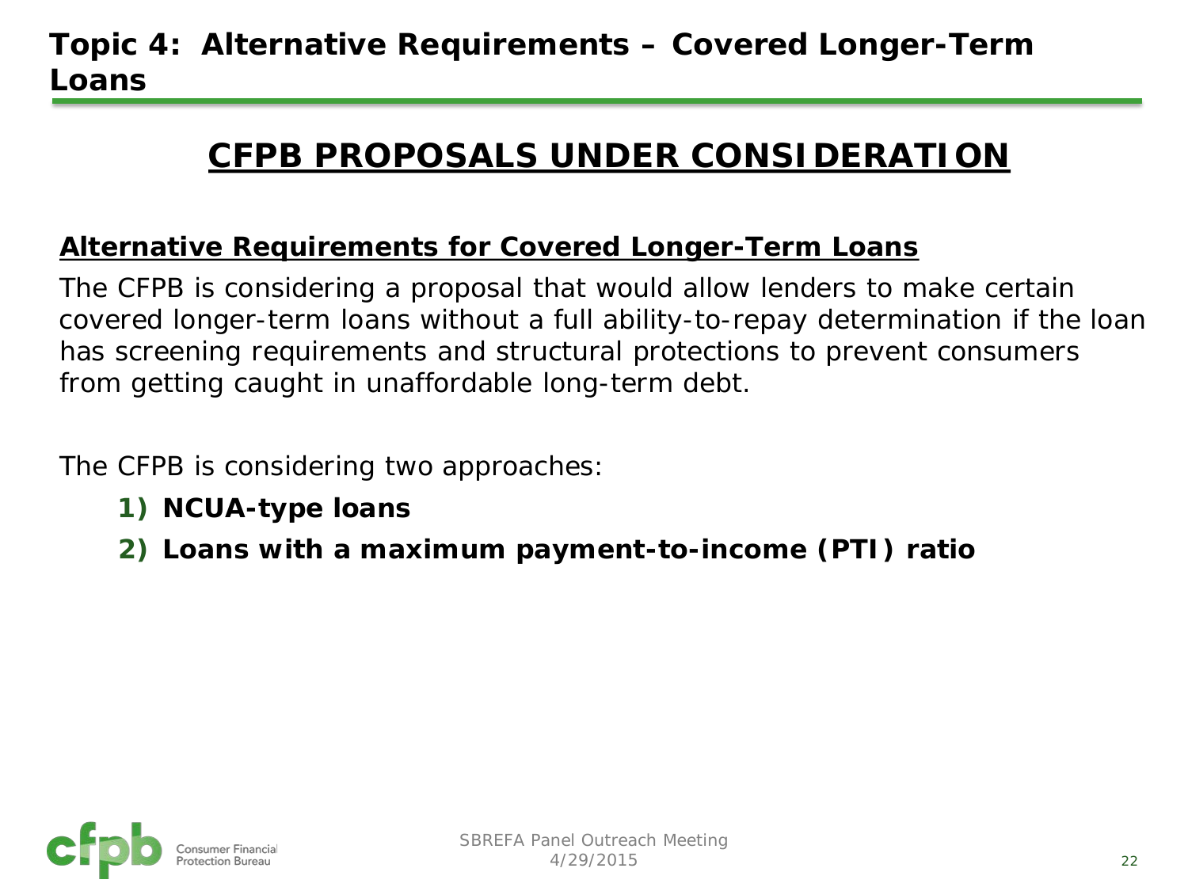# Topic 4: Alternative Requirements – Covered Longer-Term Loans

## CFPB PROPOSALS UNDER CONSIDERATION

### Alternative Requirements for Covered Longer-Term Loans

The CFPB is considering a proposal that would allow lenders to make certain covered longer-term loans without a full ability-to-repay determination if the loan has screening requirements and structural protections to prevent consumers from getting caught in unaffordable long-term debt.

The CFPB is considering two approaches:

1) **NCUA-type loans**
2) **Loans with a maximum payment-to-income (PTI) ratio**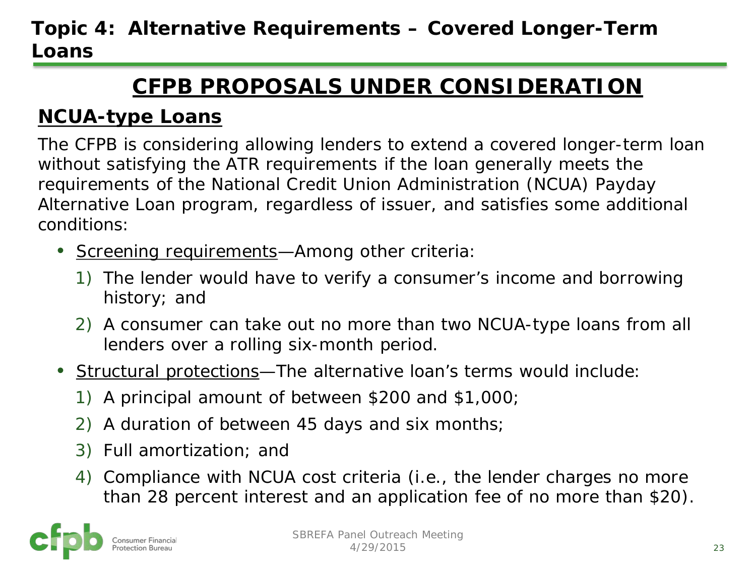## Topic 4: Alternative Requirements – Covered Longer-Term Loans

# CFPB PROPOSALS UNDER CONSIDERATION

### NCUA-type Loans

The CFPB is considering allowing lenders to extend a covered longer-term loan without satisfying the ATR requirements if the loan generally meets the requirements of the National Credit Union Administration (NCUA) Payday Alternative Loan program, regardless of issuer, and satisfies some additional conditions:

- Screening requirements—Among other criteria:
  1) The lender would have to verify a consumer's income and borrowing history; and
  2) A consumer can take out no more than two NCUA-type loans from all lenders over a rolling six-month period.
- Structural protections—The alternative loan's terms would include:
  1) A principal amount of between $200 and $1,000;
  2) A duration of between 45 days and six months;
  3) Full amortization; and
  4) Compliance with NCUA cost criteria (i.e., the lender charges no more than 28 percent interest and an application fee of no more than $20).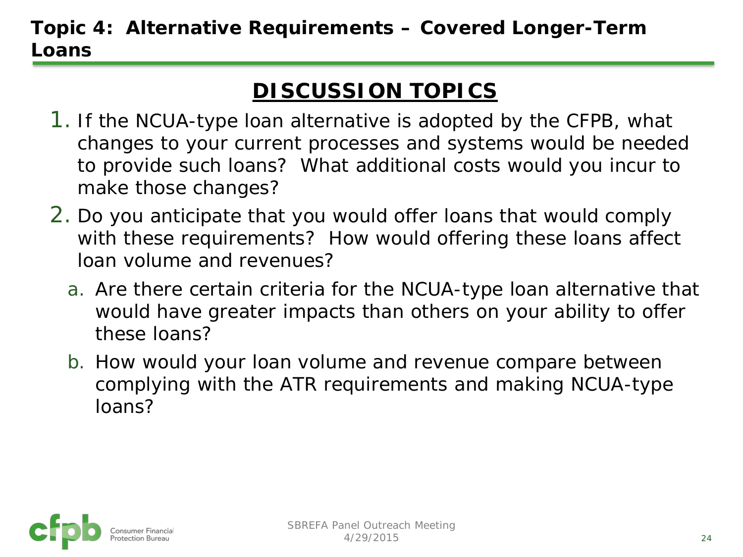# Topic 4: Alternative Requirements – Covered Longer-Term Loans

## DISCUSSION TOPICS

1. If the NCUA-type loan alternative is adopted by the CFPB, what changes to your current processes and systems would be needed to provide such loans? What additional costs would you incur to make those changes?
2. Do you anticipate that you would offer loans that would comply with these requirements? How would offering these loans affect loan volume and revenues?
   a. Are there certain criteria for the NCUA-type loan alternative that would have greater impacts than others on your ability to offer these loans?
   b. How would your loan volume and revenue compare between complying with the ATR requirements and making NCUA-type loans?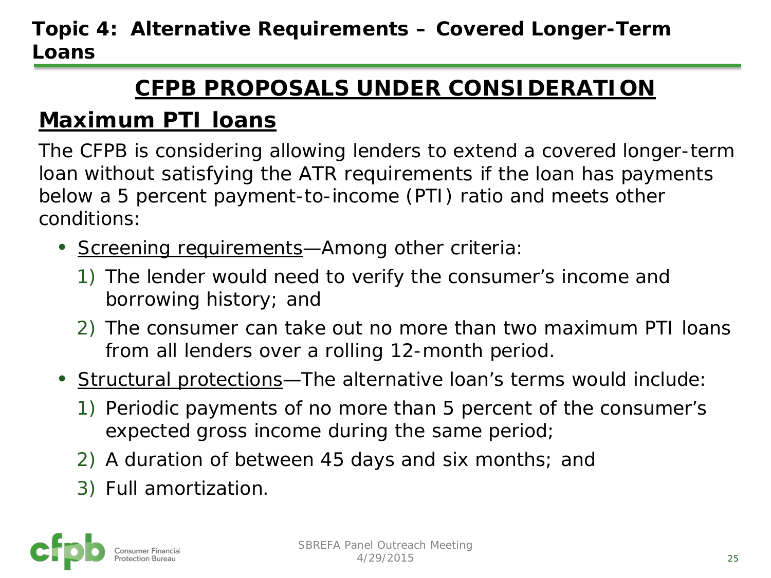## Topic 4: Alternative Requirements – Covered Longer-Term Loans

# CFPB PROPOSALS UNDER CONSIDERATION

## Maximum PTI loans

The CFPB is considering allowing lenders to extend a covered longer-term loan without satisfying the ATR requirements if the loan has payments below a 5 percent payment-to-income (PTI) ratio and meets other conditions:

- Screening requirements—Among other criteria:
  1) The lender would need to verify the consumer's income and borrowing history; and
  2) The consumer can take out no more than two maximum PTI loans from all lenders over a rolling 12-month period.
- Structural protections—The alternative loan's terms would include:
  1) Periodic payments of no more than 5 percent of the consumer's expected gross income during the same period;
  2) A duration of between 45 days and six months; and
  3) Full amortization.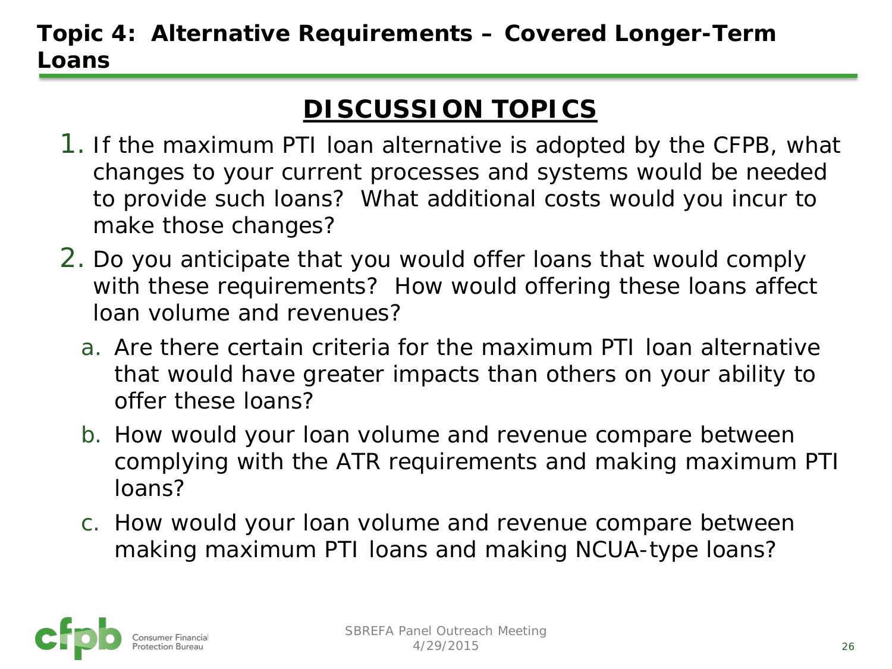# Topic 4: Alternative Requirements – Covered Longer-Term Loans

## DISCUSSION TOPICS

1. If the maximum PTI loan alternative is adopted by the CFPB, what changes to your current processes and systems would be needed to provide such loans? What additional costs would you incur to make those changes?
2. Do you anticipate that you would offer loans that would comply with these requirements? How would offering these loans affect loan volume and revenues?
   a. Are there certain criteria for the maximum PTI loan alternative that would have greater impacts than others on your ability to offer these loans?
   b. How would your loan volume and revenue compare between complying with the ATR requirements and making maximum PTI loans?
   c. How would your loan volume and revenue compare between making maximum PTI loans and making NCUA-type loans?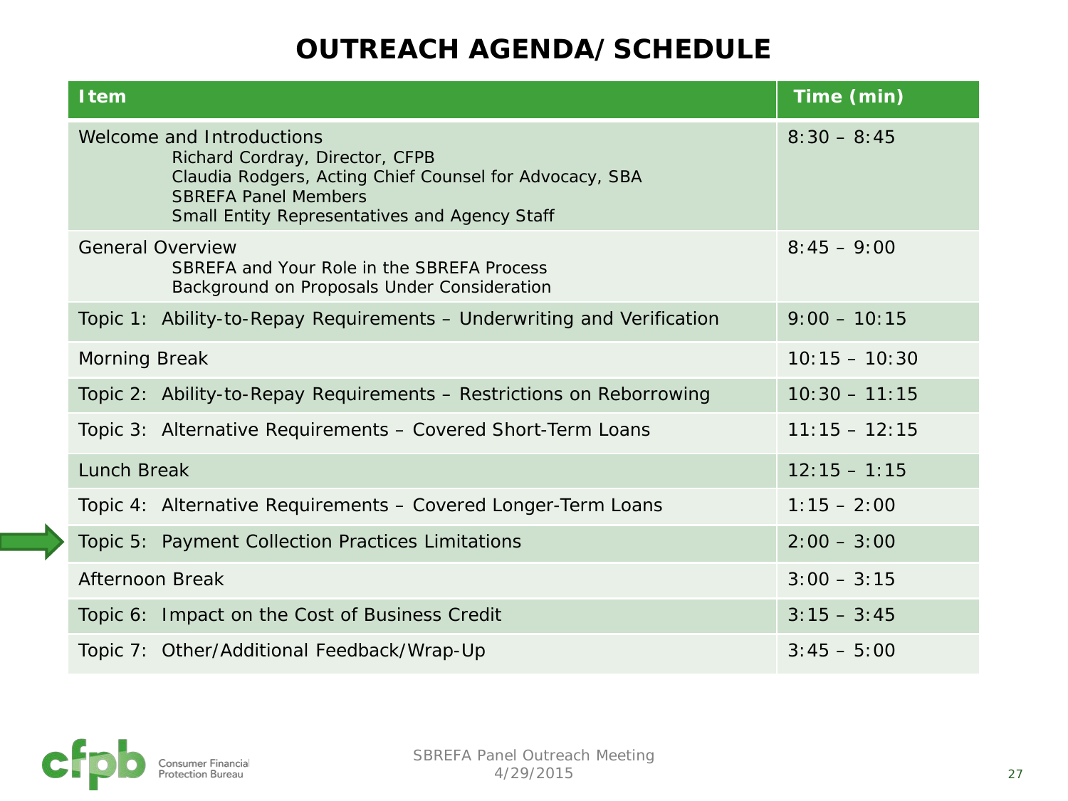# OUTREACH AGENDA/ SCHEDULE

| Item | Time (min) |
|---|---|
| Welcome and Introductions<br>Richard Cordray, Director, CFPB<br>Claudia Rodgers, Acting Chief Counsel for Advocacy, SBA<br>SBREFA Panel Members<br>Small Entity Representatives and Agency Staff | 8:30 – 8:45 |
| General Overview<br>SBREFA and Your Role in the SBREFA Process<br>Background on Proposals Under Consideration | 8:45 – 9:00 |
| Topic 1: Ability-to-Repay Requirements – Underwriting and Verification | 9:00 – 10:15 |
| Morning Break | 10:15 – 10:30 |
| Topic 2: Ability-to-Repay Requirements – Restrictions on Reborrowing | 10:30 – 11:15 |
| Topic 3: Alternative Requirements – Covered Short-Term Loans | 11:15 – 12:15 |
| Lunch Break | 12:15 – 1:15 |
| Topic 4: Alternative Requirements – Covered Longer-Term Loans | 1:15 – 2:00 |
| Topic 5: Payment Collection Practices Limitations | 2:00 – 3:00 |
| Afternoon Break | 3:00 – 3:15 |
| Topic 6: Impact on the Cost of Business Credit | 3:15 – 3:45 |
| Topic 7: Other/Additional Feedback/Wrap-Up | 3:45 – 5:00 |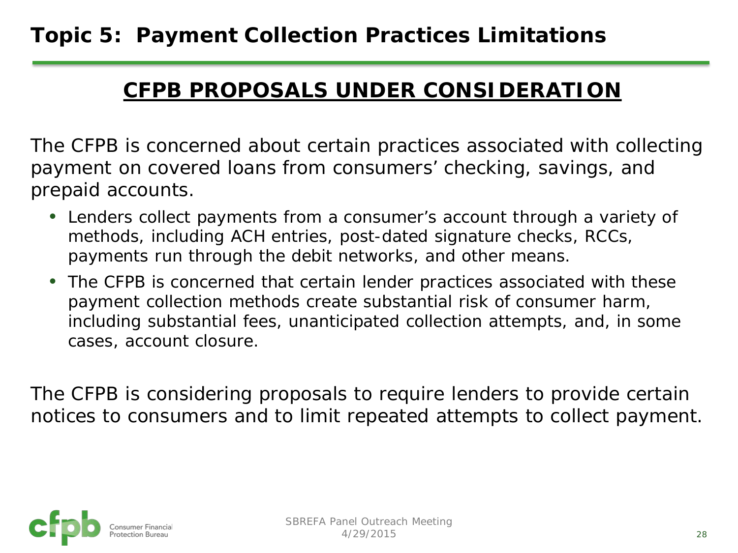# Topic 5: Payment Collection Practices Limitations

## CFPB PROPOSALS UNDER CONSIDERATION

The CFPB is concerned about certain practices associated with collecting payment on covered loans from consumers' checking, savings, and prepaid accounts.

- Lenders collect payments from a consumer's account through a variety of methods, including ACH entries, post-dated signature checks, RCCs, payments run through the debit networks, and other means.
- The CFPB is concerned that certain lender practices associated with these payment collection methods create substantial risk of consumer harm, including substantial fees, unanticipated collection attempts, and, in some cases, account closure.

The CFPB is considering proposals to require lenders to provide certain notices to consumers and to limit repeated attempts to collect payment.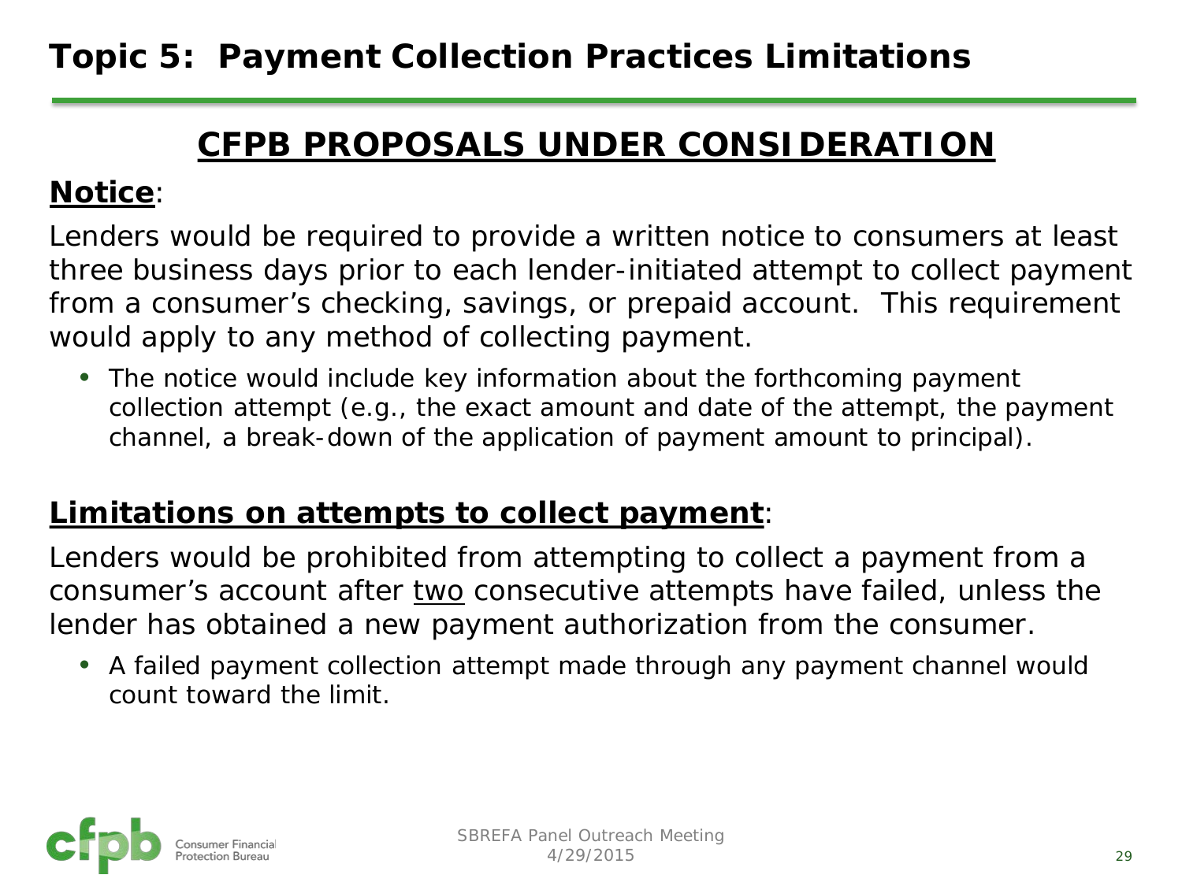# Topic 5: Payment Collection Practices Limitations

## CFPB PROPOSALS UNDER CONSIDERATION

**Notice**:

Lenders would be required to provide a written notice to consumers at least three business days prior to each lender-initiated attempt to collect payment from a consumer's checking, savings, or prepaid account. This requirement would apply to any method of collecting payment.

- The notice would include key information about the forthcoming payment collection attempt (e.g., the exact amount and date of the attempt, the payment channel, a break-down of the application of payment amount to principal).

**Limitations on attempts to collect payment**:

Lenders would be prohibited from attempting to collect a payment from a consumer's account after two consecutive attempts have failed, unless the lender has obtained a new payment authorization from the consumer.

- A failed payment collection attempt made through any payment channel would count toward the limit.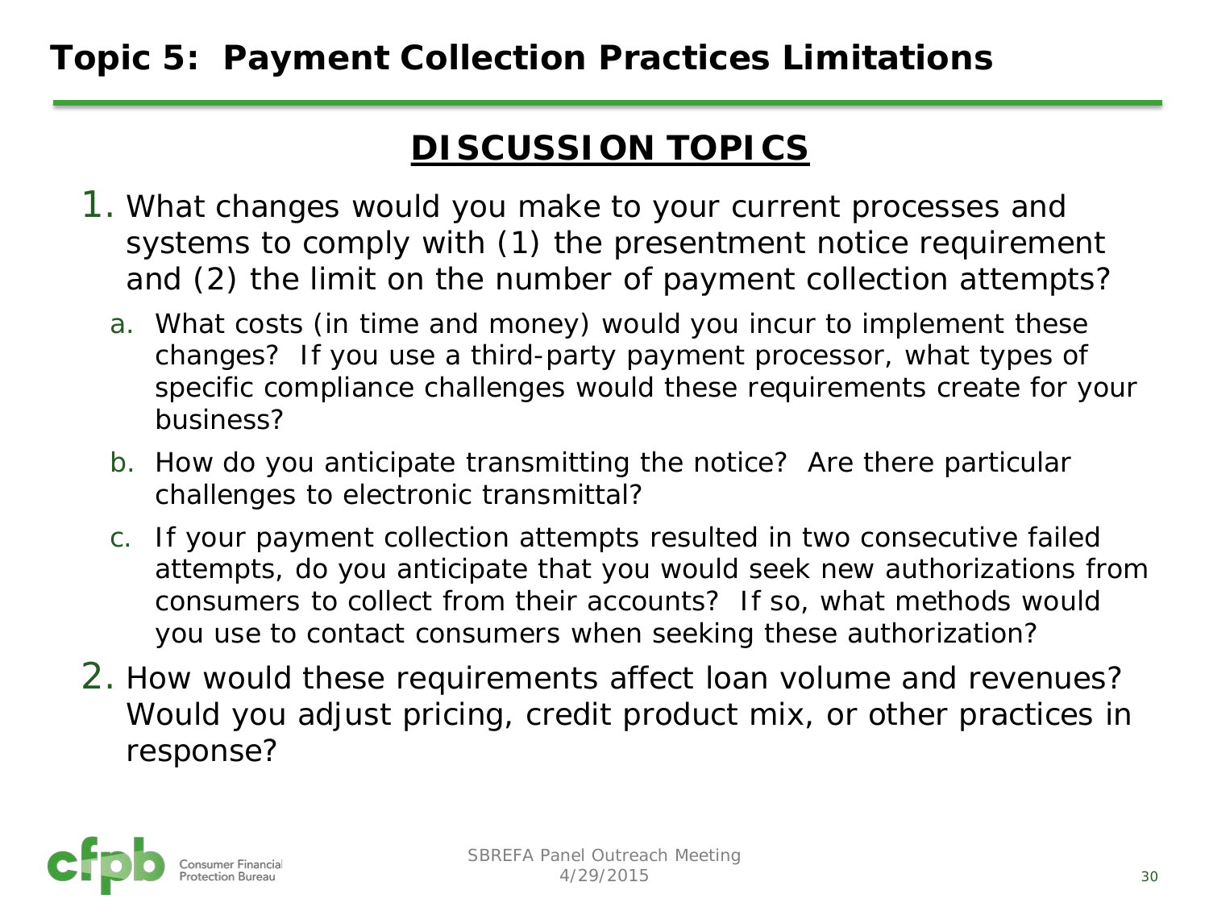# Topic 5: Payment Collection Practices Limitations

## DISCUSSION TOPICS

1. What changes would you make to your current processes and systems to comply with (1) the presentment notice requirement and (2) the limit on the number of payment collection attempts?
   a. What costs (in time and money) would you incur to implement these changes? If you use a third-party payment processor, what types of specific compliance challenges would these requirements create for your business?
   b. How do you anticipate transmitting the notice? Are there particular challenges to electronic transmittal?
   c. If your payment collection attempts resulted in two consecutive failed attempts, do you anticipate that you would seek new authorizations from consumers to collect from their accounts? If so, what methods would you use to contact consumers when seeking these authorization?
2. How would these requirements affect loan volume and revenues? Would you adjust pricing, credit product mix, or other practices in response?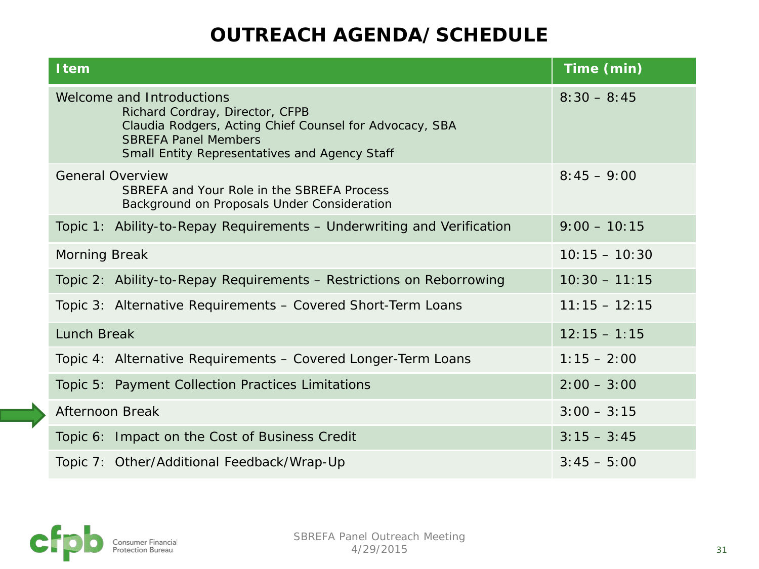# OUTREACH AGENDA/ SCHEDULE

| Item | Time (min) |
|---|---|
| Welcome and Introductions<br>Richard Cordray, Director, CFPB<br>Claudia Rodgers, Acting Chief Counsel for Advocacy, SBA<br>SBREFA Panel Members<br>Small Entity Representatives and Agency Staff | 8:30 – 8:45 |
| General Overview<br>SBREFA and Your Role in the SBREFA Process<br>Background on Proposals Under Consideration | 8:45 – 9:00 |
| Topic 1: Ability-to-Repay Requirements – Underwriting and Verification | 9:00 – 10:15 |
| Morning Break | 10:15 – 10:30 |
| Topic 2: Ability-to-Repay Requirements – Restrictions on Reborrowing | 10:30 – 11:15 |
| Topic 3: Alternative Requirements – Covered Short-Term Loans | 11:15 – 12:15 |
| Lunch Break | 12:15 – 1:15 |
| Topic 4: Alternative Requirements – Covered Longer-Term Loans | 1:15 – 2:00 |
| Topic 5: Payment Collection Practices Limitations | 2:00 – 3:00 |
| Afternoon Break | 3:00 – 3:15 |
| Topic 6: Impact on the Cost of Business Credit | 3:15 – 3:45 |
| Topic 7: Other/Additional Feedback/Wrap-Up | 3:45 – 5:00 |

SBREFA Panel Outreach Meeting
4/29/2015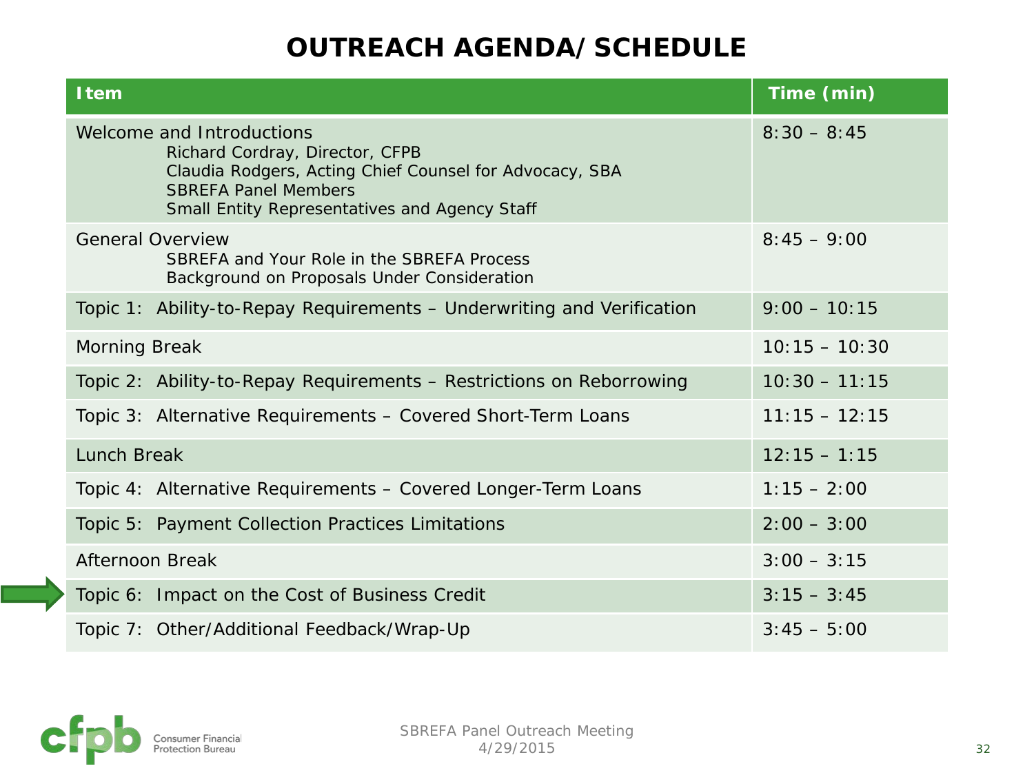# OUTREACH AGENDA/ SCHEDULE

| Item | Time (min) |
|---|---|
| Welcome and Introductions<br>Richard Cordray, Director, CFPB<br>Claudia Rodgers, Acting Chief Counsel for Advocacy, SBA<br>SBREFA Panel Members<br>Small Entity Representatives and Agency Staff | 8:30 – 8:45 |
| General Overview<br>SBREFA and Your Role in the SBREFA Process<br>Background on Proposals Under Consideration | 8:45 – 9:00 |
| Topic 1: Ability-to-Repay Requirements – Underwriting and Verification | 9:00 – 10:15 |
| Morning Break | 10:15 – 10:30 |
| Topic 2: Ability-to-Repay Requirements – Restrictions on Reborrowing | 10:30 – 11:15 |
| Topic 3: Alternative Requirements – Covered Short-Term Loans | 11:15 – 12:15 |
| Lunch Break | 12:15 – 1:15 |
| Topic 4: Alternative Requirements – Covered Longer-Term Loans | 1:15 – 2:00 |
| Topic 5: Payment Collection Practices Limitations | 2:00 – 3:00 |
| Afternoon Break | 3:00 – 3:15 |
| Topic 6: Impact on the Cost of Business Credit | 3:15 – 3:45 |
| Topic 7: Other/Additional Feedback/Wrap-Up | 3:45 – 5:00 |

SBREFA Panel Outreach Meeting
4/29/2015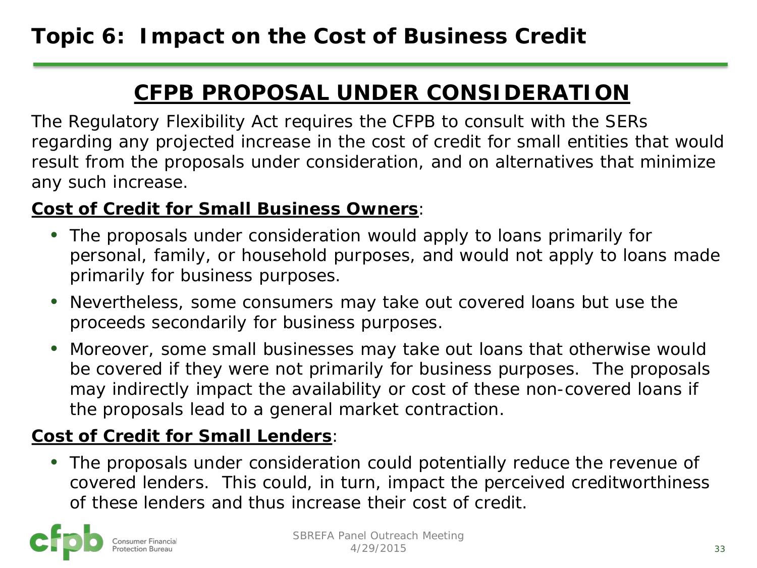# Topic 6: Impact on the Cost of Business Credit

## CFPB PROPOSAL UNDER CONSIDERATION

The Regulatory Flexibility Act requires the CFPB to consult with the SERs regarding any projected increase in the cost of credit for small entities that would result from the proposals under consideration, and on alternatives that minimize any such increase.

**Cost of Credit for Small Business Owners**:

- The proposals under consideration would apply to loans primarily for personal, family, or household purposes, and would not apply to loans made primarily for business purposes.
- Nevertheless, some consumers may take out covered loans but use the proceeds secondarily for business purposes.
- Moreover, some small businesses may take out loans that otherwise would be covered if they were not primarily for business purposes. The proposals may indirectly impact the availability or cost of these non-covered loans if the proposals lead to a general market contraction.

**Cost of Credit for Small Lenders**:

- The proposals under consideration could potentially reduce the revenue of covered lenders. This could, in turn, impact the perceived creditworthiness of these lenders and thus increase their cost of credit.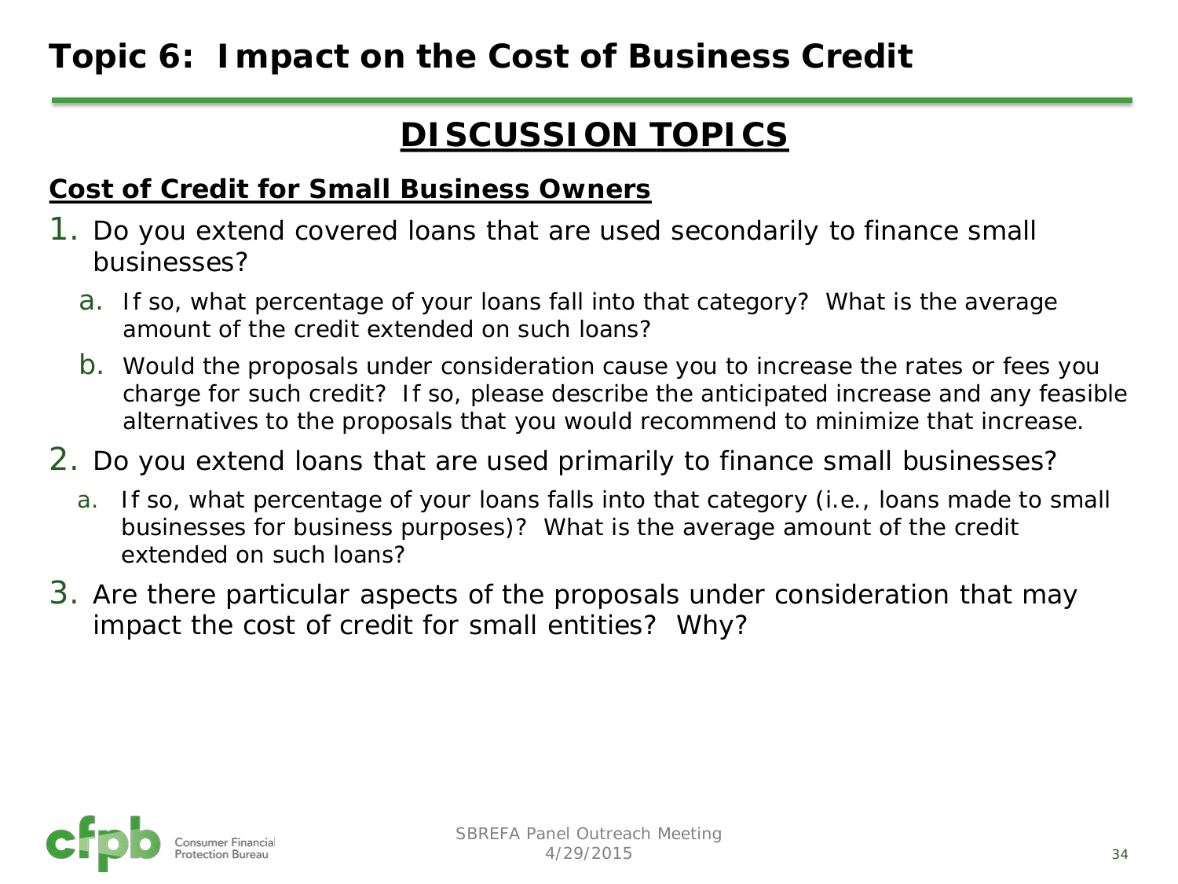# Topic 6: Impact on the Cost of Business Credit

## DISCUSSION TOPICS

**Cost of Credit for Small Business Owners**

1. Do you extend covered loans that are used secondarily to finance small businesses?
   a. If so, what percentage of your loans fall into that category? What is the average amount of the credit extended on such loans?
   b. Would the proposals under consideration cause you to increase the rates or fees you charge for such credit? If so, please describe the anticipated increase and any feasible alternatives to the proposals that you would recommend to minimize that increase.
2. Do you extend loans that are used primarily to finance small businesses?
   a. If so, what percentage of your loans falls into that category (i.e., loans made to small businesses for business purposes)? What is the average amount of the credit extended on such loans?
3. Are there particular aspects of the proposals under consideration that may impact the cost of credit for small entities? Why?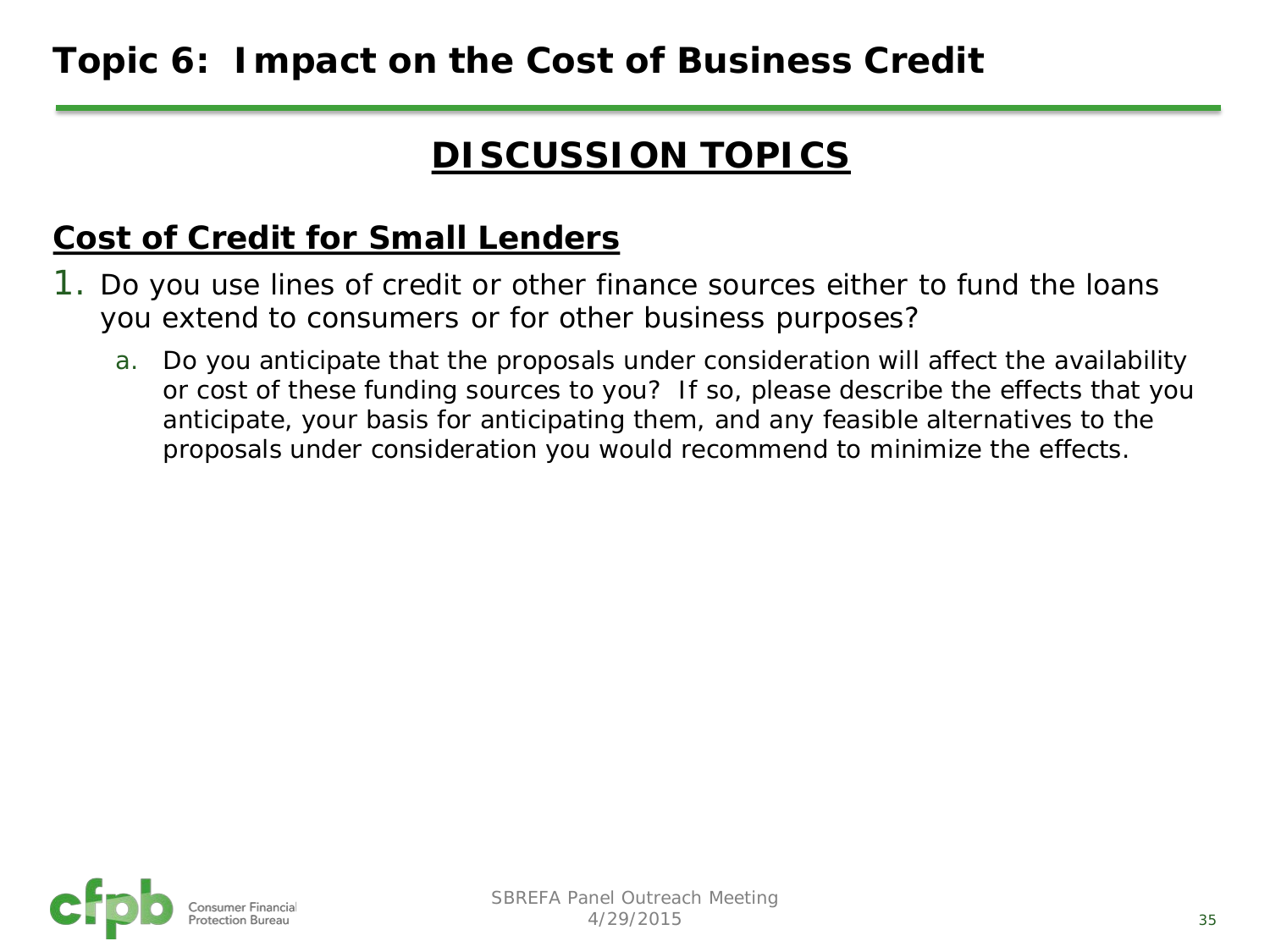# Topic 6: Impact on the Cost of Business Credit

## DISCUSSION TOPICS

### Cost of Credit for Small Lenders

1. Do you use lines of credit or other finance sources either to fund the loans you extend to consumers or for other business purposes?
   a. Do you anticipate that the proposals under consideration will affect the availability or cost of these funding sources to you? If so, please describe the effects that you anticipate, your basis for anticipating them, and any feasible alternatives to the proposals under consideration you would recommend to minimize the effects.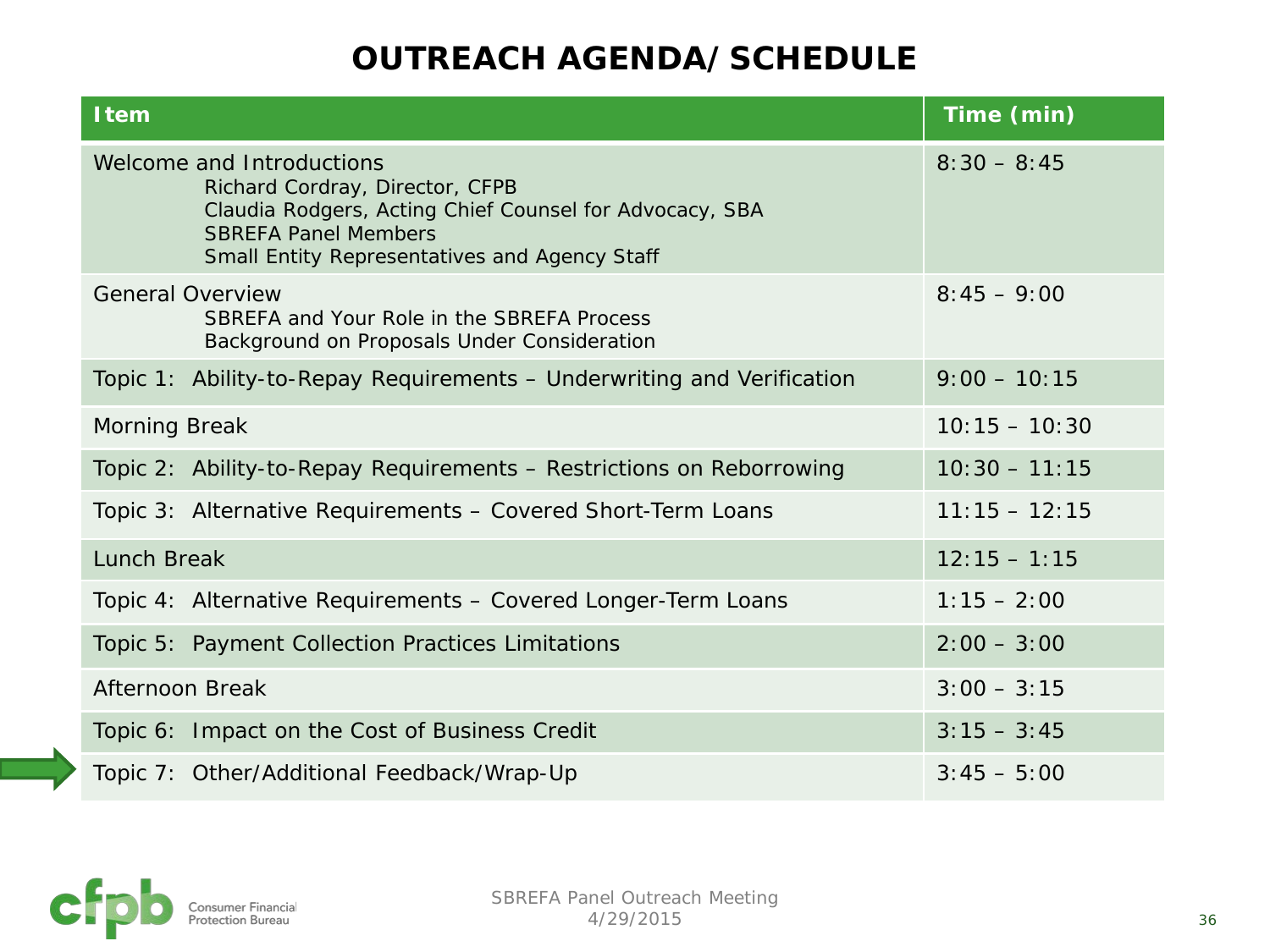# OUTREACH AGENDA/ SCHEDULE

| Item | Time (min) |
|---|---|
| Welcome and Introductions<br>Richard Cordray, Director, CFPB<br>Claudia Rodgers, Acting Chief Counsel for Advocacy, SBA<br>SBREFA Panel Members<br>Small Entity Representatives and Agency Staff | 8:30 – 8:45 |
| General Overview<br>SBREFA and Your Role in the SBREFA Process<br>Background on Proposals Under Consideration | 8:45 – 9:00 |
| Topic 1: Ability-to-Repay Requirements – Underwriting and Verification | 9:00 – 10:15 |
| Morning Break | 10:15 – 10:30 |
| Topic 2: Ability-to-Repay Requirements – Restrictions on Reborrowing | 10:30 – 11:15 |
| Topic 3: Alternative Requirements – Covered Short-Term Loans | 11:15 – 12:15 |
| Lunch Break | 12:15 – 1:15 |
| Topic 4: Alternative Requirements – Covered Longer-Term Loans | 1:15 – 2:00 |
| Topic 5: Payment Collection Practices Limitations | 2:00 – 3:00 |
| Afternoon Break | 3:00 – 3:15 |
| Topic 6: Impact on the Cost of Business Credit | 3:15 – 3:45 |
| Topic 7: Other/Additional Feedback/Wrap-Up | 3:45 – 5:00 |

SBREFA Panel Outreach Meeting
4/29/2015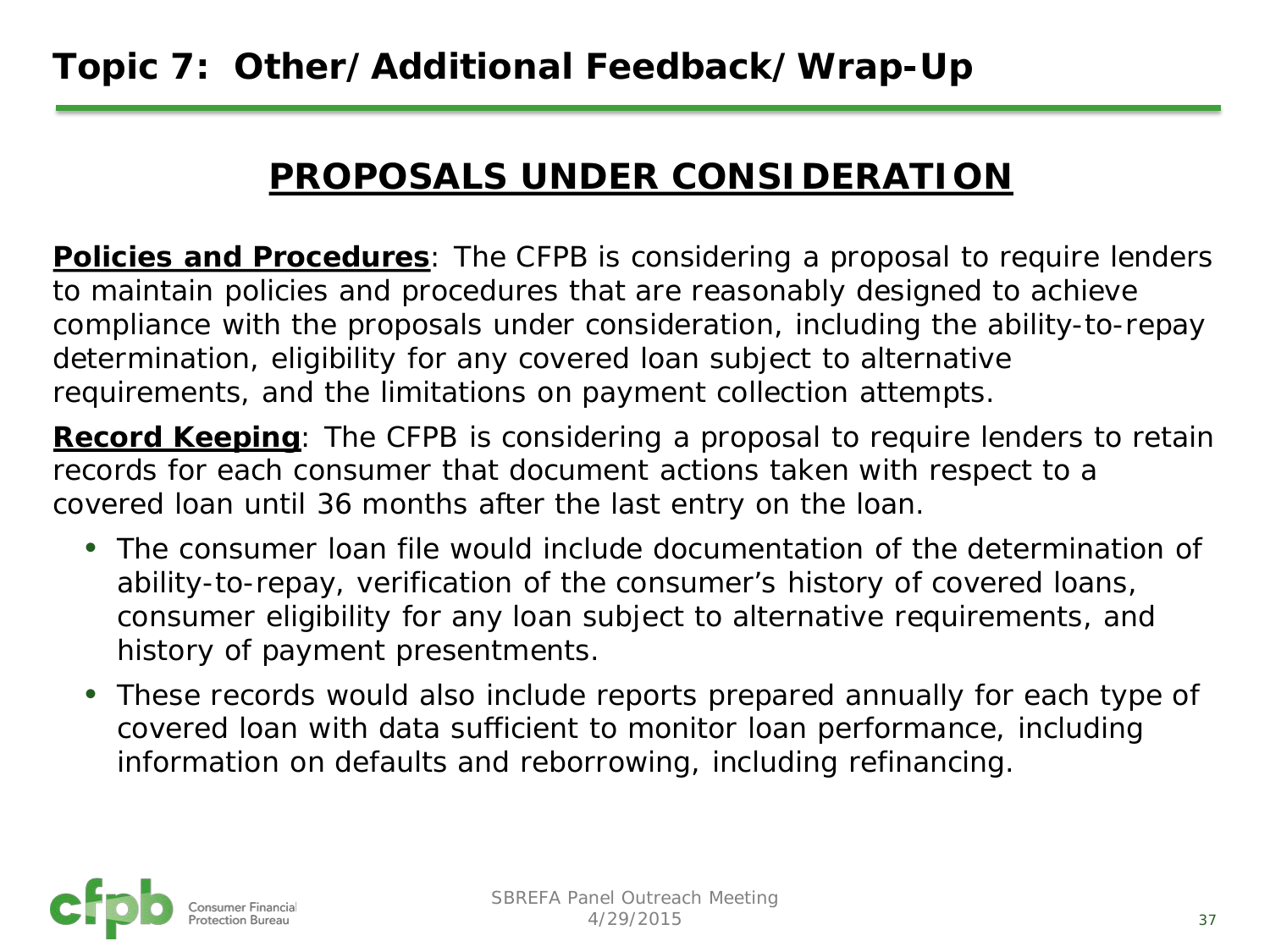# Topic 7: Other/Additional Feedback/Wrap-Up

## PROPOSALS UNDER CONSIDERATION

**Policies and Procedures**: The CFPB is considering a proposal to require lenders to maintain policies and procedures that are reasonably designed to achieve compliance with the proposals under consideration, including the ability-to-repay determination, eligibility for any covered loan subject to alternative requirements, and the limitations on payment collection attempts.

**Record Keeping**: The CFPB is considering a proposal to require lenders to retain records for each consumer that document actions taken with respect to a covered loan until 36 months after the last entry on the loan.

- The consumer loan file would include documentation of the determination of ability-to-repay, verification of the consumer's history of covered loans, consumer eligibility for any loan subject to alternative requirements, and history of payment presentments.
- These records would also include reports prepared annually for each type of covered loan with data sufficient to monitor loan performance, including information on defaults and reborrowing, including refinancing.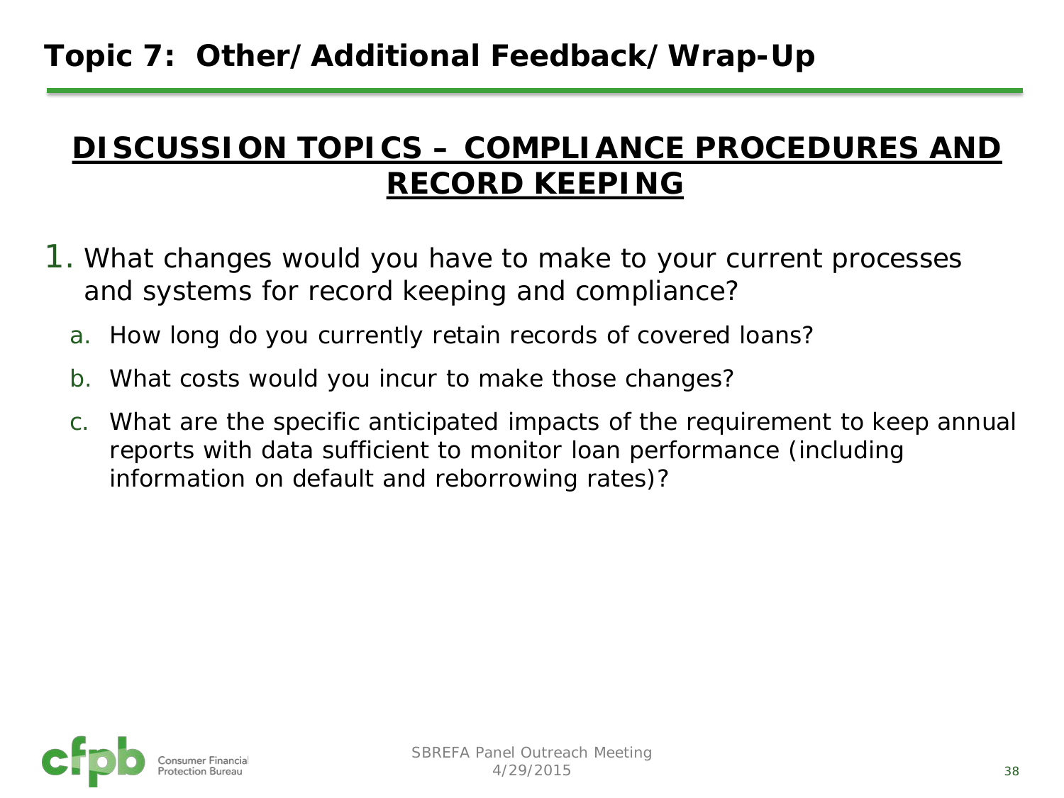# Topic 7: Other/Additional Feedback/Wrap-Up

## DISCUSSION TOPICS – COMPLIANCE PROCEDURES AND RECORD KEEPING

1. What changes would you have to make to your current processes and systems for record keeping and compliance?
   a. How long do you currently retain records of covered loans?
   b. What costs would you incur to make those changes?
   c. What are the specific anticipated impacts of the requirement to keep annual reports with data sufficient to monitor loan performance (including information on default and reborrowing rates)?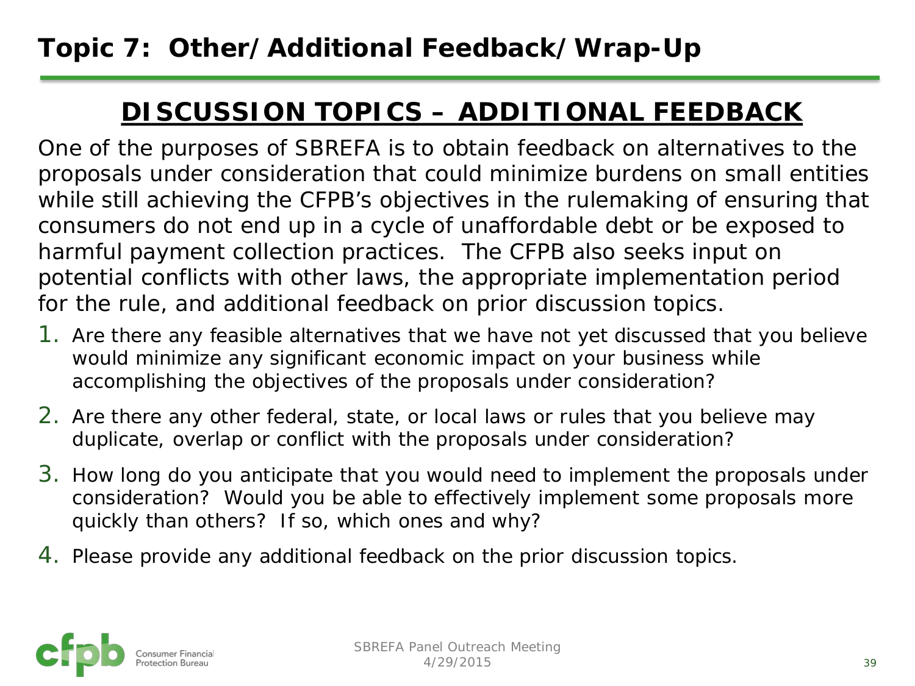# Topic 7: Other/Additional Feedback/Wrap-Up

## DISCUSSION TOPICS – ADDITIONAL FEEDBACK

One of the purposes of SBREFA is to obtain feedback on alternatives to the proposals under consideration that could minimize burdens on small entities while still achieving the CFPB's objectives in the rulemaking of ensuring that consumers do not end up in a cycle of unaffordable debt or be exposed to harmful payment collection practices. The CFPB also seeks input on potential conflicts with other laws, the appropriate implementation period for the rule, and additional feedback on prior discussion topics.

1. Are there any feasible alternatives that we have not yet discussed that you believe would minimize any significant economic impact on your business while accomplishing the objectives of the proposals under consideration?
2. Are there any other federal, state, or local laws or rules that you believe may duplicate, overlap or conflict with the proposals under consideration?
3. How long do you anticipate that you would need to implement the proposals under consideration? Would you be able to effectively implement some proposals more quickly than others? If so, which ones and why?
4. Please provide any additional feedback on the prior discussion topics.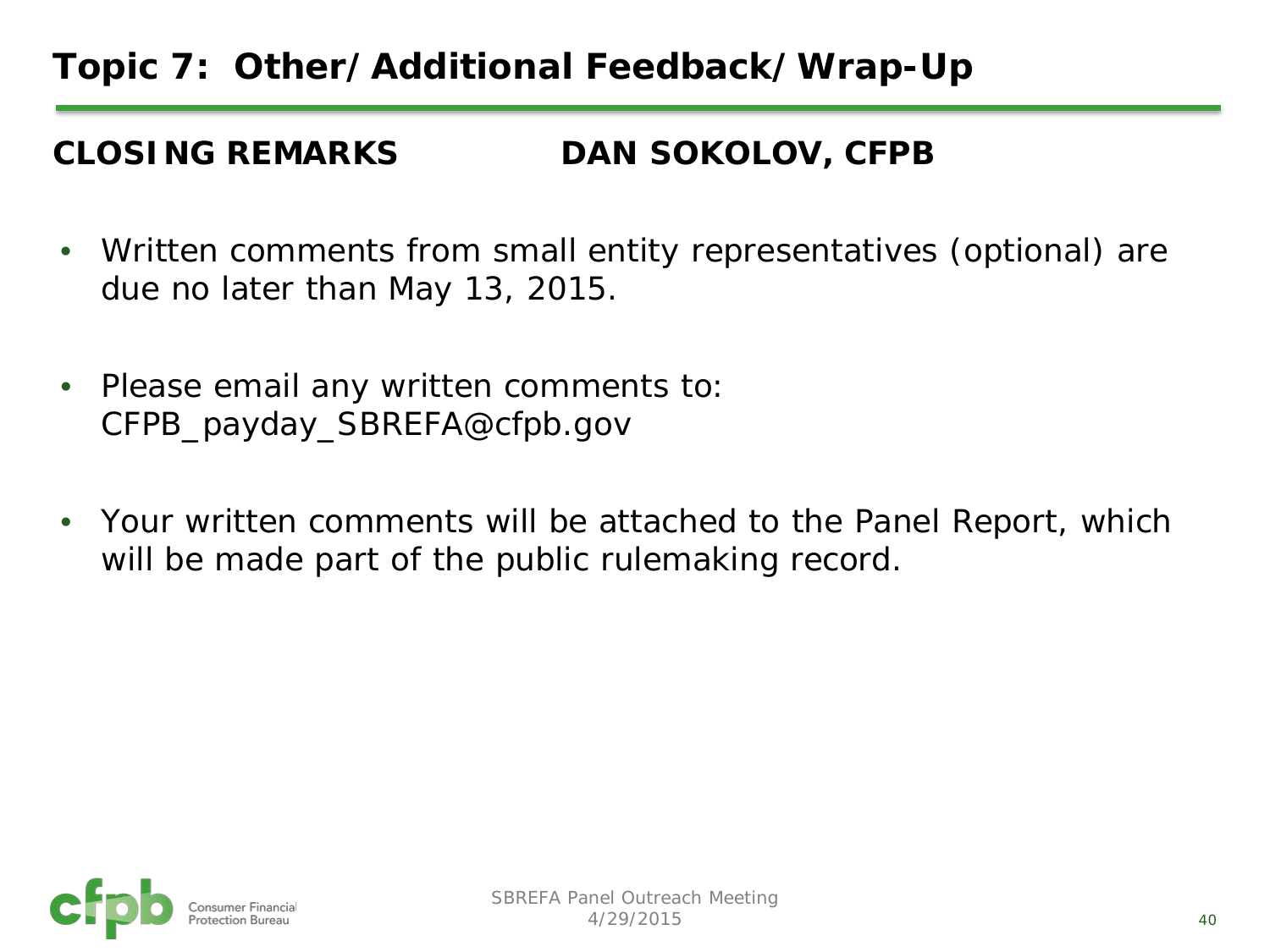# Topic 7: Other/Additional Feedback/Wrap-Up

**CLOSING REMARKS** **DAN SOKOLOV, CFPB**

- Written comments from small entity representatives (optional) are due no later than May 13, 2015.
- Please email any written comments to: CFPB_payday_SBREFA@cfpb.gov
- Your written comments will be attached to the Panel Report, which will be made part of the public rulemaking record.